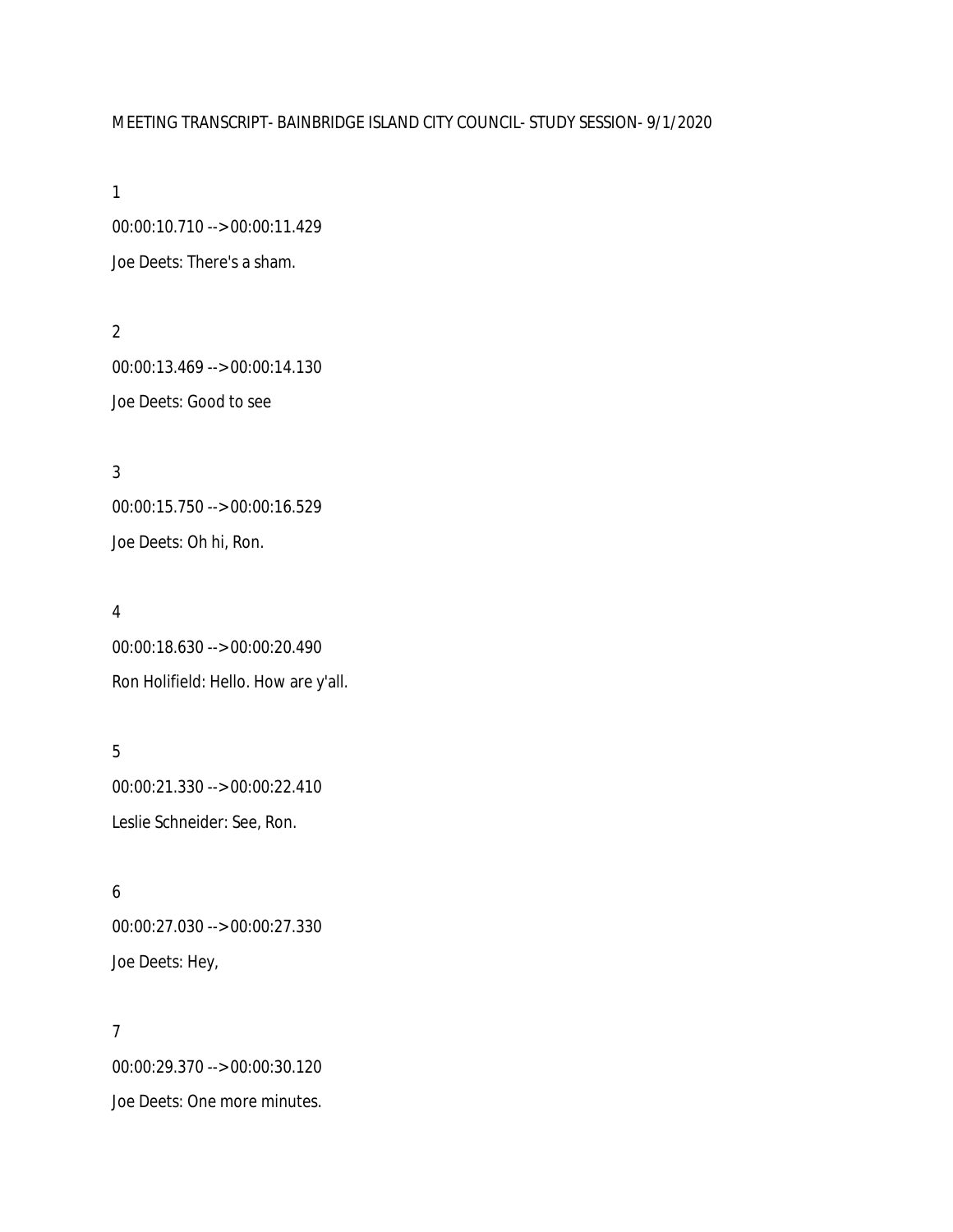MEETING TRANSCRIPT- BAINBRIDGE ISLAND CITY COUNCIL- STUDY SESSION- 9/1/2020

1

00:00:10.710 --> 00:00:11.429

Joe Deets: There's a sham.

2

00:00:13.469 --> 00:00:14.130

Joe Deets: Good to see

3

00:00:15.750 --> 00:00:16.529

Joe Deets: Oh hi, Ron.

4

00:00:18.630 --> 00:00:20.490

Ron Holifield: Hello. How are y'all.

5

00:00:21.330 --> 00:00:22.410

Leslie Schneider: See, Ron.

6

00:00:27.030 --> 00:00:27.330

Joe Deets: Hey,

7

00:00:29.370 --> 00:00:30.120

Joe Deets: One more minutes.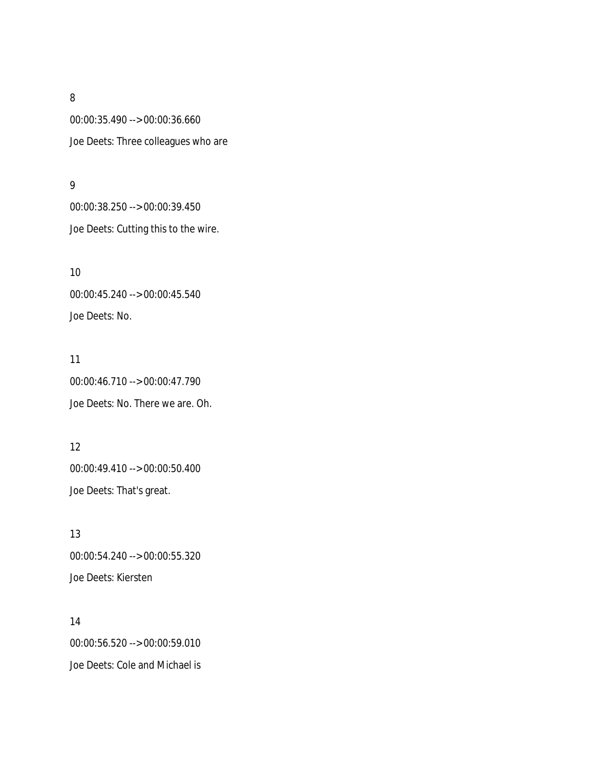8

00:00:35.490 --> 00:00:36.660

Joe Deets: Three colleagues who are

9

00:00:38.250 --> 00:00:39.450

Joe Deets: Cutting this to the wire.

10

00:00:45.240 --> 00:00:45.540

Joe Deets: No.

11

00:00:46.710 --> 00:00:47.790

Joe Deets: No. There we are. Oh.

12

00:00:49.410 --> 00:00:50.400

Joe Deets: That's great.

13

00:00:54.240 --> 00:00:55.320

Joe Deets: Kiersten

14

00:00:56.520 --> 00:00:59.010

Joe Deets: Cole and Michael is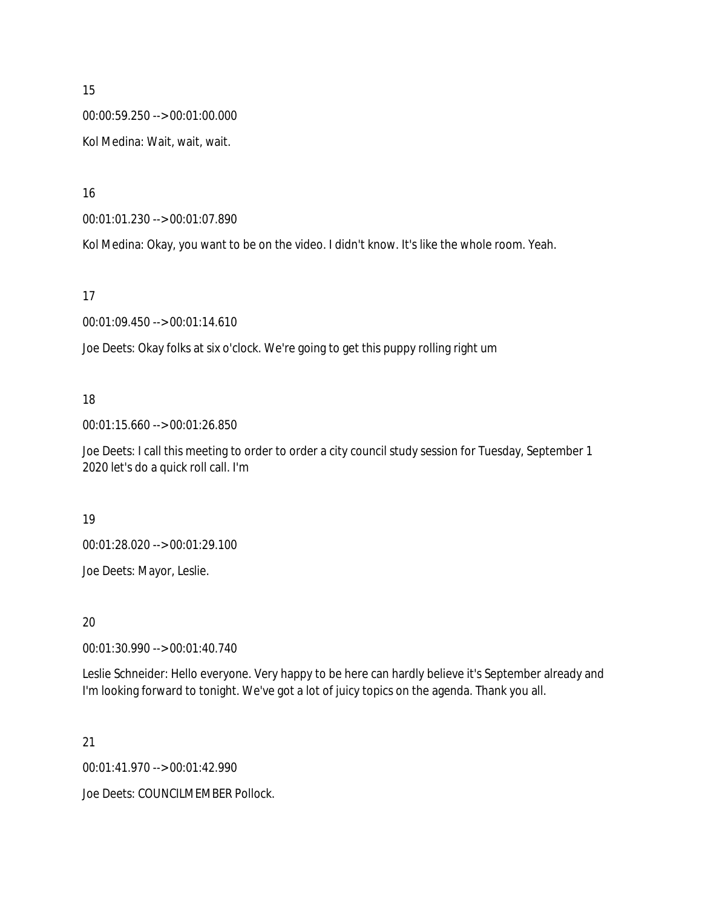15

00:00:59.250 --> 00:01:00.000

Kol Medina: Wait, wait, wait.

16

00:01:01.230 --> 00:01:07.890

Kol Medina: Okay, you want to be on the video. I didn't know. It's like the whole room. Yeah.

17

00:01:09.450 --> 00:01:14.610

Joe Deets: Okay folks at six o'clock. We're going to get this puppy rolling right um

18

00:01:15.660 --> 00:01:26.850

Joe Deets: I call this meeting to order to order a city council study session for Tuesday, September 1 2020 let's do a quick roll call. I'm

19

00:01:28.020 --> 00:01:29.100

Joe Deets: Mayor, Leslie.

20

00:01:30.990 --> 00:01:40.740

Leslie Schneider: Hello everyone. Very happy to be here can hardly believe it's September already and I'm looking forward to tonight. We've got a lot of juicy topics on the agenda. Thank you all.

21

00:01:41.970 --> 00:01:42.990

Joe Deets: COUNCILMEMBER Pollock.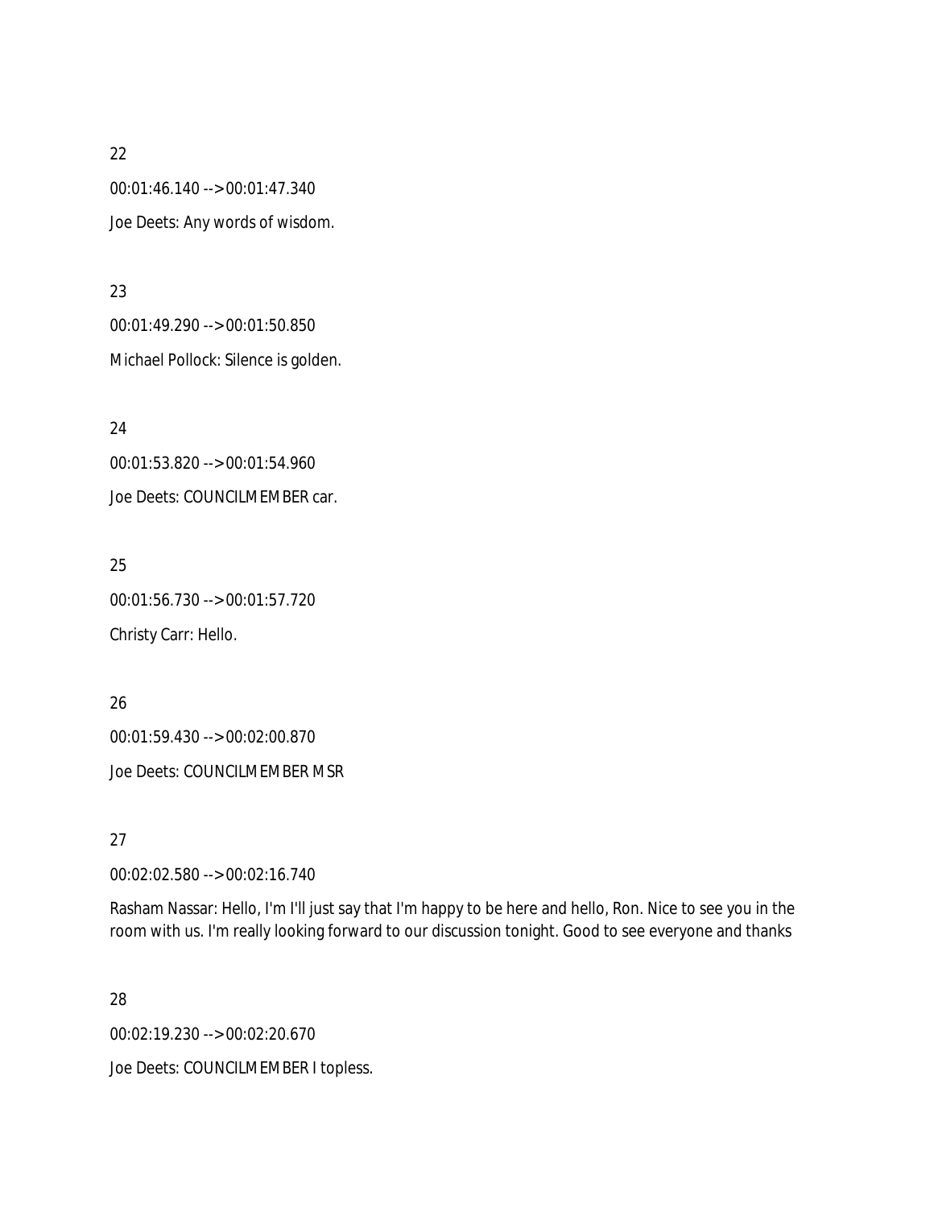22

00:01:46.140 --> 00:01:47.340

Joe Deets: Any words of wisdom.

23

00:01:49.290 --> 00:01:50.850

Michael Pollock: Silence is golden.

24

00:01:53.820 --> 00:01:54.960

Joe Deets: COUNCILMEMBER car.

25

00:01:56.730 --> 00:01:57.720

Christy Carr: Hello.

26

00:01:59.430 --> 00:02:00.870

Joe Deets: COUNCILMEMBER MSR

27

00:02:02.580 --> 00:02:16.740

Rasham Nassar: Hello, I'm I'll just say that I'm happy to be here and hello, Ron. Nice to see you in the room with us. I'm really looking forward to our discussion tonight. Good to see everyone and thanks

28

00:02:19.230 --> 00:02:20.670

Joe Deets: COUNCILMEMBER I topless.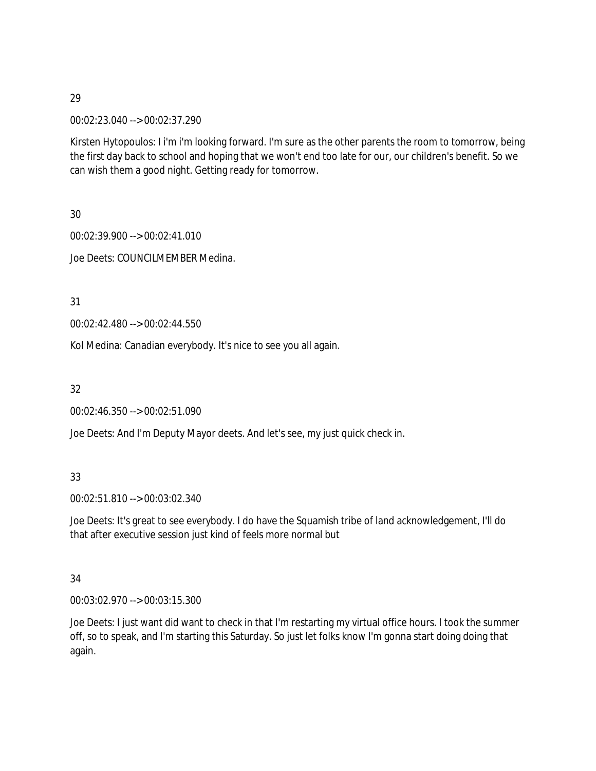29

00:02:23.040 --> 00:02:37.290

Kirsten Hytopoulos: I i'm i'm looking forward. I'm sure as the other parents the room to tomorrow, being the first day back to school and hoping that we won't end too late for our, our children's benefit. So we can wish them a good night. Getting ready for tomorrow.

30

00:02:39.900 --> 00:02:41.010

Joe Deets: COUNCILMEMBER Medina.

31

00:02:42.480 --> 00:02:44.550

Kol Medina: Canadian everybody. It's nice to see you all again.

32

00:02:46.350 --> 00:02:51.090

Joe Deets: And I'm Deputy Mayor deets. And let's see, my just quick check in.

33

00:02:51.810 --> 00:03:02.340

Joe Deets: It's great to see everybody. I do have the Squamish tribe of land acknowledgement, I'll do that after executive session just kind of feels more normal but

34

00:03:02.970 --> 00:03:15.300

Joe Deets: I just want did want to check in that I'm restarting my virtual office hours. I took the summer off, so to speak, and I'm starting this Saturday. So just let folks know I'm gonna start doing doing that again.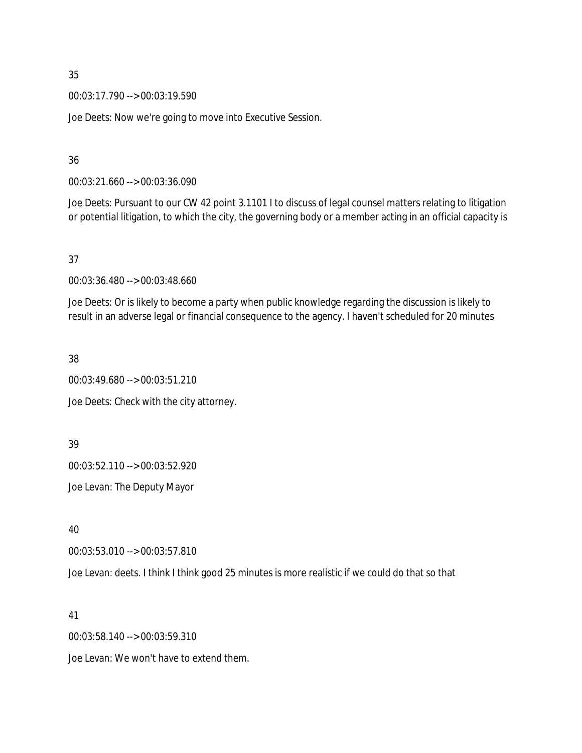35

00:03:17.790 --> 00:03:19.590

Joe Deets: Now we're going to move into Executive Session.

36

00:03:21.660 --> 00:03:36.090

Joe Deets: Pursuant to our CW 42 point 3.1101 I to discuss of legal counsel matters relating to litigation or potential litigation, to which the city, the governing body or a member acting in an official capacity is

37

00:03:36.480 --> 00:03:48.660

Joe Deets: Or is likely to become a party when public knowledge regarding the discussion is likely to result in an adverse legal or financial consequence to the agency. I haven't scheduled for 20 minutes

38

00:03:49.680 --> 00:03:51.210

Joe Deets: Check with the city attorney.

39

00:03:52.110 --> 00:03:52.920

Joe Levan: The Deputy Mayor

40

00:03:53.010 --> 00:03:57.810

Joe Levan: deets. I think I think good 25 minutes is more realistic if we could do that so that

41

00:03:58.140 --> 00:03:59.310

Joe Levan: We won't have to extend them.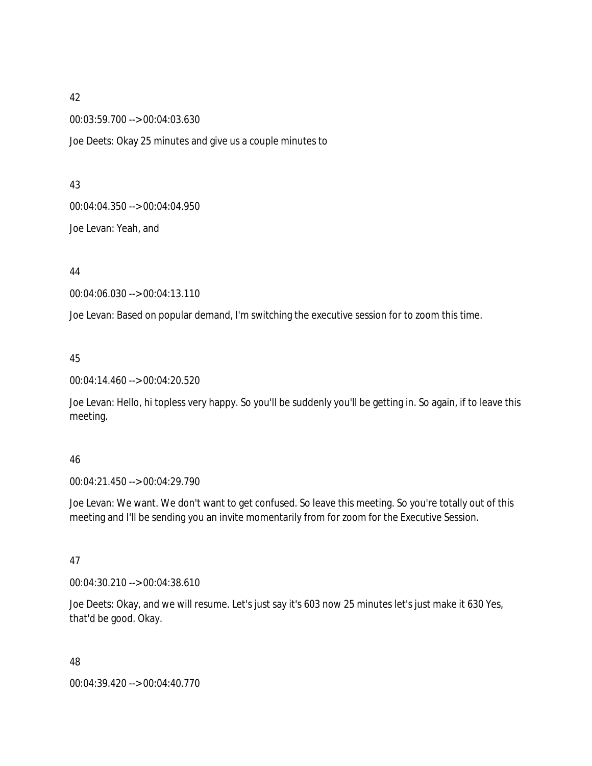42

00:03:59.700 --> 00:04:03.630

Joe Deets: Okay 25 minutes and give us a couple minutes to

43

00:04:04.350 --> 00:04:04.950

Joe Levan: Yeah, and

44

00:04:06.030 --> 00:04:13.110

Joe Levan: Based on popular demand, I'm switching the executive session for to zoom this time.

45

00:04:14.460 --> 00:04:20.520

Joe Levan: Hello, hi topless very happy. So you'll be suddenly you'll be getting in. So again, if to leave this meeting.

46

00:04:21.450 --> 00:04:29.790

Joe Levan: We want. We don't want to get confused. So leave this meeting. So you're totally out of this meeting and I'll be sending you an invite momentarily from for zoom for the Executive Session.

47

00:04:30.210 --> 00:04:38.610

Joe Deets: Okay, and we will resume. Let's just say it's 603 now 25 minutes let's just make it 630 Yes, that'd be good. Okay.

48

00:04:39.420 --> 00:04:40.770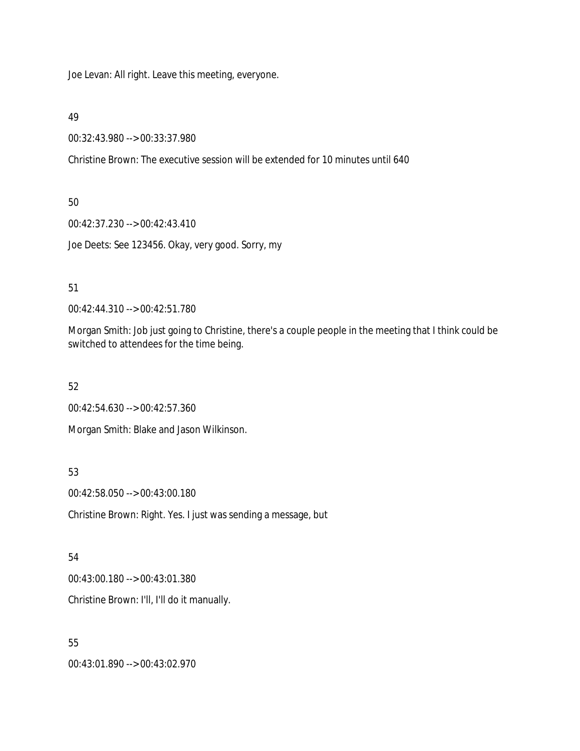Joe Levan: All right. Leave this meeting, everyone.

49

00:32:43.980 --> 00:33:37.980

Christine Brown: The executive session will be extended for 10 minutes until 640

50

00:42:37.230 --> 00:42:43.410

Joe Deets: See 123456. Okay, very good. Sorry, my

51

00:42:44.310 --> 00:42:51.780

Morgan Smith: Job just going to Christine, there's a couple people in the meeting that I think could be switched to attendees for the time being.

52

00:42:54.630 --> 00:42:57.360

Morgan Smith: Blake and Jason Wilkinson.

53

00:42:58.050 --> 00:43:00.180

Christine Brown: Right. Yes. I just was sending a message, but

54

00:43:00.180 --> 00:43:01.380

Christine Brown: I'll, I'll do it manually.

55

00:43:01.890 --> 00:43:02.970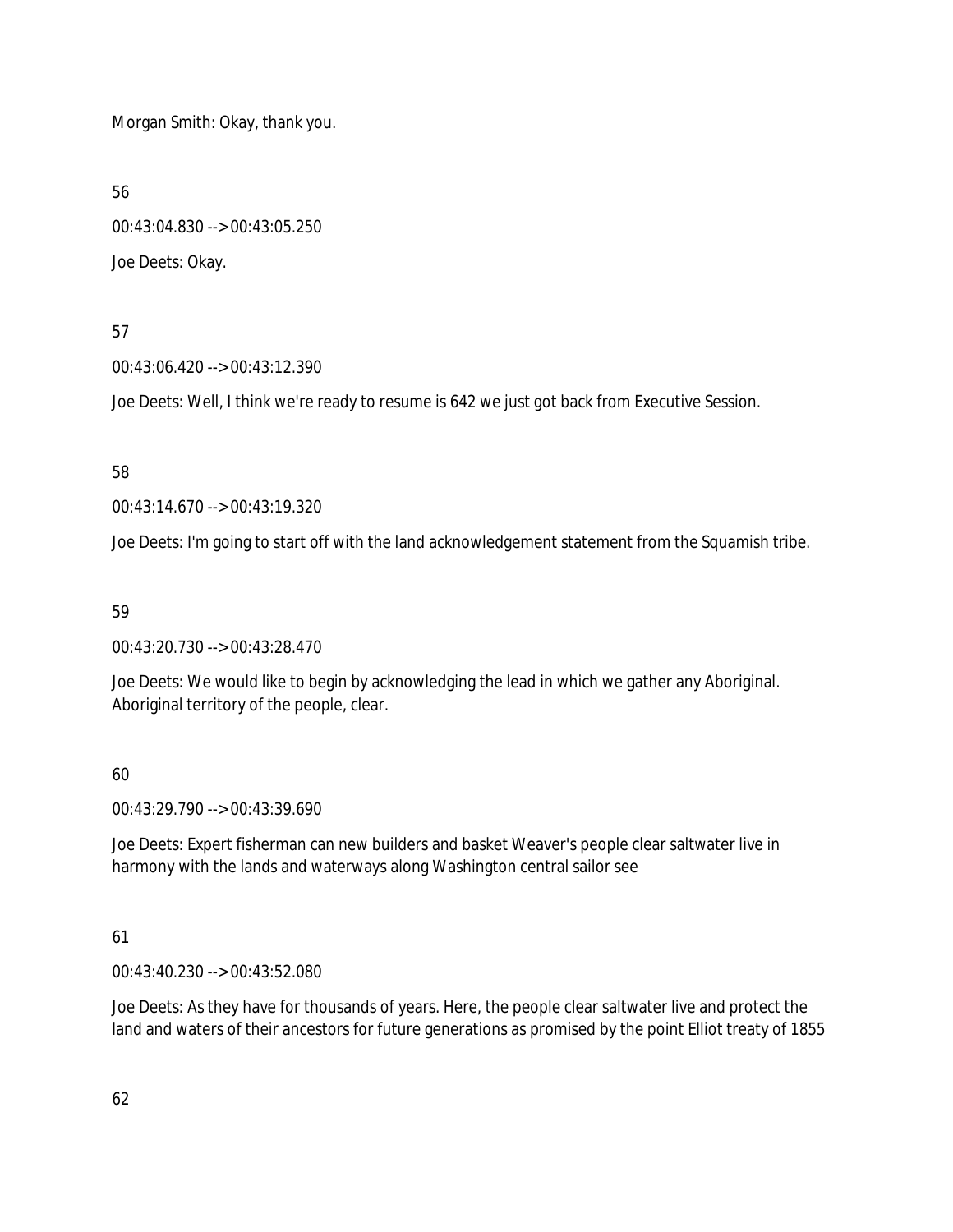Morgan Smith: Okay, thank you.

56

00:43:04.830 --> 00:43:05.250

Joe Deets: Okay.

57

00:43:06.420 --> 00:43:12.390

Joe Deets: Well, I think we're ready to resume is 642 we just got back from Executive Session.

58

00:43:14.670 --> 00:43:19.320

Joe Deets: I'm going to start off with the land acknowledgement statement from the Squamish tribe.

59

00:43:20.730 --> 00:43:28.470

Joe Deets: We would like to begin by acknowledging the lead in which we gather any Aboriginal. Aboriginal territory of the people, clear.

60

00:43:29.790 --> 00:43:39.690

Joe Deets: Expert fisherman can new builders and basket Weaver's people clear saltwater live in harmony with the lands and waterways along Washington central sailor see

61

00:43:40.230 --> 00:43:52.080

Joe Deets: As they have for thousands of years. Here, the people clear saltwater live and protect the land and waters of their ancestors for future generations as promised by the point Elliot treaty of 1855

62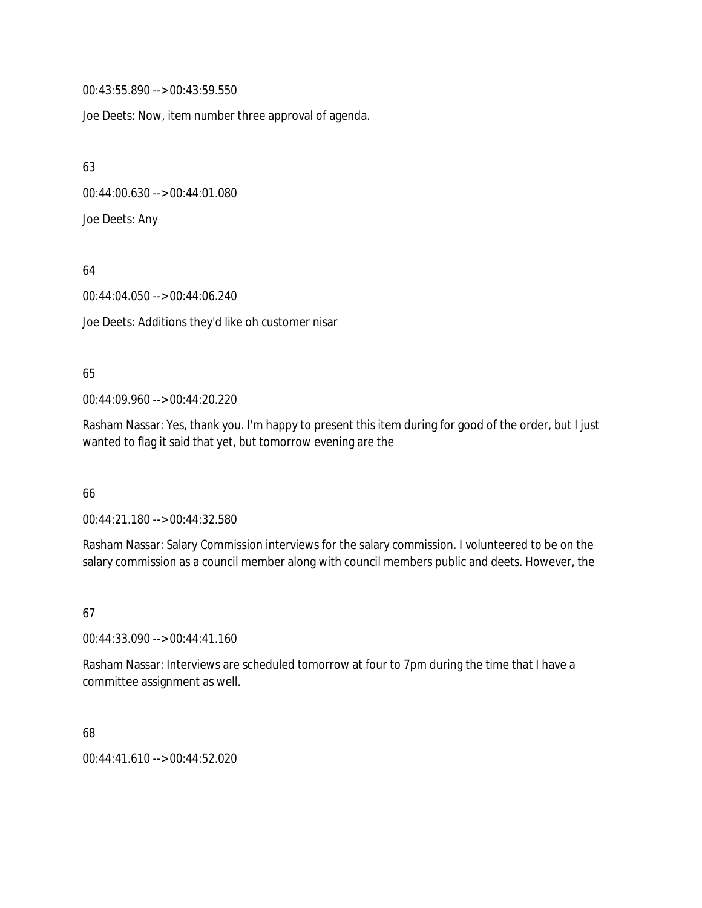00:43:55.890 --> 00:43:59.550

Joe Deets: Now, item number three approval of agenda.

63

00:44:00.630 --> 00:44:01.080

Joe Deets: Any

64

00:44:04.050 --> 00:44:06.240

Joe Deets: Additions they'd like oh customer nisar

65

00:44:09.960 --> 00:44:20.220

Rasham Nassar: Yes, thank you. I'm happy to present this item during for good of the order, but I just wanted to flag it said that yet, but tomorrow evening are the

66

00:44:21.180 --> 00:44:32.580

Rasham Nassar: Salary Commission interviews for the salary commission. I volunteered to be on the salary commission as a council member along with council members public and deets. However, the

67

00:44:33.090 --> 00:44:41.160

Rasham Nassar: Interviews are scheduled tomorrow at four to 7pm during the time that I have a committee assignment as well.

68

00:44:41.610 --> 00:44:52.020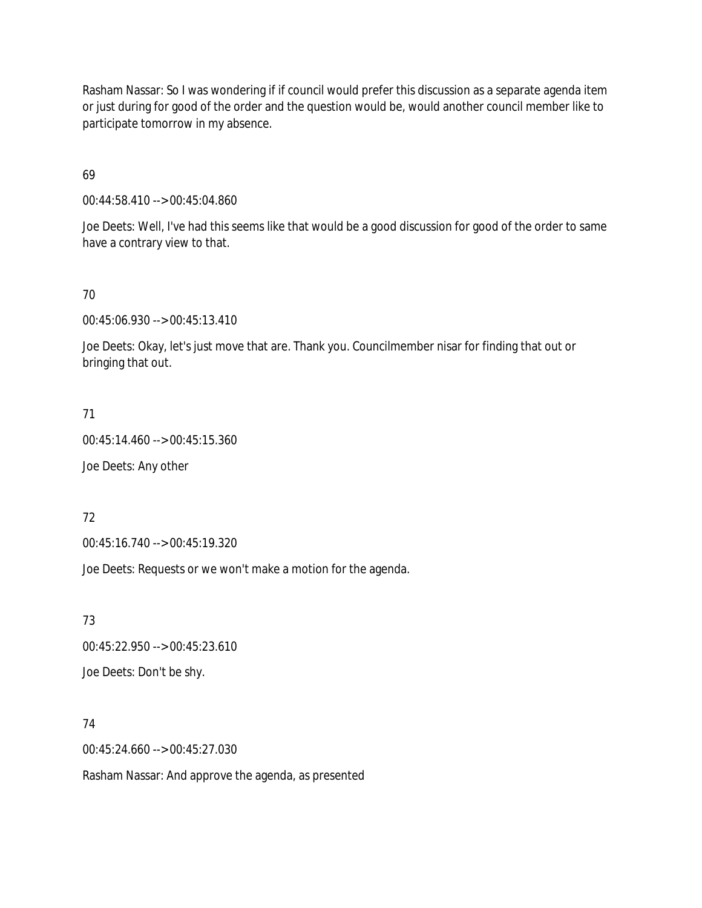Rasham Nassar: So I was wondering if if council would prefer this discussion as a separate agenda item or just during for good of the order and the question would be, would another council member like to participate tomorrow in my absence.

69

00:44:58.410 --> 00:45:04.860

Joe Deets: Well, I've had this seems like that would be a good discussion for good of the order to same have a contrary view to that.

70

00:45:06.930 --> 00:45:13.410

Joe Deets: Okay, let's just move that are. Thank you. Councilmember nisar for finding that out or bringing that out.

71

00:45:14.460 --> 00:45:15.360

Joe Deets: Any other

72

00:45:16.740 --> 00:45:19.320

Joe Deets: Requests or we won't make a motion for the agenda.

73

00:45:22.950 --> 00:45:23.610

Joe Deets: Don't be shy.

74

00:45:24.660 --> 00:45:27.030

Rasham Nassar: And approve the agenda, as presented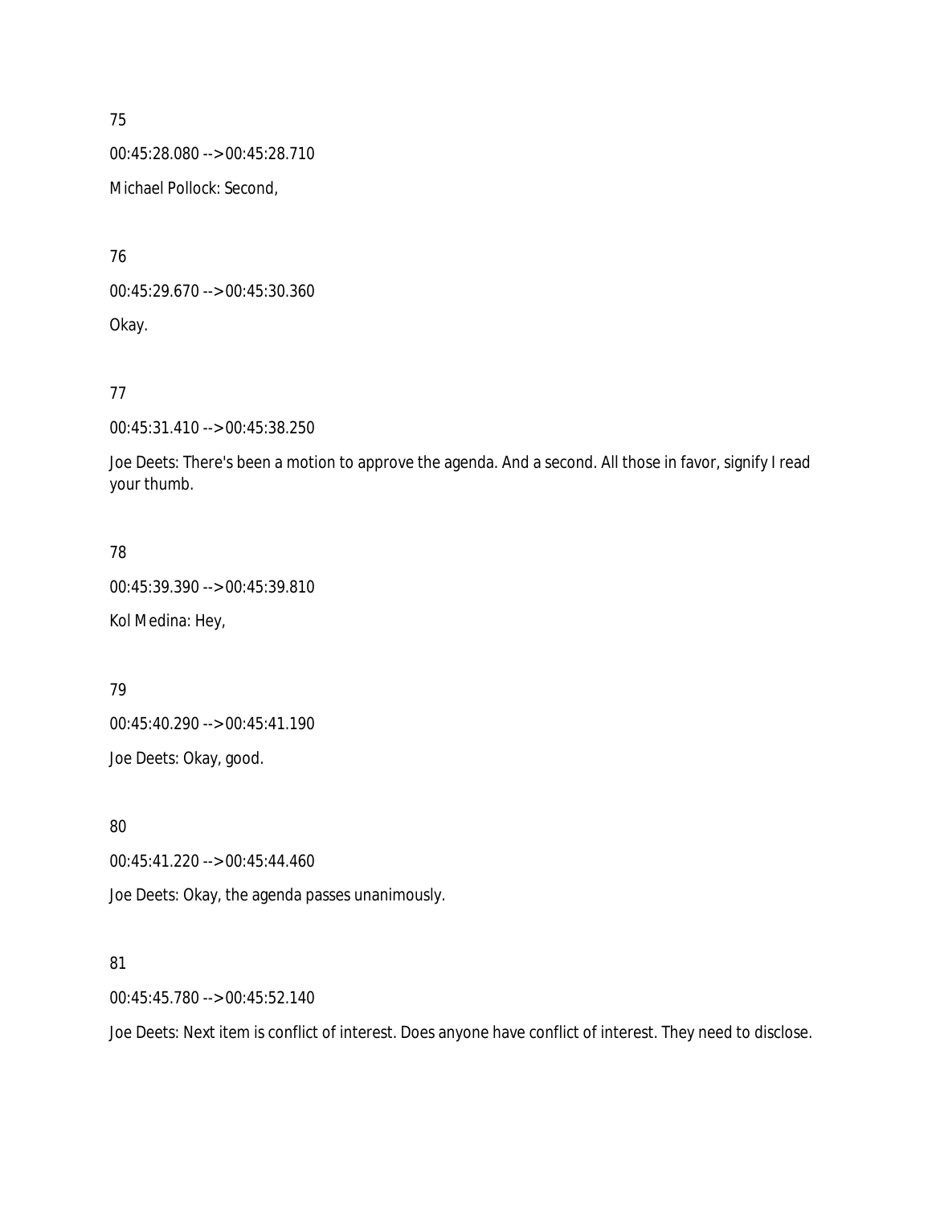75

00:45:28.080 --> 00:45:28.710

Michael Pollock: Second,

76

00:45:29.670 --> 00:45:30.360

Okay.

77

00:45:31.410 --> 00:45:38.250

Joe Deets: There's been a motion to approve the agenda. And a second. All those in favor, signify I read your thumb.

78

00:45:39.390 --> 00:45:39.810

Kol Medina: Hey,

79

00:45:40.290 --> 00:45:41.190

Joe Deets: Okay, good.

80

00:45:41.220 --> 00:45:44.460

Joe Deets: Okay, the agenda passes unanimously.

81

00:45:45.780 --> 00:45:52.140

Joe Deets: Next item is conflict of interest. Does anyone have conflict of interest. They need to disclose.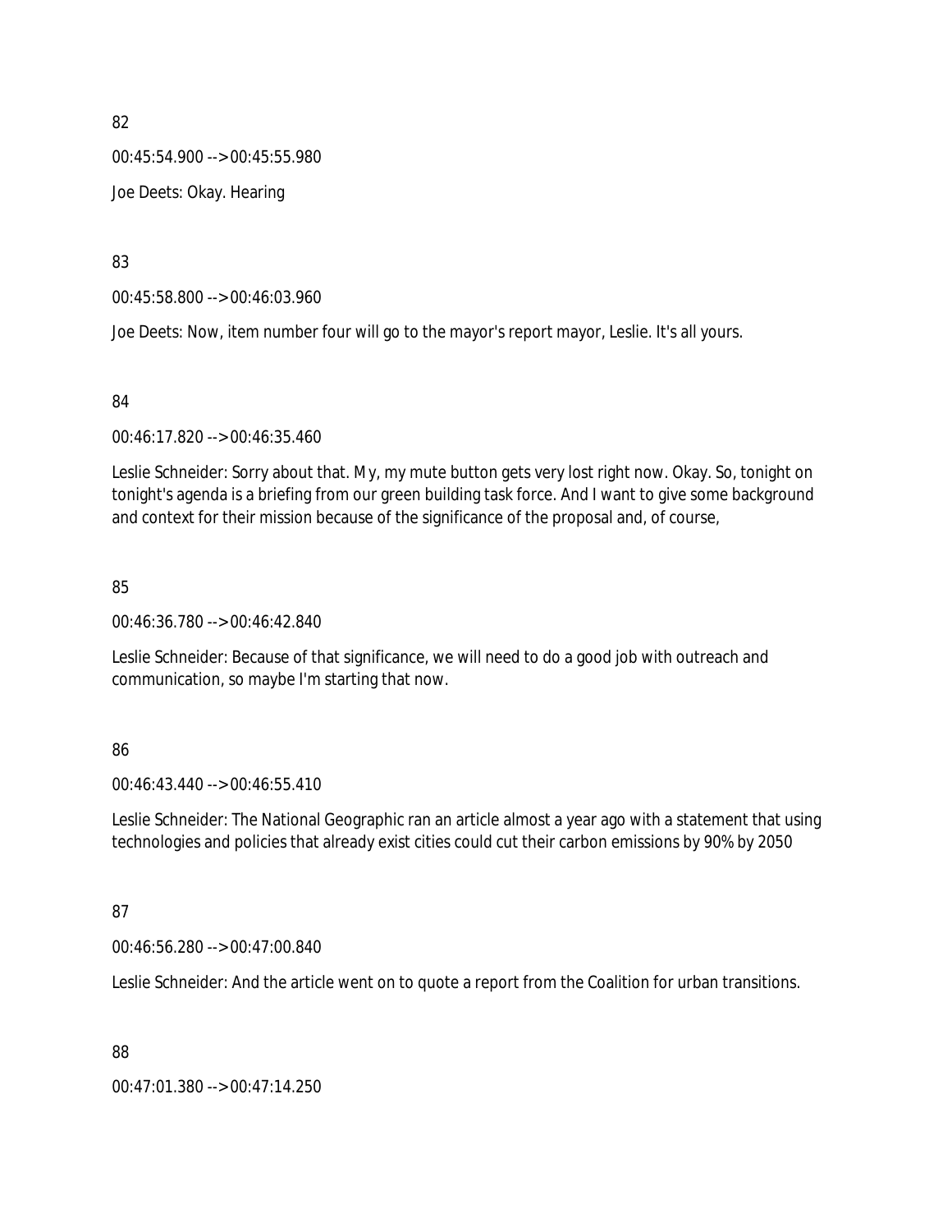82

00:45:54.900 --> 00:45:55.980

Joe Deets: Okay. Hearing

83

00:45:58.800 --> 00:46:03.960

Joe Deets: Now, item number four will go to the mayor's report mayor, Leslie. It's all yours.

84

00:46:17.820 --> 00:46:35.460

Leslie Schneider: Sorry about that. My, my mute button gets very lost right now. Okay. So, tonight on tonight's agenda is a briefing from our green building task force. And I want to give some background and context for their mission because of the significance of the proposal and, of course,

85

00:46:36.780 --> 00:46:42.840

Leslie Schneider: Because of that significance, we will need to do a good job with outreach and communication, so maybe I'm starting that now.

86

00:46:43.440 --> 00:46:55.410

Leslie Schneider: The National Geographic ran an article almost a year ago with a statement that using technologies and policies that already exist cities could cut their carbon emissions by 90% by 2050

87

00:46:56.280 --> 00:47:00.840

Leslie Schneider: And the article went on to quote a report from the Coalition for urban transitions.

88

00:47:01.380 --> 00:47:14.250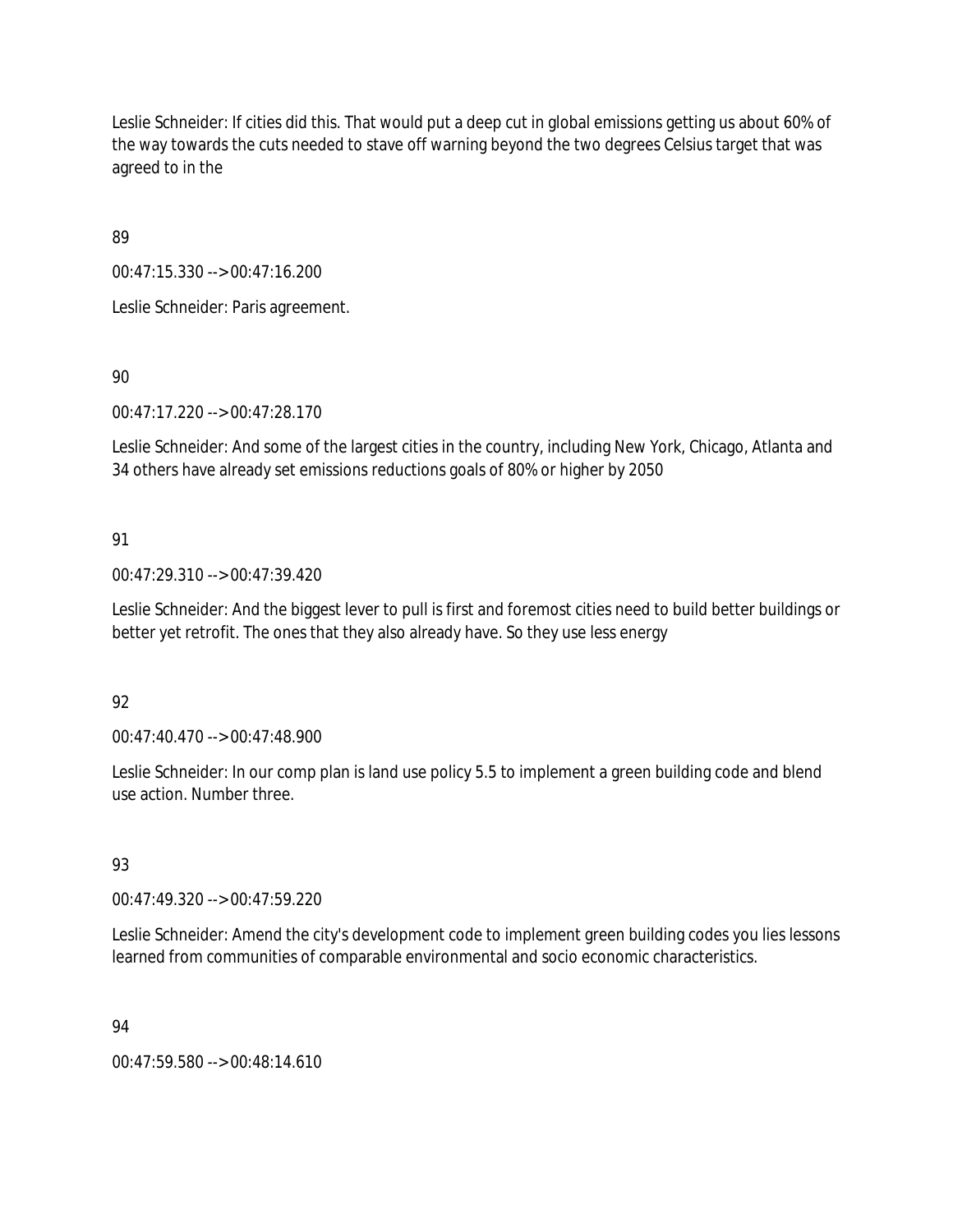Leslie Schneider: If cities did this. That would put a deep cut in global emissions getting us about 60% of the way towards the cuts needed to stave off warning beyond the two degrees Celsius target that was agreed to in the

89

00:47:15.330 --> 00:47:16.200

Leslie Schneider: Paris agreement.

90

00:47:17.220 --> 00:47:28.170

Leslie Schneider: And some of the largest cities in the country, including New York, Chicago, Atlanta and 34 others have already set emissions reductions goals of 80% or higher by 2050

91

00:47:29.310 --> 00:47:39.420

Leslie Schneider: And the biggest lever to pull is first and foremost cities need to build better buildings or better yet retrofit. The ones that they also already have. So they use less energy

92

00:47:40.470 --> 00:47:48.900

Leslie Schneider: In our comp plan is land use policy 5.5 to implement a green building code and blend use action. Number three.

93

00:47:49.320 --> 00:47:59.220

Leslie Schneider: Amend the city's development code to implement green building codes you lies lessons learned from communities of comparable environmental and socio economic characteristics.

94

00:47:59.580 --> 00:48:14.610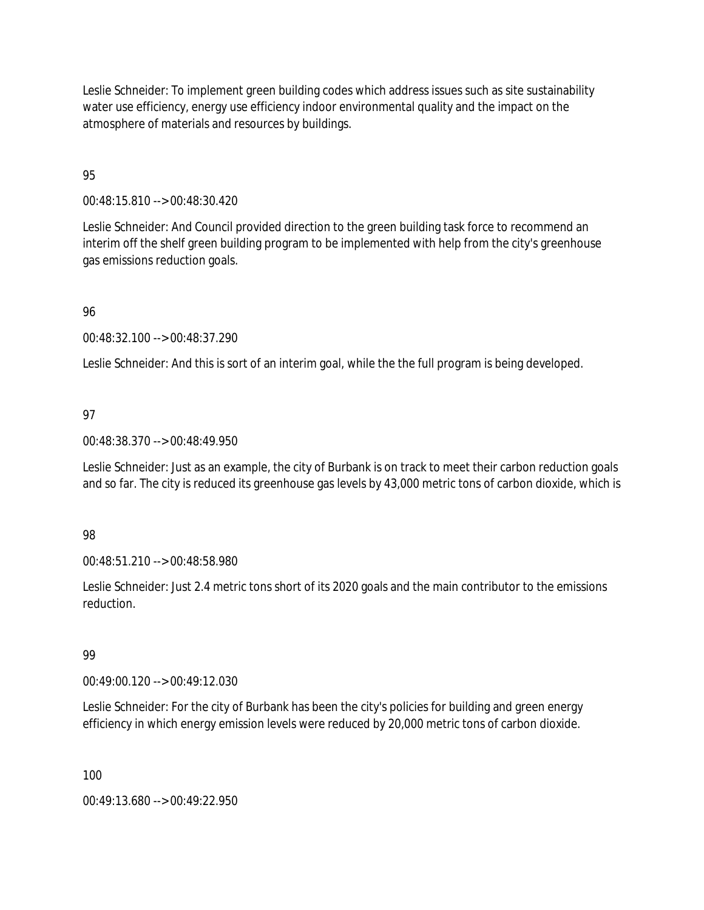Leslie Schneider: To implement green building codes which address issues such as site sustainability water use efficiency, energy use efficiency indoor environmental quality and the impact on the atmosphere of materials and resources by buildings.

95

00:48:15.810 --> 00:48:30.420

Leslie Schneider: And Council provided direction to the green building task force to recommend an interim off the shelf green building program to be implemented with help from the city's greenhouse gas emissions reduction goals.

96

00:48:32.100 --> 00:48:37.290

Leslie Schneider: And this is sort of an interim goal, while the the full program is being developed.

97

00:48:38.370 --> 00:48:49.950

Leslie Schneider: Just as an example, the city of Burbank is on track to meet their carbon reduction goals and so far. The city is reduced its greenhouse gas levels by 43,000 metric tons of carbon dioxide, which is

98

00:48:51.210 --> 00:48:58.980

Leslie Schneider: Just 2.4 metric tons short of its 2020 goals and the main contributor to the emissions reduction.

99

00:49:00.120 --> 00:49:12.030

Leslie Schneider: For the city of Burbank has been the city's policies for building and green energy efficiency in which energy emission levels were reduced by 20,000 metric tons of carbon dioxide.

100

00:49:13.680 --> 00:49:22.950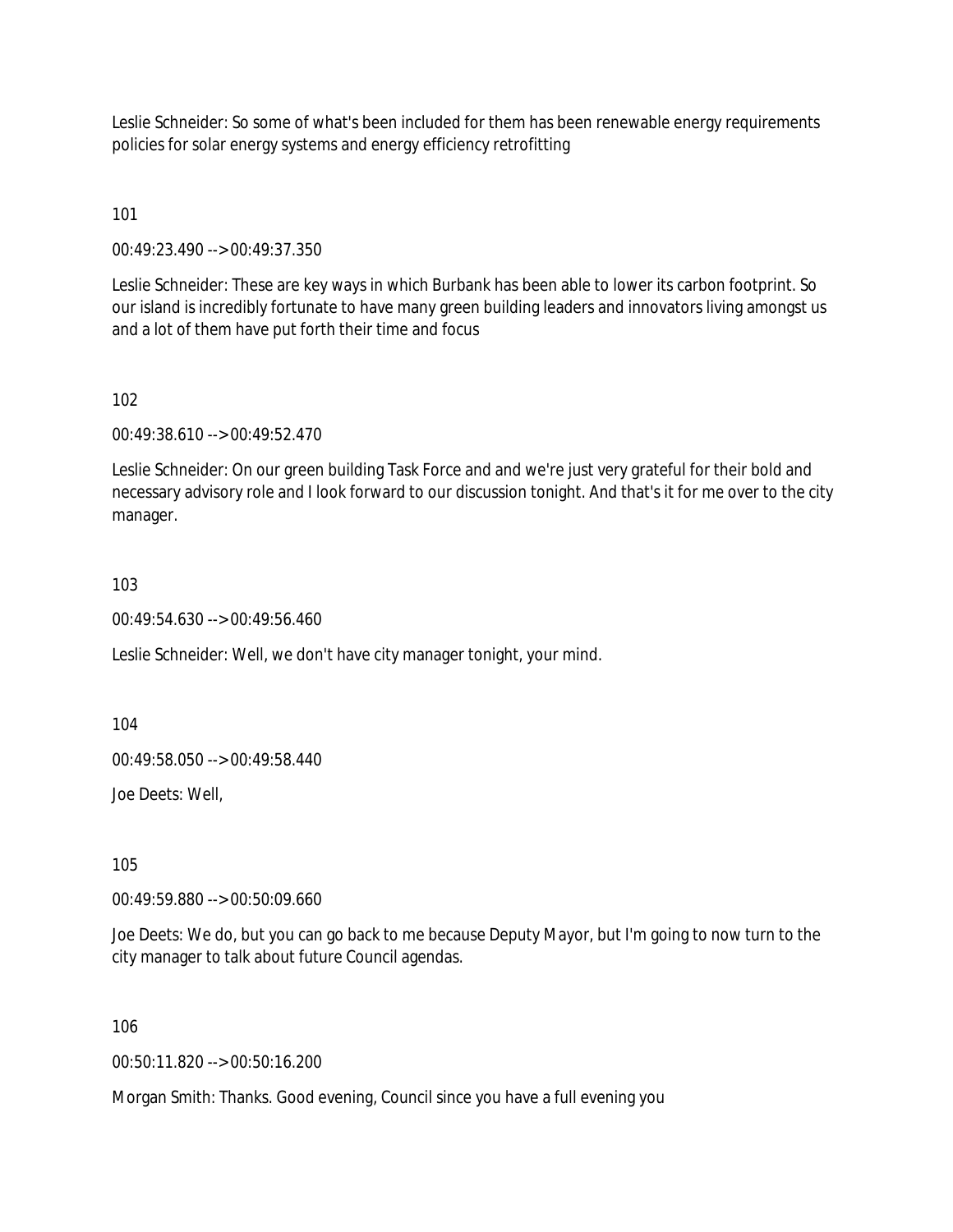Leslie Schneider: So some of what's been included for them has been renewable energy requirements policies for solar energy systems and energy efficiency retrofitting

101

00:49:23.490 --> 00:49:37.350

Leslie Schneider: These are key ways in which Burbank has been able to lower its carbon footprint. So our island is incredibly fortunate to have many green building leaders and innovators living amongst us and a lot of them have put forth their time and focus

102

00:49:38.610 --> 00:49:52.470

Leslie Schneider: On our green building Task Force and and we're just very grateful for their bold and necessary advisory role and I look forward to our discussion tonight. And that's it for me over to the city manager.

103

00:49:54.630 --> 00:49:56.460

Leslie Schneider: Well, we don't have city manager tonight, your mind.

104

00:49:58.050 --> 00:49:58.440

Joe Deets: Well,

105

00:49:59.880 --> 00:50:09.660

Joe Deets: We do, but you can go back to me because Deputy Mayor, but I'm going to now turn to the city manager to talk about future Council agendas.

106

00:50:11.820 --> 00:50:16.200

Morgan Smith: Thanks. Good evening, Council since you have a full evening you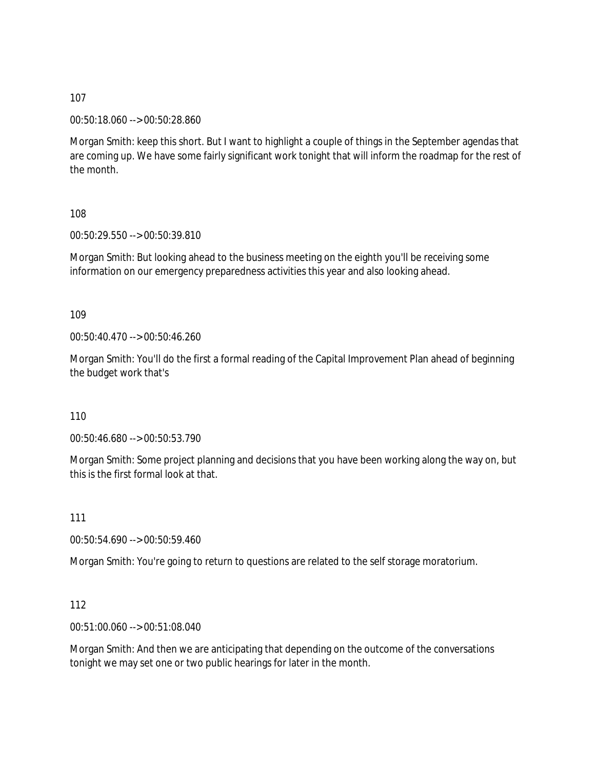107

00:50:18.060 --> 00:50:28.860

Morgan Smith: keep this short. But I want to highlight a couple of things in the September agendas that are coming up. We have some fairly significant work tonight that will inform the roadmap for the rest of the month.

108

00:50:29.550 --> 00:50:39.810

Morgan Smith: But looking ahead to the business meeting on the eighth you'll be receiving some information on our emergency preparedness activities this year and also looking ahead.

109

00:50:40.470 --> 00:50:46.260

Morgan Smith: You'll do the first a formal reading of the Capital Improvement Plan ahead of beginning the budget work that's

110

00:50:46.680 --> 00:50:53.790

Morgan Smith: Some project planning and decisions that you have been working along the way on, but this is the first formal look at that.

111

00:50:54.690 --> 00:50:59.460

Morgan Smith: You're going to return to questions are related to the self storage moratorium.

112

00:51:00.060 --> 00:51:08.040

Morgan Smith: And then we are anticipating that depending on the outcome of the conversations tonight we may set one or two public hearings for later in the month.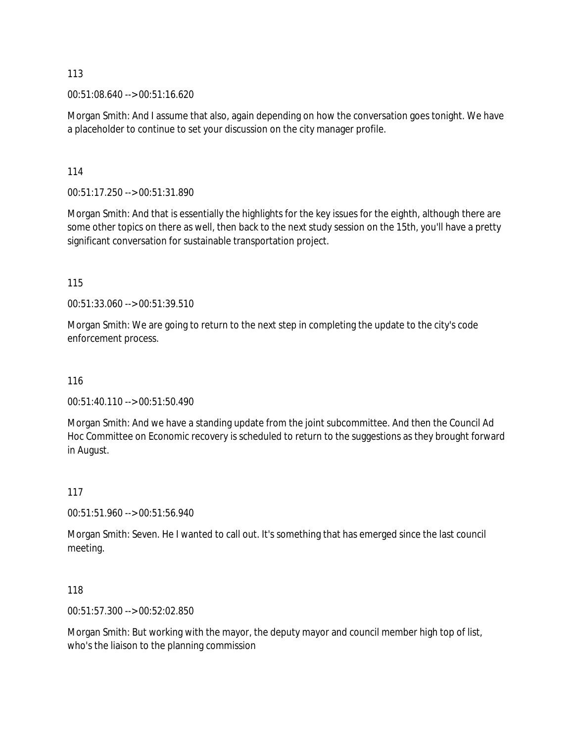113

00:51:08.640 --> 00:51:16.620

Morgan Smith: And I assume that also, again depending on how the conversation goes tonight. We have a placeholder to continue to set your discussion on the city manager profile.

114

00:51:17.250 --> 00:51:31.890

Morgan Smith: And that is essentially the highlights for the key issues for the eighth, although there are some other topics on there as well, then back to the next study session on the 15th, you'll have a pretty significant conversation for sustainable transportation project.

115

00:51:33.060 --> 00:51:39.510

Morgan Smith: We are going to return to the next step in completing the update to the city's code enforcement process.

116

00:51:40.110 --> 00:51:50.490

Morgan Smith: And we have a standing update from the joint subcommittee. And then the Council Ad Hoc Committee on Economic recovery is scheduled to return to the suggestions as they brought forward in August.

117

00:51:51.960 --> 00:51:56.940

Morgan Smith: Seven. He I wanted to call out. It's something that has emerged since the last council meeting.

118

00:51:57.300 --> 00:52:02.850

Morgan Smith: But working with the mayor, the deputy mayor and council member high top of list, who's the liaison to the planning commission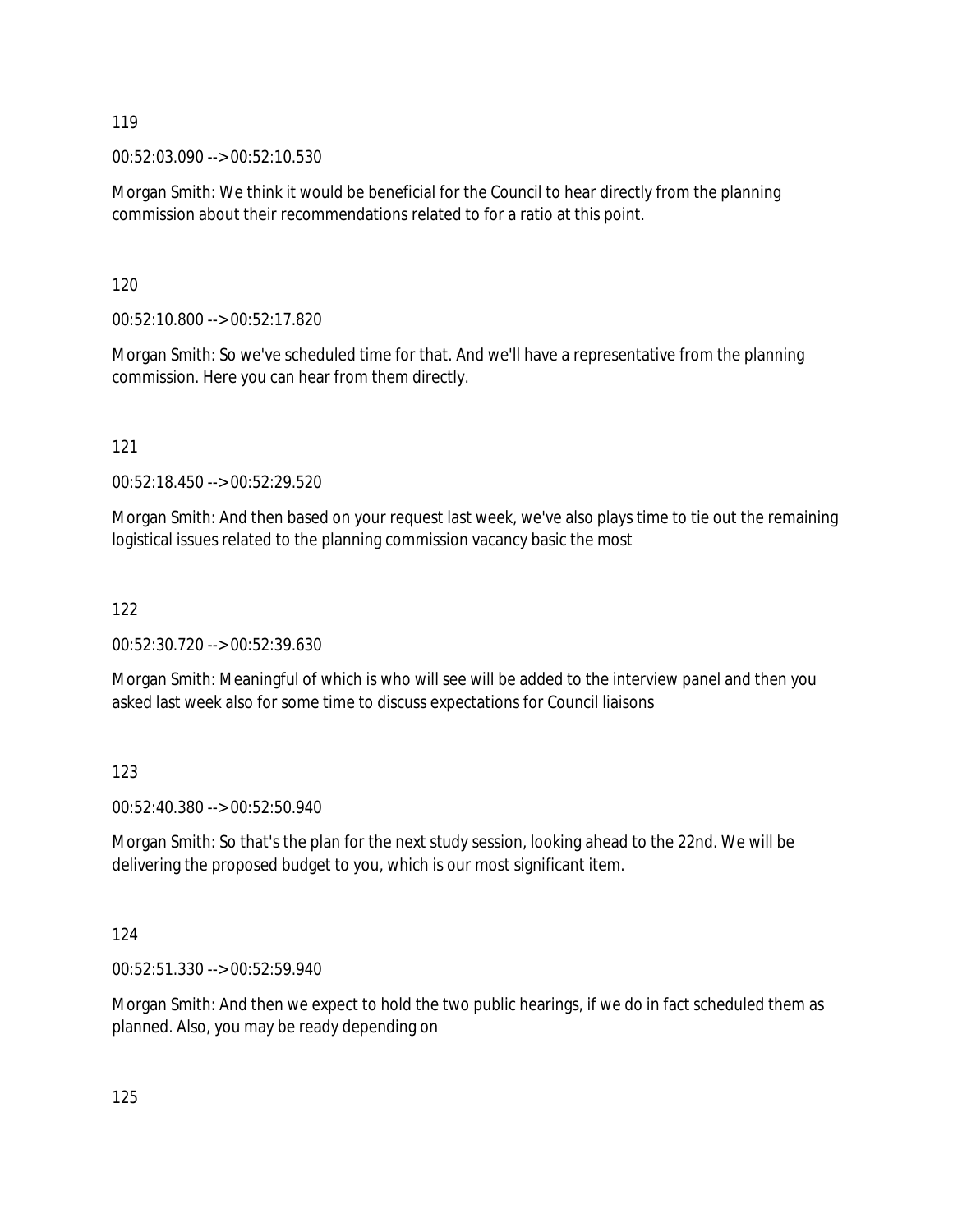119

00:52:03.090 --> 00:52:10.530

Morgan Smith: We think it would be beneficial for the Council to hear directly from the planning commission about their recommendations related to for a ratio at this point.

120

00:52:10.800 --> 00:52:17.820

Morgan Smith: So we've scheduled time for that. And we'll have a representative from the planning commission. Here you can hear from them directly.

121

00:52:18.450 --> 00:52:29.520

Morgan Smith: And then based on your request last week, we've also plays time to tie out the remaining logistical issues related to the planning commission vacancy basic the most

122

00:52:30.720 --> 00:52:39.630

Morgan Smith: Meaningful of which is who will see will be added to the interview panel and then you asked last week also for some time to discuss expectations for Council liaisons

123

00:52:40.380 --> 00:52:50.940

Morgan Smith: So that's the plan for the next study session, looking ahead to the 22nd. We will be delivering the proposed budget to you, which is our most significant item.

124

00:52:51.330 --> 00:52:59.940

Morgan Smith: And then we expect to hold the two public hearings, if we do in fact scheduled them as planned. Also, you may be ready depending on

125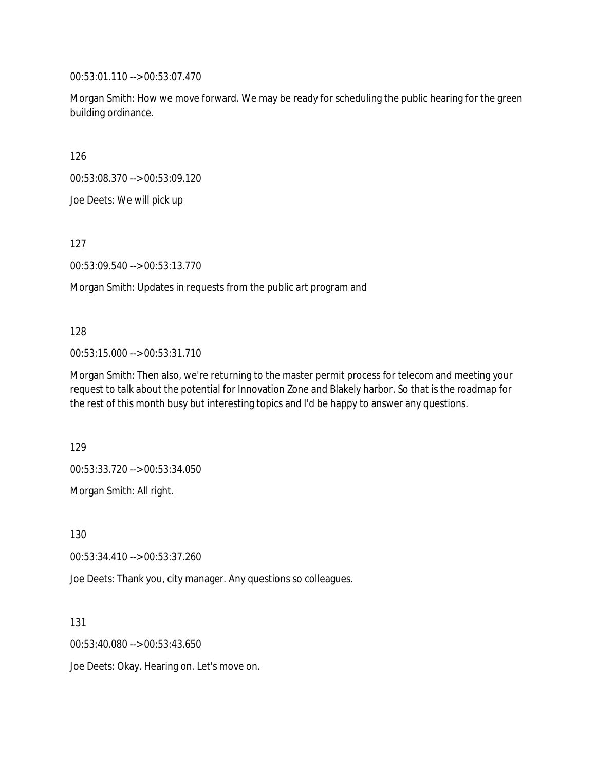00:53:01.110 --> 00:53:07.470

Morgan Smith: How we move forward. We may be ready for scheduling the public hearing for the green building ordinance.

126

00:53:08.370 --> 00:53:09.120

Joe Deets: We will pick up

127

00:53:09.540 --> 00:53:13.770

Morgan Smith: Updates in requests from the public art program and

128

00:53:15.000 --> 00:53:31.710

Morgan Smith: Then also, we're returning to the master permit process for telecom and meeting your request to talk about the potential for Innovation Zone and Blakely harbor. So that is the roadmap for the rest of this month busy but interesting topics and I'd be happy to answer any questions.

129

00:53:33.720 --> 00:53:34.050

Morgan Smith: All right.

130

00:53:34.410 --> 00:53:37.260

Joe Deets: Thank you, city manager. Any questions so colleagues.

131

00:53:40.080 --> 00:53:43.650

Joe Deets: Okay. Hearing on. Let's move on.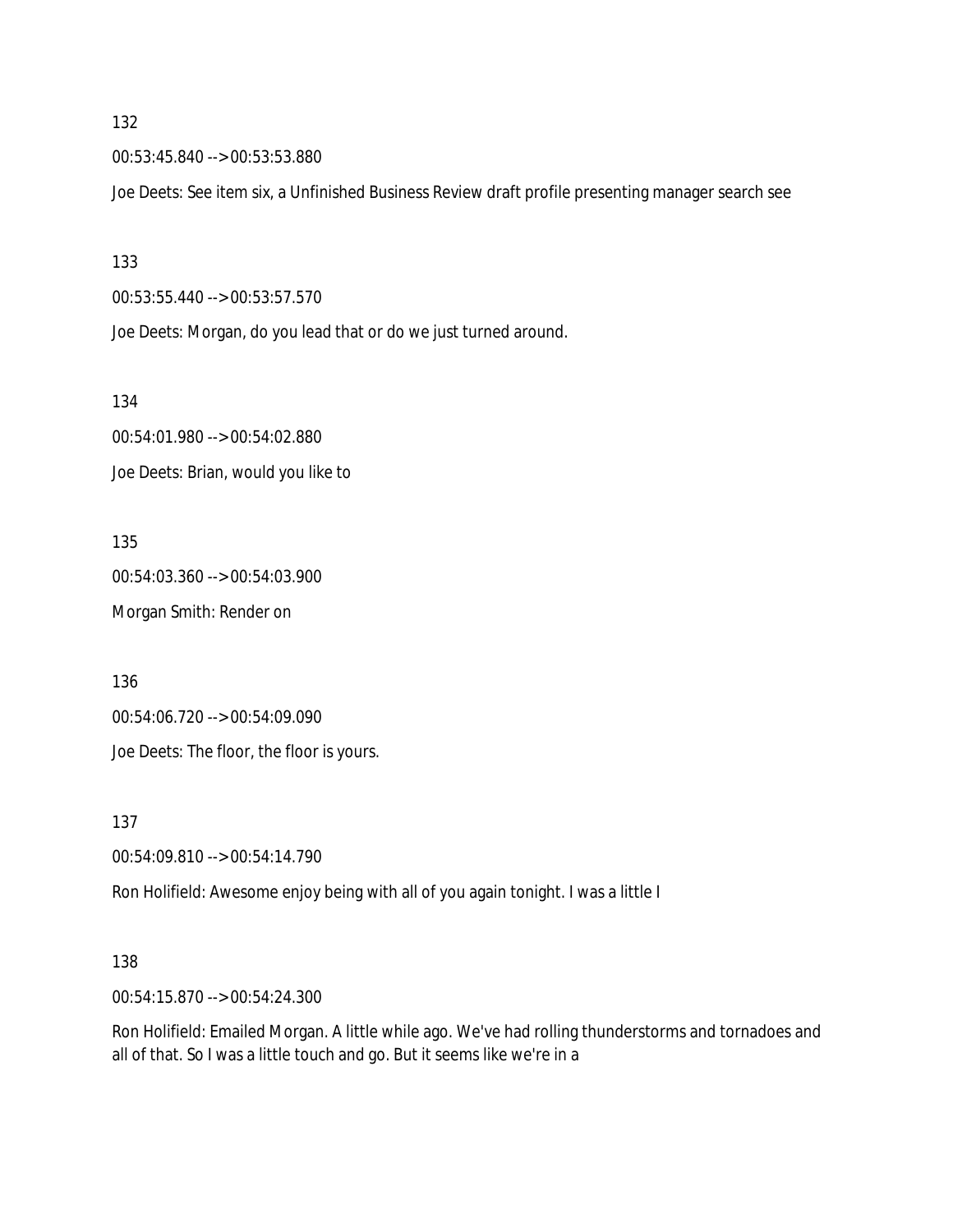132

00:53:45.840 --> 00:53:53.880

Joe Deets: See item six, a Unfinished Business Review draft profile presenting manager search see

133

00:53:55.440 --> 00:53:57.570

Joe Deets: Morgan, do you lead that or do we just turned around.

134

00:54:01.980 --> 00:54:02.880

Joe Deets: Brian, would you like to

135

00:54:03.360 --> 00:54:03.900

Morgan Smith: Render on

136

00:54:06.720 --> 00:54:09.090

Joe Deets: The floor, the floor is yours.

137

00:54:09.810 --> 00:54:14.790

Ron Holifield: Awesome enjoy being with all of you again tonight. I was a little I

138

00:54:15.870 --> 00:54:24.300

Ron Holifield: Emailed Morgan. A little while ago. We've had rolling thunderstorms and tornadoes and all of that. So I was a little touch and go. But it seems like we're in a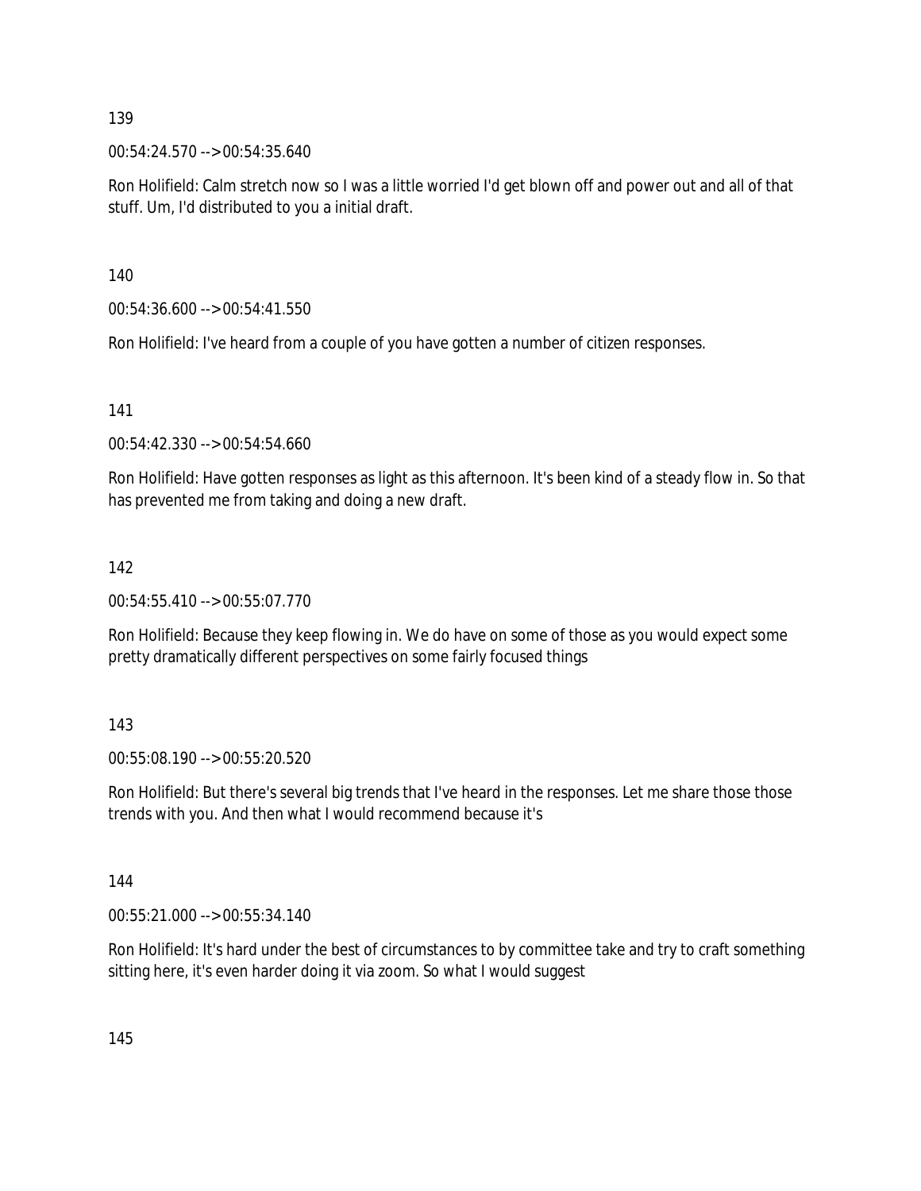139

00:54:24.570 --> 00:54:35.640

Ron Holifield: Calm stretch now so I was a little worried I'd get blown off and power out and all of that stuff. Um, I'd distributed to you a initial draft.

140

00:54:36.600 --> 00:54:41.550

Ron Holifield: I've heard from a couple of you have gotten a number of citizen responses.

141

00:54:42.330 --> 00:54:54.660

Ron Holifield: Have gotten responses as light as this afternoon. It's been kind of a steady flow in. So that has prevented me from taking and doing a new draft.

142

00:54:55.410 --> 00:55:07.770

Ron Holifield: Because they keep flowing in. We do have on some of those as you would expect some pretty dramatically different perspectives on some fairly focused things

143

00:55:08.190 --> 00:55:20.520

Ron Holifield: But there's several big trends that I've heard in the responses. Let me share those those trends with you. And then what I would recommend because it's

144

00:55:21.000 --> 00:55:34.140

Ron Holifield: It's hard under the best of circumstances to by committee take and try to craft something sitting here, it's even harder doing it via zoom. So what I would suggest

145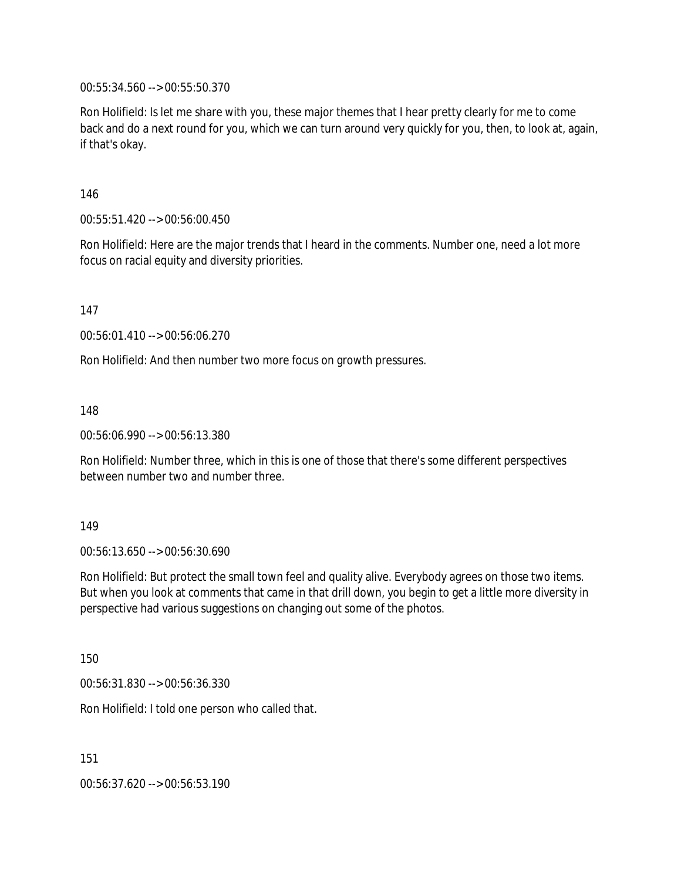00:55:34.560 --> 00:55:50.370

Ron Holifield: Is let me share with you, these major themes that I hear pretty clearly for me to come back and do a next round for you, which we can turn around very quickly for you, then, to look at, again, if that's okay.

146

00:55:51.420 --> 00:56:00.450

Ron Holifield: Here are the major trends that I heard in the comments. Number one, need a lot more focus on racial equity and diversity priorities.

147

00:56:01.410 --> 00:56:06.270

Ron Holifield: And then number two more focus on growth pressures.

148

00:56:06.990 --> 00:56:13.380

Ron Holifield: Number three, which in this is one of those that there's some different perspectives between number two and number three.

149

00:56:13.650 --> 00:56:30.690

Ron Holifield: But protect the small town feel and quality alive. Everybody agrees on those two items. But when you look at comments that came in that drill down, you begin to get a little more diversity in perspective had various suggestions on changing out some of the photos.

150

00:56:31.830 --> 00:56:36.330

Ron Holifield: I told one person who called that.

151

00:56:37.620 --> 00:56:53.190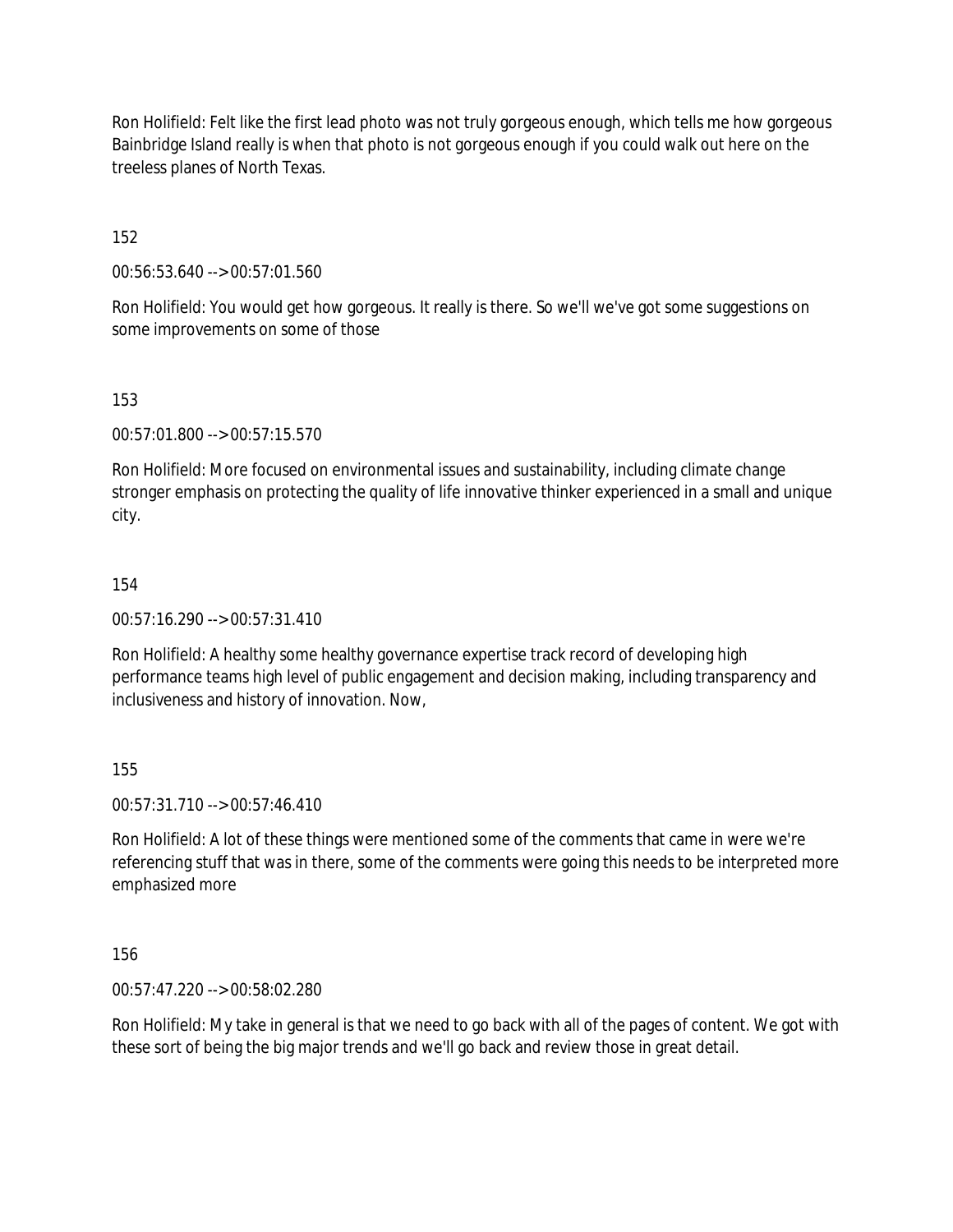Ron Holifield: Felt like the first lead photo was not truly gorgeous enough, which tells me how gorgeous Bainbridge Island really is when that photo is not gorgeous enough if you could walk out here on the treeless planes of North Texas.

152

00:56:53.640 --> 00:57:01.560

Ron Holifield: You would get how gorgeous. It really is there. So we'll we've got some suggestions on some improvements on some of those

153

00:57:01.800 --> 00:57:15.570

Ron Holifield: More focused on environmental issues and sustainability, including climate change stronger emphasis on protecting the quality of life innovative thinker experienced in a small and unique city.

154

00:57:16.290 --> 00:57:31.410

Ron Holifield: A healthy some healthy governance expertise track record of developing high performance teams high level of public engagement and decision making, including transparency and inclusiveness and history of innovation. Now,

155

00:57:31.710 --> 00:57:46.410

Ron Holifield: A lot of these things were mentioned some of the comments that came in were we're referencing stuff that was in there, some of the comments were going this needs to be interpreted more emphasized more

156

00:57:47.220 --> 00:58:02.280

Ron Holifield: My take in general is that we need to go back with all of the pages of content. We got with these sort of being the big major trends and we'll go back and review those in great detail.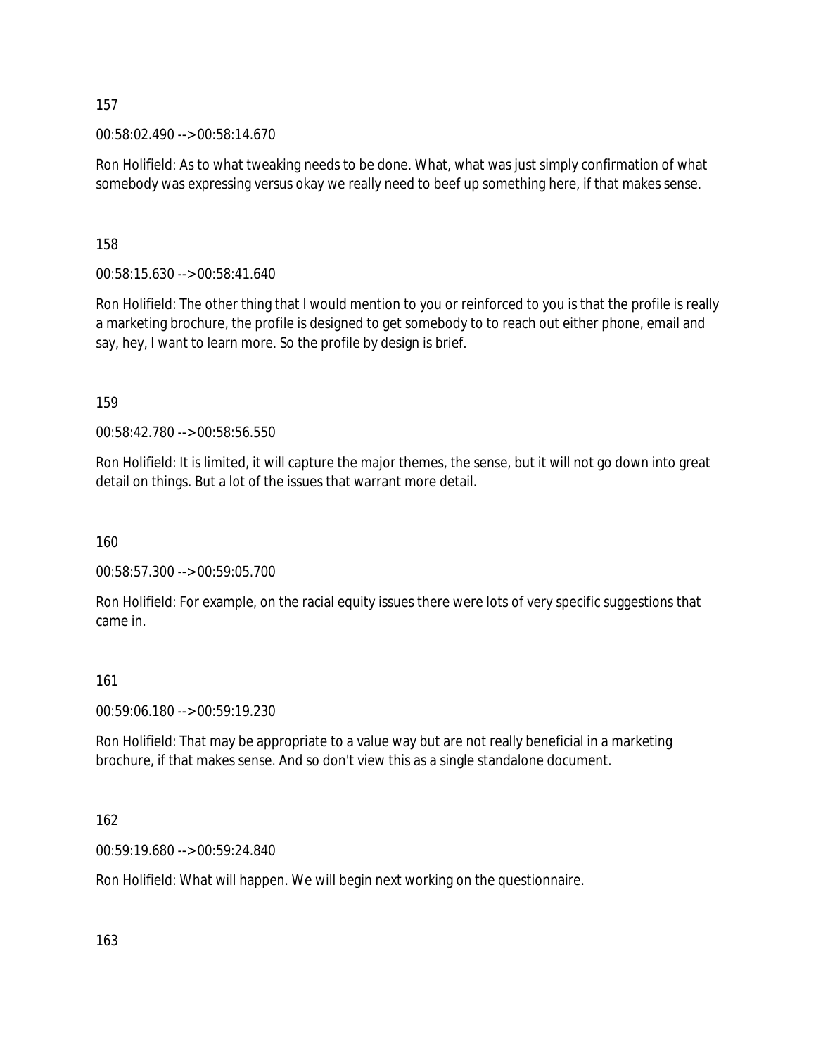157

00:58:02.490 --> 00:58:14.670

Ron Holifield: As to what tweaking needs to be done. What, what was just simply confirmation of what somebody was expressing versus okay we really need to beef up something here, if that makes sense.

158

00:58:15.630 --> 00:58:41.640

Ron Holifield: The other thing that I would mention to you or reinforced to you is that the profile is really a marketing brochure, the profile is designed to get somebody to to reach out either phone, email and say, hey, I want to learn more. So the profile by design is brief.

159

00:58:42.780 --> 00:58:56.550

Ron Holifield: It is limited, it will capture the major themes, the sense, but it will not go down into great detail on things. But a lot of the issues that warrant more detail.

160

00:58:57.300 --> 00:59:05.700

Ron Holifield: For example, on the racial equity issues there were lots of very specific suggestions that came in.

161

00:59:06.180 --> 00:59:19.230

Ron Holifield: That may be appropriate to a value way but are not really beneficial in a marketing brochure, if that makes sense. And so don't view this as a single standalone document.

162

00:59:19.680 --> 00:59:24.840

Ron Holifield: What will happen. We will begin next working on the questionnaire.

163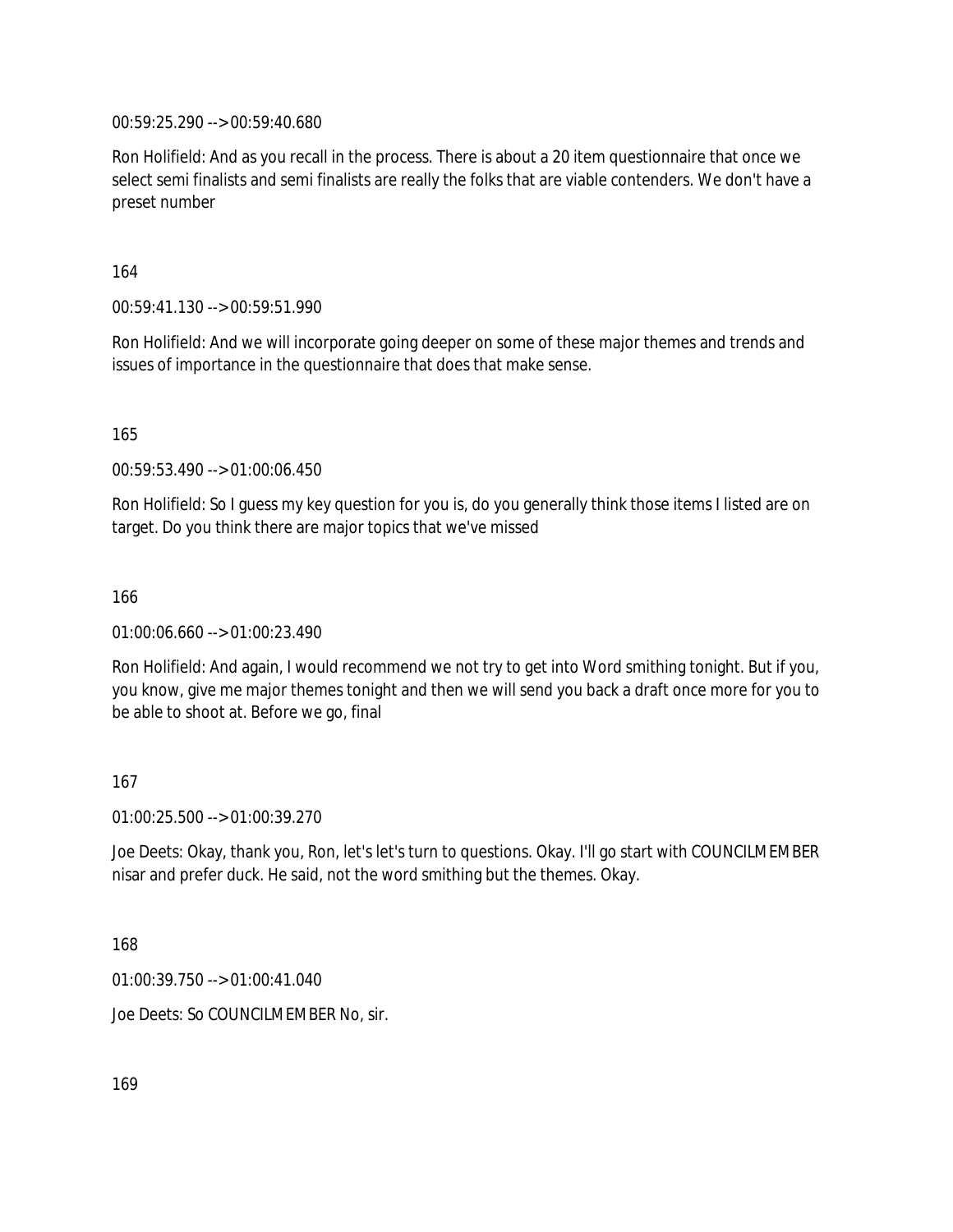00:59:25.290 --> 00:59:40.680

Ron Holifield: And as you recall in the process. There is about a 20 item questionnaire that once we select semi finalists and semi finalists are really the folks that are viable contenders. We don't have a preset number

164

00:59:41.130 --> 00:59:51.990

Ron Holifield: And we will incorporate going deeper on some of these major themes and trends and issues of importance in the questionnaire that does that make sense.

165

00:59:53.490 --> 01:00:06.450

Ron Holifield: So I guess my key question for you is, do you generally think those items I listed are on target. Do you think there are major topics that we've missed

166

01:00:06.660 --> 01:00:23.490

Ron Holifield: And again, I would recommend we not try to get into Word smithing tonight. But if you, you know, give me major themes tonight and then we will send you back a draft once more for you to be able to shoot at. Before we go, final

167

01:00:25.500 --> 01:00:39.270

Joe Deets: Okay, thank you, Ron, let's let's turn to questions. Okay. I'll go start with COUNCILMEMBER nisar and prefer duck. He said, not the word smithing but the themes. Okay.

168

01:00:39.750 --> 01:00:41.040

Joe Deets: So COUNCILMEMBER No, sir.

169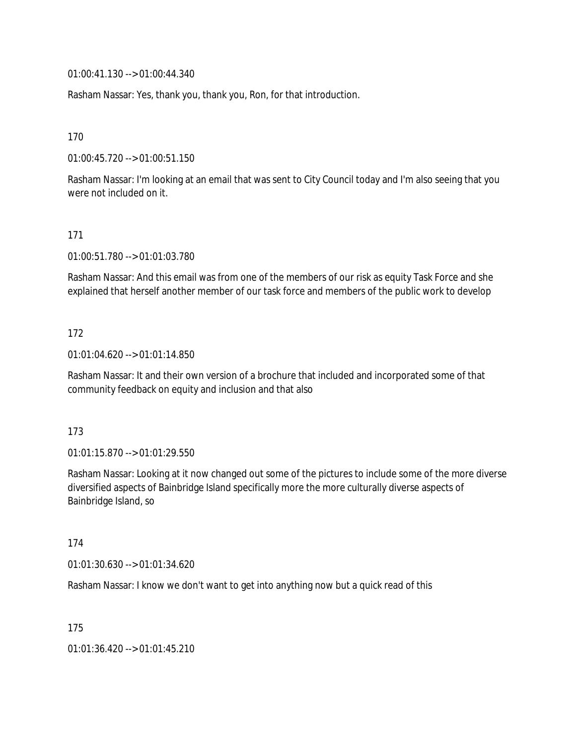01:00:41.130 --> 01:00:44.340

Rasham Nassar: Yes, thank you, thank you, Ron, for that introduction.

170

01:00:45.720 --> 01:00:51.150

Rasham Nassar: I'm looking at an email that was sent to City Council today and I'm also seeing that you were not included on it.

171

01:00:51.780 --> 01:01:03.780

Rasham Nassar: And this email was from one of the members of our risk as equity Task Force and she explained that herself another member of our task force and members of the public work to develop

172

01:01:04.620 --> 01:01:14.850

Rasham Nassar: It and their own version of a brochure that included and incorporated some of that community feedback on equity and inclusion and that also

173

01:01:15.870 --> 01:01:29.550

Rasham Nassar: Looking at it now changed out some of the pictures to include some of the more diverse diversified aspects of Bainbridge Island specifically more the more culturally diverse aspects of Bainbridge Island, so

174

01:01:30.630 --> 01:01:34.620

Rasham Nassar: I know we don't want to get into anything now but a quick read of this

175

01:01:36.420 --> 01:01:45.210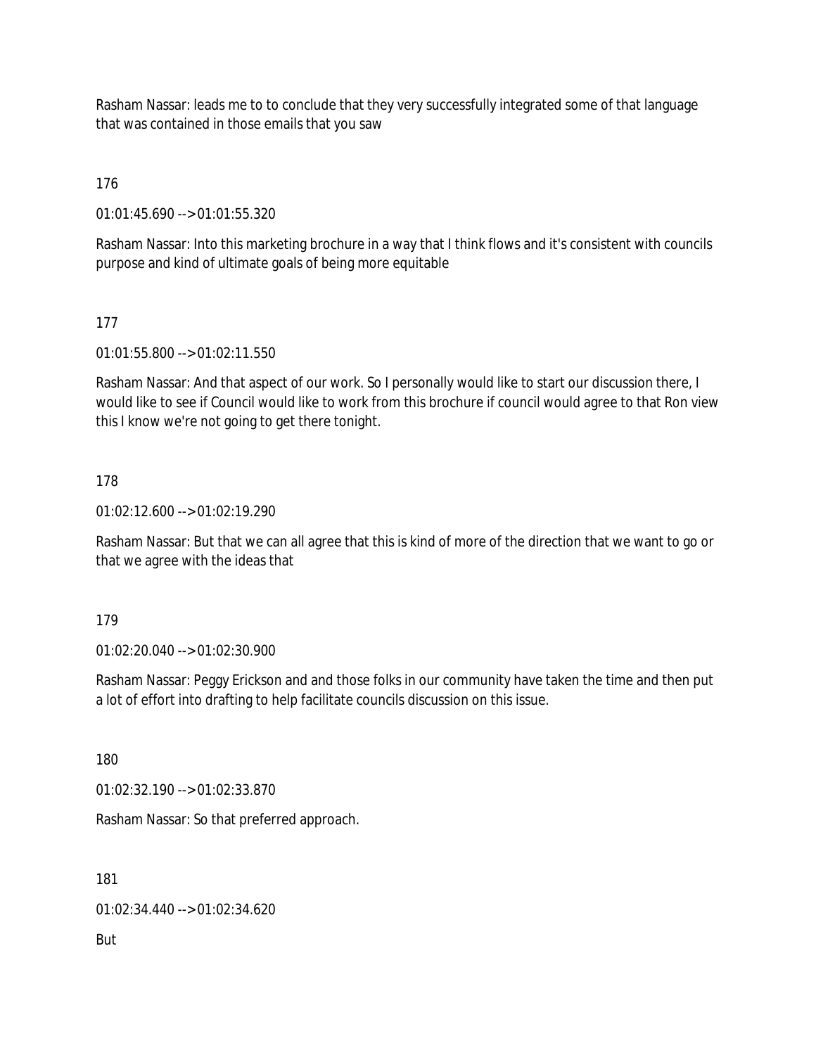Rasham Nassar: leads me to to conclude that they very successfully integrated some of that language that was contained in those emails that you saw

176

01:01:45.690 --> 01:01:55.320

Rasham Nassar: Into this marketing brochure in a way that I think flows and it's consistent with councils purpose and kind of ultimate goals of being more equitable

177

01:01:55.800 --> 01:02:11.550

Rasham Nassar: And that aspect of our work. So I personally would like to start our discussion there, I would like to see if Council would like to work from this brochure if council would agree to that Ron view this I know we're not going to get there tonight.

178

01:02:12.600 --> 01:02:19.290

Rasham Nassar: But that we can all agree that this is kind of more of the direction that we want to go or that we agree with the ideas that

179

01:02:20.040 --> 01:02:30.900

Rasham Nassar: Peggy Erickson and and those folks in our community have taken the time and then put a lot of effort into drafting to help facilitate councils discussion on this issue.

180

01:02:32.190 --> 01:02:33.870

Rasham Nassar: So that preferred approach.

181

01:02:34.440 --> 01:02:34.620

But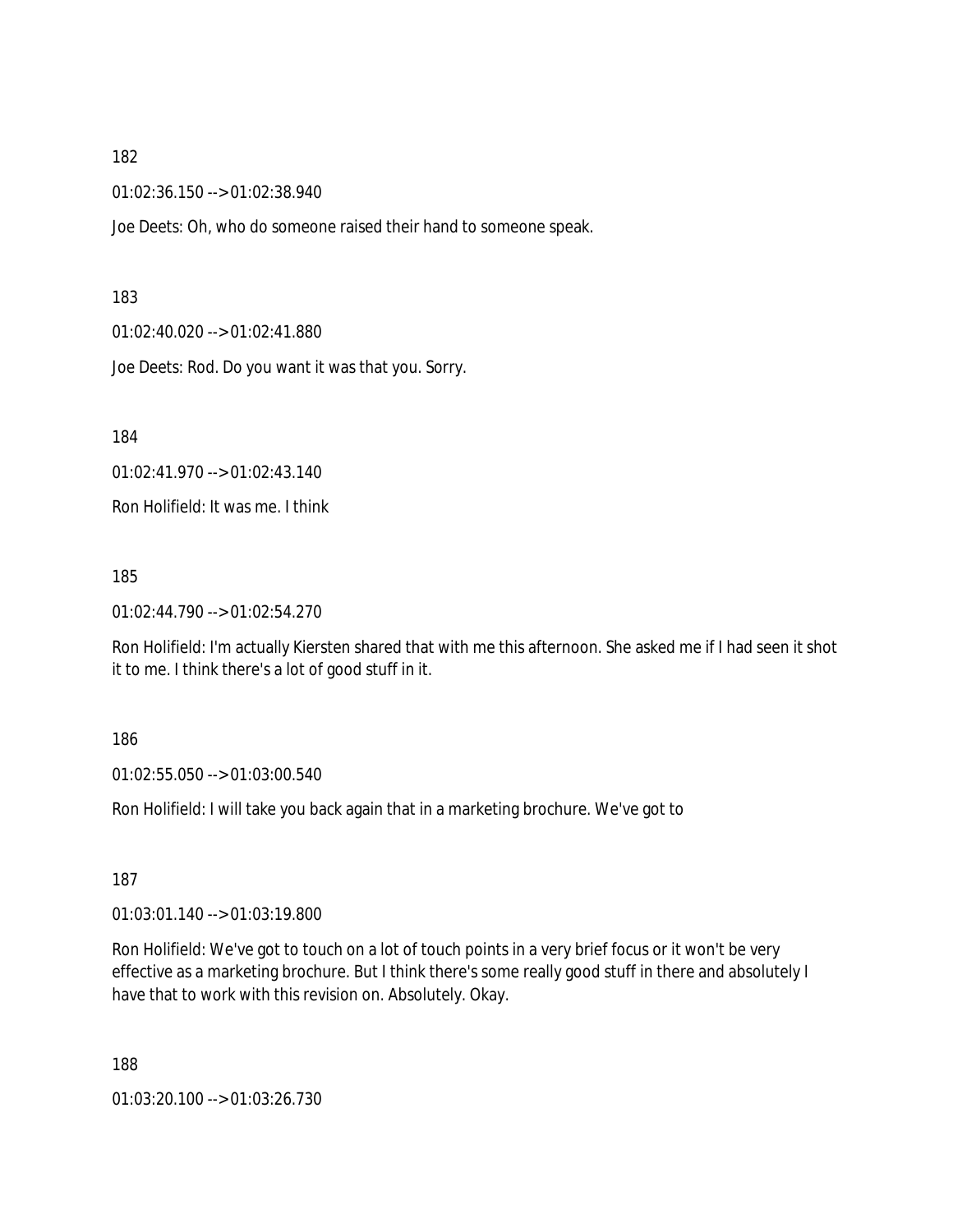182

01:02:36.150 --> 01:02:38.940

Joe Deets: Oh, who do someone raised their hand to someone speak.

183

01:02:40.020 --> 01:02:41.880

Joe Deets: Rod. Do you want it was that you. Sorry.

184

01:02:41.970 --> 01:02:43.140

Ron Holifield: It was me. I think

185

01:02:44.790 --> 01:02:54.270

Ron Holifield: I'm actually Kiersten shared that with me this afternoon. She asked me if I had seen it shot it to me. I think there's a lot of good stuff in it.

186

01:02:55.050 --> 01:03:00.540

Ron Holifield: I will take you back again that in a marketing brochure. We've got to

187

01:03:01.140 --> 01:03:19.800

Ron Holifield: We've got to touch on a lot of touch points in a very brief focus or it won't be very effective as a marketing brochure. But I think there's some really good stuff in there and absolutely I have that to work with this revision on. Absolutely. Okay.

188

01:03:20.100 --> 01:03:26.730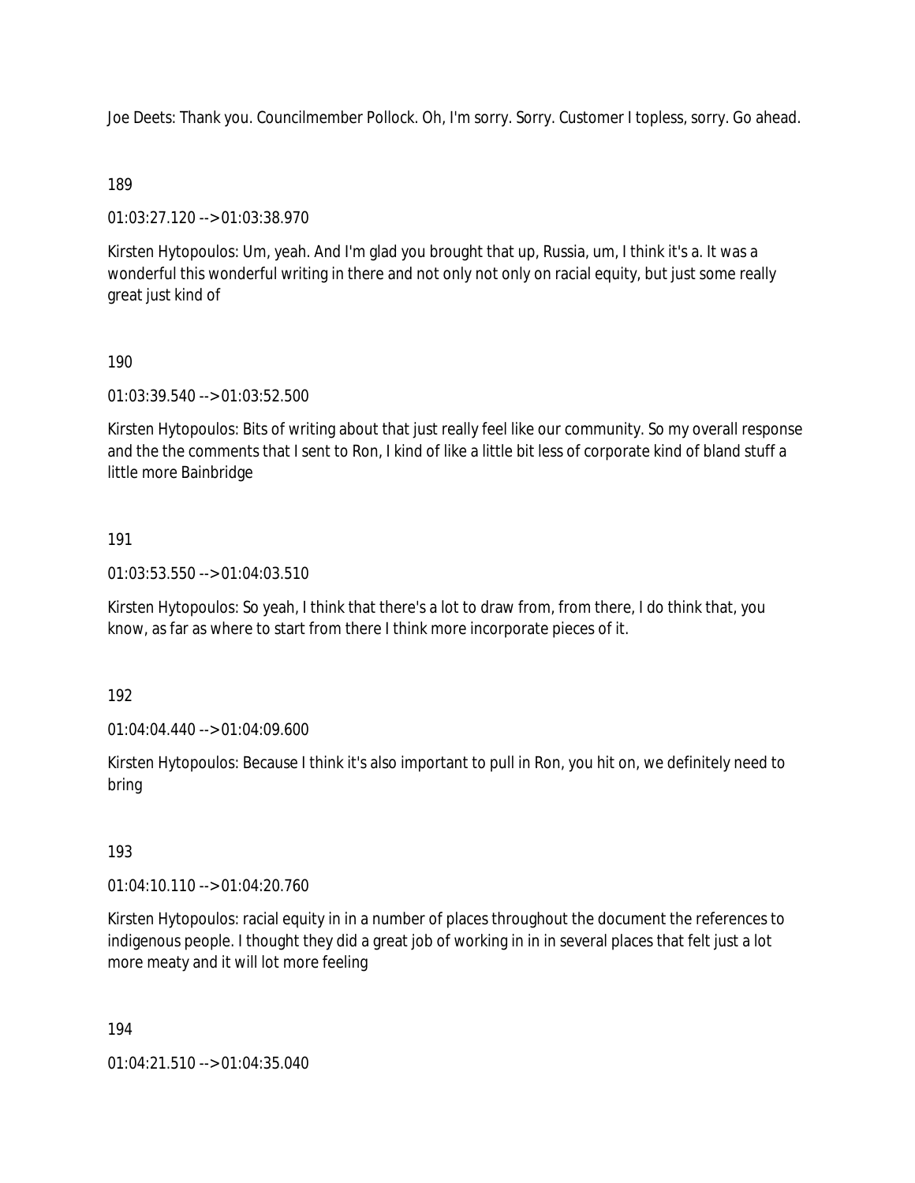Joe Deets: Thank you. Councilmember Pollock. Oh, I'm sorry. Sorry. Customer I topless, sorry. Go ahead.

189

01:03:27.120 --> 01:03:38.970

Kirsten Hytopoulos: Um, yeah. And I'm glad you brought that up, Russia, um, I think it's a. It was a wonderful this wonderful writing in there and not only not only on racial equity, but just some really great just kind of

190

01:03:39.540 --> 01:03:52.500

Kirsten Hytopoulos: Bits of writing about that just really feel like our community. So my overall response and the the comments that I sent to Ron, I kind of like a little bit less of corporate kind of bland stuff a little more Bainbridge

191

01:03:53.550 --> 01:04:03.510

Kirsten Hytopoulos: So yeah, I think that there's a lot to draw from, from there, I do think that, you know, as far as where to start from there I think more incorporate pieces of it.

192

01:04:04.440 --> 01:04:09.600

Kirsten Hytopoulos: Because I think it's also important to pull in Ron, you hit on, we definitely need to bring

193

01:04:10.110 --> 01:04:20.760

Kirsten Hytopoulos: racial equity in in a number of places throughout the document the references to indigenous people. I thought they did a great job of working in in in several places that felt just a lot more meaty and it will lot more feeling

194

01:04:21.510 --> 01:04:35.040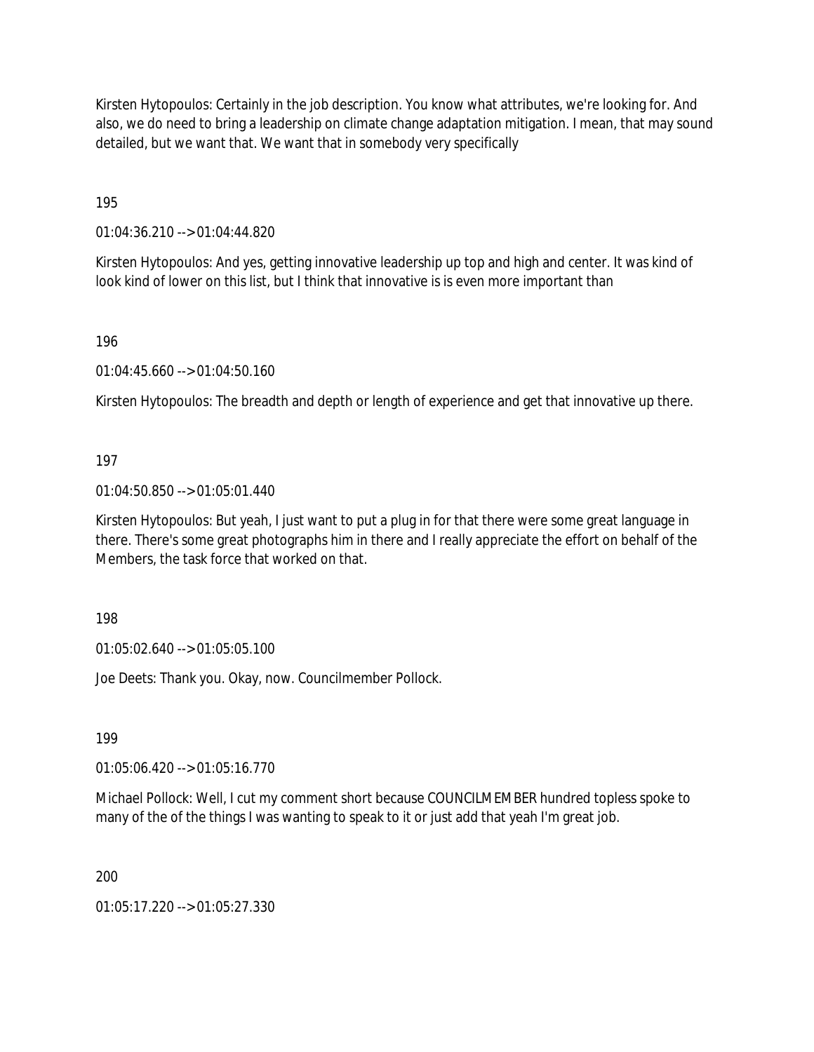Kirsten Hytopoulos: Certainly in the job description. You know what attributes, we're looking for. And also, we do need to bring a leadership on climate change adaptation mitigation. I mean, that may sound detailed, but we want that. We want that in somebody very specifically

195

01:04:36.210 --> 01:04:44.820

Kirsten Hytopoulos: And yes, getting innovative leadership up top and high and center. It was kind of look kind of lower on this list, but I think that innovative is is even more important than

196

01:04:45.660 --> 01:04:50.160

Kirsten Hytopoulos: The breadth and depth or length of experience and get that innovative up there.

197

01:04:50.850 --> 01:05:01.440

Kirsten Hytopoulos: But yeah, I just want to put a plug in for that there were some great language in there. There's some great photographs him in there and I really appreciate the effort on behalf of the Members, the task force that worked on that.

198

01:05:02.640 --> 01:05:05.100

Joe Deets: Thank you. Okay, now. Councilmember Pollock.

199

01:05:06.420 --> 01:05:16.770

Michael Pollock: Well, I cut my comment short because COUNCILMEMBER hundred topless spoke to many of the of the things I was wanting to speak to it or just add that yeah I'm great job.

200

01:05:17.220 --> 01:05:27.330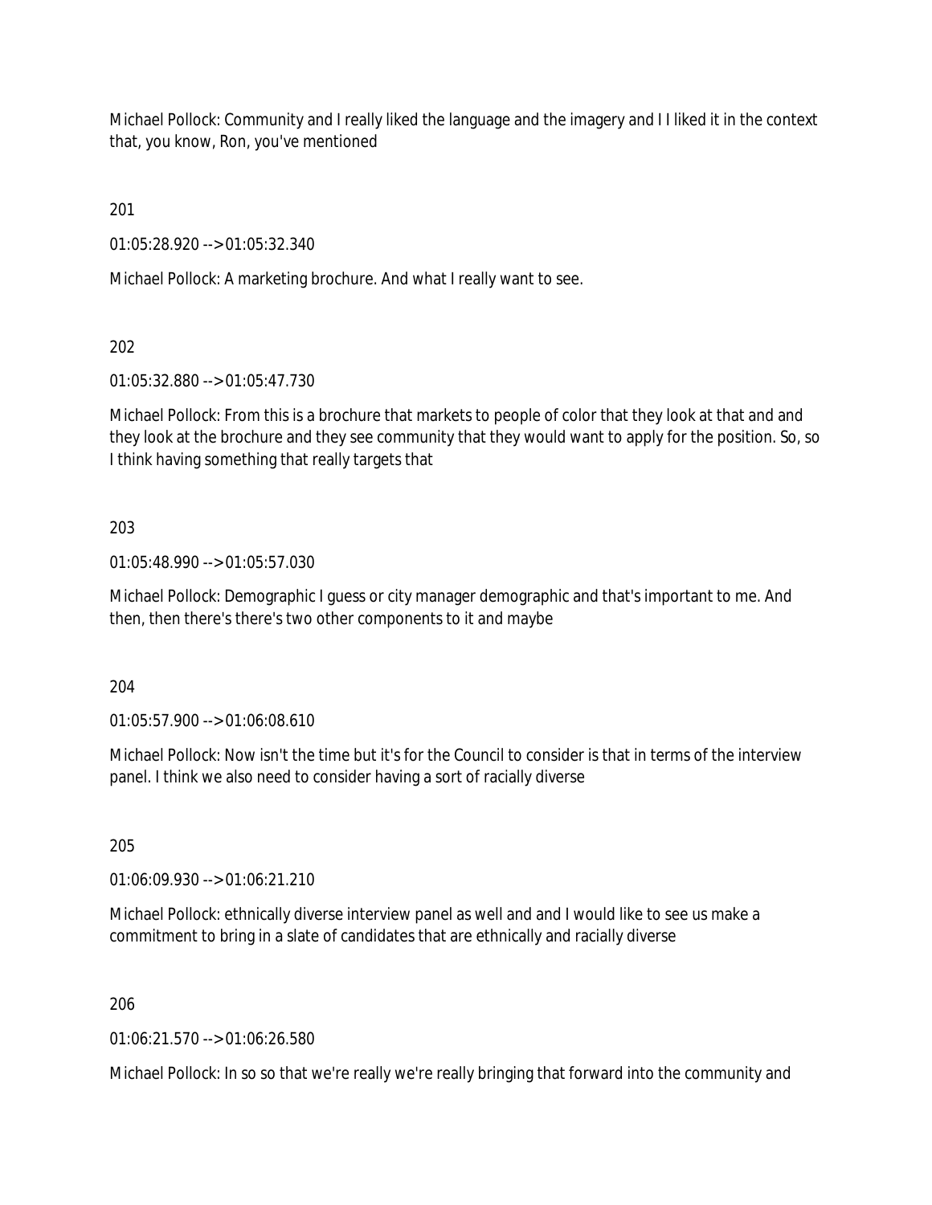Michael Pollock: Community and I really liked the language and the imagery and I I liked it in the context that, you know, Ron, you've mentioned

201

01:05:28.920 --> 01:05:32.340

Michael Pollock: A marketing brochure. And what I really want to see.

202

01:05:32.880 --> 01:05:47.730

Michael Pollock: From this is a brochure that markets to people of color that they look at that and and they look at the brochure and they see community that they would want to apply for the position. So, so I think having something that really targets that

203

01:05:48.990 --> 01:05:57.030

Michael Pollock: Demographic I guess or city manager demographic and that's important to me. And then, then there's there's two other components to it and maybe

204

01:05:57.900 --> 01:06:08.610

Michael Pollock: Now isn't the time but it's for the Council to consider is that in terms of the interview panel. I think we also need to consider having a sort of racially diverse

205

01:06:09.930 --> 01:06:21.210

Michael Pollock: ethnically diverse interview panel as well and and I would like to see us make a commitment to bring in a slate of candidates that are ethnically and racially diverse

206

01:06:21.570 --> 01:06:26.580

Michael Pollock: In so so that we're really we're really bringing that forward into the community and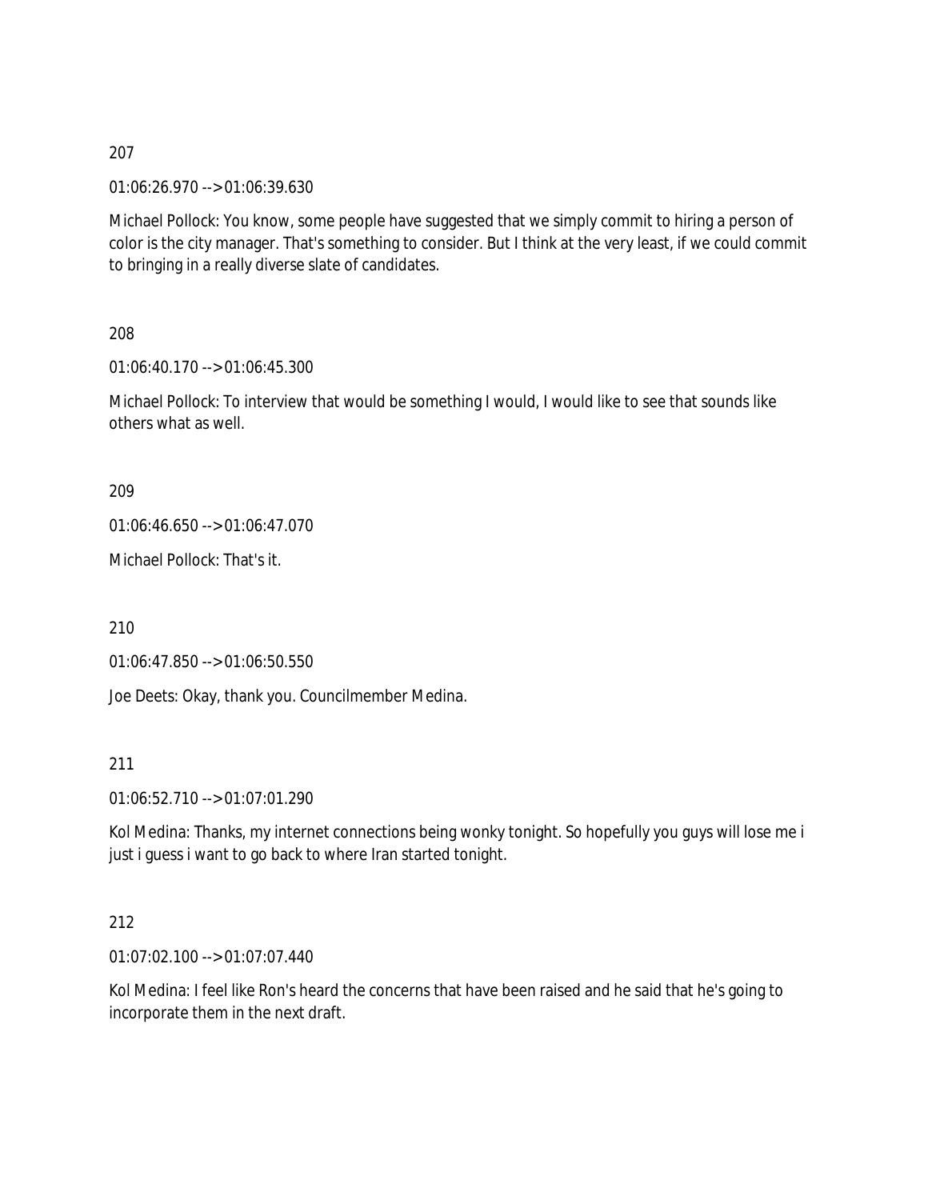207

01:06:26.970 --> 01:06:39.630

Michael Pollock: You know, some people have suggested that we simply commit to hiring a person of color is the city manager. That's something to consider. But I think at the very least, if we could commit to bringing in a really diverse slate of candidates.

208

01:06:40.170 --> 01:06:45.300

Michael Pollock: To interview that would be something I would, I would like to see that sounds like others what as well.

209

01:06:46.650 --> 01:06:47.070

Michael Pollock: That's it.

210

01:06:47.850 --> 01:06:50.550

Joe Deets: Okay, thank you. Councilmember Medina.

211

01:06:52.710 --> 01:07:01.290

Kol Medina: Thanks, my internet connections being wonky tonight. So hopefully you guys will lose me i just i guess i want to go back to where Iran started tonight.

212

01:07:02.100 --> 01:07:07.440

Kol Medina: I feel like Ron's heard the concerns that have been raised and he said that he's going to incorporate them in the next draft.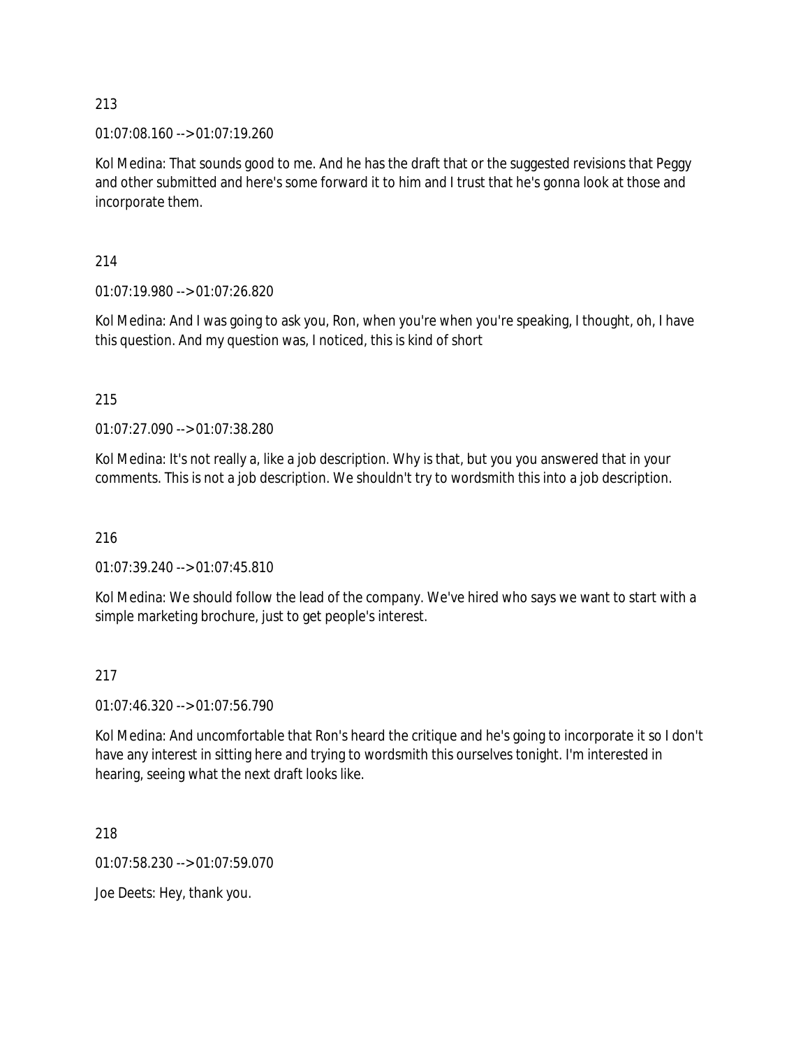213

01:07:08.160 --> 01:07:19.260

Kol Medina: That sounds good to me. And he has the draft that or the suggested revisions that Peggy and other submitted and here's some forward it to him and I trust that he's gonna look at those and incorporate them.

214

01:07:19.980 --> 01:07:26.820

Kol Medina: And I was going to ask you, Ron, when you're when you're speaking, I thought, oh, I have this question. And my question was, I noticed, this is kind of short

215

01:07:27.090 --> 01:07:38.280

Kol Medina: It's not really a, like a job description. Why is that, but you you answered that in your comments. This is not a job description. We shouldn't try to wordsmith this into a job description.

216

01:07:39.240 --> 01:07:45.810

Kol Medina: We should follow the lead of the company. We've hired who says we want to start with a simple marketing brochure, just to get people's interest.

217

01:07:46.320 --> 01:07:56.790

Kol Medina: And uncomfortable that Ron's heard the critique and he's going to incorporate it so I don't have any interest in sitting here and trying to wordsmith this ourselves tonight. I'm interested in hearing, seeing what the next draft looks like.

218

01:07:58.230 --> 01:07:59.070

Joe Deets: Hey, thank you.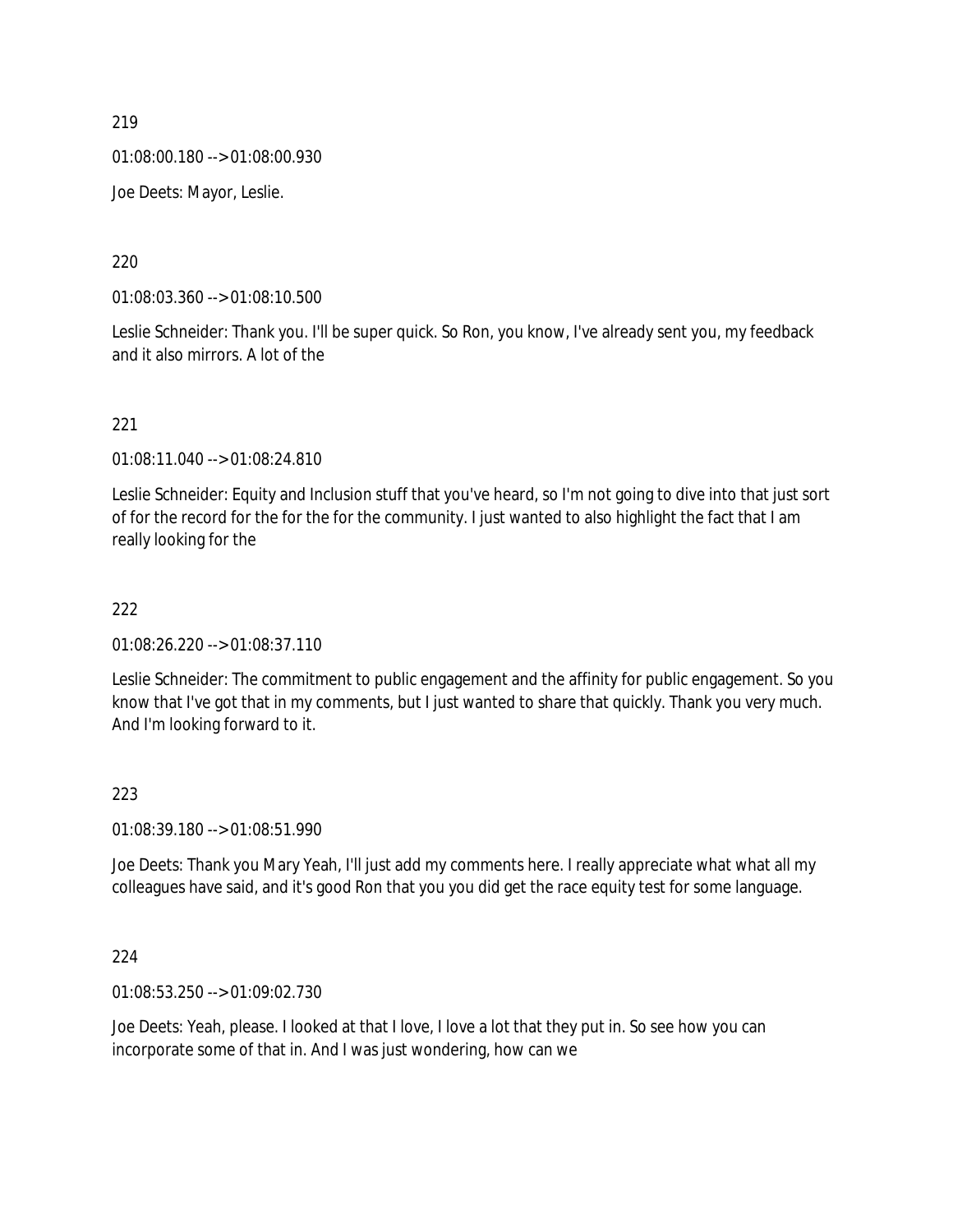219

01:08:00.180 --> 01:08:00.930

Joe Deets: Mayor, Leslie.

220

01:08:03.360 --> 01:08:10.500

Leslie Schneider: Thank you. I'll be super quick. So Ron, you know, I've already sent you, my feedback and it also mirrors. A lot of the

221

01:08:11.040 --> 01:08:24.810

Leslie Schneider: Equity and Inclusion stuff that you've heard, so I'm not going to dive into that just sort of for the record for the for the for the community. I just wanted to also highlight the fact that I am really looking for the

222

01:08:26.220 --> 01:08:37.110

Leslie Schneider: The commitment to public engagement and the affinity for public engagement. So you know that I've got that in my comments, but I just wanted to share that quickly. Thank you very much. And I'm looking forward to it.

223

01:08:39.180 --> 01:08:51.990

Joe Deets: Thank you Mary Yeah, I'll just add my comments here. I really appreciate what what all my colleagues have said, and it's good Ron that you you did get the race equity test for some language.

224

01:08:53.250 --> 01:09:02.730

Joe Deets: Yeah, please. I looked at that I love, I love a lot that they put in. So see how you can incorporate some of that in. And I was just wondering, how can we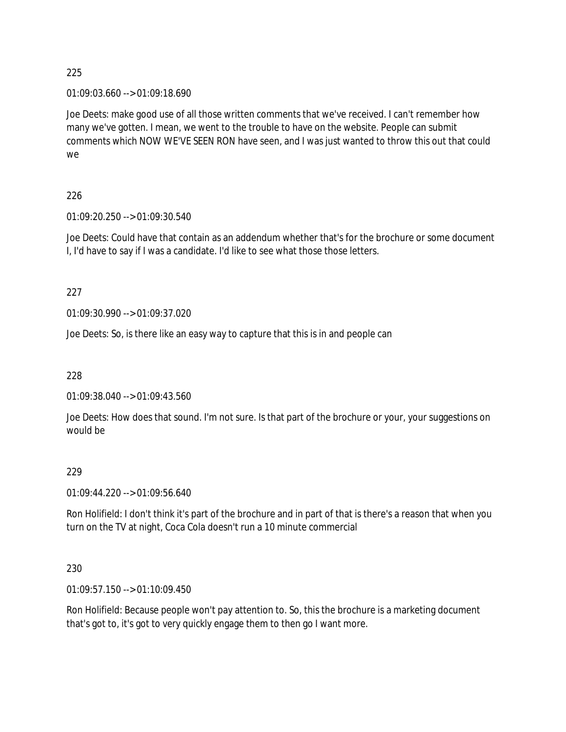225

01:09:03.660 --> 01:09:18.690

Joe Deets: make good use of all those written comments that we've received. I can't remember how many we've gotten. I mean, we went to the trouble to have on the website. People can submit comments which NOW WE'VE SEEN RON have seen, and I was just wanted to throw this out that could we

226

01:09:20.250 --> 01:09:30.540

Joe Deets: Could have that contain as an addendum whether that's for the brochure or some document I, I'd have to say if I was a candidate. I'd like to see what those those letters.

227

01:09:30.990 --> 01:09:37.020

Joe Deets: So, is there like an easy way to capture that this is in and people can

228

01:09:38.040 --> 01:09:43.560

Joe Deets: How does that sound. I'm not sure. Is that part of the brochure or your, your suggestions on would be

229

01:09:44.220 --> 01:09:56.640

Ron Holifield: I don't think it's part of the brochure and in part of that is there's a reason that when you turn on the TV at night, Coca Cola doesn't run a 10 minute commercial

230

01:09:57.150 --> 01:10:09.450

Ron Holifield: Because people won't pay attention to. So, this the brochure is a marketing document that's got to, it's got to very quickly engage them to then go I want more.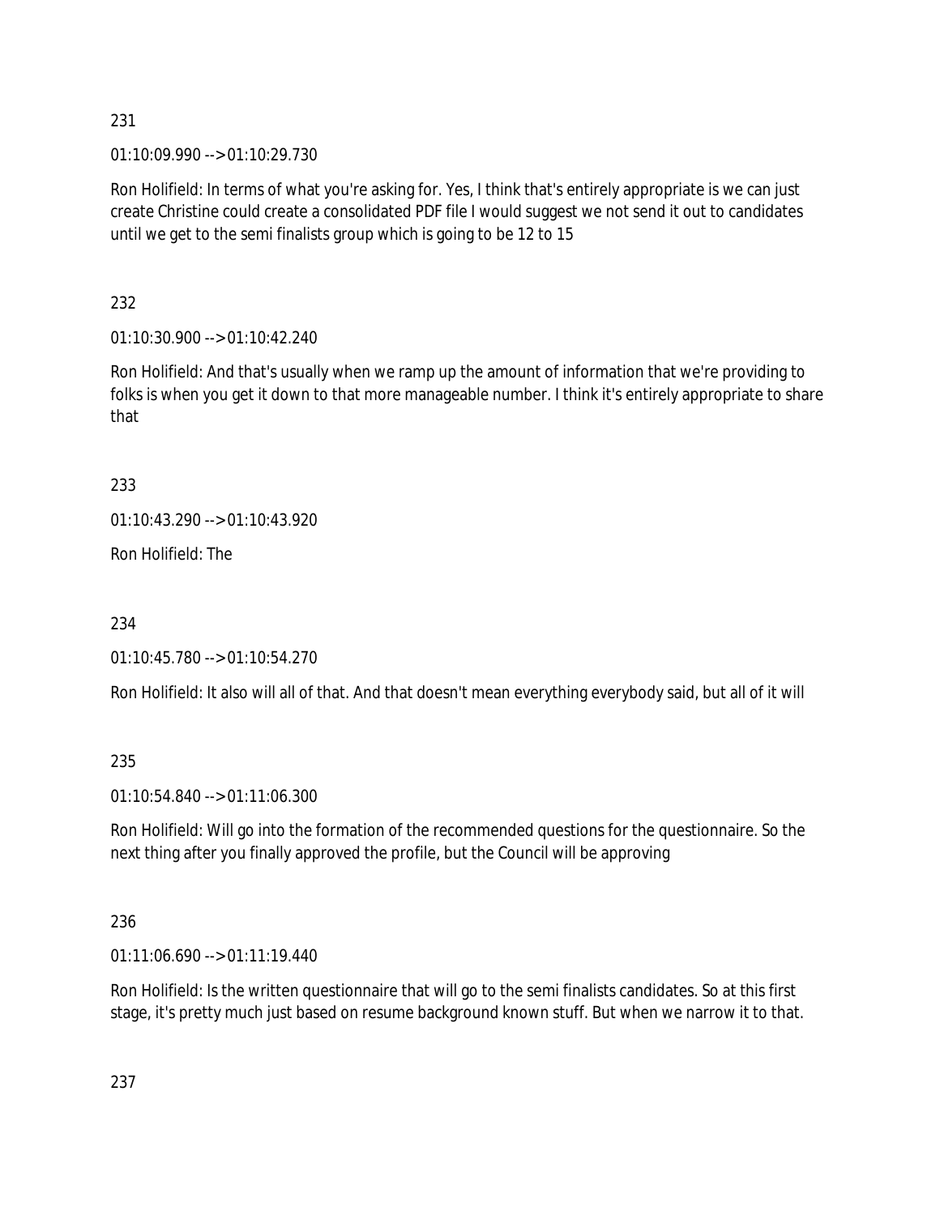231

01:10:09.990 --> 01:10:29.730

Ron Holifield: In terms of what you're asking for. Yes, I think that's entirely appropriate is we can just create Christine could create a consolidated PDF file I would suggest we not send it out to candidates until we get to the semi finalists group which is going to be 12 to 15

232

01:10:30.900 --> 01:10:42.240

Ron Holifield: And that's usually when we ramp up the amount of information that we're providing to folks is when you get it down to that more manageable number. I think it's entirely appropriate to share that

233

01:10:43.290 --> 01:10:43.920

Ron Holifield: The

234

01:10:45.780 --> 01:10:54.270

Ron Holifield: It also will all of that. And that doesn't mean everything everybody said, but all of it will

235

01:10:54.840 --> 01:11:06.300

Ron Holifield: Will go into the formation of the recommended questions for the questionnaire. So the next thing after you finally approved the profile, but the Council will be approving

236

01:11:06.690 --> 01:11:19.440

Ron Holifield: Is the written questionnaire that will go to the semi finalists candidates. So at this first stage, it's pretty much just based on resume background known stuff. But when we narrow it to that.

237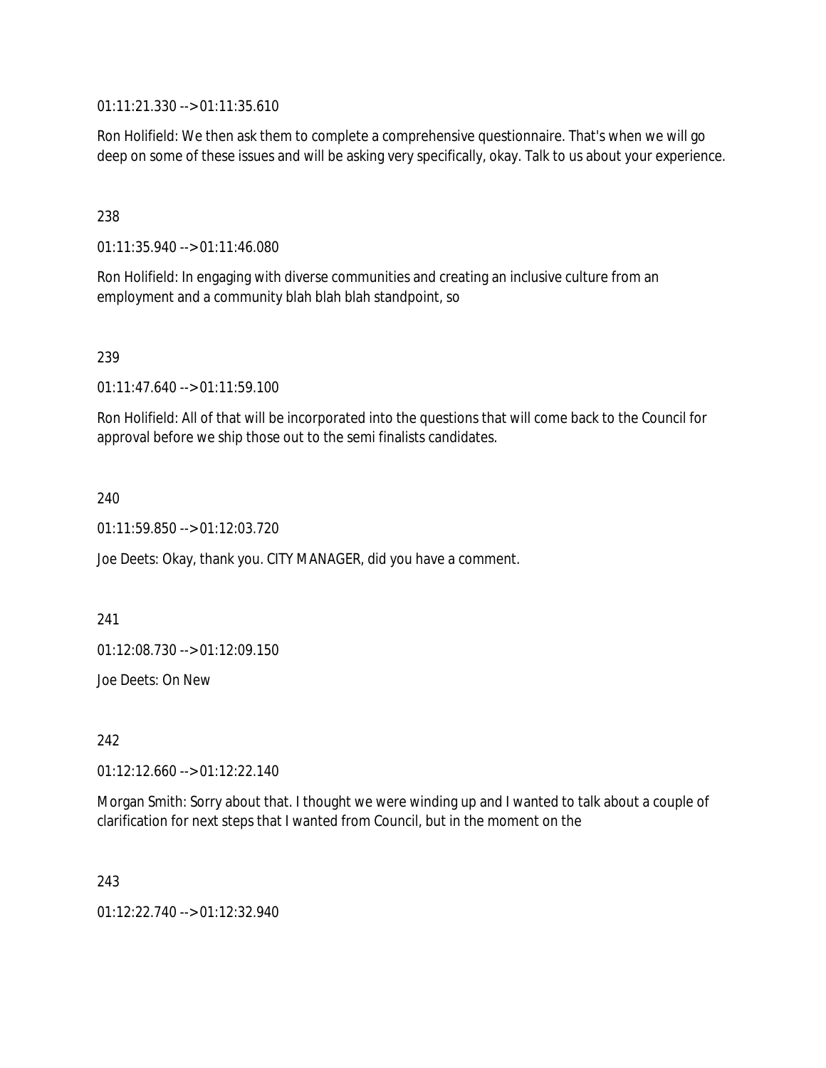01:11:21.330 --> 01:11:35.610

Ron Holifield: We then ask them to complete a comprehensive questionnaire. That's when we will go deep on some of these issues and will be asking very specifically, okay. Talk to us about your experience.

238

01:11:35.940 --> 01:11:46.080

Ron Holifield: In engaging with diverse communities and creating an inclusive culture from an employment and a community blah blah blah standpoint, so

239

01:11:47.640 --> 01:11:59.100

Ron Holifield: All of that will be incorporated into the questions that will come back to the Council for approval before we ship those out to the semi finalists candidates.

240

01:11:59.850 --> 01:12:03.720

Joe Deets: Okay, thank you. CITY MANAGER, did you have a comment.

241

01:12:08.730 --> 01:12:09.150

Joe Deets: On New

242

01:12:12.660 --> 01:12:22.140

Morgan Smith: Sorry about that. I thought we were winding up and I wanted to talk about a couple of clarification for next steps that I wanted from Council, but in the moment on the

243

01:12:22.740 --> 01:12:32.940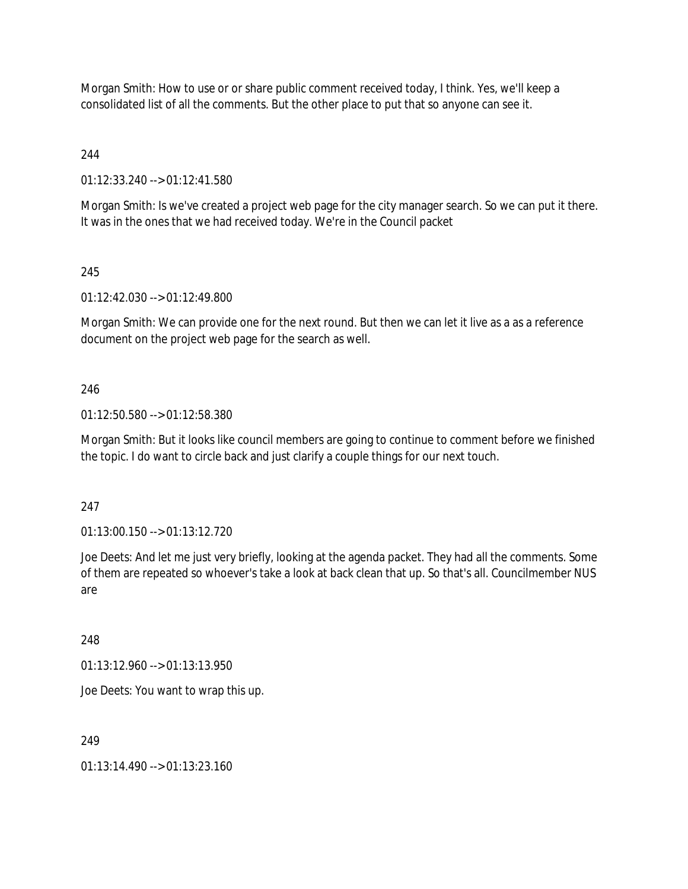Morgan Smith: How to use or or share public comment received today, I think. Yes, we'll keep a consolidated list of all the comments. But the other place to put that so anyone can see it.

244

01:12:33.240 --> 01:12:41.580

Morgan Smith: Is we've created a project web page for the city manager search. So we can put it there. It was in the ones that we had received today. We're in the Council packet

245

01:12:42.030 --> 01:12:49.800

Morgan Smith: We can provide one for the next round. But then we can let it live as a as a reference document on the project web page for the search as well.

246

01:12:50.580 --> 01:12:58.380

Morgan Smith: But it looks like council members are going to continue to comment before we finished the topic. I do want to circle back and just clarify a couple things for our next touch.

247

01:13:00.150 --> 01:13:12.720

Joe Deets: And let me just very briefly, looking at the agenda packet. They had all the comments. Some of them are repeated so whoever's take a look at back clean that up. So that's all. Councilmember NUS are

248

01:13:12.960 --> 01:13:13.950

Joe Deets: You want to wrap this up.

249

01:13:14.490 --> 01:13:23.160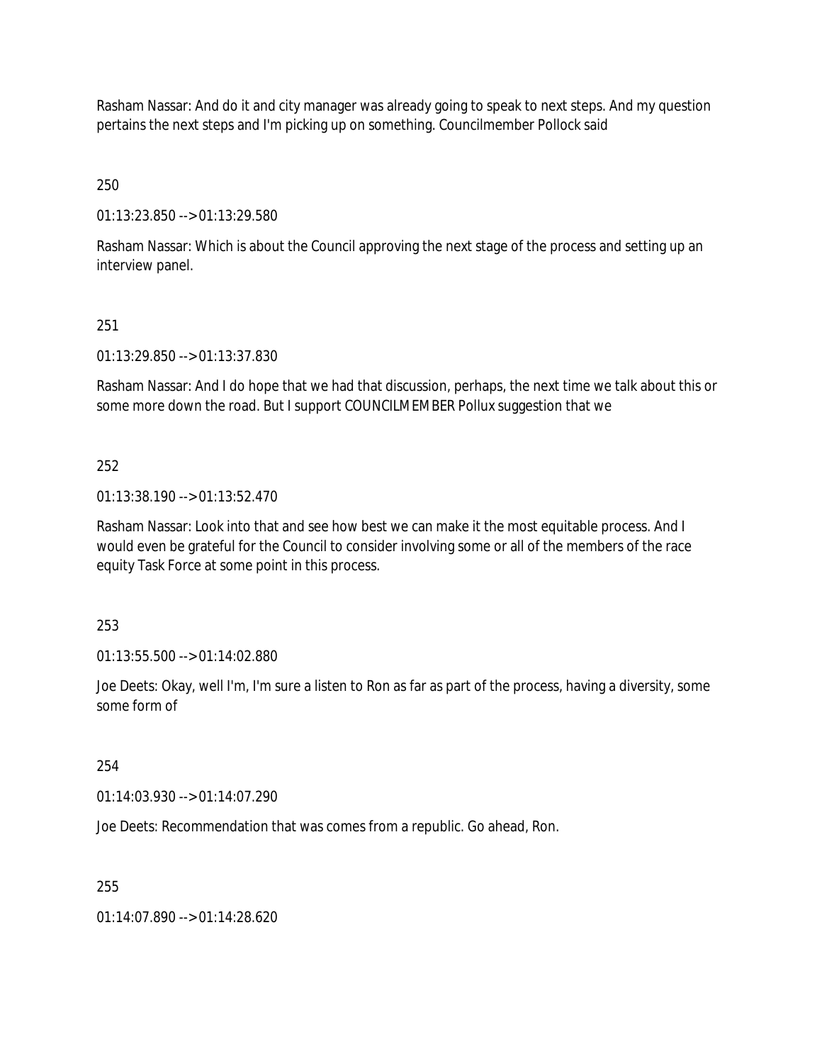Rasham Nassar: And do it and city manager was already going to speak to next steps. And my question pertains the next steps and I'm picking up on something. Councilmember Pollock said

250

01:13:23.850 --> 01:13:29.580

Rasham Nassar: Which is about the Council approving the next stage of the process and setting up an interview panel.

251

01:13:29.850 --> 01:13:37.830

Rasham Nassar: And I do hope that we had that discussion, perhaps, the next time we talk about this or some more down the road. But I support COUNCILMEMBER Pollux suggestion that we

252

01:13:38.190 --> 01:13:52.470

Rasham Nassar: Look into that and see how best we can make it the most equitable process. And I would even be grateful for the Council to consider involving some or all of the members of the race equity Task Force at some point in this process.

253

01:13:55.500 --> 01:14:02.880

Joe Deets: Okay, well I'm, I'm sure a listen to Ron as far as part of the process, having a diversity, some some form of

254

01:14:03.930 --> 01:14:07.290

Joe Deets: Recommendation that was comes from a republic. Go ahead, Ron.

255

01:14:07.890 --> 01:14:28.620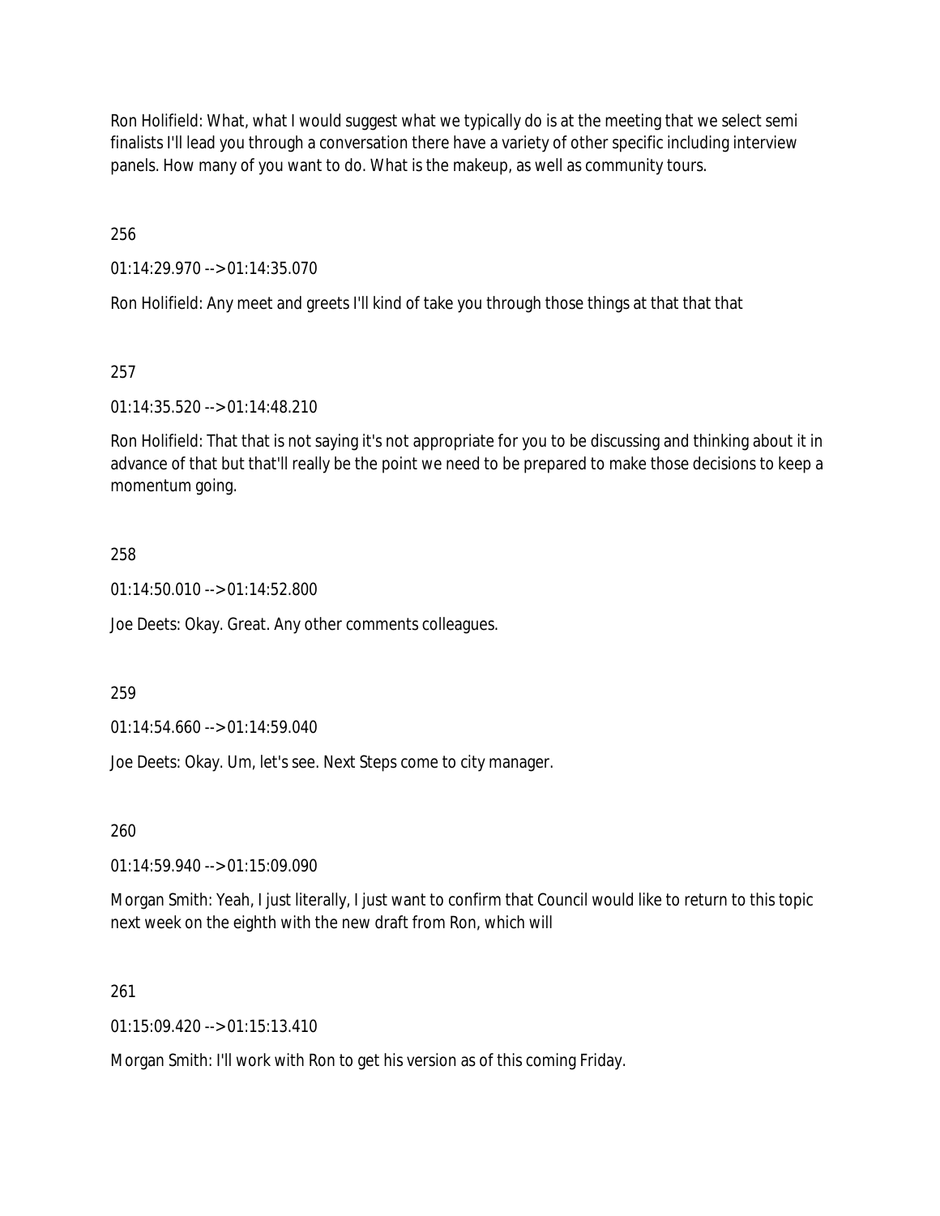Ron Holifield: What, what I would suggest what we typically do is at the meeting that we select semi finalists I'll lead you through a conversation there have a variety of other specific including interview panels. How many of you want to do. What is the makeup, as well as community tours.

256

01:14:29.970 --> 01:14:35.070

Ron Holifield: Any meet and greets I'll kind of take you through those things at that that that

257

01:14:35.520 --> 01:14:48.210

Ron Holifield: That that is not saying it's not appropriate for you to be discussing and thinking about it in advance of that but that'll really be the point we need to be prepared to make those decisions to keep a momentum going.

258

01:14:50.010 --> 01:14:52.800

Joe Deets: Okay. Great. Any other comments colleagues.

259

01:14:54.660 --> 01:14:59.040

Joe Deets: Okay. Um, let's see. Next Steps come to city manager.

260

01:14:59.940 --> 01:15:09.090

Morgan Smith: Yeah, I just literally, I just want to confirm that Council would like to return to this topic next week on the eighth with the new draft from Ron, which will

261

01:15:09.420 --> 01:15:13.410

Morgan Smith: I'll work with Ron to get his version as of this coming Friday.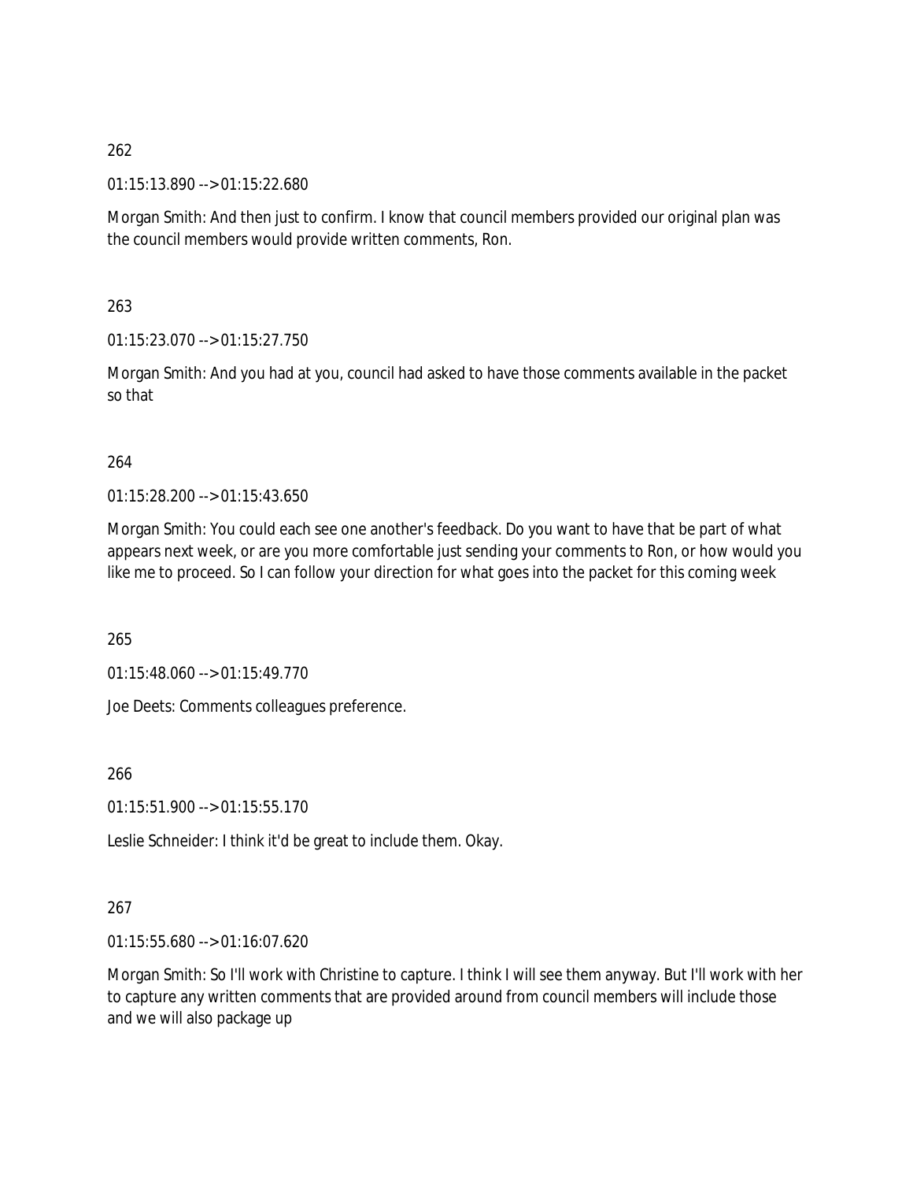262

01:15:13.890 --> 01:15:22.680

Morgan Smith: And then just to confirm. I know that council members provided our original plan was the council members would provide written comments, Ron.

263

01:15:23.070 --> 01:15:27.750

Morgan Smith: And you had at you, council had asked to have those comments available in the packet so that

264

01:15:28.200 --> 01:15:43.650

Morgan Smith: You could each see one another's feedback. Do you want to have that be part of what appears next week, or are you more comfortable just sending your comments to Ron, or how would you like me to proceed. So I can follow your direction for what goes into the packet for this coming week

265

01:15:48.060 --> 01:15:49.770

Joe Deets: Comments colleagues preference.

266

01:15:51.900 --> 01:15:55.170

Leslie Schneider: I think it'd be great to include them. Okay.

267

01:15:55.680 --> 01:16:07.620

Morgan Smith: So I'll work with Christine to capture. I think I will see them anyway. But I'll work with her to capture any written comments that are provided around from council members will include those and we will also package up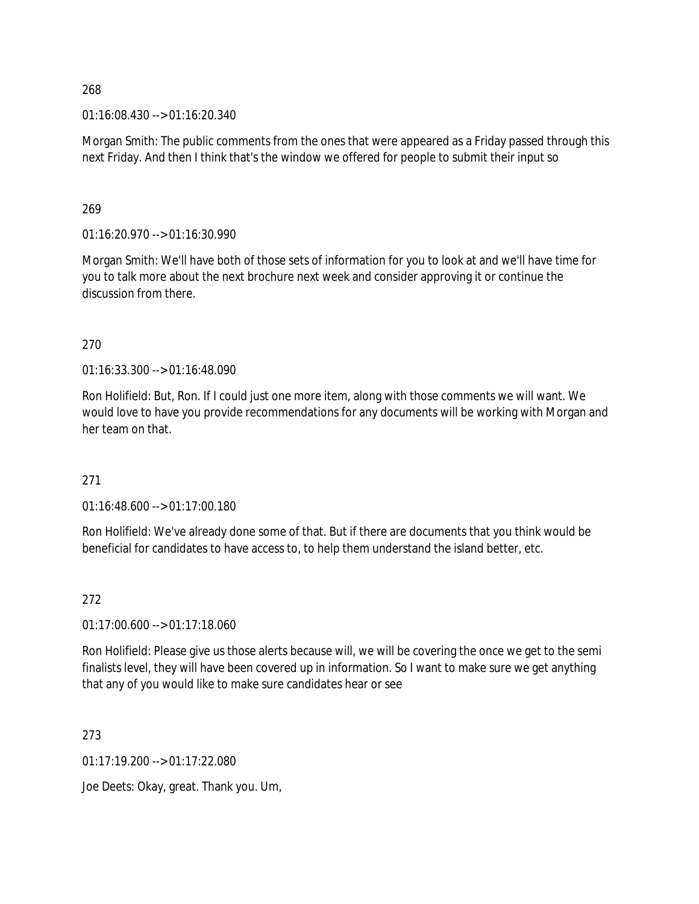268

01:16:08.430 --> 01:16:20.340

Morgan Smith: The public comments from the ones that were appeared as a Friday passed through this next Friday. And then I think that's the window we offered for people to submit their input so

269

01:16:20.970 --> 01:16:30.990

Morgan Smith: We'll have both of those sets of information for you to look at and we'll have time for you to talk more about the next brochure next week and consider approving it or continue the discussion from there.

270

01:16:33.300 --> 01:16:48.090

Ron Holifield: But, Ron. If I could just one more item, along with those comments we will want. We would love to have you provide recommendations for any documents will be working with Morgan and her team on that.

271

01:16:48.600 --> 01:17:00.180

Ron Holifield: We've already done some of that. But if there are documents that you think would be beneficial for candidates to have access to, to help them understand the island better, etc.

272

01:17:00.600 --> 01:17:18.060

Ron Holifield: Please give us those alerts because will, we will be covering the once we get to the semi finalists level, they will have been covered up in information. So I want to make sure we get anything that any of you would like to make sure candidates hear or see

273

01:17:19.200 --> 01:17:22.080

Joe Deets: Okay, great. Thank you. Um,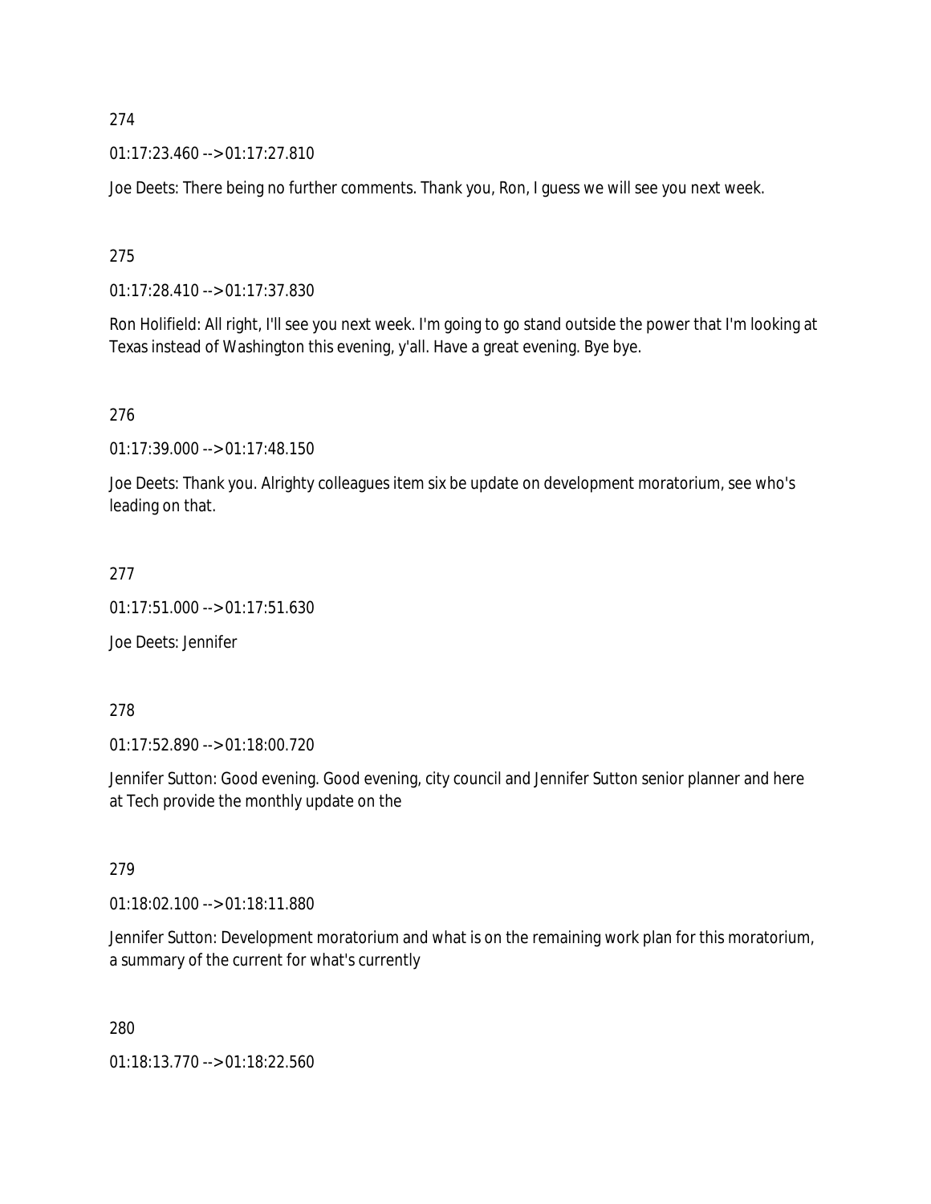274

01:17:23.460 --> 01:17:27.810

Joe Deets: There being no further comments. Thank you, Ron, I guess we will see you next week.

275

01:17:28.410 --> 01:17:37.830

Ron Holifield: All right, I'll see you next week. I'm going to go stand outside the power that I'm looking at Texas instead of Washington this evening, y'all. Have a great evening. Bye bye.

276

01:17:39.000 --> 01:17:48.150

Joe Deets: Thank you. Alrighty colleagues item six be update on development moratorium, see who's leading on that.

277

01:17:51.000 --> 01:17:51.630

Joe Deets: Jennifer

278

01:17:52.890 --> 01:18:00.720

Jennifer Sutton: Good evening. Good evening, city council and Jennifer Sutton senior planner and here at Tech provide the monthly update on the

279

01:18:02.100 --> 01:18:11.880

Jennifer Sutton: Development moratorium and what is on the remaining work plan for this moratorium, a summary of the current for what's currently

280

01:18:13.770 --> 01:18:22.560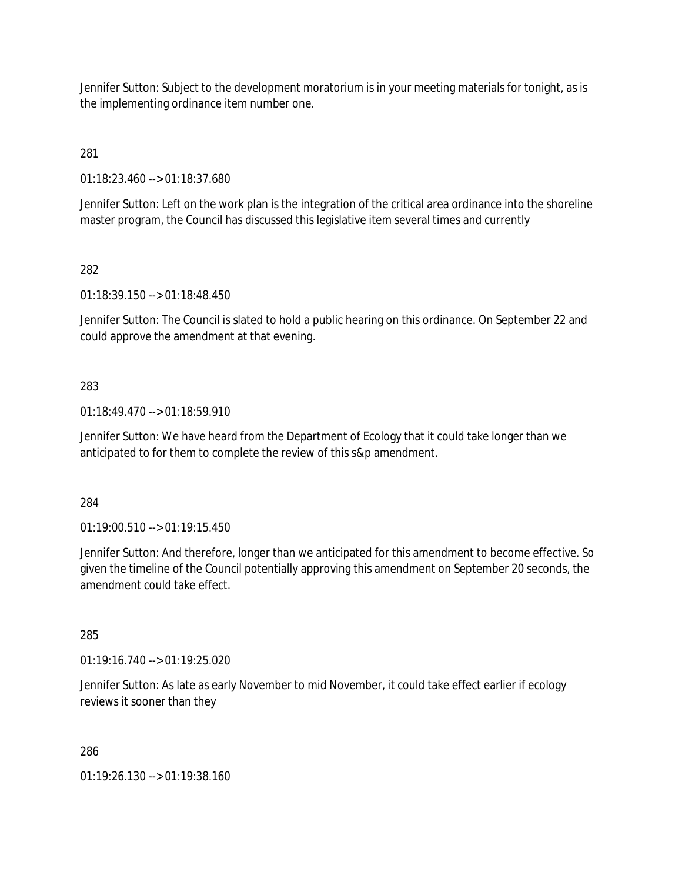Jennifer Sutton: Subject to the development moratorium is in your meeting materials for tonight, as is the implementing ordinance item number one.

281

01:18:23.460 --> 01:18:37.680

Jennifer Sutton: Left on the work plan is the integration of the critical area ordinance into the shoreline master program, the Council has discussed this legislative item several times and currently

282

01:18:39.150 --> 01:18:48.450

Jennifer Sutton: The Council is slated to hold a public hearing on this ordinance. On September 22 and could approve the amendment at that evening.

283

01:18:49.470 --> 01:18:59.910

Jennifer Sutton: We have heard from the Department of Ecology that it could take longer than we anticipated to for them to complete the review of this s&p amendment.

284

01:19:00.510 --> 01:19:15.450

Jennifer Sutton: And therefore, longer than we anticipated for this amendment to become effective. So given the timeline of the Council potentially approving this amendment on September 20 seconds, the amendment could take effect.

285

01:19:16.740 --> 01:19:25.020

Jennifer Sutton: As late as early November to mid November, it could take effect earlier if ecology reviews it sooner than they

286

01:19:26.130 --> 01:19:38.160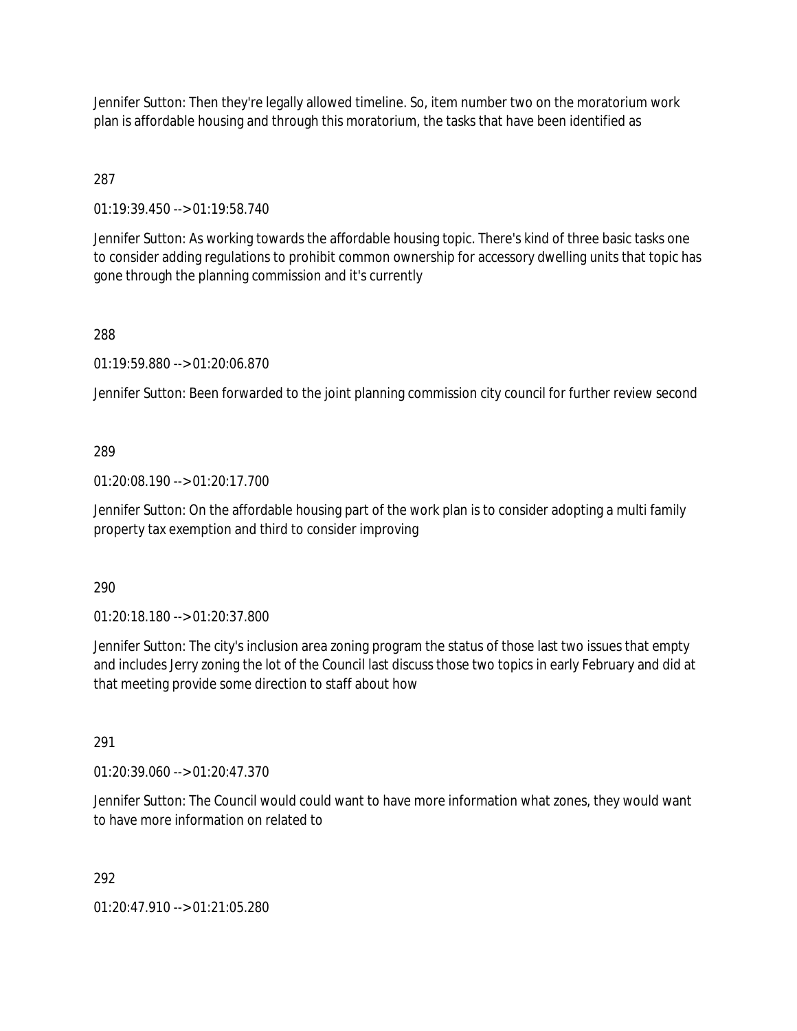Jennifer Sutton: Then they're legally allowed timeline. So, item number two on the moratorium work plan is affordable housing and through this moratorium, the tasks that have been identified as

287

01:19:39.450 --> 01:19:58.740

Jennifer Sutton: As working towards the affordable housing topic. There's kind of three basic tasks one to consider adding regulations to prohibit common ownership for accessory dwelling units that topic has gone through the planning commission and it's currently

288

01:19:59.880 --> 01:20:06.870

Jennifer Sutton: Been forwarded to the joint planning commission city council for further review second

289

01:20:08.190 --> 01:20:17.700

Jennifer Sutton: On the affordable housing part of the work plan is to consider adopting a multi family property tax exemption and third to consider improving

290

01:20:18.180 --> 01:20:37.800

Jennifer Sutton: The city's inclusion area zoning program the status of those last two issues that empty and includes Jerry zoning the lot of the Council last discuss those two topics in early February and did at that meeting provide some direction to staff about how

291

01:20:39.060 --> 01:20:47.370

Jennifer Sutton: The Council would could want to have more information what zones, they would want to have more information on related to

292

01:20:47.910 --> 01:21:05.280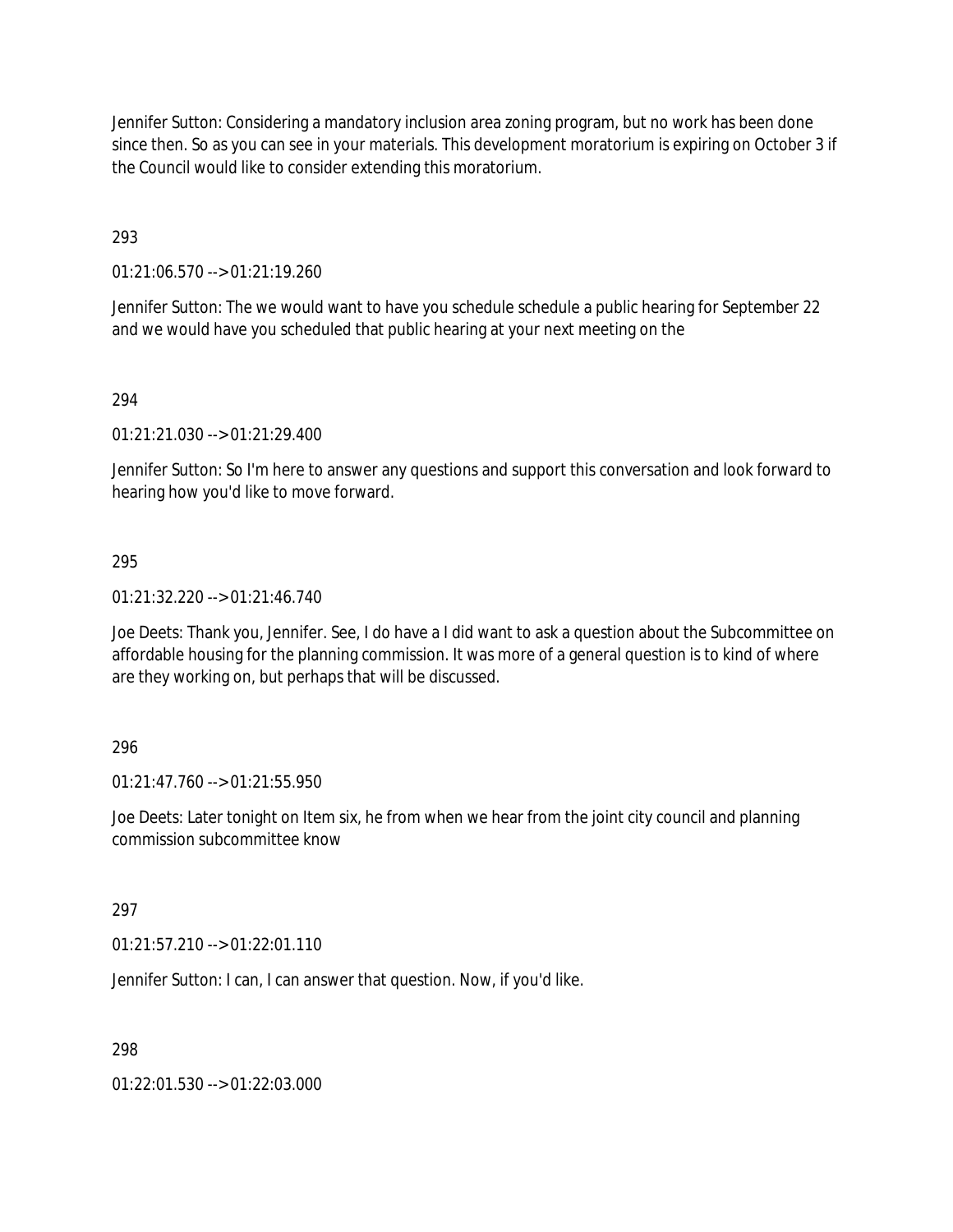Jennifer Sutton: Considering a mandatory inclusion area zoning program, but no work has been done since then. So as you can see in your materials. This development moratorium is expiring on October 3 if the Council would like to consider extending this moratorium.

293

01:21:06.570 --> 01:21:19.260

Jennifer Sutton: The we would want to have you schedule schedule a public hearing for September 22 and we would have you scheduled that public hearing at your next meeting on the

294

01:21:21.030 --> 01:21:29.400

Jennifer Sutton: So I'm here to answer any questions and support this conversation and look forward to hearing how you'd like to move forward.

295

01:21:32.220 --> 01:21:46.740

Joe Deets: Thank you, Jennifer. See, I do have a I did want to ask a question about the Subcommittee on affordable housing for the planning commission. It was more of a general question is to kind of where are they working on, but perhaps that will be discussed.

296

01:21:47.760 --> 01:21:55.950

Joe Deets: Later tonight on Item six, he from when we hear from the joint city council and planning commission subcommittee know

297

01:21:57.210 --> 01:22:01.110

Jennifer Sutton: I can, I can answer that question. Now, if you'd like.

298

01:22:01.530 --> 01:22:03.000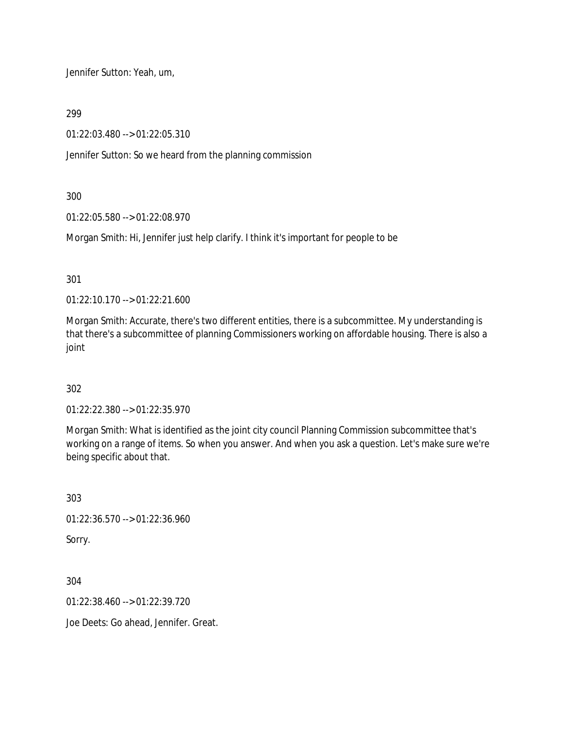Jennifer Sutton: Yeah, um,

299

01:22:03.480 --> 01:22:05.310

Jennifer Sutton: So we heard from the planning commission

300

01:22:05.580 --> 01:22:08.970

Morgan Smith: Hi, Jennifer just help clarify. I think it's important for people to be

301

01:22:10.170 --> 01:22:21.600

Morgan Smith: Accurate, there's two different entities, there is a subcommittee. My understanding is that there's a subcommittee of planning Commissioners working on affordable housing. There is also a joint

302

01:22:22.380 --> 01:22:35.970

Morgan Smith: What is identified as the joint city council Planning Commission subcommittee that's working on a range of items. So when you answer. And when you ask a question. Let's make sure we're being specific about that.

303

01:22:36.570 --> 01:22:36.960

Sorry.

304

01:22:38.460 --> 01:22:39.720

Joe Deets: Go ahead, Jennifer. Great.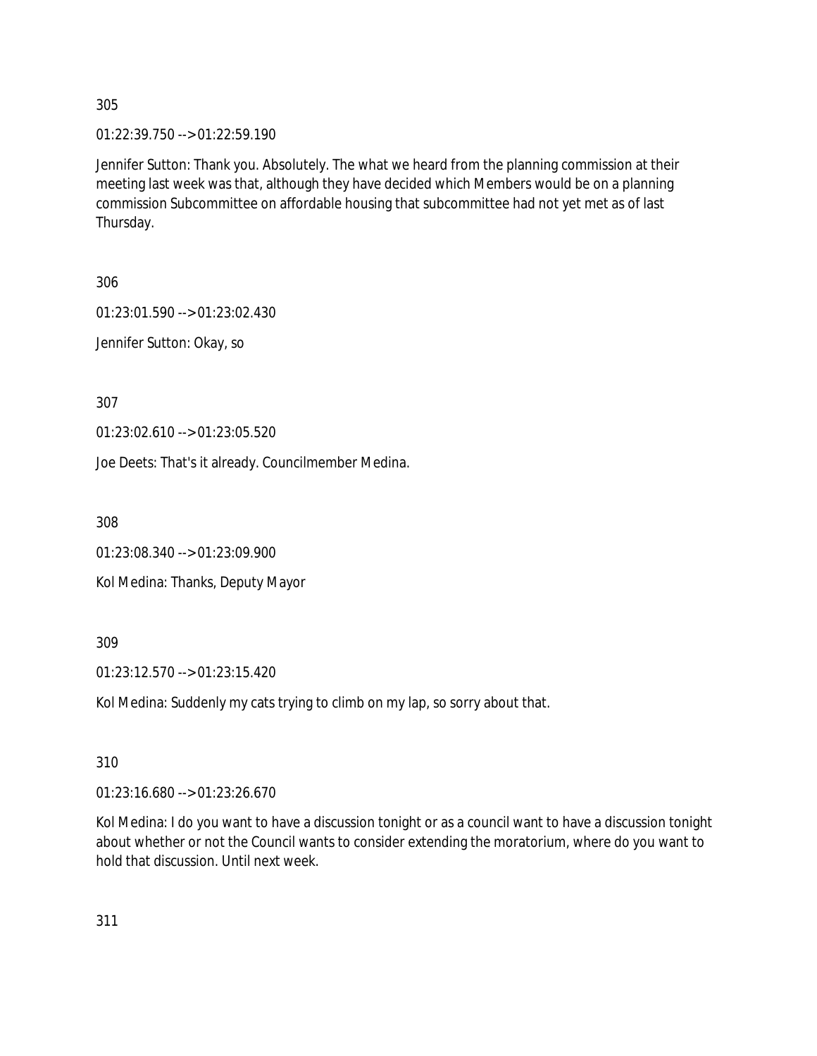305

01:22:39.750 --> 01:22:59.190

Jennifer Sutton: Thank you. Absolutely. The what we heard from the planning commission at their meeting last week was that, although they have decided which Members would be on a planning commission Subcommittee on affordable housing that subcommittee had not yet met as of last Thursday.

306

01:23:01.590 --> 01:23:02.430

Jennifer Sutton: Okay, so

307

01:23:02.610 --> 01:23:05.520

Joe Deets: That's it already. Councilmember Medina.

308

01:23:08.340 --> 01:23:09.900

Kol Medina: Thanks, Deputy Mayor

309

01:23:12.570 --> 01:23:15.420

Kol Medina: Suddenly my cats trying to climb on my lap, so sorry about that.

310

01:23:16.680 --> 01:23:26.670

Kol Medina: I do you want to have a discussion tonight or as a council want to have a discussion tonight about whether or not the Council wants to consider extending the moratorium, where do you want to hold that discussion. Until next week.

311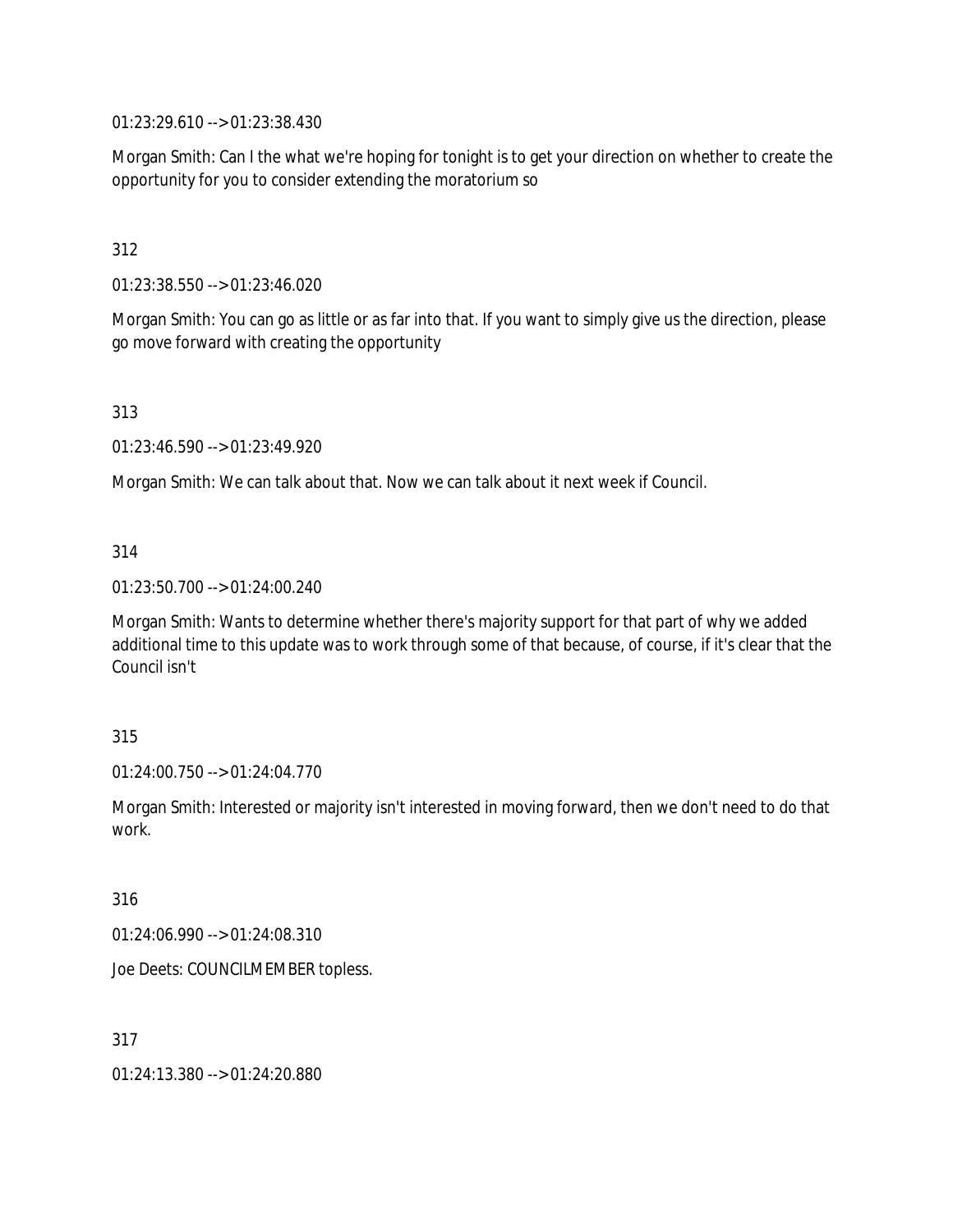01:23:29.610 --> 01:23:38.430

Morgan Smith: Can I the what we're hoping for tonight is to get your direction on whether to create the opportunity for you to consider extending the moratorium so

312

01:23:38.550 --> 01:23:46.020

Morgan Smith: You can go as little or as far into that. If you want to simply give us the direction, please go move forward with creating the opportunity

313

01:23:46.590 --> 01:23:49.920

Morgan Smith: We can talk about that. Now we can talk about it next week if Council.

314

01:23:50.700 --> 01:24:00.240

Morgan Smith: Wants to determine whether there's majority support for that part of why we added additional time to this update was to work through some of that because, of course, if it's clear that the Council isn't

315

01:24:00.750 --> 01:24:04.770

Morgan Smith: Interested or majority isn't interested in moving forward, then we don't need to do that work.

316

01:24:06.990 --> 01:24:08.310

Joe Deets: COUNCILMEMBER topless.

317

01:24:13.380 --> 01:24:20.880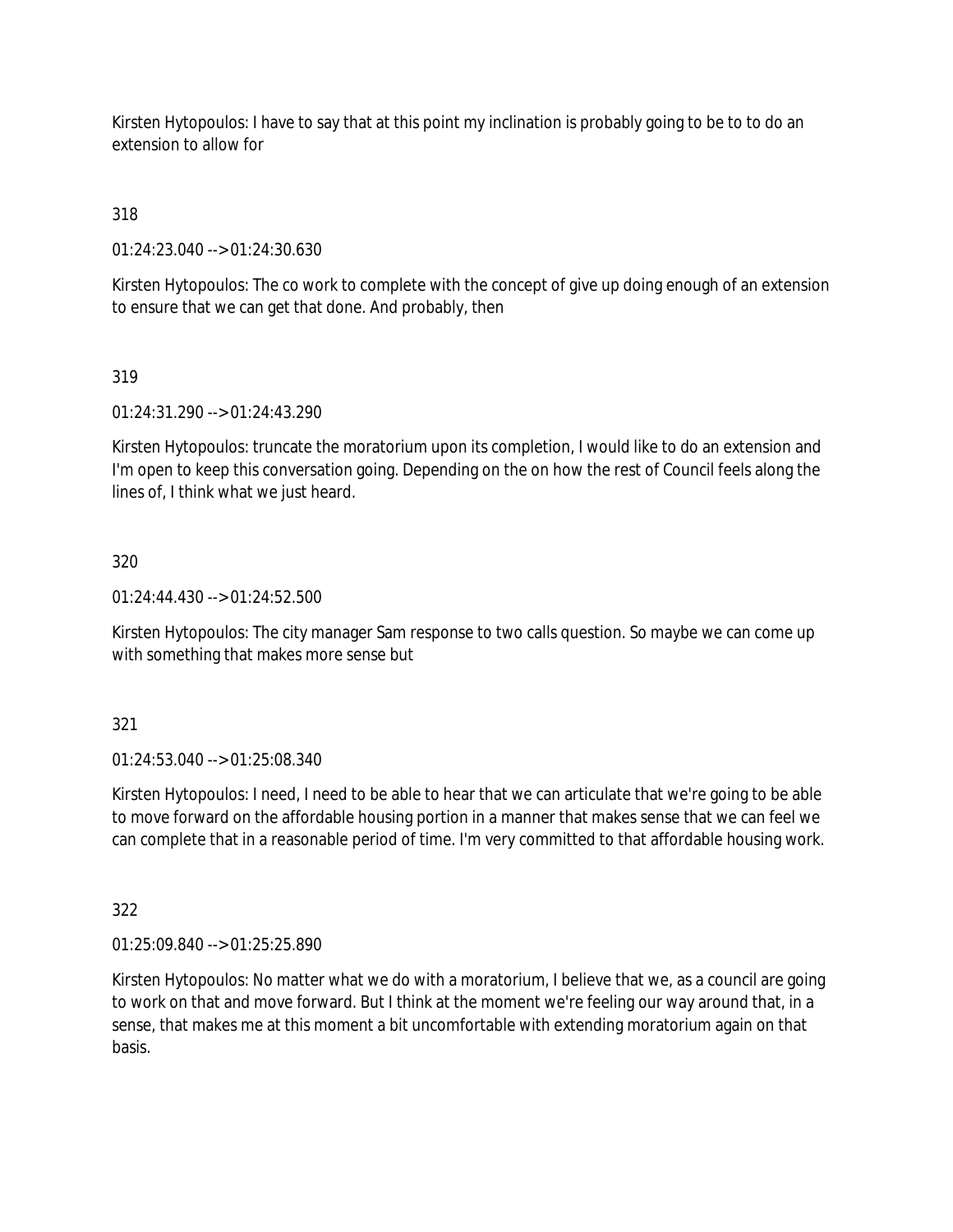Kirsten Hytopoulos: I have to say that at this point my inclination is probably going to be to to do an extension to allow for

318

01:24:23.040 --> 01:24:30.630

Kirsten Hytopoulos: The co work to complete with the concept of give up doing enough of an extension to ensure that we can get that done. And probably, then

319

01:24:31.290 --> 01:24:43.290

Kirsten Hytopoulos: truncate the moratorium upon its completion, I would like to do an extension and I'm open to keep this conversation going. Depending on the on how the rest of Council feels along the lines of, I think what we just heard.

320

01:24:44.430 --> 01:24:52.500

Kirsten Hytopoulos: The city manager Sam response to two calls question. So maybe we can come up with something that makes more sense but

321

01:24:53.040 --> 01:25:08.340

Kirsten Hytopoulos: I need, I need to be able to hear that we can articulate that we're going to be able to move forward on the affordable housing portion in a manner that makes sense that we can feel we can complete that in a reasonable period of time. I'm very committed to that affordable housing work.

322

01:25:09.840 --> 01:25:25.890

Kirsten Hytopoulos: No matter what we do with a moratorium, I believe that we, as a council are going to work on that and move forward. But I think at the moment we're feeling our way around that, in a sense, that makes me at this moment a bit uncomfortable with extending moratorium again on that basis.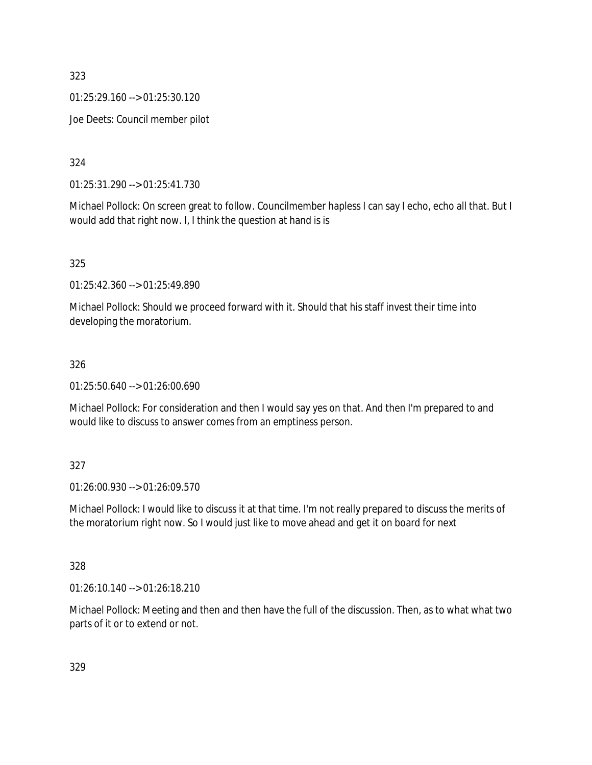323

01:25:29.160 --> 01:25:30.120

Joe Deets: Council member pilot

324

01:25:31.290 --> 01:25:41.730

Michael Pollock: On screen great to follow. Councilmember hapless I can say I echo, echo all that. But I would add that right now. I, I think the question at hand is is

325

01:25:42.360 --> 01:25:49.890

Michael Pollock: Should we proceed forward with it. Should that his staff invest their time into developing the moratorium.

326

01:25:50.640 --> 01:26:00.690

Michael Pollock: For consideration and then I would say yes on that. And then I'm prepared to and would like to discuss to answer comes from an emptiness person.

327

01:26:00.930 --> 01:26:09.570

Michael Pollock: I would like to discuss it at that time. I'm not really prepared to discuss the merits of the moratorium right now. So I would just like to move ahead and get it on board for next

328

01:26:10.140 --> 01:26:18.210

Michael Pollock: Meeting and then and then have the full of the discussion. Then, as to what what two parts of it or to extend or not.

329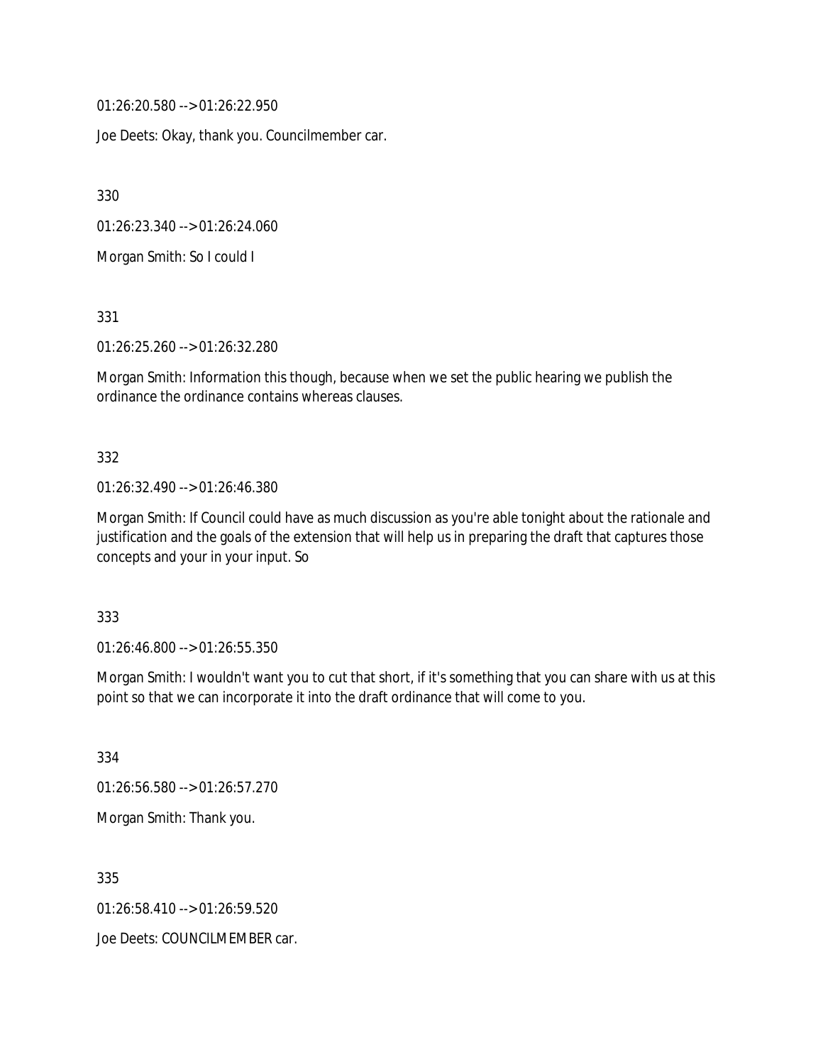01:26:20.580 --> 01:26:22.950

Joe Deets: Okay, thank you. Councilmember car.

330

01:26:23.340 --> 01:26:24.060

Morgan Smith: So I could I

331

01:26:25.260 --> 01:26:32.280

Morgan Smith: Information this though, because when we set the public hearing we publish the ordinance the ordinance contains whereas clauses.

332

01:26:32.490 --> 01:26:46.380

Morgan Smith: If Council could have as much discussion as you're able tonight about the rationale and justification and the goals of the extension that will help us in preparing the draft that captures those concepts and your in your input. So

333

01:26:46.800 --> 01:26:55.350

Morgan Smith: I wouldn't want you to cut that short, if it's something that you can share with us at this point so that we can incorporate it into the draft ordinance that will come to you.

334

01:26:56.580 --> 01:26:57.270

Morgan Smith: Thank you.

335

01:26:58.410 --> 01:26:59.520

Joe Deets: COUNCILMEMBER car.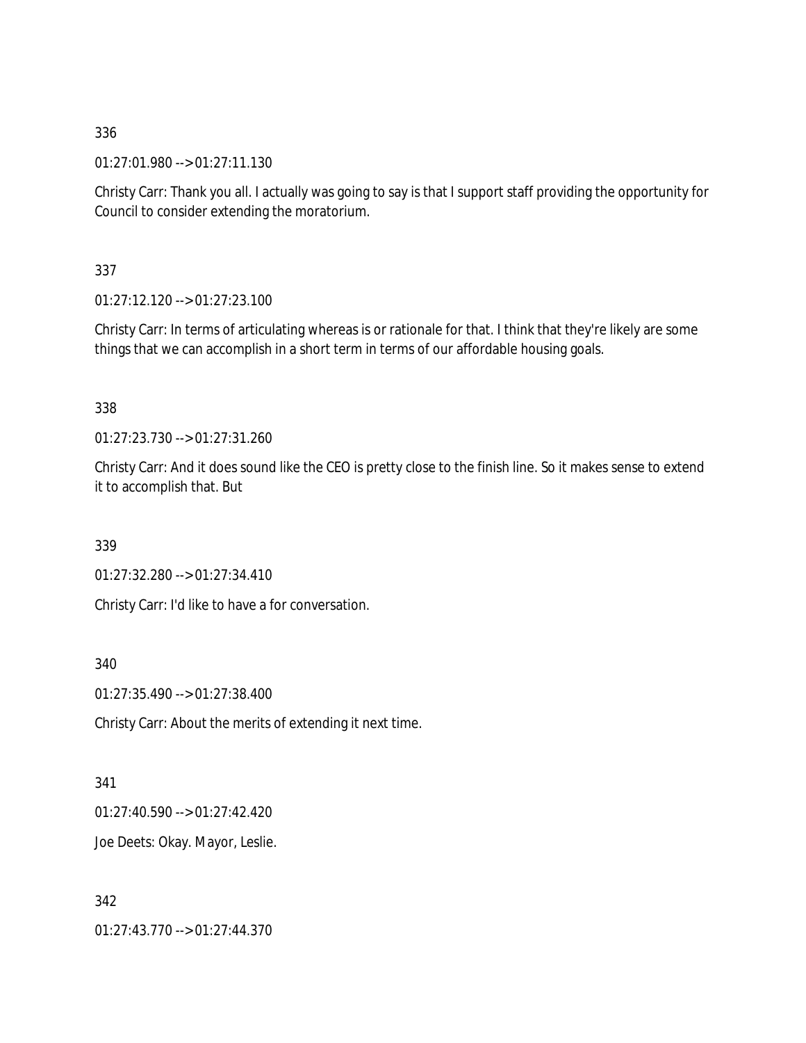336

01:27:01.980 --> 01:27:11.130

Christy Carr: Thank you all. I actually was going to say is that I support staff providing the opportunity for Council to consider extending the moratorium.

337

01:27:12.120 --> 01:27:23.100

Christy Carr: In terms of articulating whereas is or rationale for that. I think that they're likely are some things that we can accomplish in a short term in terms of our affordable housing goals.

338

01:27:23.730 --> 01:27:31.260

Christy Carr: And it does sound like the CEO is pretty close to the finish line. So it makes sense to extend it to accomplish that. But

339

01:27:32.280 --> 01:27:34.410

Christy Carr: I'd like to have a for conversation.

340

01:27:35.490 --> 01:27:38.400

Christy Carr: About the merits of extending it next time.

341

01:27:40.590 --> 01:27:42.420

Joe Deets: Okay. Mayor, Leslie.

342

01:27:43.770 --> 01:27:44.370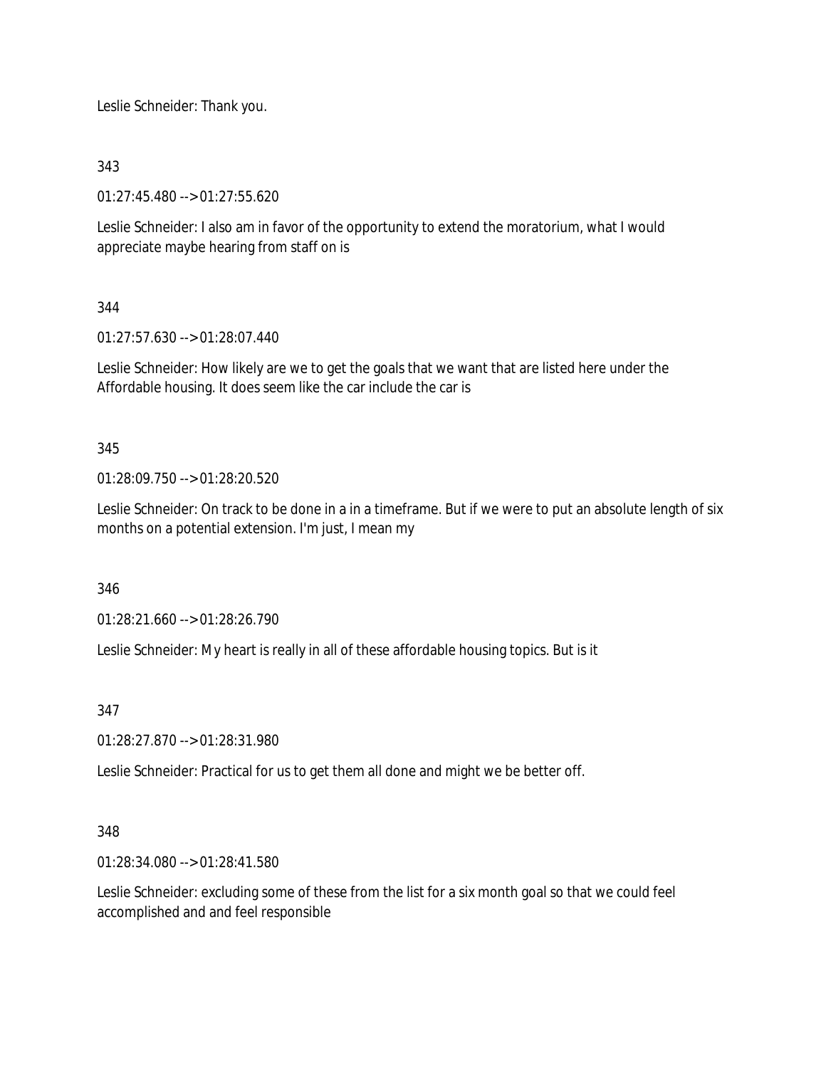Leslie Schneider: Thank you.

343

01:27:45.480 --> 01:27:55.620

Leslie Schneider: I also am in favor of the opportunity to extend the moratorium, what I would appreciate maybe hearing from staff on is

344

01:27:57.630 --> 01:28:07.440

Leslie Schneider: How likely are we to get the goals that we want that are listed here under the Affordable housing. It does seem like the car include the car is

345

01:28:09.750 --> 01:28:20.520

Leslie Schneider: On track to be done in a in a timeframe. But if we were to put an absolute length of six months on a potential extension. I'm just, I mean my

346

01:28:21.660 --> 01:28:26.790

Leslie Schneider: My heart is really in all of these affordable housing topics. But is it

347

01:28:27.870 --> 01:28:31.980

Leslie Schneider: Practical for us to get them all done and might we be better off.

348

01:28:34.080 --> 01:28:41.580

Leslie Schneider: excluding some of these from the list for a six month goal so that we could feel accomplished and and feel responsible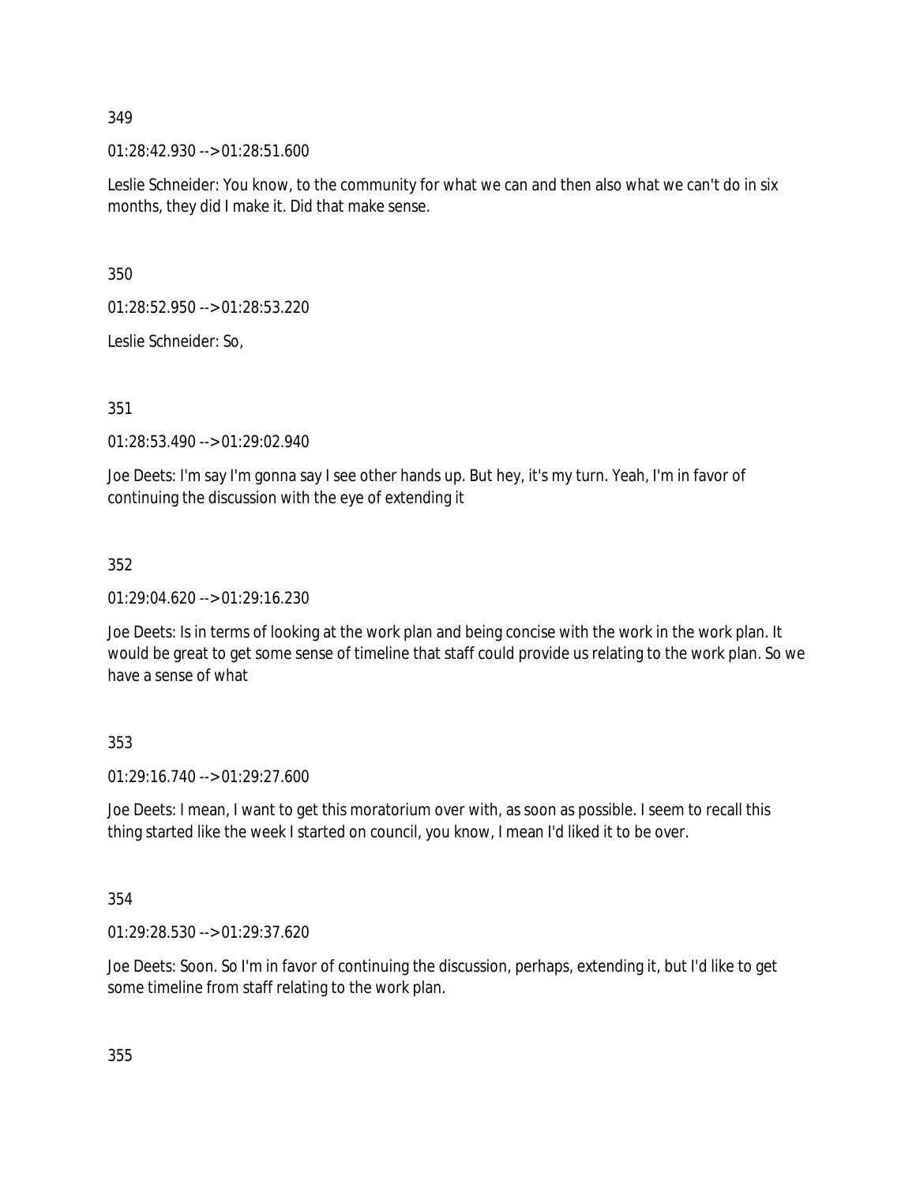349

01:28:42.930 --> 01:28:51.600

Leslie Schneider: You know, to the community for what we can and then also what we can't do in six months, they did I make it. Did that make sense.

350

01:28:52.950 --> 01:28:53.220

Leslie Schneider: So,

351

01:28:53.490 --> 01:29:02.940

Joe Deets: I'm say I'm gonna say I see other hands up. But hey, it's my turn. Yeah, I'm in favor of continuing the discussion with the eye of extending it

352

01:29:04.620 --> 01:29:16.230

Joe Deets: Is in terms of looking at the work plan and being concise with the work in the work plan. It would be great to get some sense of timeline that staff could provide us relating to the work plan. So we have a sense of what

353

01:29:16.740 --> 01:29:27.600

Joe Deets: I mean, I want to get this moratorium over with, as soon as possible. I seem to recall this thing started like the week I started on council, you know, I mean I'd liked it to be over.

354

01:29:28.530 --> 01:29:37.620

Joe Deets: Soon. So I'm in favor of continuing the discussion, perhaps, extending it, but I'd like to get some timeline from staff relating to the work plan.

355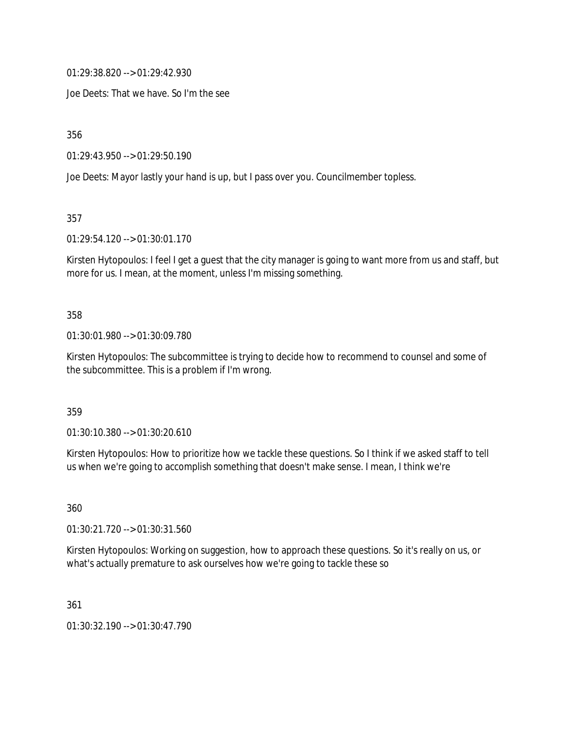01:29:38.820 --> 01:29:42.930

Joe Deets: That we have. So I'm the see

356

01:29:43.950 --> 01:29:50.190

Joe Deets: Mayor lastly your hand is up, but I pass over you. Councilmember topless.

357

01:29:54.120 --> 01:30:01.170

Kirsten Hytopoulos: I feel I get a guest that the city manager is going to want more from us and staff, but more for us. I mean, at the moment, unless I'm missing something.

358

01:30:01.980 --> 01:30:09.780

Kirsten Hytopoulos: The subcommittee is trying to decide how to recommend to counsel and some of the subcommittee. This is a problem if I'm wrong.

359

01:30:10.380 --> 01:30:20.610

Kirsten Hytopoulos: How to prioritize how we tackle these questions. So I think if we asked staff to tell us when we're going to accomplish something that doesn't make sense. I mean, I think we're

360

01:30:21.720 --> 01:30:31.560

Kirsten Hytopoulos: Working on suggestion, how to approach these questions. So it's really on us, or what's actually premature to ask ourselves how we're going to tackle these so

361

01:30:32.190 --> 01:30:47.790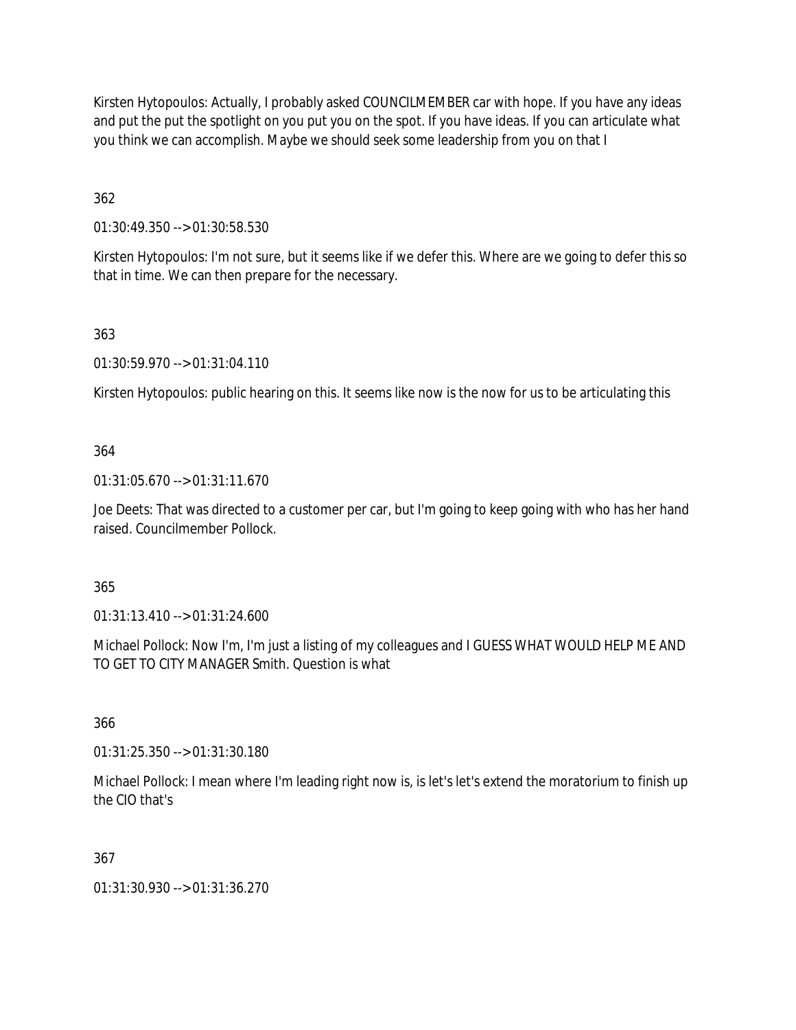Kirsten Hytopoulos: Actually, I probably asked COUNCILMEMBER car with hope. If you have any ideas and put the put the spotlight on you put you on the spot. If you have ideas. If you can articulate what you think we can accomplish. Maybe we should seek some leadership from you on that I

362

01:30:49.350 --> 01:30:58.530

Kirsten Hytopoulos: I'm not sure, but it seems like if we defer this. Where are we going to defer this so that in time. We can then prepare for the necessary.

363

01:30:59.970 --> 01:31:04.110

Kirsten Hytopoulos: public hearing on this. It seems like now is the now for us to be articulating this

364

01:31:05.670 --> 01:31:11.670

Joe Deets: That was directed to a customer per car, but I'm going to keep going with who has her hand raised. Councilmember Pollock.

365

01:31:13.410 --> 01:31:24.600

Michael Pollock: Now I'm, I'm just a listing of my colleagues and I GUESS WHAT WOULD HELP ME AND TO GET TO CITY MANAGER Smith. Question is what

366

01:31:25.350 --> 01:31:30.180

Michael Pollock: I mean where I'm leading right now is, is let's let's extend the moratorium to finish up the CIO that's

367

01:31:30.930 --> 01:31:36.270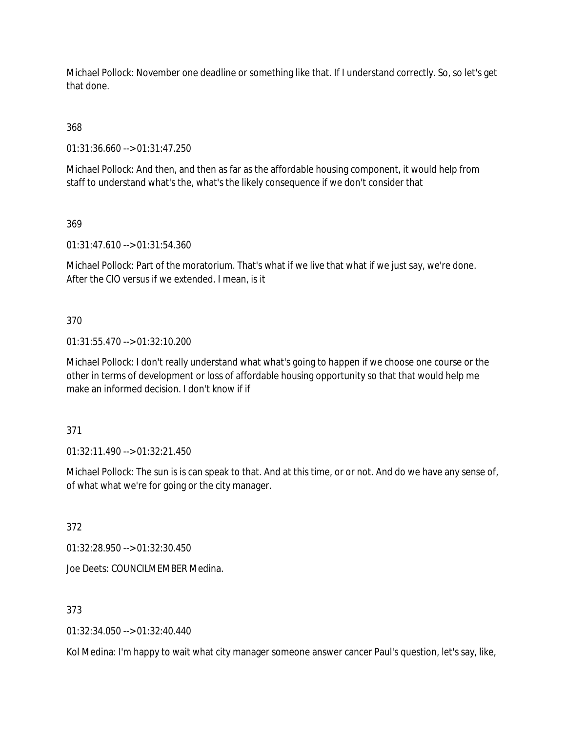Michael Pollock: November one deadline or something like that. If I understand correctly. So, so let's get that done.

368

01:31:36.660 --> 01:31:47.250

Michael Pollock: And then, and then as far as the affordable housing component, it would help from staff to understand what's the, what's the likely consequence if we don't consider that

369

01:31:47.610 --> 01:31:54.360

Michael Pollock: Part of the moratorium. That's what if we live that what if we just say, we're done. After the CIO versus if we extended. I mean, is it

370

01:31:55.470 --> 01:32:10.200

Michael Pollock: I don't really understand what what's going to happen if we choose one course or the other in terms of development or loss of affordable housing opportunity so that that would help me make an informed decision. I don't know if if

371

01:32:11.490 --> 01:32:21.450

Michael Pollock: The sun is is can speak to that. And at this time, or or not. And do we have any sense of, of what what we're for going or the city manager.

372

01:32:28.950 --> 01:32:30.450

Joe Deets: COUNCILMEMBER Medina.

373

01:32:34.050 --> 01:32:40.440

Kol Medina: I'm happy to wait what city manager someone answer cancer Paul's question, let's say, like,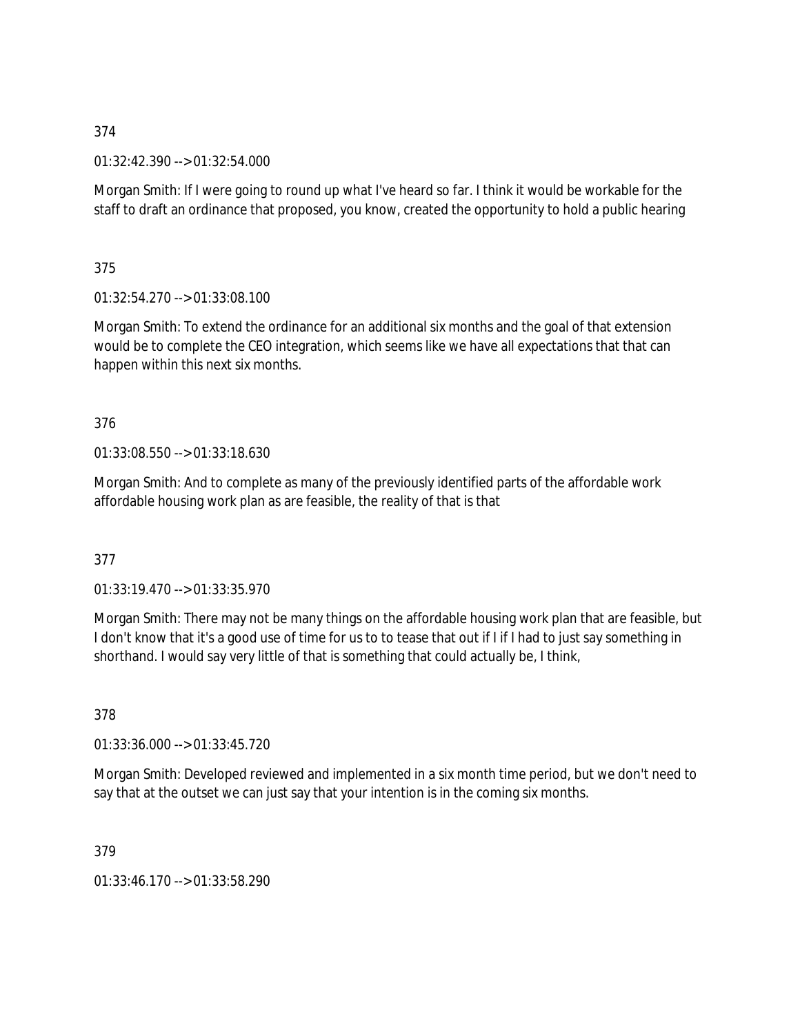374

01:32:42.390 --> 01:32:54.000

Morgan Smith: If I were going to round up what I've heard so far. I think it would be workable for the staff to draft an ordinance that proposed, you know, created the opportunity to hold a public hearing

375

01:32:54.270 --> 01:33:08.100

Morgan Smith: To extend the ordinance for an additional six months and the goal of that extension would be to complete the CEO integration, which seems like we have all expectations that that can happen within this next six months.

376

01:33:08.550 --> 01:33:18.630

Morgan Smith: And to complete as many of the previously identified parts of the affordable work affordable housing work plan as are feasible, the reality of that is that

377

01:33:19.470 --> 01:33:35.970

Morgan Smith: There may not be many things on the affordable housing work plan that are feasible, but I don't know that it's a good use of time for us to to tease that out if I if I had to just say something in shorthand. I would say very little of that is something that could actually be, I think,

378

01:33:36.000 --> 01:33:45.720

Morgan Smith: Developed reviewed and implemented in a six month time period, but we don't need to say that at the outset we can just say that your intention is in the coming six months.

379

01:33:46.170 --> 01:33:58.290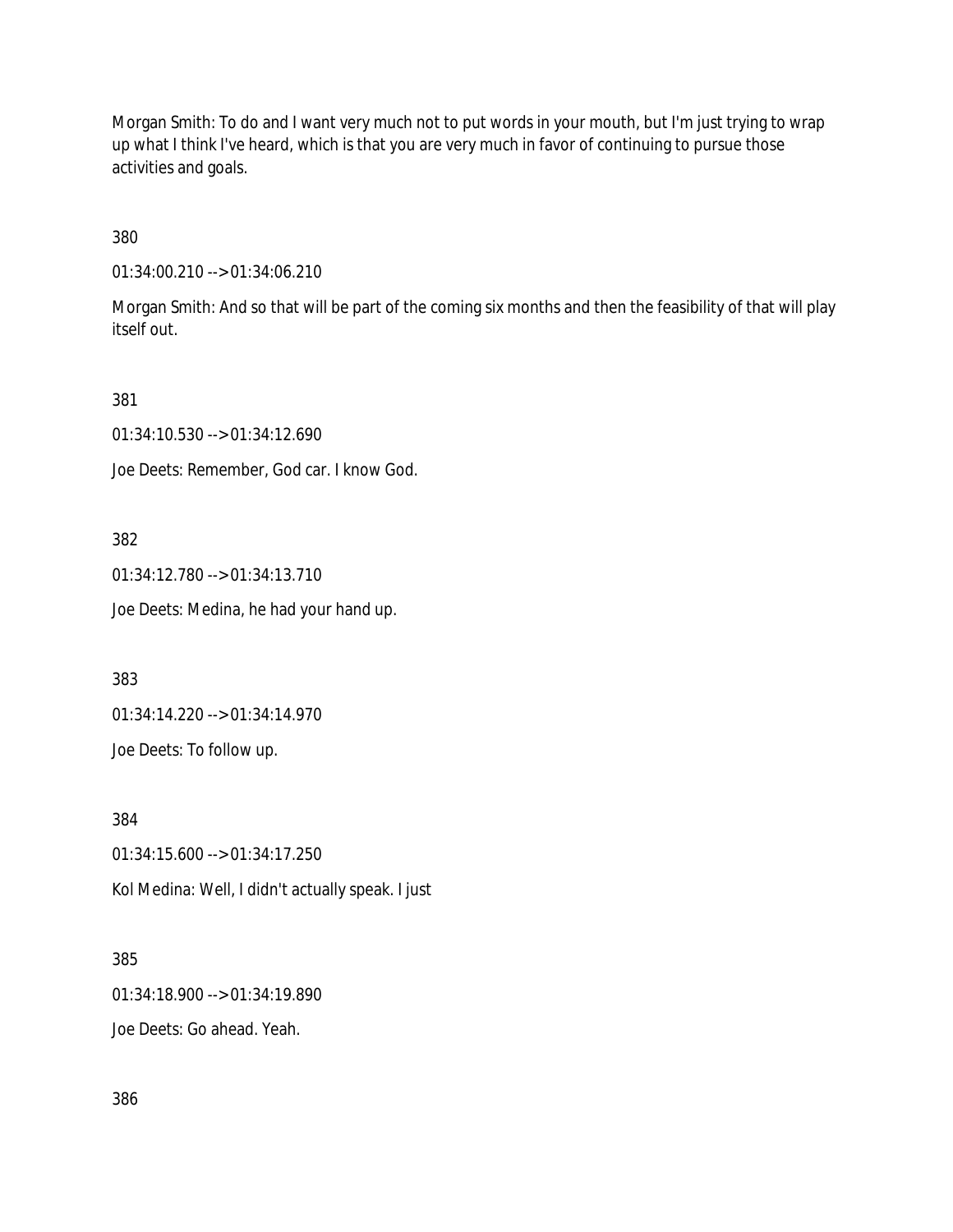Morgan Smith: To do and I want very much not to put words in your mouth, but I'm just trying to wrap up what I think I've heard, which is that you are very much in favor of continuing to pursue those activities and goals.

380

01:34:00.210 --> 01:34:06.210

Morgan Smith: And so that will be part of the coming six months and then the feasibility of that will play itself out.

381

01:34:10.530 --> 01:34:12.690

Joe Deets: Remember, God car. I know God.

382

01:34:12.780 --> 01:34:13.710

Joe Deets: Medina, he had your hand up.

383

01:34:14.220 --> 01:34:14.970

Joe Deets: To follow up.

384

01:34:15.600 --> 01:34:17.250

Kol Medina: Well, I didn't actually speak. I just

385

01:34:18.900 --> 01:34:19.890

Joe Deets: Go ahead. Yeah.

386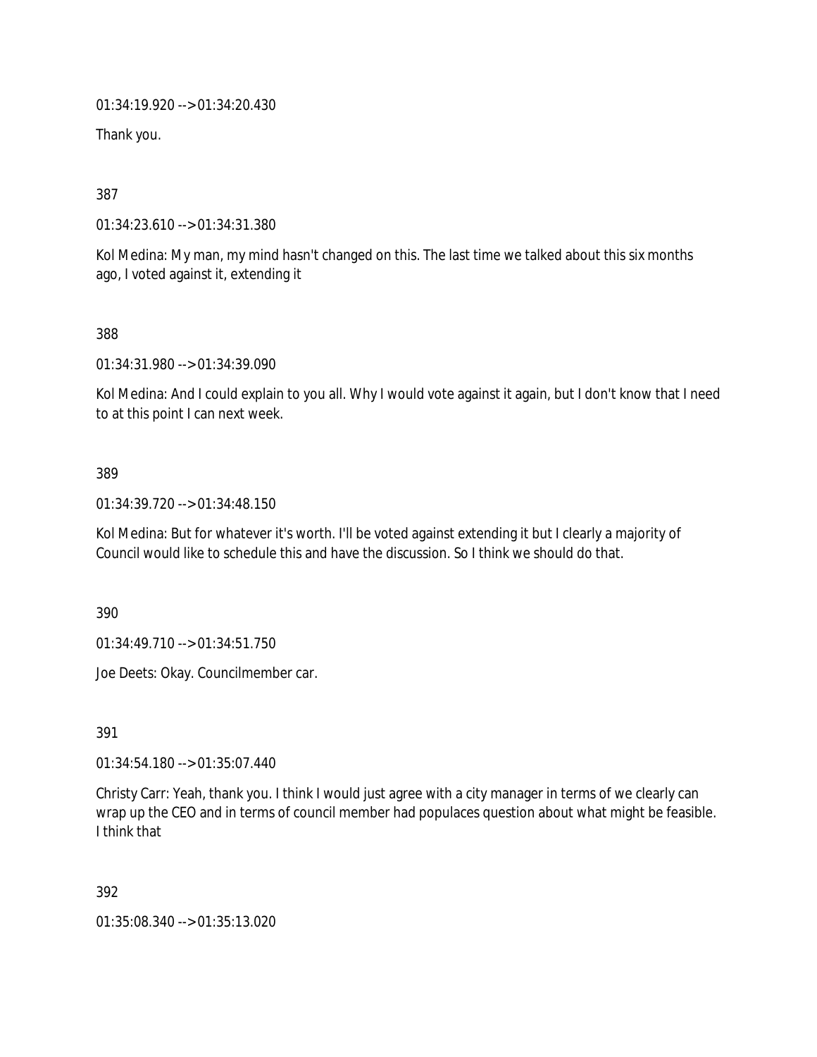01:34:19.920 --> 01:34:20.430

Thank you.

387

01:34:23.610 --> 01:34:31.380

Kol Medina: My man, my mind hasn't changed on this. The last time we talked about this six months ago, I voted against it, extending it

388

01:34:31.980 --> 01:34:39.090

Kol Medina: And I could explain to you all. Why I would vote against it again, but I don't know that I need to at this point I can next week.

389

01:34:39.720 --> 01:34:48.150

Kol Medina: But for whatever it's worth. I'll be voted against extending it but I clearly a majority of Council would like to schedule this and have the discussion. So I think we should do that.

390

01:34:49.710 --> 01:34:51.750

Joe Deets: Okay. Councilmember car.

391

01:34:54.180 --> 01:35:07.440

Christy Carr: Yeah, thank you. I think I would just agree with a city manager in terms of we clearly can wrap up the CEO and in terms of council member had populaces question about what might be feasible. I think that

392

01:35:08.340 --> 01:35:13.020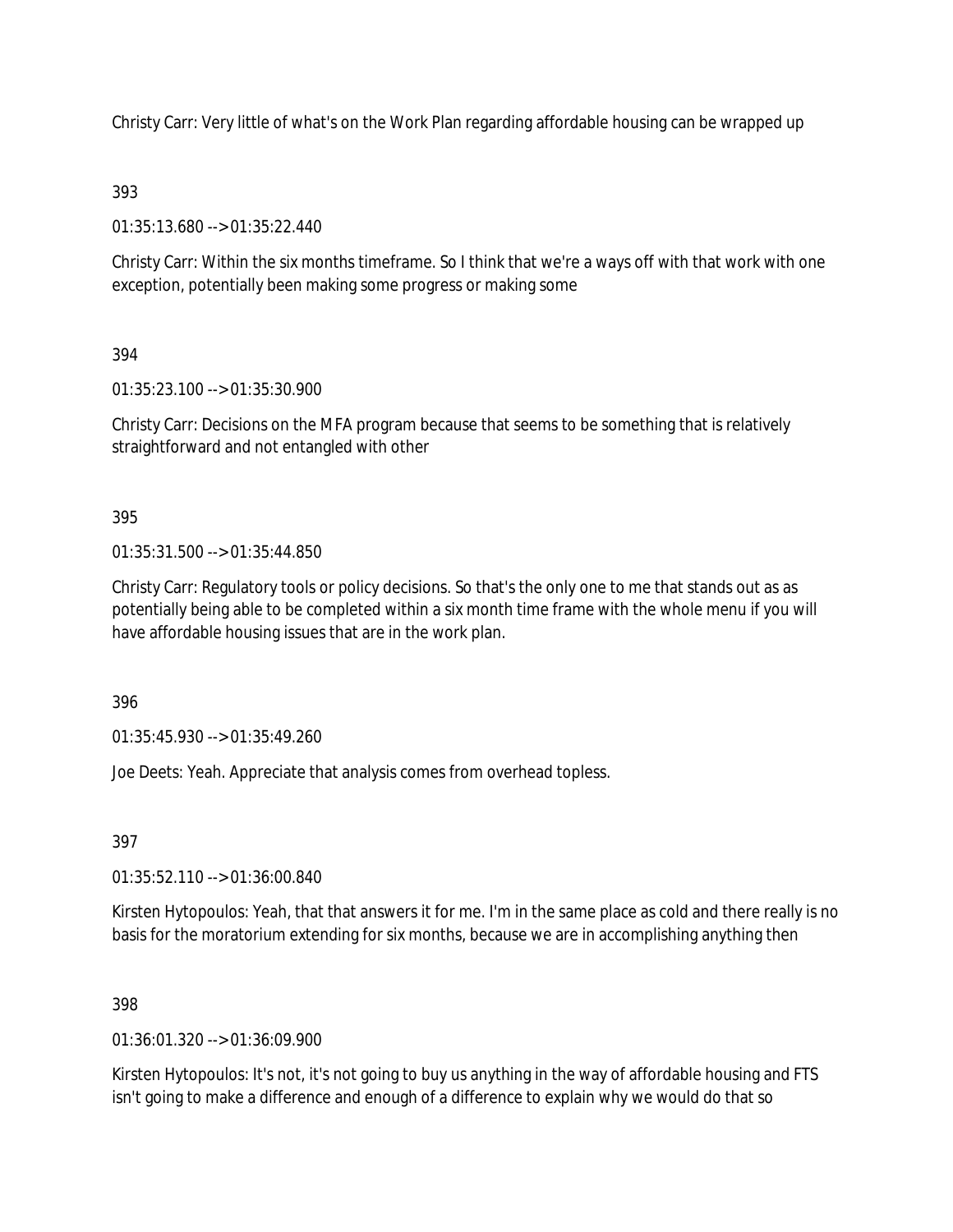Christy Carr: Very little of what's on the Work Plan regarding affordable housing can be wrapped up

393

01:35:13.680 --> 01:35:22.440

Christy Carr: Within the six months timeframe. So I think that we're a ways off with that work with one exception, potentially been making some progress or making some

394

01:35:23.100 --> 01:35:30.900

Christy Carr: Decisions on the MFA program because that seems to be something that is relatively straightforward and not entangled with other

395

01:35:31.500 --> 01:35:44.850

Christy Carr: Regulatory tools or policy decisions. So that's the only one to me that stands out as as potentially being able to be completed within a six month time frame with the whole menu if you will have affordable housing issues that are in the work plan.

396

01:35:45.930 --> 01:35:49.260

Joe Deets: Yeah. Appreciate that analysis comes from overhead topless.

397

01:35:52.110 --> 01:36:00.840

Kirsten Hytopoulos: Yeah, that that answers it for me. I'm in the same place as cold and there really is no basis for the moratorium extending for six months, because we are in accomplishing anything then

398

01:36:01.320 --> 01:36:09.900

Kirsten Hytopoulos: It's not, it's not going to buy us anything in the way of affordable housing and FTS isn't going to make a difference and enough of a difference to explain why we would do that so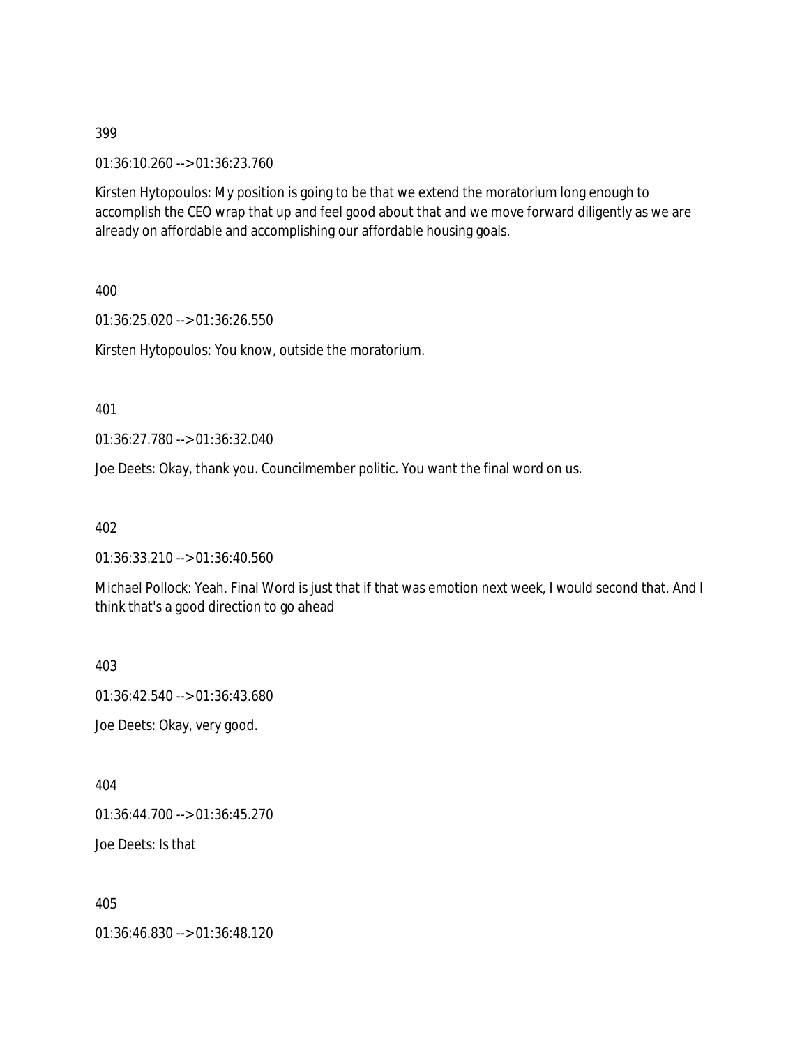399

01:36:10.260 --> 01:36:23.760

Kirsten Hytopoulos: My position is going to be that we extend the moratorium long enough to accomplish the CEO wrap that up and feel good about that and we move forward diligently as we are already on affordable and accomplishing our affordable housing goals.

400

01:36:25.020 --> 01:36:26.550

Kirsten Hytopoulos: You know, outside the moratorium.

401

01:36:27.780 --> 01:36:32.040

Joe Deets: Okay, thank you. Councilmember politic. You want the final word on us.

402

01:36:33.210 --> 01:36:40.560

Michael Pollock: Yeah. Final Word is just that if that was emotion next week, I would second that. And I think that's a good direction to go ahead

403

01:36:42.540 --> 01:36:43.680

Joe Deets: Okay, very good.

404

01:36:44.700 --> 01:36:45.270

Joe Deets: Is that

405

01:36:46.830 --> 01:36:48.120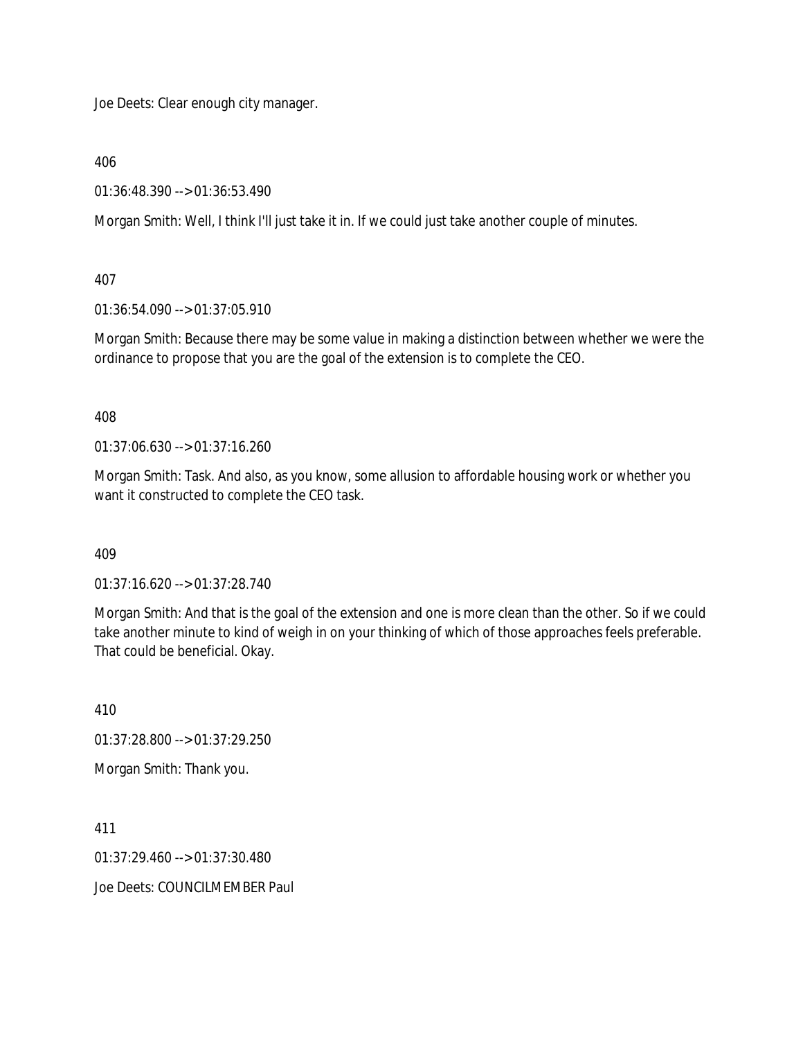Joe Deets: Clear enough city manager.

406

01:36:48.390 --> 01:36:53.490

Morgan Smith: Well, I think I'll just take it in. If we could just take another couple of minutes.

407

01:36:54.090 --> 01:37:05.910

Morgan Smith: Because there may be some value in making a distinction between whether we were the ordinance to propose that you are the goal of the extension is to complete the CEO.

408

01:37:06.630 --> 01:37:16.260

Morgan Smith: Task. And also, as you know, some allusion to affordable housing work or whether you want it constructed to complete the CEO task.

409

01:37:16.620 --> 01:37:28.740

Morgan Smith: And that is the goal of the extension and one is more clean than the other. So if we could take another minute to kind of weigh in on your thinking of which of those approaches feels preferable. That could be beneficial. Okay.

410

01:37:28.800 --> 01:37:29.250

Morgan Smith: Thank you.

411

01:37:29.460 --> 01:37:30.480

Joe Deets: COUNCILMEMBER Paul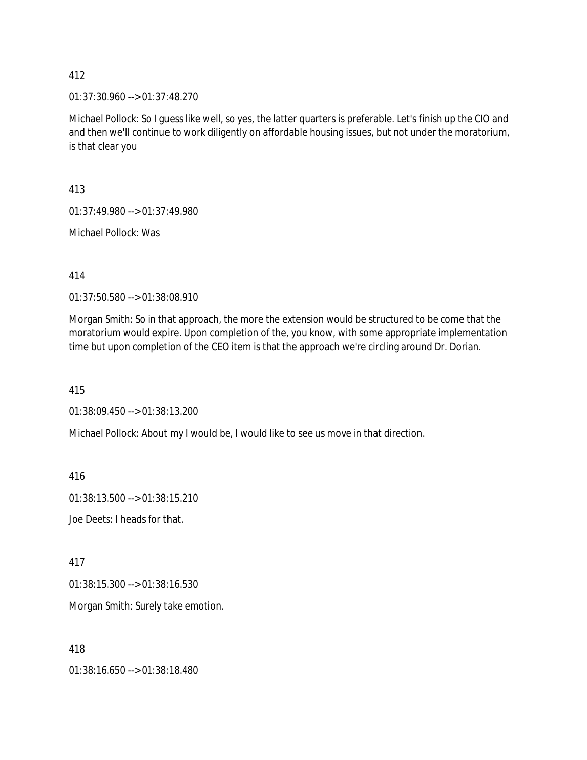412

01:37:30.960 --> 01:37:48.270

Michael Pollock: So I guess like well, so yes, the latter quarters is preferable. Let's finish up the CIO and and then we'll continue to work diligently on affordable housing issues, but not under the moratorium, is that clear you

413

01:37:49.980 --> 01:37:49.980

Michael Pollock: Was

414

01:37:50.580 --> 01:38:08.910

Morgan Smith: So in that approach, the more the extension would be structured to be come that the moratorium would expire. Upon completion of the, you know, with some appropriate implementation time but upon completion of the CEO item is that the approach we're circling around Dr. Dorian.

415

01:38:09.450 --> 01:38:13.200

Michael Pollock: About my I would be, I would like to see us move in that direction.

416

01:38:13.500 --> 01:38:15.210

Joe Deets: I heads for that.

417

01:38:15.300 --> 01:38:16.530

Morgan Smith: Surely take emotion.

418

01:38:16.650 --> 01:38:18.480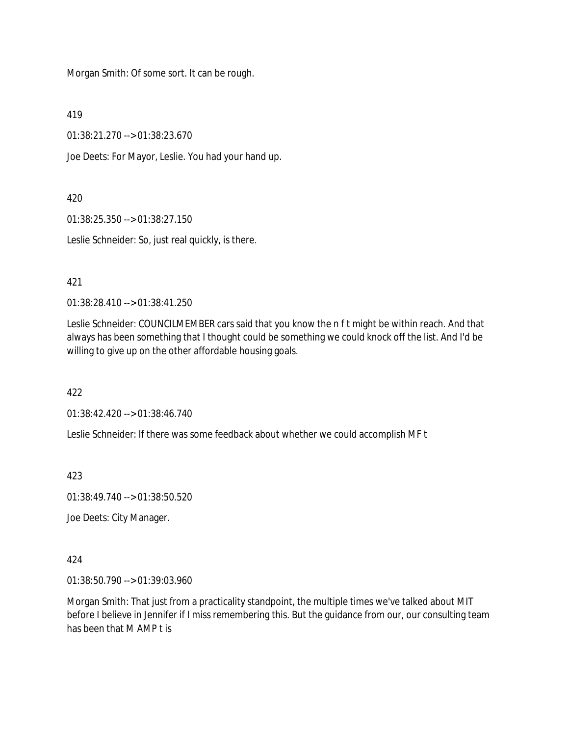Morgan Smith: Of some sort. It can be rough.

419

01:38:21.270 --> 01:38:23.670

Joe Deets: For Mayor, Leslie. You had your hand up.

420

01:38:25.350 --> 01:38:27.150

Leslie Schneider: So, just real quickly, is there.

421

01:38:28.410 --> 01:38:41.250

Leslie Schneider: COUNCILMEMBER cars said that you know the n f t might be within reach. And that always has been something that I thought could be something we could knock off the list. And I'd be willing to give up on the other affordable housing goals.

422

01:38:42.420 --> 01:38:46.740

Leslie Schneider: If there was some feedback about whether we could accomplish MF t

423

01:38:49.740 --> 01:38:50.520

Joe Deets: City Manager.

424

01:38:50.790 --> 01:39:03.960

Morgan Smith: That just from a practicality standpoint, the multiple times we've talked about MIT before I believe in Jennifer if I miss remembering this. But the guidance from our, our consulting team has been that M AMP t is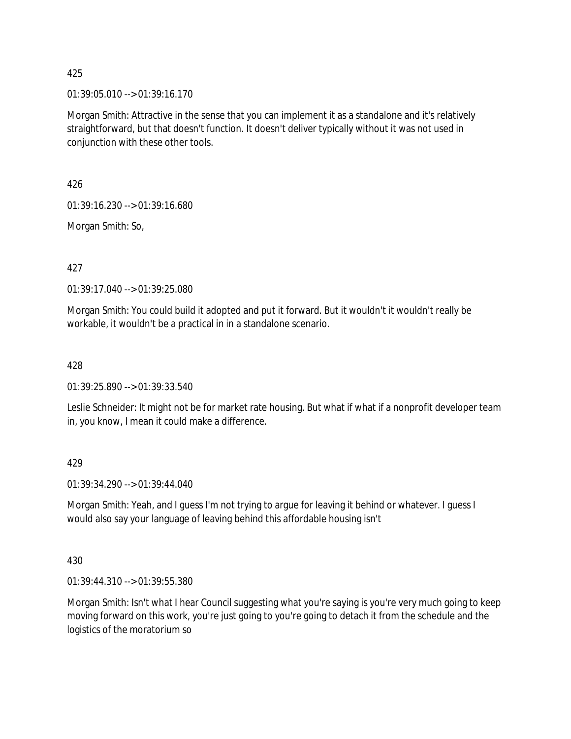425

01:39:05.010 --> 01:39:16.170

Morgan Smith: Attractive in the sense that you can implement it as a standalone and it's relatively straightforward, but that doesn't function. It doesn't deliver typically without it was not used in conjunction with these other tools.

426

01:39:16.230 --> 01:39:16.680

Morgan Smith: So,

427

01:39:17.040 --> 01:39:25.080

Morgan Smith: You could build it adopted and put it forward. But it wouldn't it wouldn't really be workable, it wouldn't be a practical in in a standalone scenario.

428

01:39:25.890 --> 01:39:33.540

Leslie Schneider: It might not be for market rate housing. But what if what if a nonprofit developer team in, you know, I mean it could make a difference.

429

01:39:34.290 --> 01:39:44.040

Morgan Smith: Yeah, and I guess I'm not trying to argue for leaving it behind or whatever. I guess I would also say your language of leaving behind this affordable housing isn't

430

01:39:44.310 --> 01:39:55.380

Morgan Smith: Isn't what I hear Council suggesting what you're saying is you're very much going to keep moving forward on this work, you're just going to you're going to detach it from the schedule and the logistics of the moratorium so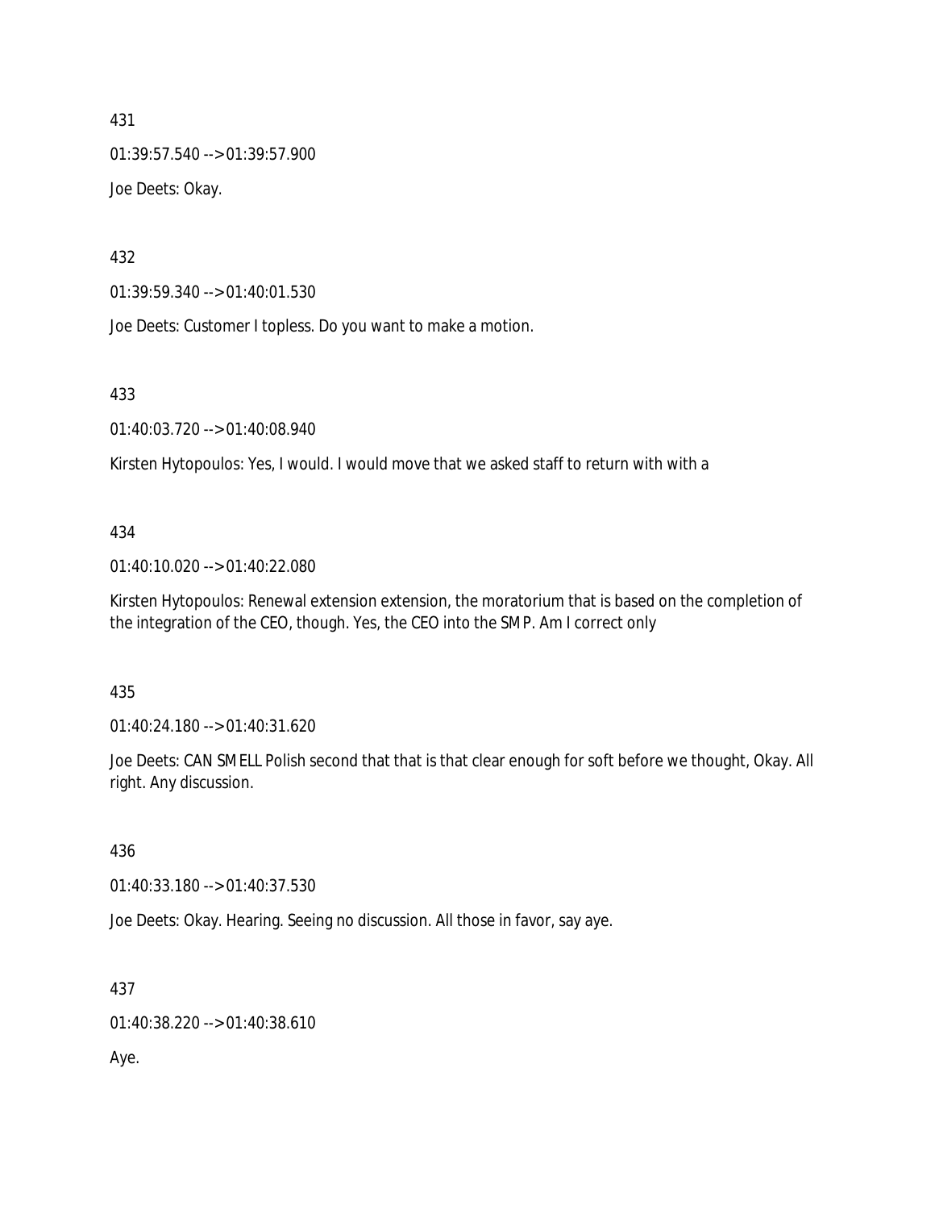431

01:39:57.540 --> 01:39:57.900

Joe Deets: Okay.

432

01:39:59.340 --> 01:40:01.530

Joe Deets: Customer I topless. Do you want to make a motion.

433

01:40:03.720 --> 01:40:08.940

Kirsten Hytopoulos: Yes, I would. I would move that we asked staff to return with with a

434

01:40:10.020 --> 01:40:22.080

Kirsten Hytopoulos: Renewal extension extension, the moratorium that is based on the completion of the integration of the CEO, though. Yes, the CEO into the SMP. Am I correct only

435

01:40:24.180 --> 01:40:31.620

Joe Deets: CAN SMELL Polish second that that is that clear enough for soft before we thought, Okay. All right. Any discussion.

436

01:40:33.180 --> 01:40:37.530

Joe Deets: Okay. Hearing. Seeing no discussion. All those in favor, say aye.

437

01:40:38.220 --> 01:40:38.610

Aye.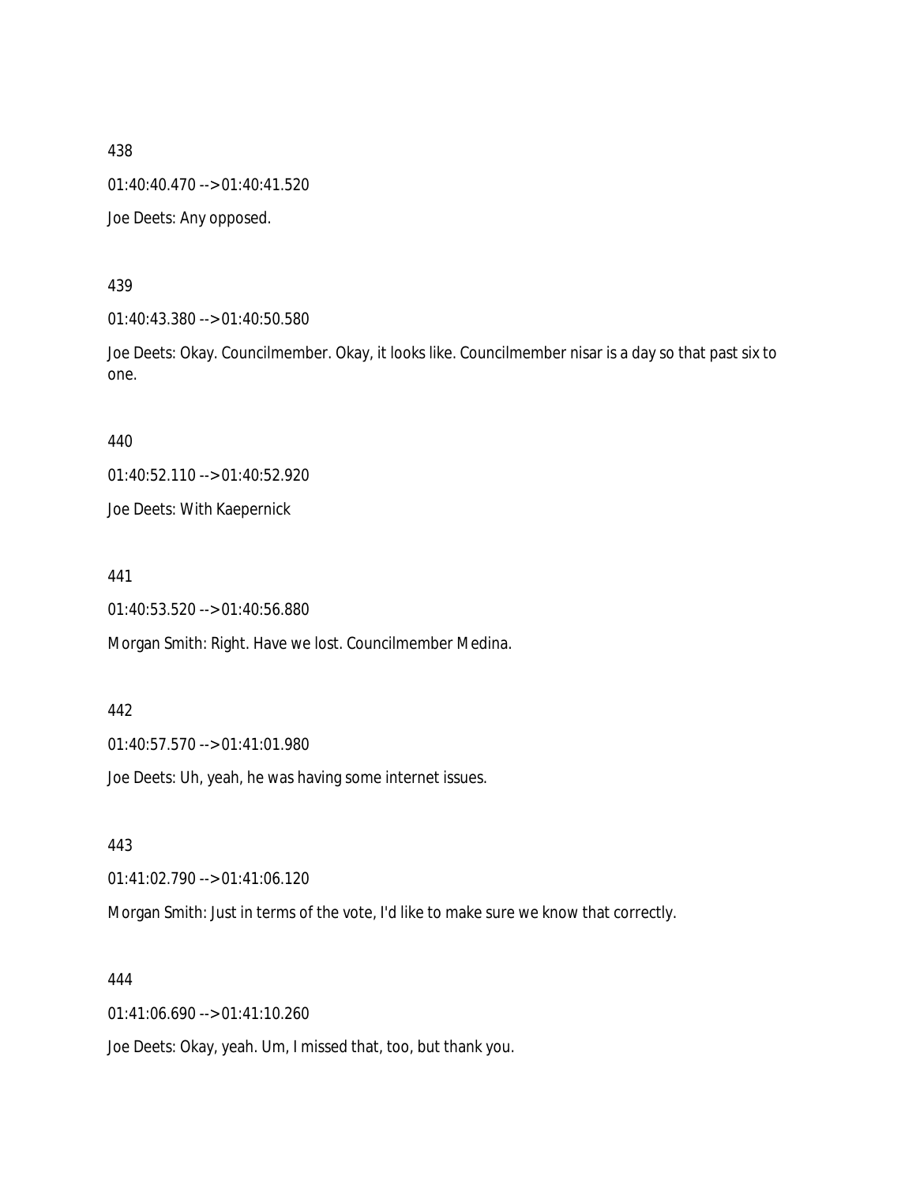438

01:40:40.470 --> 01:40:41.520

Joe Deets: Any opposed.

439

01:40:43.380 --> 01:40:50.580

Joe Deets: Okay. Councilmember. Okay, it looks like. Councilmember nisar is a day so that past six to one.

440

01:40:52.110 --> 01:40:52.920

Joe Deets: With Kaepernick

441

01:40:53.520 --> 01:40:56.880

Morgan Smith: Right. Have we lost. Councilmember Medina.

442

01:40:57.570 --> 01:41:01.980

Joe Deets: Uh, yeah, he was having some internet issues.

443

01:41:02.790 --> 01:41:06.120

Morgan Smith: Just in terms of the vote, I'd like to make sure we know that correctly.

444

01:41:06.690 --> 01:41:10.260

Joe Deets: Okay, yeah. Um, I missed that, too, but thank you.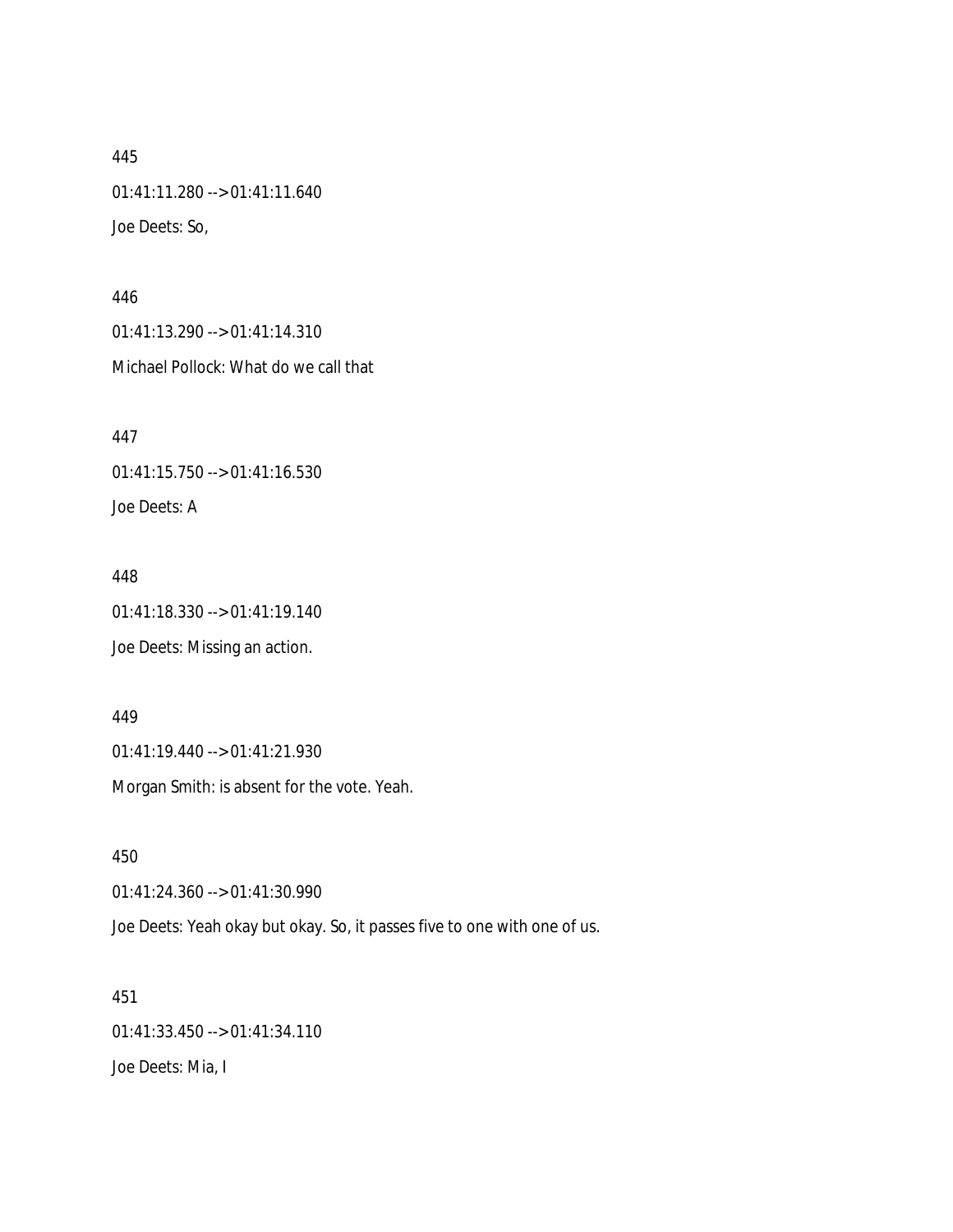445

01:41:11.280 --> 01:41:11.640

Joe Deets: So,

446

01:41:13.290 --> 01:41:14.310

Michael Pollock: What do we call that

447

01:41:15.750 --> 01:41:16.530

Joe Deets: A

448

01:41:18.330 --> 01:41:19.140

Joe Deets: Missing an action.

449

01:41:19.440 --> 01:41:21.930

Morgan Smith: is absent for the vote. Yeah.

450

01:41:24.360 --> 01:41:30.990

Joe Deets: Yeah okay but okay. So, it passes five to one with one of us.

451

01:41:33.450 --> 01:41:34.110

Joe Deets: Mia, I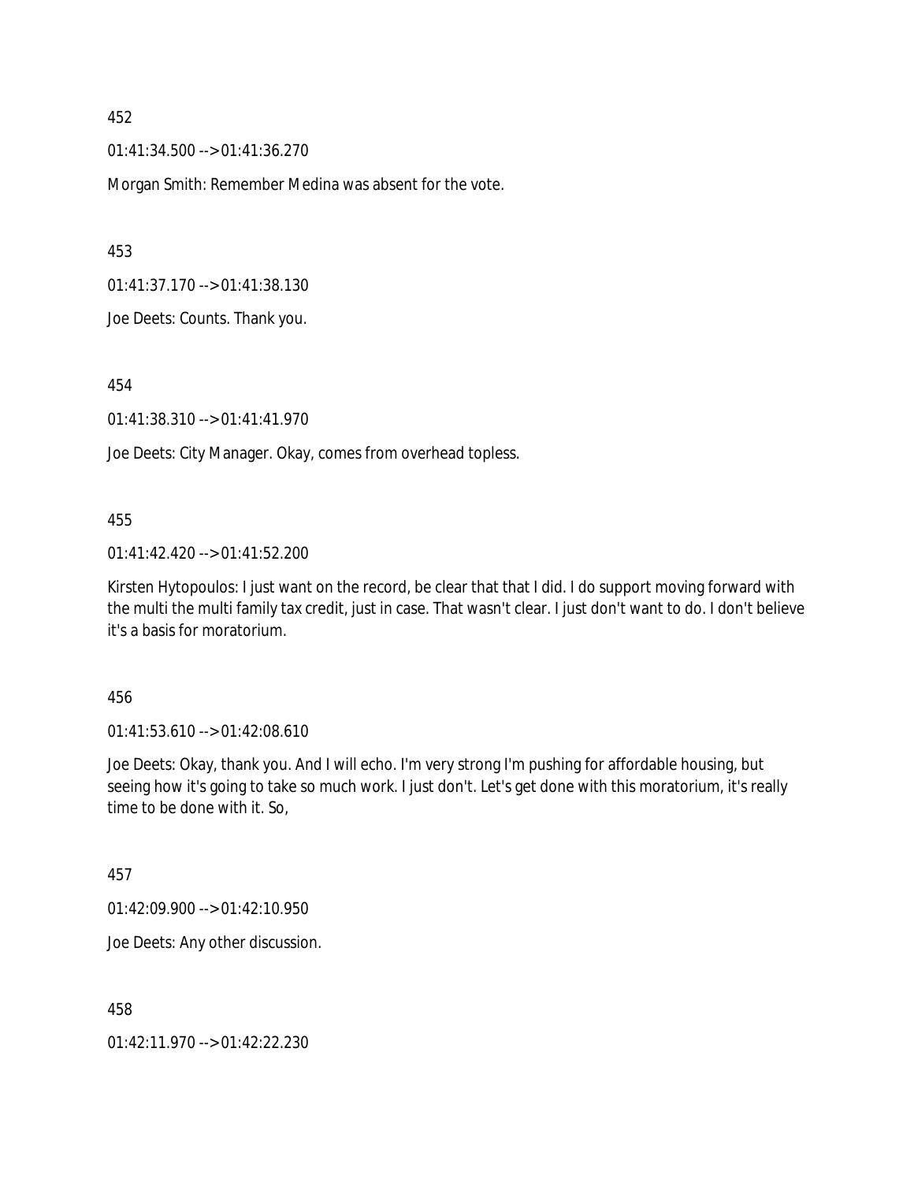452

01:41:34.500 --> 01:41:36.270

Morgan Smith: Remember Medina was absent for the vote.

453

01:41:37.170 --> 01:41:38.130

Joe Deets: Counts. Thank you.

454

01:41:38.310 --> 01:41:41.970

Joe Deets: City Manager. Okay, comes from overhead topless.

455

01:41:42.420 --> 01:41:52.200

Kirsten Hytopoulos: I just want on the record, be clear that that I did. I do support moving forward with the multi the multi family tax credit, just in case. That wasn't clear. I just don't want to do. I don't believe it's a basis for moratorium.

456

01:41:53.610 --> 01:42:08.610

Joe Deets: Okay, thank you. And I will echo. I'm very strong I'm pushing for affordable housing, but seeing how it's going to take so much work. I just don't. Let's get done with this moratorium, it's really time to be done with it. So,

457

01:42:09.900 --> 01:42:10.950

Joe Deets: Any other discussion.

458

01:42:11.970 --> 01:42:22.230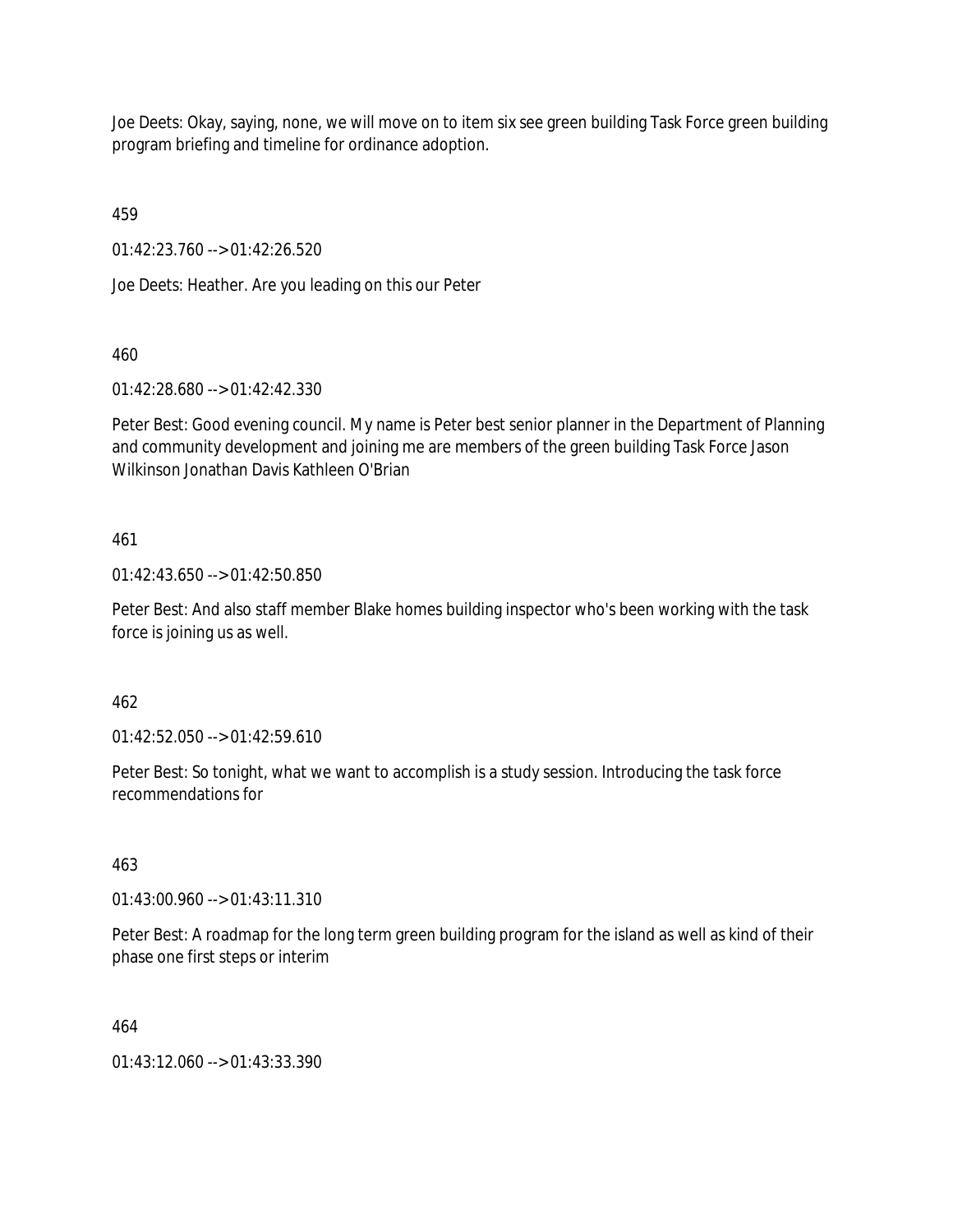Joe Deets: Okay, saying, none, we will move on to item six see green building Task Force green building program briefing and timeline for ordinance adoption.

459

01:42:23.760 --> 01:42:26.520

Joe Deets: Heather. Are you leading on this our Peter

460

01:42:28.680 --> 01:42:42.330

Peter Best: Good evening council. My name is Peter best senior planner in the Department of Planning and community development and joining me are members of the green building Task Force Jason Wilkinson Jonathan Davis Kathleen O'Brian

461

01:42:43.650 --> 01:42:50.850

Peter Best: And also staff member Blake homes building inspector who's been working with the task force is joining us as well.

462

01:42:52.050 --> 01:42:59.610

Peter Best: So tonight, what we want to accomplish is a study session. Introducing the task force recommendations for

463

01:43:00.960 --> 01:43:11.310

Peter Best: A roadmap for the long term green building program for the island as well as kind of their phase one first steps or interim

464

01:43:12.060 --> 01:43:33.390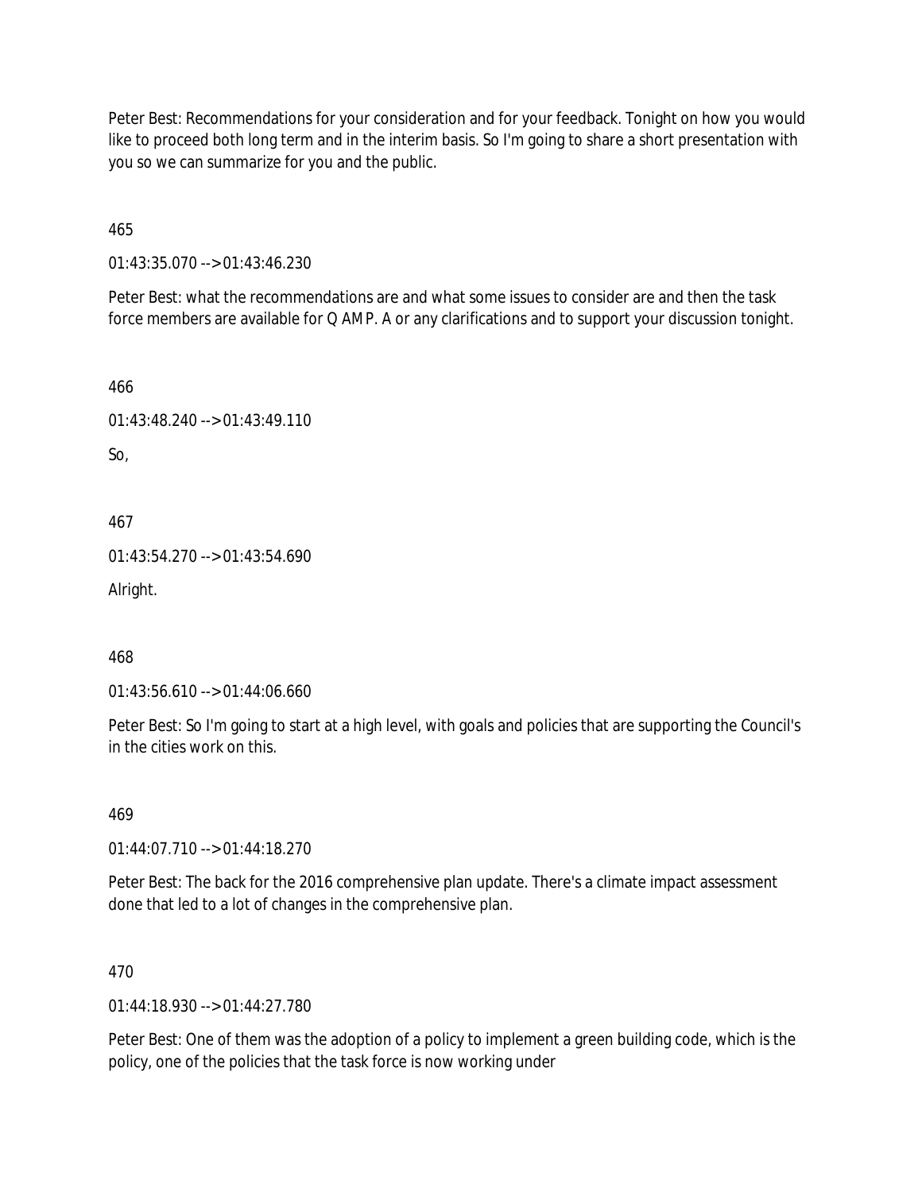Peter Best: Recommendations for your consideration and for your feedback. Tonight on how you would like to proceed both long term and in the interim basis. So I'm going to share a short presentation with you so we can summarize for you and the public.

465

01:43:35.070 --> 01:43:46.230

Peter Best: what the recommendations are and what some issues to consider are and then the task force members are available for Q AMP. A or any clarifications and to support your discussion tonight.

466

01:43:48.240 --> 01:43:49.110

So,

467

01:43:54.270 --> 01:43:54.690

Alright.

468

01:43:56.610 --> 01:44:06.660

Peter Best: So I'm going to start at a high level, with goals and policies that are supporting the Council's in the cities work on this.

469

01:44:07.710 --> 01:44:18.270

Peter Best: The back for the 2016 comprehensive plan update. There's a climate impact assessment done that led to a lot of changes in the comprehensive plan.

470

01:44:18.930 --> 01:44:27.780

Peter Best: One of them was the adoption of a policy to implement a green building code, which is the policy, one of the policies that the task force is now working under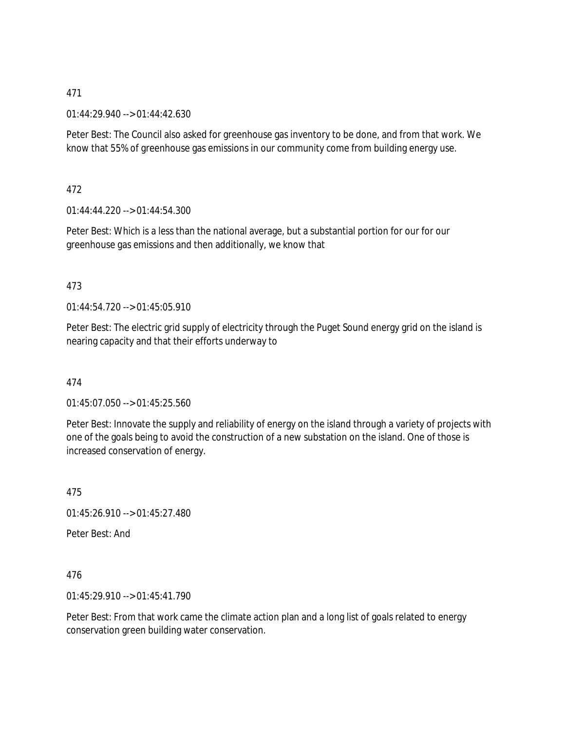471

01:44:29.940 --> 01:44:42.630

Peter Best: The Council also asked for greenhouse gas inventory to be done, and from that work. We know that 55% of greenhouse gas emissions in our community come from building energy use.

472

01:44:44.220 --> 01:44:54.300

Peter Best: Which is a less than the national average, but a substantial portion for our for our greenhouse gas emissions and then additionally, we know that

473

01:44:54.720 --> 01:45:05.910

Peter Best: The electric grid supply of electricity through the Puget Sound energy grid on the island is nearing capacity and that their efforts underway to

474

01:45:07.050 --> 01:45:25.560

Peter Best: Innovate the supply and reliability of energy on the island through a variety of projects with one of the goals being to avoid the construction of a new substation on the island. One of those is increased conservation of energy.

475

01:45:26.910 --> 01:45:27.480

Peter Best: And

476

01:45:29.910 --> 01:45:41.790

Peter Best: From that work came the climate action plan and a long list of goals related to energy conservation green building water conservation.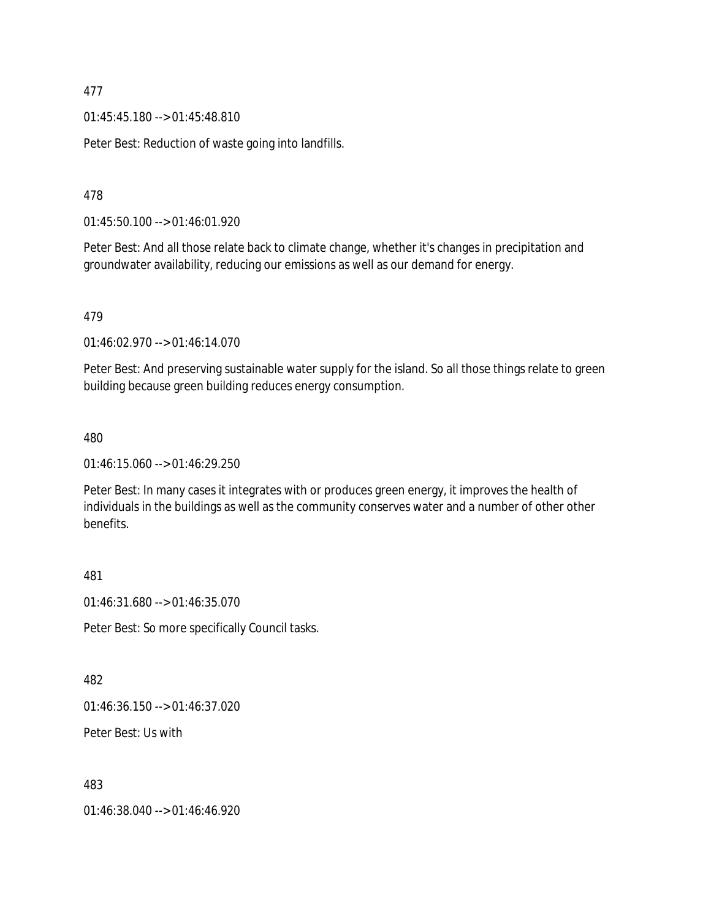477

01:45:45.180 --> 01:45:48.810

Peter Best: Reduction of waste going into landfills.

478

01:45:50.100 --> 01:46:01.920

Peter Best: And all those relate back to climate change, whether it's changes in precipitation and groundwater availability, reducing our emissions as well as our demand for energy.

479

01:46:02.970 --> 01:46:14.070

Peter Best: And preserving sustainable water supply for the island. So all those things relate to green building because green building reduces energy consumption.

480

01:46:15.060 --> 01:46:29.250

Peter Best: In many cases it integrates with or produces green energy, it improves the health of individuals in the buildings as well as the community conserves water and a number of other other benefits.

481

01:46:31.680 --> 01:46:35.070

Peter Best: So more specifically Council tasks.

482

01:46:36.150 --> 01:46:37.020

Peter Best: Us with

483

01:46:38.040 --> 01:46:46.920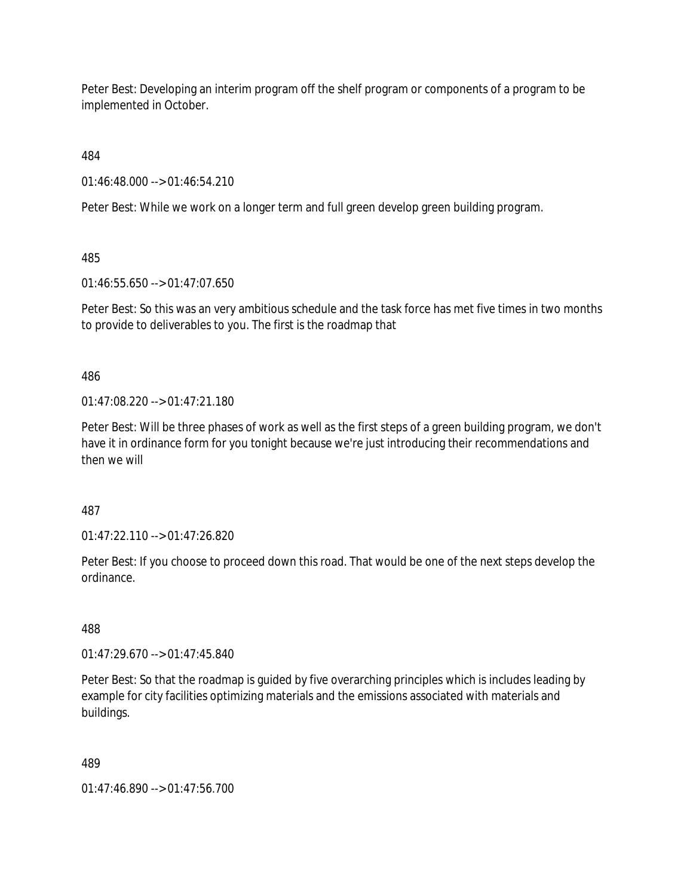Peter Best: Developing an interim program off the shelf program or components of a program to be implemented in October.

484

01:46:48.000 --> 01:46:54.210

Peter Best: While we work on a longer term and full green develop green building program.

485

01:46:55.650 --> 01:47:07.650

Peter Best: So this was an very ambitious schedule and the task force has met five times in two months to provide to deliverables to you. The first is the roadmap that

486

01:47:08.220 --> 01:47:21.180

Peter Best: Will be three phases of work as well as the first steps of a green building program, we don't have it in ordinance form for you tonight because we're just introducing their recommendations and then we will

487

01:47:22.110 --> 01:47:26.820

Peter Best: If you choose to proceed down this road. That would be one of the next steps develop the ordinance.

488

01:47:29.670 --> 01:47:45.840

Peter Best: So that the roadmap is guided by five overarching principles which is includes leading by example for city facilities optimizing materials and the emissions associated with materials and buildings.

489

01:47:46.890 --> 01:47:56.700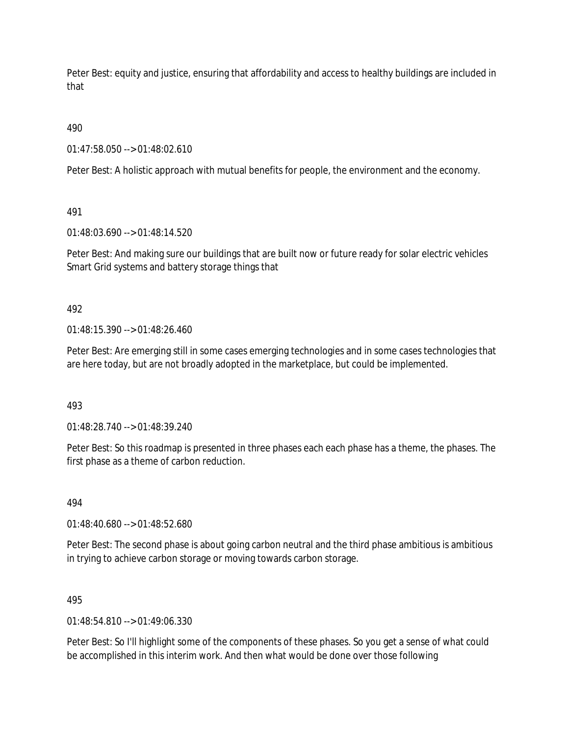Peter Best: equity and justice, ensuring that affordability and access to healthy buildings are included in that

490

01:47:58.050 --> 01:48:02.610

Peter Best: A holistic approach with mutual benefits for people, the environment and the economy.

491

01:48:03.690 --> 01:48:14.520

Peter Best: And making sure our buildings that are built now or future ready for solar electric vehicles Smart Grid systems and battery storage things that

492

01:48:15.390 --> 01:48:26.460

Peter Best: Are emerging still in some cases emerging technologies and in some cases technologies that are here today, but are not broadly adopted in the marketplace, but could be implemented.

493

01:48:28.740 --> 01:48:39.240

Peter Best: So this roadmap is presented in three phases each each phase has a theme, the phases. The first phase as a theme of carbon reduction.

494

01:48:40.680 --> 01:48:52.680

Peter Best: The second phase is about going carbon neutral and the third phase ambitious is ambitious in trying to achieve carbon storage or moving towards carbon storage.

495

01:48:54.810 --> 01:49:06.330

Peter Best: So I'll highlight some of the components of these phases. So you get a sense of what could be accomplished in this interim work. And then what would be done over those following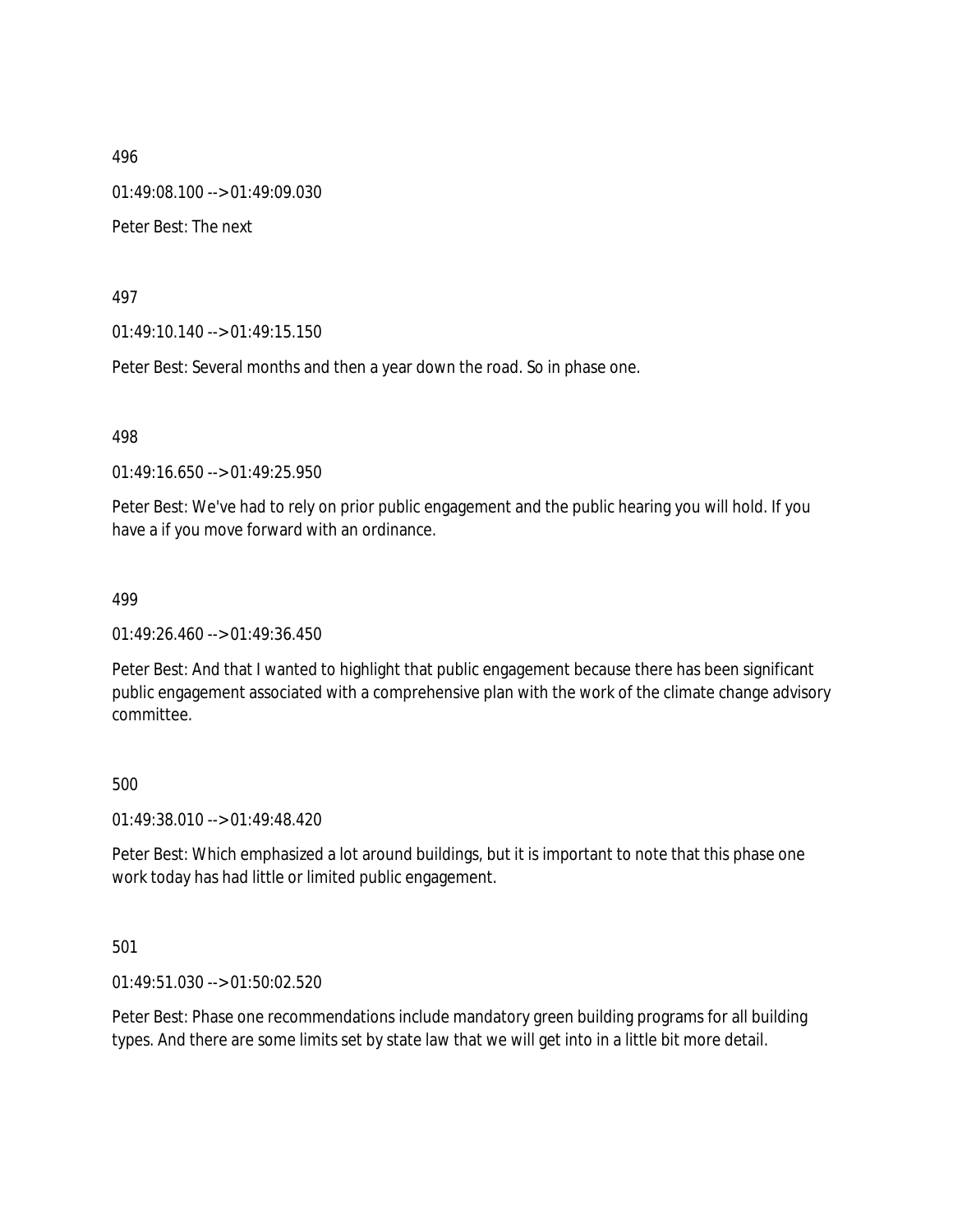496

01:49:08.100 --> 01:49:09.030

Peter Best: The next

497

01:49:10.140 --> 01:49:15.150

Peter Best: Several months and then a year down the road. So in phase one.

498

01:49:16.650 --> 01:49:25.950

Peter Best: We've had to rely on prior public engagement and the public hearing you will hold. If you have a if you move forward with an ordinance.

499

01:49:26.460 --> 01:49:36.450

Peter Best: And that I wanted to highlight that public engagement because there has been significant public engagement associated with a comprehensive plan with the work of the climate change advisory committee.

500

01:49:38.010 --> 01:49:48.420

Peter Best: Which emphasized a lot around buildings, but it is important to note that this phase one work today has had little or limited public engagement.

501

01:49:51.030 --> 01:50:02.520

Peter Best: Phase one recommendations include mandatory green building programs for all building types. And there are some limits set by state law that we will get into in a little bit more detail.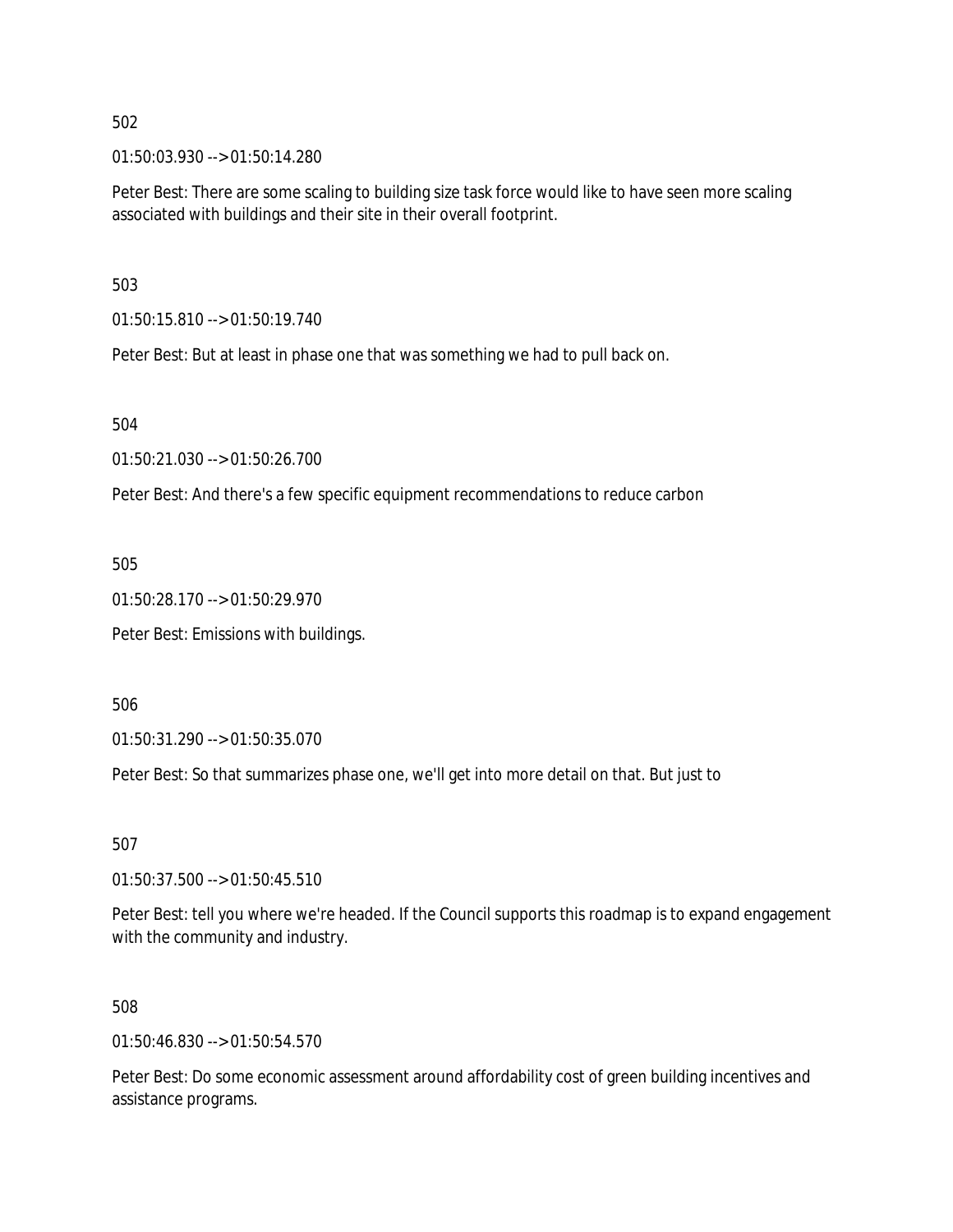502

01:50:03.930 --> 01:50:14.280

Peter Best: There are some scaling to building size task force would like to have seen more scaling associated with buildings and their site in their overall footprint.

503

01:50:15.810 --> 01:50:19.740

Peter Best: But at least in phase one that was something we had to pull back on.

504

01:50:21.030 --> 01:50:26.700

Peter Best: And there's a few specific equipment recommendations to reduce carbon

505

01:50:28.170 --> 01:50:29.970

Peter Best: Emissions with buildings.

506

01:50:31.290 --> 01:50:35.070

Peter Best: So that summarizes phase one, we'll get into more detail on that. But just to

507

01:50:37.500 --> 01:50:45.510

Peter Best: tell you where we're headed. If the Council supports this roadmap is to expand engagement with the community and industry.

508

01:50:46.830 --> 01:50:54.570

Peter Best: Do some economic assessment around affordability cost of green building incentives and assistance programs.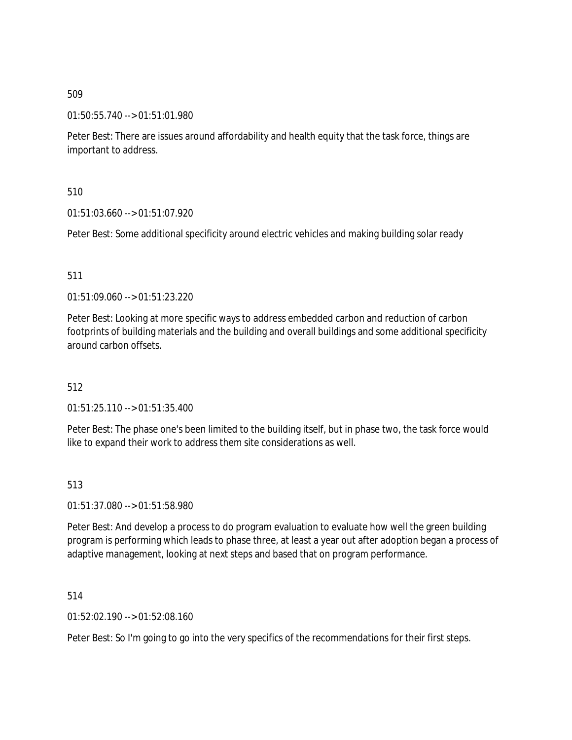509

01:50:55.740 --> 01:51:01.980

Peter Best: There are issues around affordability and health equity that the task force, things are important to address.

510

01:51:03.660 --> 01:51:07.920

Peter Best: Some additional specificity around electric vehicles and making building solar ready

511

01:51:09.060 --> 01:51:23.220

Peter Best: Looking at more specific ways to address embedded carbon and reduction of carbon footprints of building materials and the building and overall buildings and some additional specificity around carbon offsets.

512

01:51:25.110 --> 01:51:35.400

Peter Best: The phase one's been limited to the building itself, but in phase two, the task force would like to expand their work to address them site considerations as well.

513

01:51:37.080 --> 01:51:58.980

Peter Best: And develop a process to do program evaluation to evaluate how well the green building program is performing which leads to phase three, at least a year out after adoption began a process of adaptive management, looking at next steps and based that on program performance.

514

01:52:02.190 --> 01:52:08.160

Peter Best: So I'm going to go into the very specifics of the recommendations for their first steps.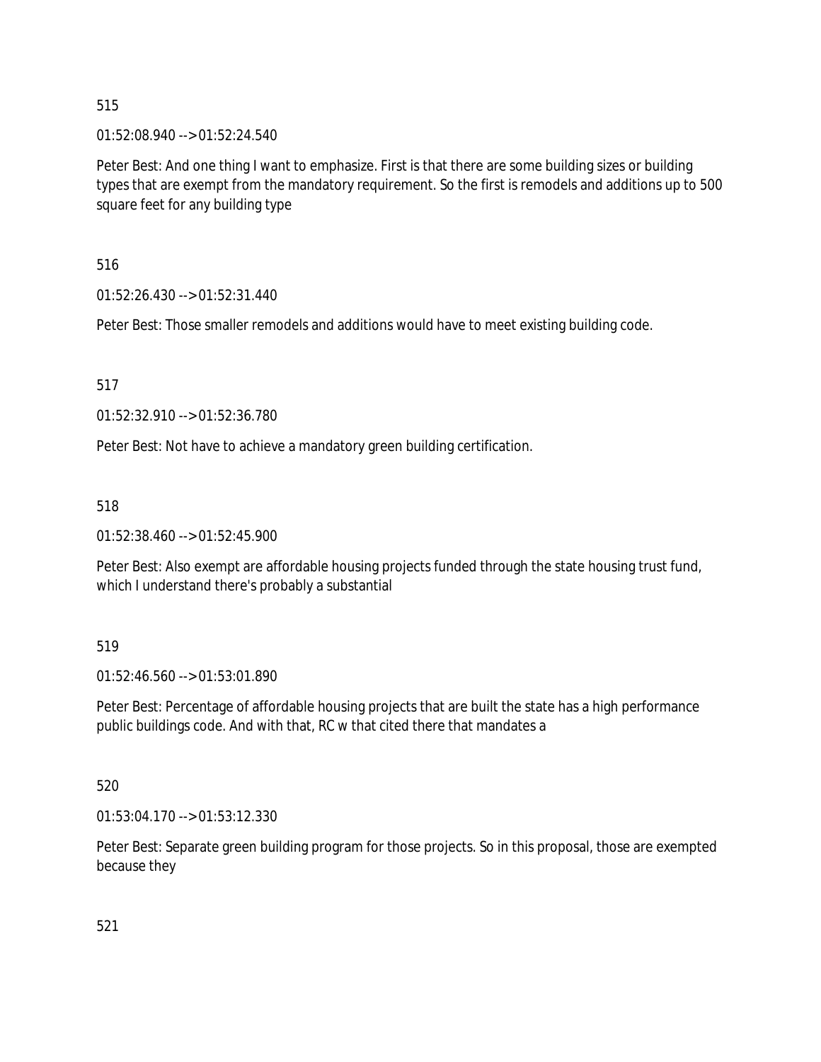515

01:52:08.940 --> 01:52:24.540

Peter Best: And one thing I want to emphasize. First is that there are some building sizes or building types that are exempt from the mandatory requirement. So the first is remodels and additions up to 500 square feet for any building type

516

01:52:26.430 --> 01:52:31.440

Peter Best: Those smaller remodels and additions would have to meet existing building code.

517

01:52:32.910 --> 01:52:36.780

Peter Best: Not have to achieve a mandatory green building certification.

518

01:52:38.460 --> 01:52:45.900

Peter Best: Also exempt are affordable housing projects funded through the state housing trust fund, which I understand there's probably a substantial

519

01:52:46.560 --> 01:53:01.890

Peter Best: Percentage of affordable housing projects that are built the state has a high performance public buildings code. And with that, RC w that cited there that mandates a

520

01:53:04.170 --> 01:53:12.330

Peter Best: Separate green building program for those projects. So in this proposal, those are exempted because they

521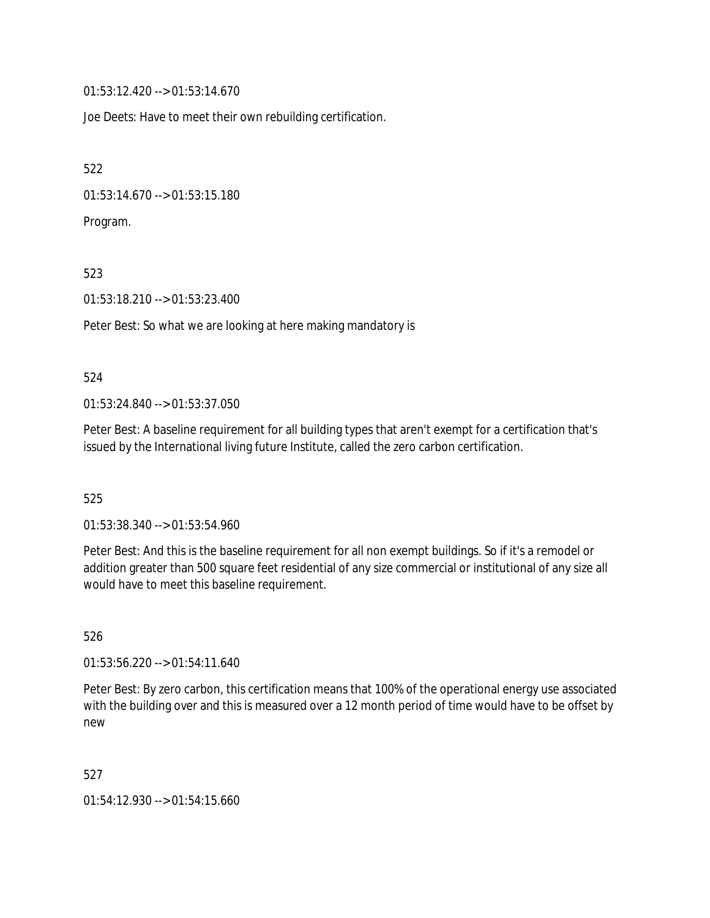01:53:12.420 --> 01:53:14.670

Joe Deets: Have to meet their own rebuilding certification.

522

01:53:14.670 --> 01:53:15.180

Program.

523

01:53:18.210 --> 01:53:23.400

Peter Best: So what we are looking at here making mandatory is

524

01:53:24.840 --> 01:53:37.050

Peter Best: A baseline requirement for all building types that aren't exempt for a certification that's issued by the International living future Institute, called the zero carbon certification.

525

01:53:38.340 --> 01:53:54.960

Peter Best: And this is the baseline requirement for all non exempt buildings. So if it's a remodel or addition greater than 500 square feet residential of any size commercial or institutional of any size all would have to meet this baseline requirement.

526

01:53:56.220 --> 01:54:11.640

Peter Best: By zero carbon, this certification means that 100% of the operational energy use associated with the building over and this is measured over a 12 month period of time would have to be offset by new

527

01:54:12.930 --> 01:54:15.660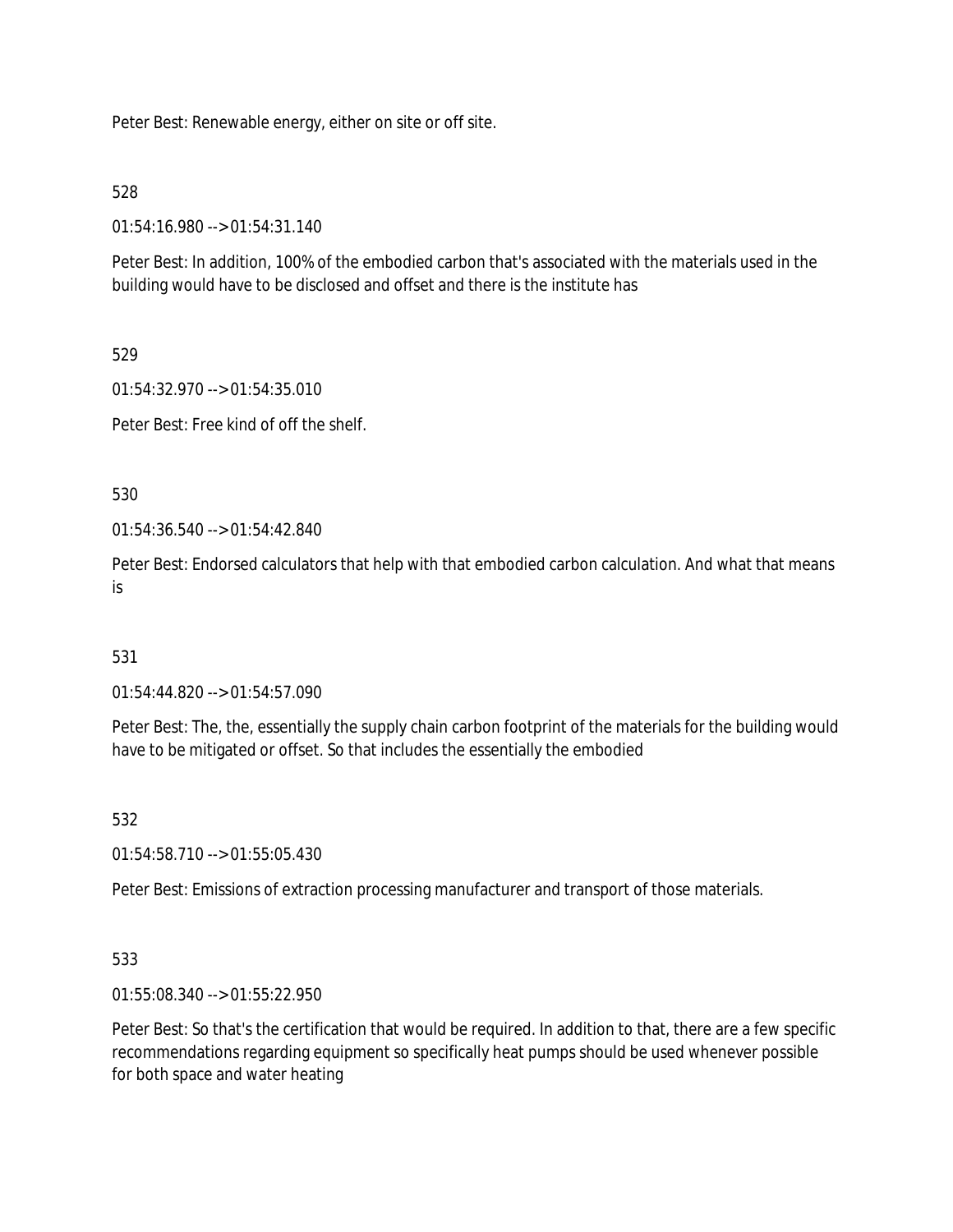Peter Best: Renewable energy, either on site or off site.

528

01:54:16.980 --> 01:54:31.140

Peter Best: In addition, 100% of the embodied carbon that's associated with the materials used in the building would have to be disclosed and offset and there is the institute has

529

01:54:32.970 --> 01:54:35.010

Peter Best: Free kind of off the shelf.

530

01:54:36.540 --> 01:54:42.840

Peter Best: Endorsed calculators that help with that embodied carbon calculation. And what that means is

531

01:54:44.820 --> 01:54:57.090

Peter Best: The, the, essentially the supply chain carbon footprint of the materials for the building would have to be mitigated or offset. So that includes the essentially the embodied

532

01:54:58.710 --> 01:55:05.430

Peter Best: Emissions of extraction processing manufacturer and transport of those materials.

533

01:55:08.340 --> 01:55:22.950

Peter Best: So that's the certification that would be required. In addition to that, there are a few specific recommendations regarding equipment so specifically heat pumps should be used whenever possible for both space and water heating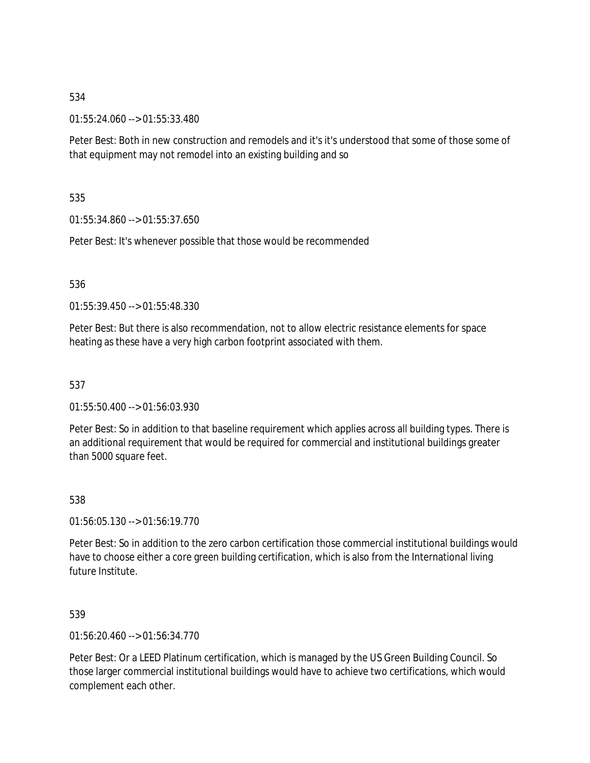534

01:55:24.060 --> 01:55:33.480

Peter Best: Both in new construction and remodels and it's it's understood that some of those some of that equipment may not remodel into an existing building and so

535

01:55:34.860 --> 01:55:37.650

Peter Best: It's whenever possible that those would be recommended

536

01:55:39.450 --> 01:55:48.330

Peter Best: But there is also recommendation, not to allow electric resistance elements for space heating as these have a very high carbon footprint associated with them.

537

01:55:50.400 --> 01:56:03.930

Peter Best: So in addition to that baseline requirement which applies across all building types. There is an additional requirement that would be required for commercial and institutional buildings greater than 5000 square feet.

538

01:56:05.130 --> 01:56:19.770

Peter Best: So in addition to the zero carbon certification those commercial institutional buildings would have to choose either a core green building certification, which is also from the International living future Institute.

539

01:56:20.460 --> 01:56:34.770

Peter Best: Or a LEED Platinum certification, which is managed by the US Green Building Council. So those larger commercial institutional buildings would have to achieve two certifications, which would complement each other.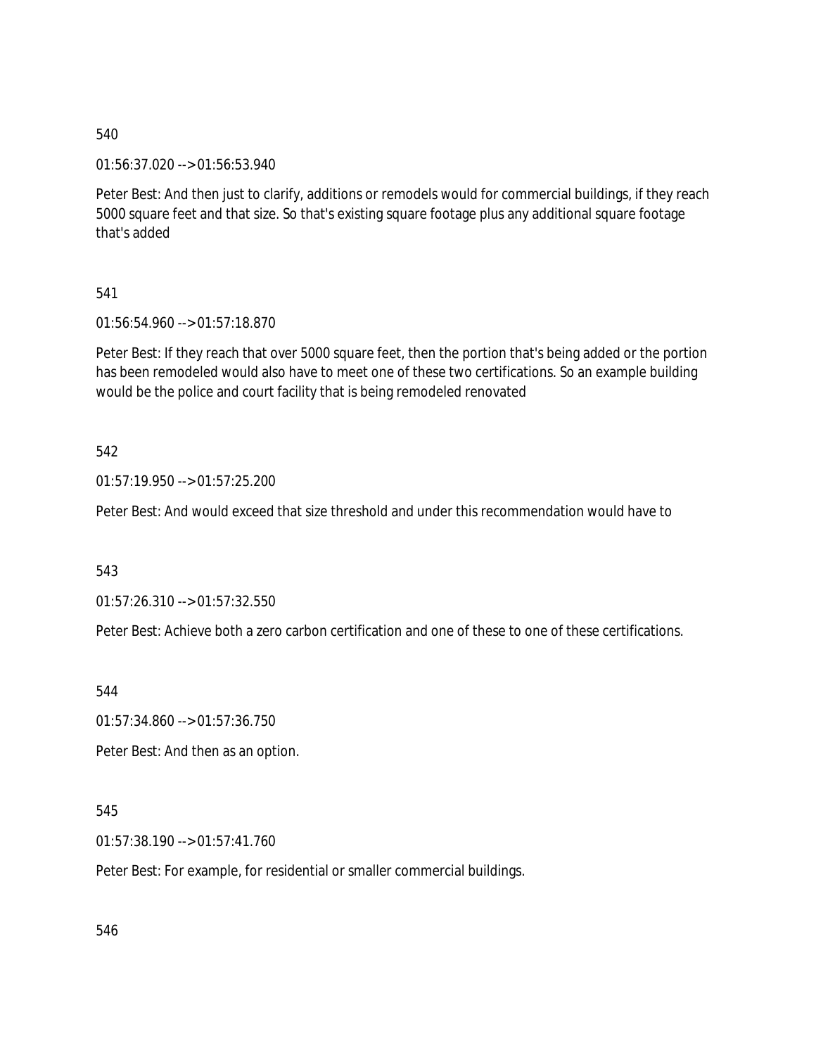540

01:56:37.020 --> 01:56:53.940

Peter Best: And then just to clarify, additions or remodels would for commercial buildings, if they reach 5000 square feet and that size. So that's existing square footage plus any additional square footage that's added

541

01:56:54.960 --> 01:57:18.870

Peter Best: If they reach that over 5000 square feet, then the portion that's being added or the portion has been remodeled would also have to meet one of these two certifications. So an example building would be the police and court facility that is being remodeled renovated

542

01:57:19.950 --> 01:57:25.200

Peter Best: And would exceed that size threshold and under this recommendation would have to

543

01:57:26.310 --> 01:57:32.550

Peter Best: Achieve both a zero carbon certification and one of these to one of these certifications.

544

01:57:34.860 --> 01:57:36.750

Peter Best: And then as an option.

545

01:57:38.190 --> 01:57:41.760

Peter Best: For example, for residential or smaller commercial buildings.

546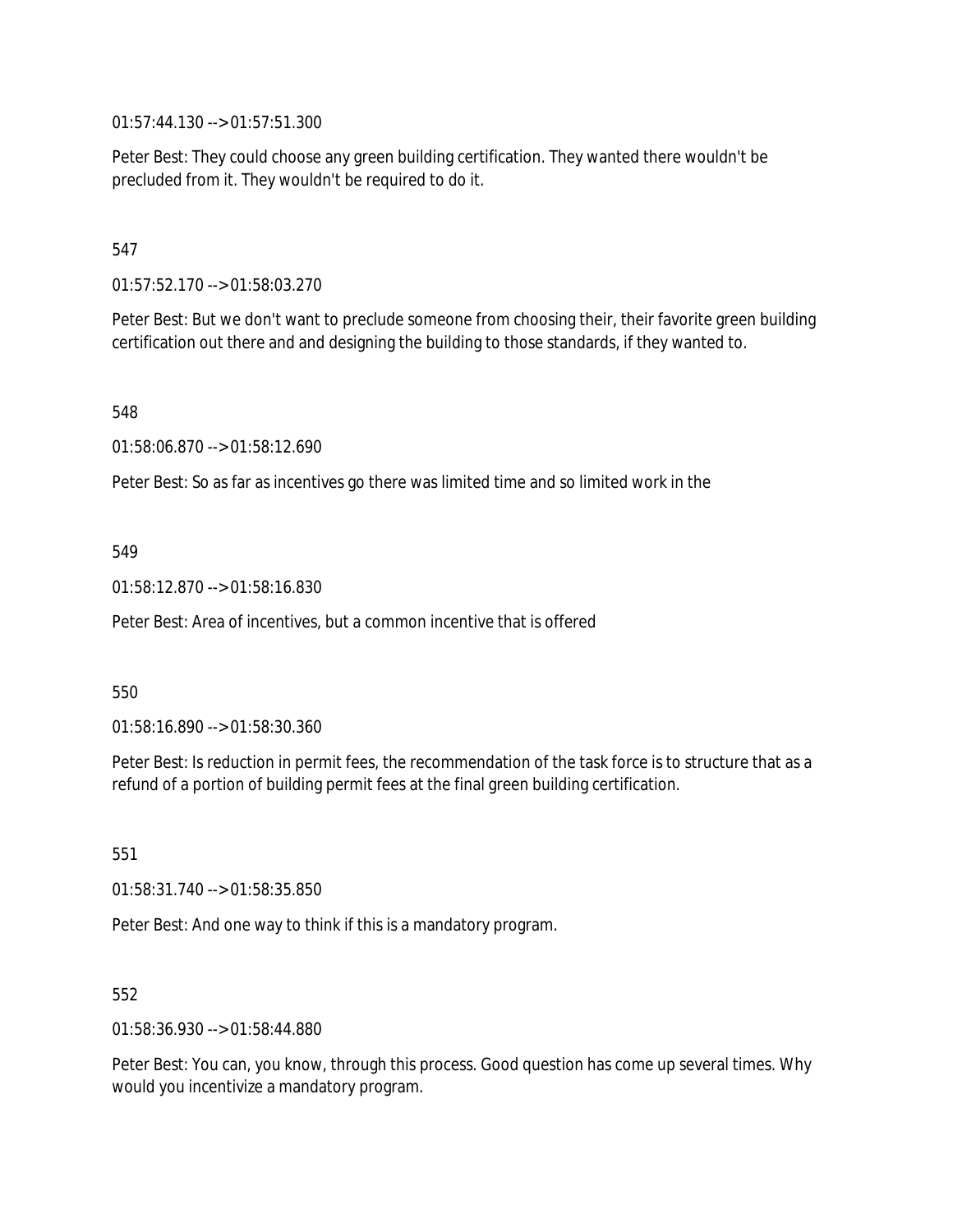01:57:44.130 --> 01:57:51.300

Peter Best: They could choose any green building certification. They wanted there wouldn't be precluded from it. They wouldn't be required to do it.

547

01:57:52.170 --> 01:58:03.270

Peter Best: But we don't want to preclude someone from choosing their, their favorite green building certification out there and and designing the building to those standards, if they wanted to.

548

01:58:06.870 --> 01:58:12.690

Peter Best: So as far as incentives go there was limited time and so limited work in the

549

01:58:12.870 --> 01:58:16.830

Peter Best: Area of incentives, but a common incentive that is offered

550

01:58:16.890 --> 01:58:30.360

Peter Best: Is reduction in permit fees, the recommendation of the task force is to structure that as a refund of a portion of building permit fees at the final green building certification.

551

01:58:31.740 --> 01:58:35.850

Peter Best: And one way to think if this is a mandatory program.

552

01:58:36.930 --> 01:58:44.880

Peter Best: You can, you know, through this process. Good question has come up several times. Why would you incentivize a mandatory program.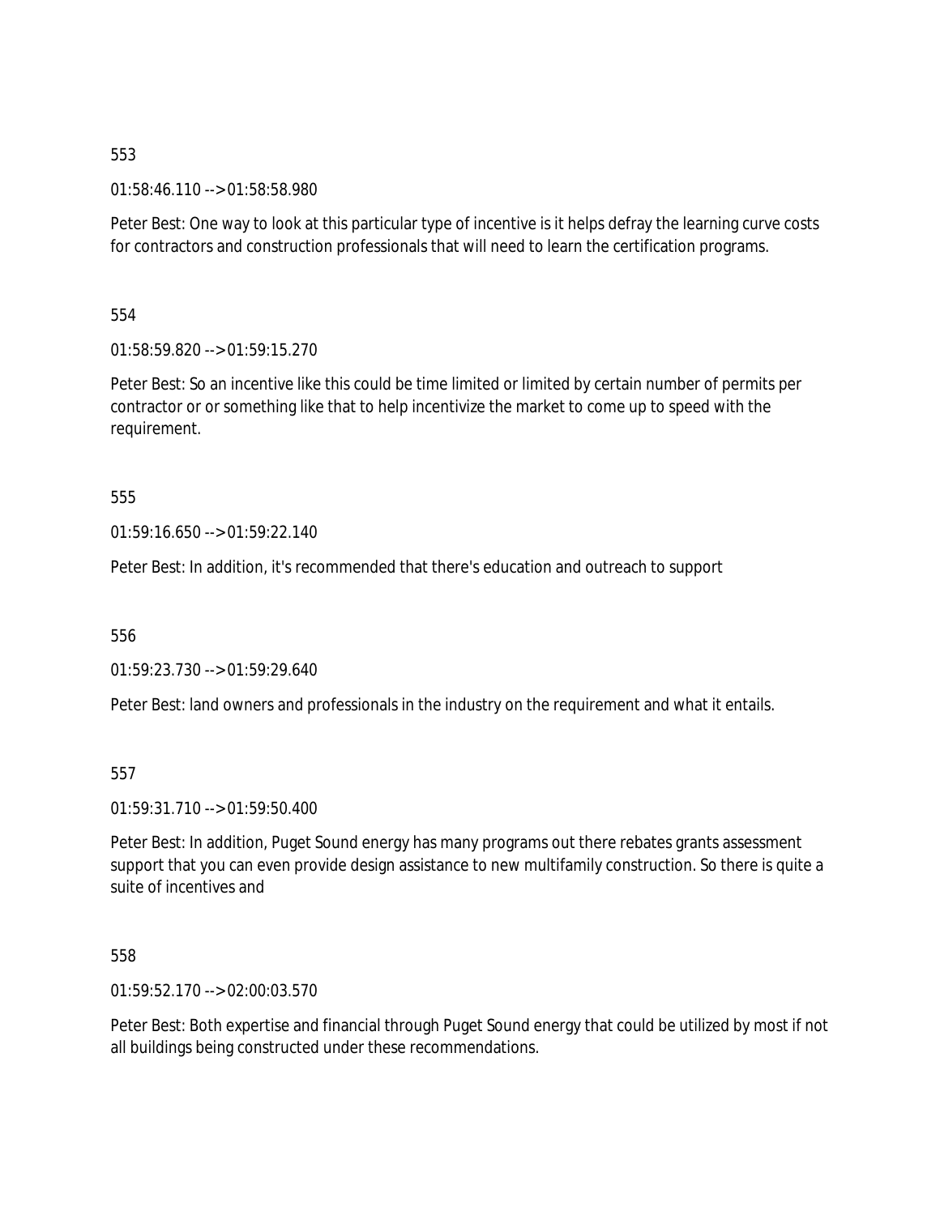553

01:58:46.110 --> 01:58:58.980

Peter Best: One way to look at this particular type of incentive is it helps defray the learning curve costs for contractors and construction professionals that will need to learn the certification programs.

554

01:58:59.820 --> 01:59:15.270

Peter Best: So an incentive like this could be time limited or limited by certain number of permits per contractor or or something like that to help incentivize the market to come up to speed with the requirement.

555

01:59:16.650 --> 01:59:22.140

Peter Best: In addition, it's recommended that there's education and outreach to support

556

01:59:23.730 --> 01:59:29.640

Peter Best: land owners and professionals in the industry on the requirement and what it entails.

557

01:59:31.710 --> 01:59:50.400

Peter Best: In addition, Puget Sound energy has many programs out there rebates grants assessment support that you can even provide design assistance to new multifamily construction. So there is quite a suite of incentives and

558

01:59:52.170 --> 02:00:03.570

Peter Best: Both expertise and financial through Puget Sound energy that could be utilized by most if not all buildings being constructed under these recommendations.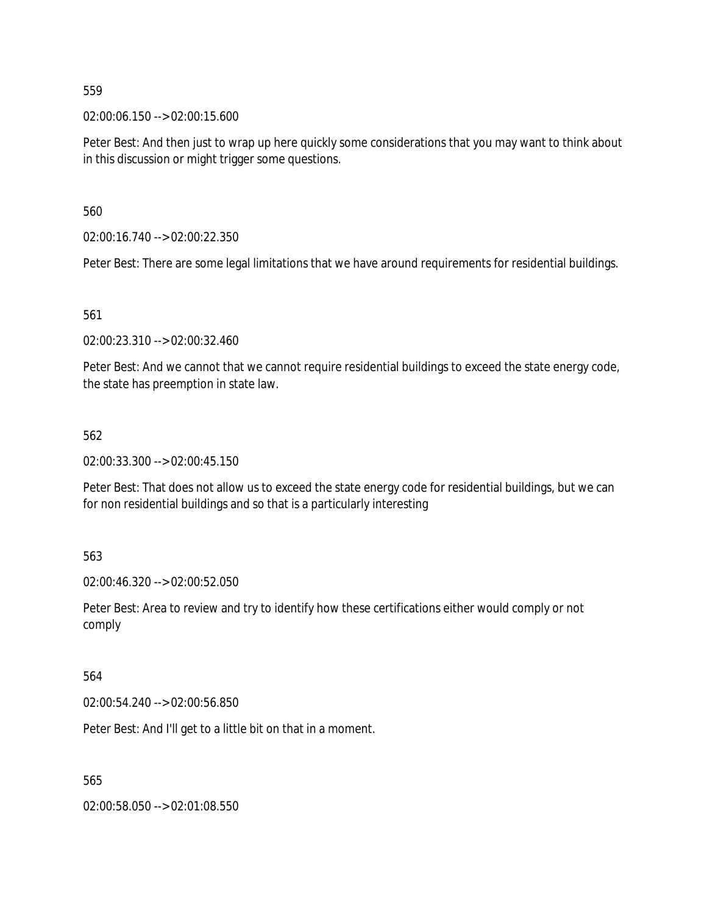559

02:00:06.150 --> 02:00:15.600

Peter Best: And then just to wrap up here quickly some considerations that you may want to think about in this discussion or might trigger some questions.

560

02:00:16.740 --> 02:00:22.350

Peter Best: There are some legal limitations that we have around requirements for residential buildings.

561

02:00:23.310 --> 02:00:32.460

Peter Best: And we cannot that we cannot require residential buildings to exceed the state energy code, the state has preemption in state law.

562

02:00:33.300 --> 02:00:45.150

Peter Best: That does not allow us to exceed the state energy code for residential buildings, but we can for non residential buildings and so that is a particularly interesting

563

02:00:46.320 --> 02:00:52.050

Peter Best: Area to review and try to identify how these certifications either would comply or not comply

564

02:00:54.240 --> 02:00:56.850

Peter Best: And I'll get to a little bit on that in a moment.

565

02:00:58.050 --> 02:01:08.550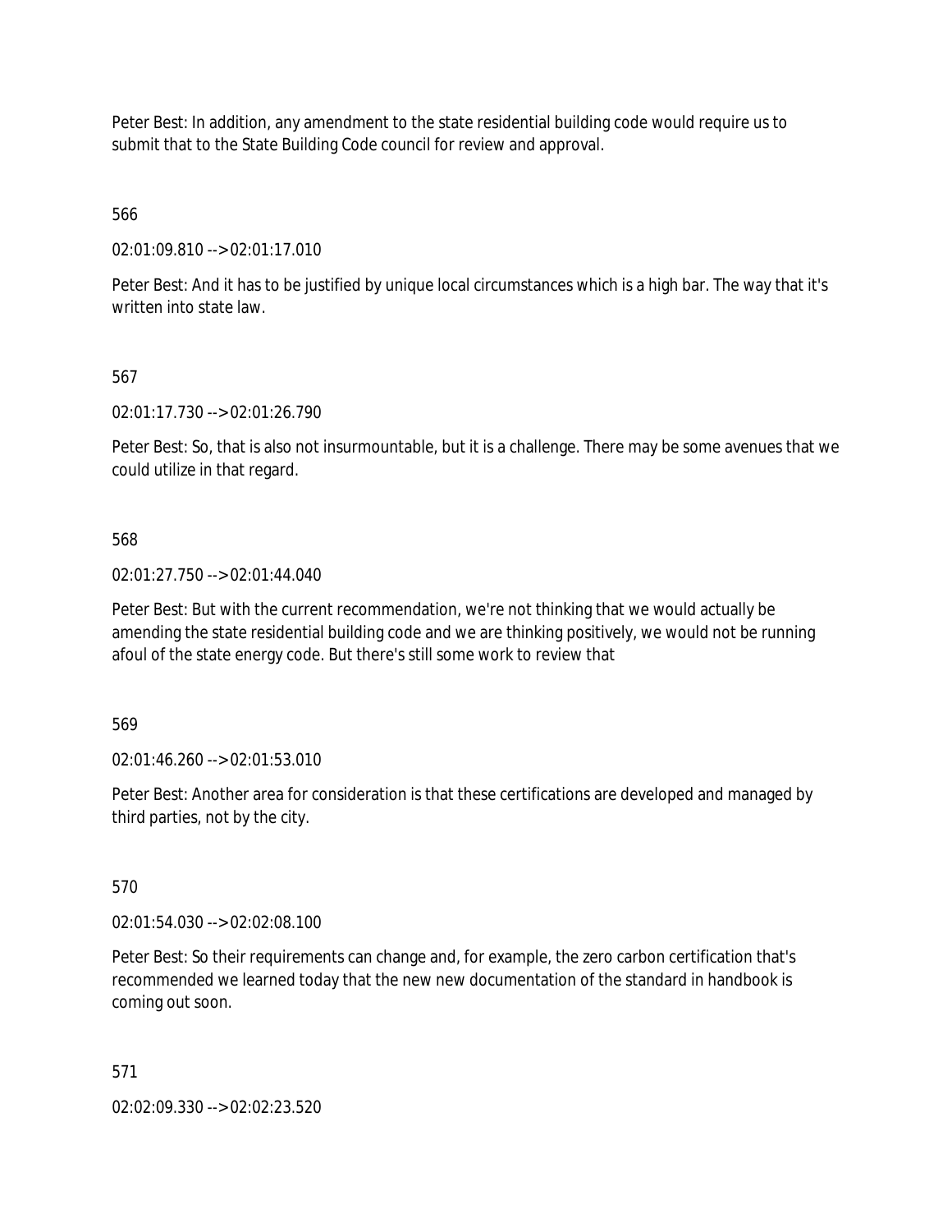Peter Best: In addition, any amendment to the state residential building code would require us to submit that to the State Building Code council for review and approval.

566

02:01:09.810 --> 02:01:17.010

Peter Best: And it has to be justified by unique local circumstances which is a high bar. The way that it's written into state law.

567

02:01:17.730 --> 02:01:26.790

Peter Best: So, that is also not insurmountable, but it is a challenge. There may be some avenues that we could utilize in that regard.

568

02:01:27.750 --> 02:01:44.040

Peter Best: But with the current recommendation, we're not thinking that we would actually be amending the state residential building code and we are thinking positively, we would not be running afoul of the state energy code. But there's still some work to review that

569

02:01:46.260 --> 02:01:53.010

Peter Best: Another area for consideration is that these certifications are developed and managed by third parties, not by the city.

570

02:01:54.030 --> 02:02:08.100

Peter Best: So their requirements can change and, for example, the zero carbon certification that's recommended we learned today that the new new documentation of the standard in handbook is coming out soon.

571

02:02:09.330 --> 02:02:23.520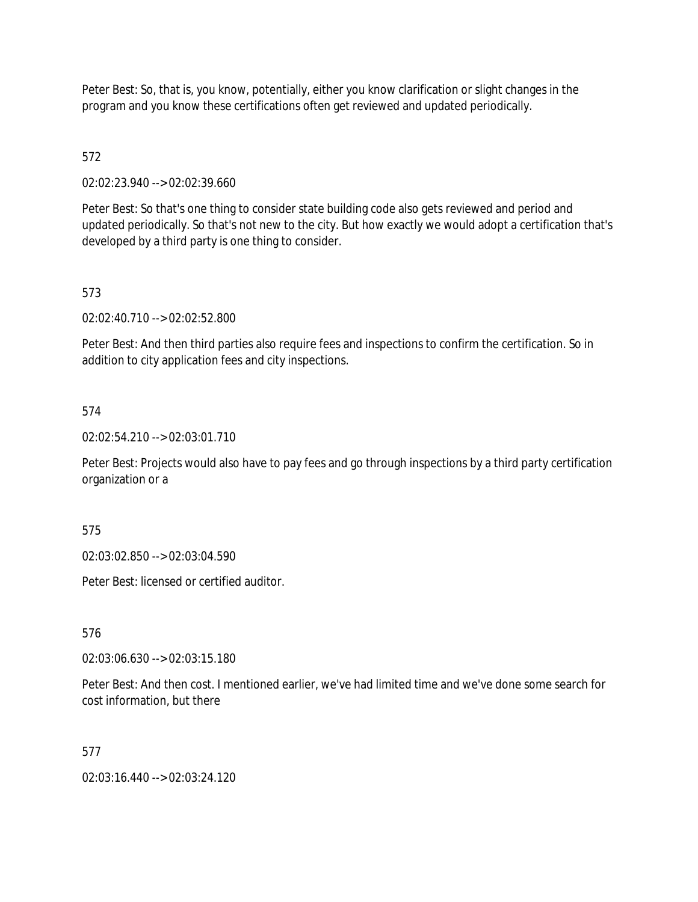Peter Best: So, that is, you know, potentially, either you know clarification or slight changes in the program and you know these certifications often get reviewed and updated periodically.

572

02:02:23.940 --> 02:02:39.660

Peter Best: So that's one thing to consider state building code also gets reviewed and period and updated periodically. So that's not new to the city. But how exactly we would adopt a certification that's developed by a third party is one thing to consider.

573

02:02:40.710 --> 02:02:52.800

Peter Best: And then third parties also require fees and inspections to confirm the certification. So in addition to city application fees and city inspections.

574

02:02:54.210 --> 02:03:01.710

Peter Best: Projects would also have to pay fees and go through inspections by a third party certification organization or a

575

02:03:02.850 --> 02:03:04.590

Peter Best: licensed or certified auditor.

576

02:03:06.630 --> 02:03:15.180

Peter Best: And then cost. I mentioned earlier, we've had limited time and we've done some search for cost information, but there

577

02:03:16.440 --> 02:03:24.120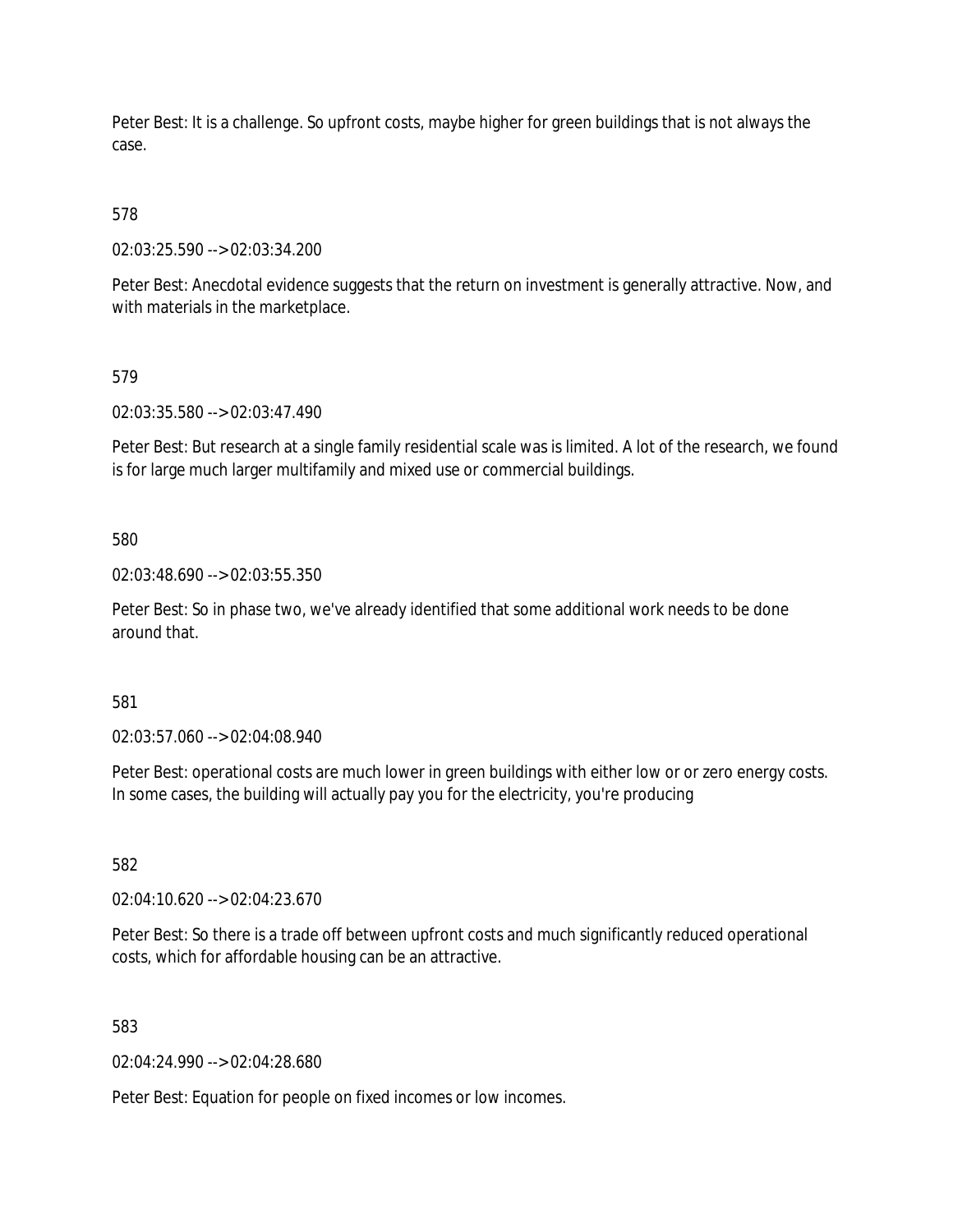Peter Best: It is a challenge. So upfront costs, maybe higher for green buildings that is not always the case.

578

02:03:25.590 --> 02:03:34.200

Peter Best: Anecdotal evidence suggests that the return on investment is generally attractive. Now, and with materials in the marketplace.

579

02:03:35.580 --> 02:03:47.490

Peter Best: But research at a single family residential scale was is limited. A lot of the research, we found is for large much larger multifamily and mixed use or commercial buildings.

580

02:03:48.690 --> 02:03:55.350

Peter Best: So in phase two, we've already identified that some additional work needs to be done around that.

581

02:03:57.060 --> 02:04:08.940

Peter Best: operational costs are much lower in green buildings with either low or or zero energy costs. In some cases, the building will actually pay you for the electricity, you're producing

582

02:04:10.620 --> 02:04:23.670

Peter Best: So there is a trade off between upfront costs and much significantly reduced operational costs, which for affordable housing can be an attractive.

583

02:04:24.990 --> 02:04:28.680

Peter Best: Equation for people on fixed incomes or low incomes.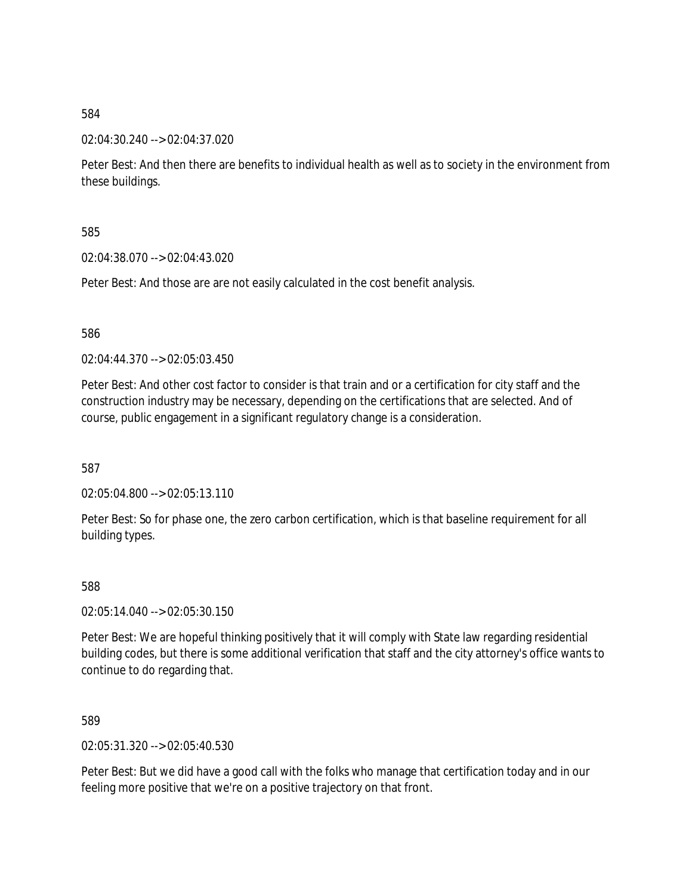584

02:04:30.240 --> 02:04:37.020

Peter Best: And then there are benefits to individual health as well as to society in the environment from these buildings.

585

02:04:38.070 --> 02:04:43.020

Peter Best: And those are are not easily calculated in the cost benefit analysis.

586

02:04:44.370 --> 02:05:03.450

Peter Best: And other cost factor to consider is that train and or a certification for city staff and the construction industry may be necessary, depending on the certifications that are selected. And of course, public engagement in a significant regulatory change is a consideration.

587

02:05:04.800 --> 02:05:13.110

Peter Best: So for phase one, the zero carbon certification, which is that baseline requirement for all building types.

588

02:05:14.040 --> 02:05:30.150

Peter Best: We are hopeful thinking positively that it will comply with State law regarding residential building codes, but there is some additional verification that staff and the city attorney's office wants to continue to do regarding that.

589

02:05:31.320 --> 02:05:40.530

Peter Best: But we did have a good call with the folks who manage that certification today and in our feeling more positive that we're on a positive trajectory on that front.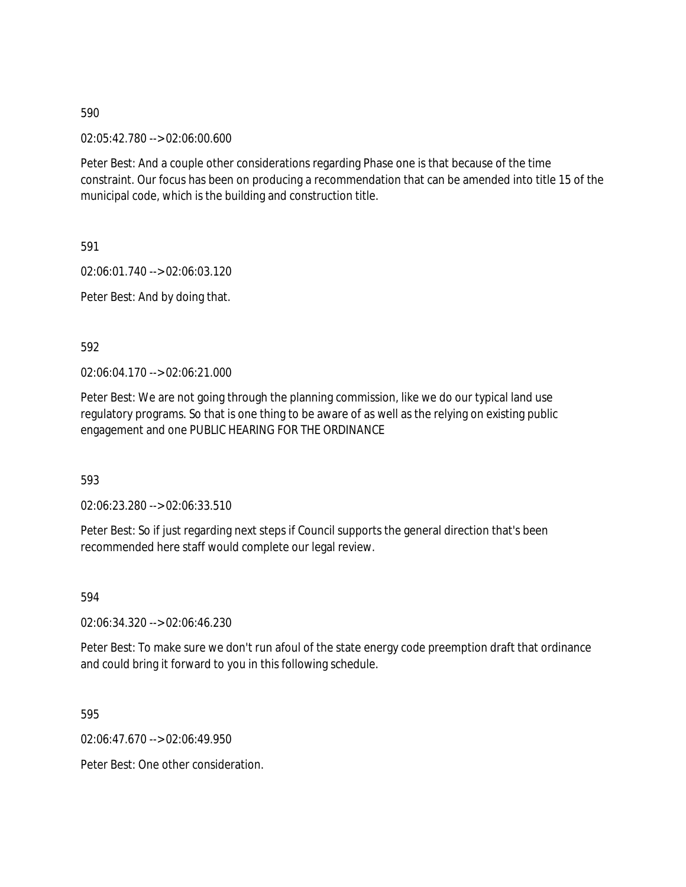590

02:05:42.780 --> 02:06:00.600

Peter Best: And a couple other considerations regarding Phase one is that because of the time constraint. Our focus has been on producing a recommendation that can be amended into title 15 of the municipal code, which is the building and construction title.

591

02:06:01.740 --> 02:06:03.120

Peter Best: And by doing that.

592

02:06:04.170 --> 02:06:21.000

Peter Best: We are not going through the planning commission, like we do our typical land use regulatory programs. So that is one thing to be aware of as well as the relying on existing public engagement and one PUBLIC HEARING FOR THE ORDINANCE

593

02:06:23.280 --> 02:06:33.510

Peter Best: So if just regarding next steps if Council supports the general direction that's been recommended here staff would complete our legal review.

594

02:06:34.320 --> 02:06:46.230

Peter Best: To make sure we don't run afoul of the state energy code preemption draft that ordinance and could bring it forward to you in this following schedule.

595

02:06:47.670 --> 02:06:49.950

Peter Best: One other consideration.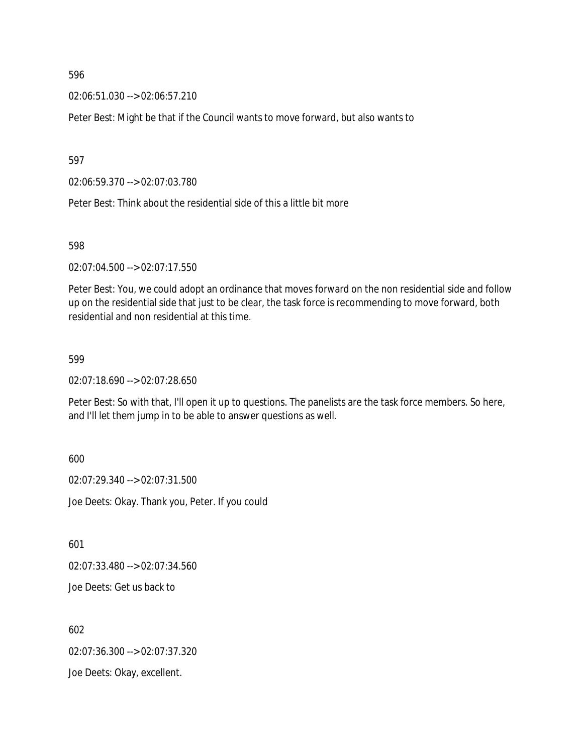596

02:06:51.030 --> 02:06:57.210

Peter Best: Might be that if the Council wants to move forward, but also wants to

597

02:06:59.370 --> 02:07:03.780

Peter Best: Think about the residential side of this a little bit more

598

02:07:04.500 --> 02:07:17.550

Peter Best: You, we could adopt an ordinance that moves forward on the non residential side and follow up on the residential side that just to be clear, the task force is recommending to move forward, both residential and non residential at this time.

599

02:07:18.690 --> 02:07:28.650

Peter Best: So with that, I'll open it up to questions. The panelists are the task force members. So here, and I'll let them jump in to be able to answer questions as well.

600

02:07:29.340 --> 02:07:31.500

Joe Deets: Okay. Thank you, Peter. If you could

601

02:07:33.480 --> 02:07:34.560

Joe Deets: Get us back to

602

02:07:36.300 --> 02:07:37.320

Joe Deets: Okay, excellent.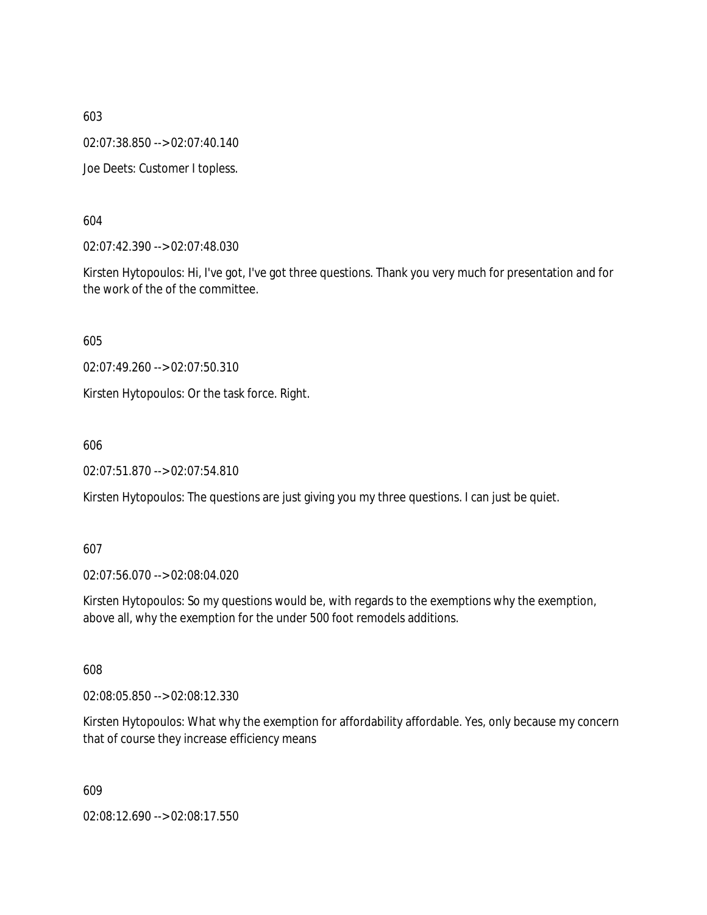603

02:07:38.850 --> 02:07:40.140

Joe Deets: Customer I topless.

604

02:07:42.390 --> 02:07:48.030

Kirsten Hytopoulos: Hi, I've got, I've got three questions. Thank you very much for presentation and for the work of the of the committee.

605

02:07:49.260 --> 02:07:50.310

Kirsten Hytopoulos: Or the task force. Right.

606

02:07:51.870 --> 02:07:54.810

Kirsten Hytopoulos: The questions are just giving you my three questions. I can just be quiet.

607

02:07:56.070 --> 02:08:04.020

Kirsten Hytopoulos: So my questions would be, with regards to the exemptions why the exemption, above all, why the exemption for the under 500 foot remodels additions.

608

02:08:05.850 --> 02:08:12.330

Kirsten Hytopoulos: What why the exemption for affordability affordable. Yes, only because my concern that of course they increase efficiency means

609

02:08:12.690 --> 02:08:17.550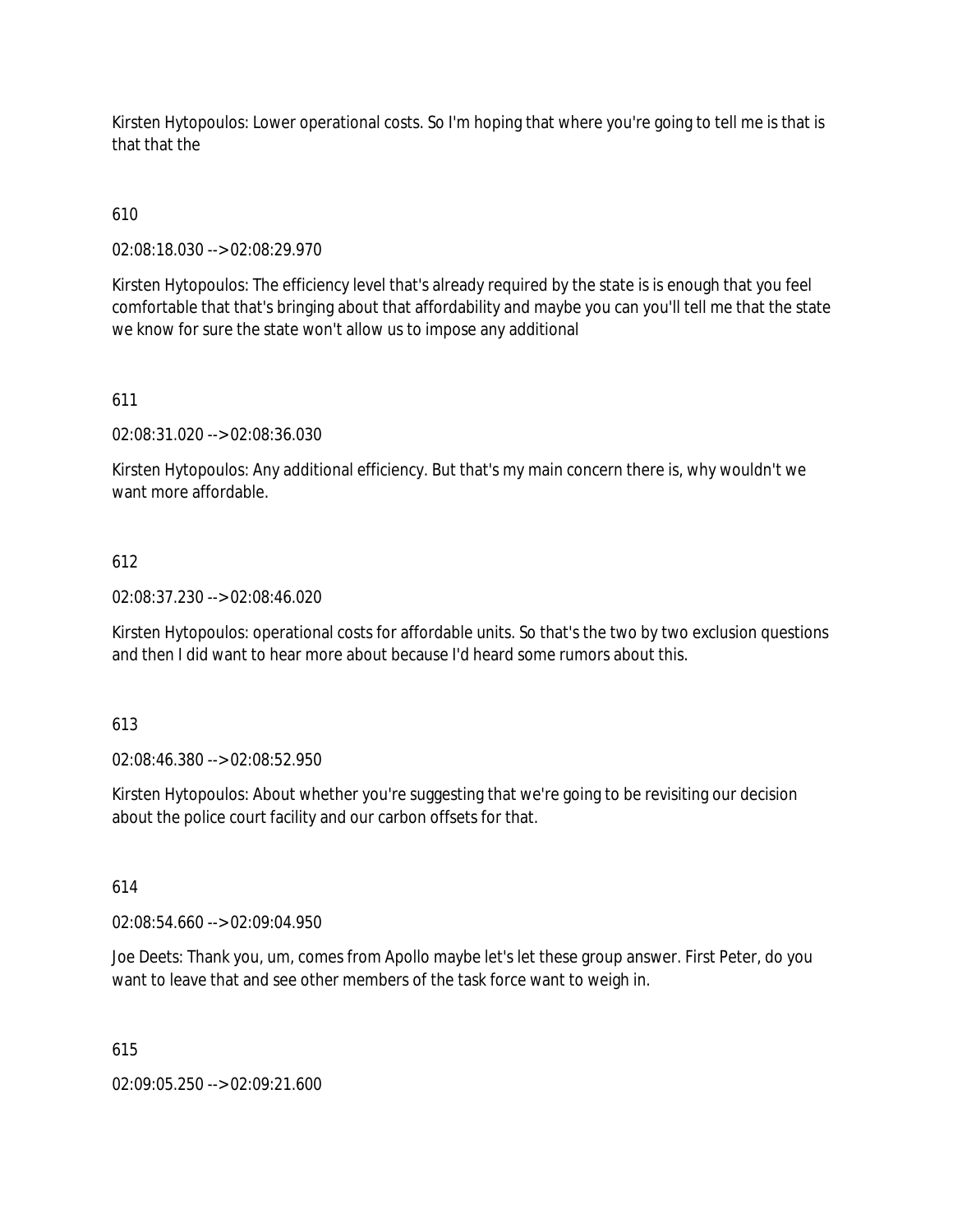Kirsten Hytopoulos: Lower operational costs. So I'm hoping that where you're going to tell me is that is that that the

610

02:08:18.030 --> 02:08:29.970

Kirsten Hytopoulos: The efficiency level that's already required by the state is is enough that you feel comfortable that that's bringing about that affordability and maybe you can you'll tell me that the state we know for sure the state won't allow us to impose any additional

611

02:08:31.020 --> 02:08:36.030

Kirsten Hytopoulos: Any additional efficiency. But that's my main concern there is, why wouldn't we want more affordable.

612

02:08:37.230 --> 02:08:46.020

Kirsten Hytopoulos: operational costs for affordable units. So that's the two by two exclusion questions and then I did want to hear more about because I'd heard some rumors about this.

613

02:08:46.380 --> 02:08:52.950

Kirsten Hytopoulos: About whether you're suggesting that we're going to be revisiting our decision about the police court facility and our carbon offsets for that.

614

02:08:54.660 --> 02:09:04.950

Joe Deets: Thank you, um, comes from Apollo maybe let's let these group answer. First Peter, do you want to leave that and see other members of the task force want to weigh in.

615

02:09:05.250 --> 02:09:21.600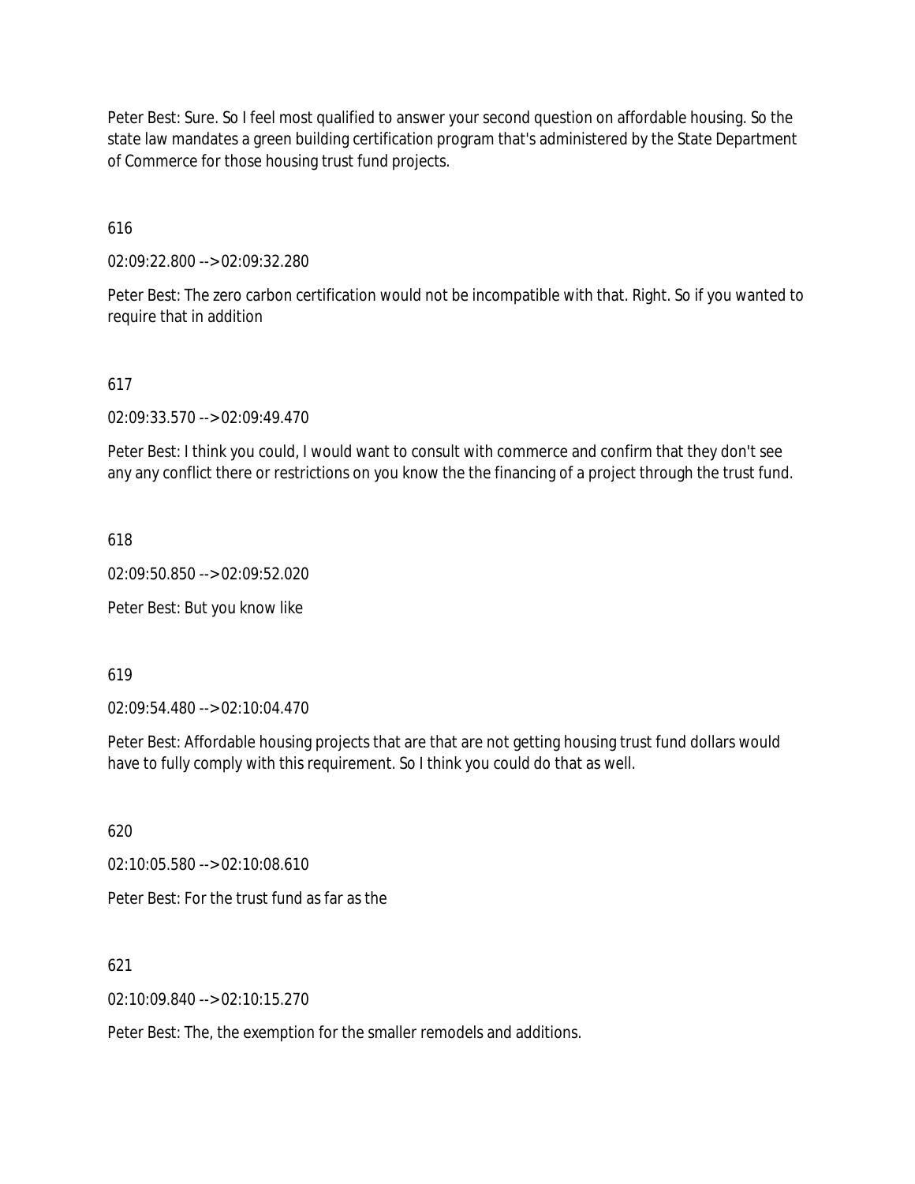Peter Best: Sure. So I feel most qualified to answer your second question on affordable housing. So the state law mandates a green building certification program that's administered by the State Department of Commerce for those housing trust fund projects.

616

02:09:22.800 --> 02:09:32.280

Peter Best: The zero carbon certification would not be incompatible with that. Right. So if you wanted to require that in addition

617

02:09:33.570 --> 02:09:49.470

Peter Best: I think you could, I would want to consult with commerce and confirm that they don't see any any conflict there or restrictions on you know the the financing of a project through the trust fund.

618

02:09:50.850 --> 02:09:52.020

Peter Best: But you know like

619

02:09:54.480 --> 02:10:04.470

Peter Best: Affordable housing projects that are that are not getting housing trust fund dollars would have to fully comply with this requirement. So I think you could do that as well.

620

02:10:05.580 --> 02:10:08.610

Peter Best: For the trust fund as far as the

621

02:10:09.840 --> 02:10:15.270

Peter Best: The, the exemption for the smaller remodels and additions.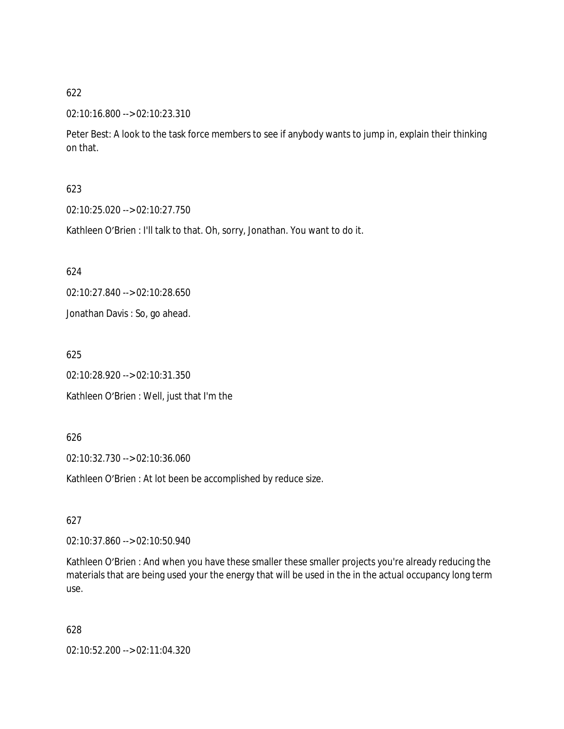622

02:10:16.800 --> 02:10:23.310

Peter Best: A look to the task force members to see if anybody wants to jump in, explain their thinking on that.

623

02:10:25.020 --> 02:10:27.750

Kathleen O'Brien : I'll talk to that. Oh, sorry, Jonathan. You want to do it.

624

02:10:27.840 --> 02:10:28.650

Jonathan Davis : So, go ahead.

625

02:10:28.920 --> 02:10:31.350

Kathleen O'Brien : Well, just that I'm the

626

02:10:32.730 --> 02:10:36.060

Kathleen O'Brien : At lot been be accomplished by reduce size.

627

02:10:37.860 --> 02:10:50.940

Kathleen O'Brien : And when you have these smaller these smaller projects you're already reducing the materials that are being used your the energy that will be used in the in the actual occupancy long term use.

628

02:10:52.200 --> 02:11:04.320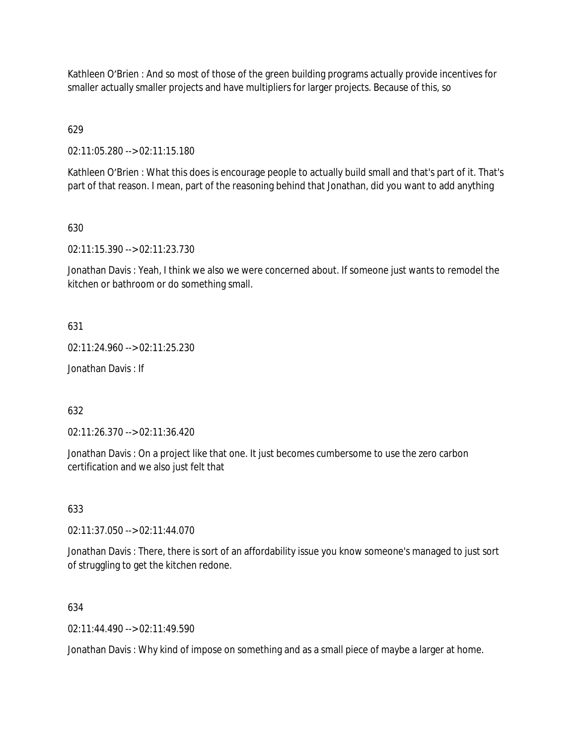Kathleen O'Brien : And so most of those of the green building programs actually provide incentives for smaller actually smaller projects and have multipliers for larger projects. Because of this, so

629

02:11:05.280 --> 02:11:15.180

Kathleen O'Brien : What this does is encourage people to actually build small and that's part of it. That's part of that reason. I mean, part of the reasoning behind that Jonathan, did you want to add anything

630

02:11:15.390 --> 02:11:23.730

Jonathan Davis : Yeah, I think we also we were concerned about. If someone just wants to remodel the kitchen or bathroom or do something small.

631

02:11:24.960 --> 02:11:25.230

Jonathan Davis : If

632

02:11:26.370 --> 02:11:36.420

Jonathan Davis : On a project like that one. It just becomes cumbersome to use the zero carbon certification and we also just felt that

633

02:11:37.050 --> 02:11:44.070

Jonathan Davis : There, there is sort of an affordability issue you know someone's managed to just sort of struggling to get the kitchen redone.

634

02:11:44.490 --> 02:11:49.590

Jonathan Davis : Why kind of impose on something and as a small piece of maybe a larger at home.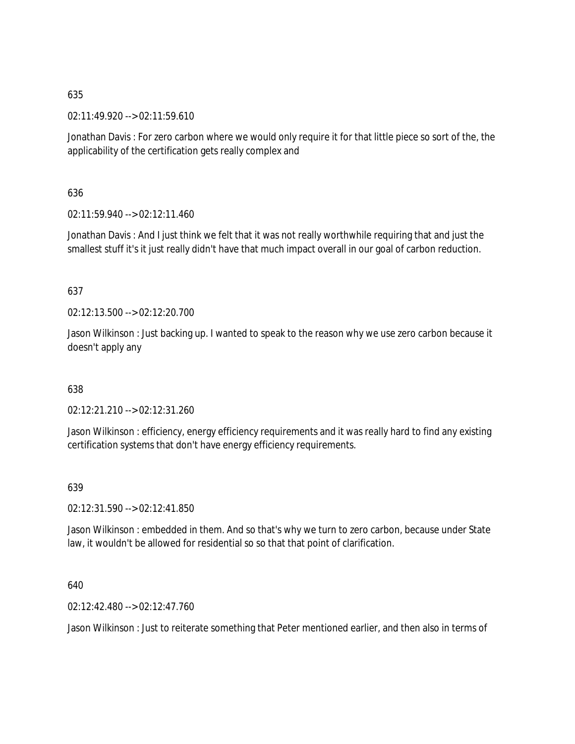635

02:11:49.920 --> 02:11:59.610

Jonathan Davis : For zero carbon where we would only require it for that little piece so sort of the, the applicability of the certification gets really complex and

636

02:11:59.940 --> 02:12:11.460

Jonathan Davis : And I just think we felt that it was not really worthwhile requiring that and just the smallest stuff it's it just really didn't have that much impact overall in our goal of carbon reduction.

637

02:12:13.500 --> 02:12:20.700

Jason Wilkinson : Just backing up. I wanted to speak to the reason why we use zero carbon because it doesn't apply any

638

02:12:21.210 --> 02:12:31.260

Jason Wilkinson : efficiency, energy efficiency requirements and it was really hard to find any existing certification systems that don't have energy efficiency requirements.

639

02:12:31.590 --> 02:12:41.850

Jason Wilkinson : embedded in them. And so that's why we turn to zero carbon, because under State law, it wouldn't be allowed for residential so so that that point of clarification.

640

02:12:42.480 --> 02:12:47.760

Jason Wilkinson : Just to reiterate something that Peter mentioned earlier, and then also in terms of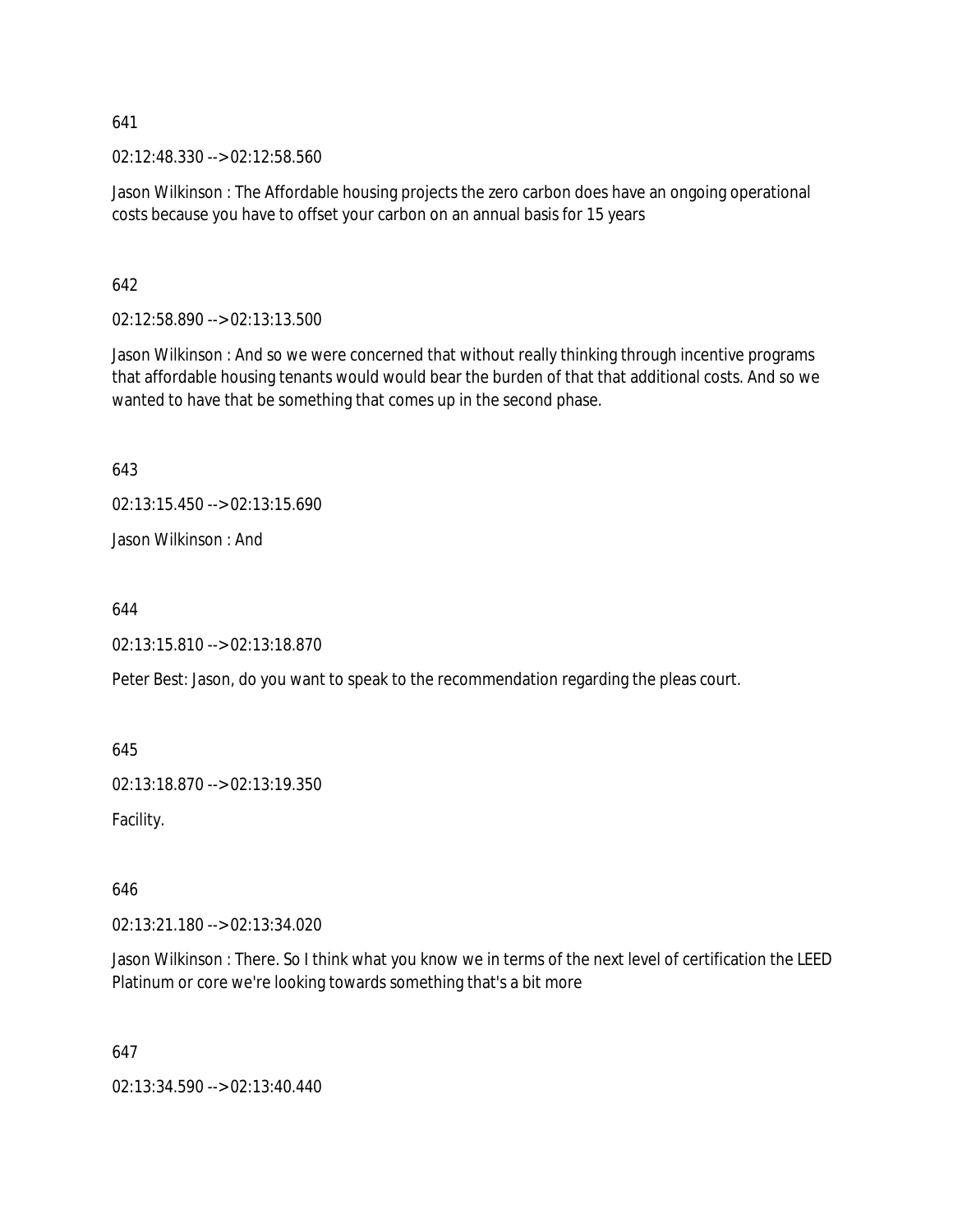641

02:12:48.330 --> 02:12:58.560

Jason Wilkinson : The Affordable housing projects the zero carbon does have an ongoing operational costs because you have to offset your carbon on an annual basis for 15 years

642

02:12:58.890 --> 02:13:13.500

Jason Wilkinson : And so we were concerned that without really thinking through incentive programs that affordable housing tenants would would bear the burden of that that additional costs. And so we wanted to have that be something that comes up in the second phase.

643

02:13:15.450 --> 02:13:15.690

Jason Wilkinson : And

644

02:13:15.810 --> 02:13:18.870

Peter Best: Jason, do you want to speak to the recommendation regarding the pleas court.

645

02:13:18.870 --> 02:13:19.350

Facility.

646

02:13:21.180 --> 02:13:34.020

Jason Wilkinson : There. So I think what you know we in terms of the next level of certification the LEED Platinum or core we're looking towards something that's a bit more

647

02:13:34.590 --> 02:13:40.440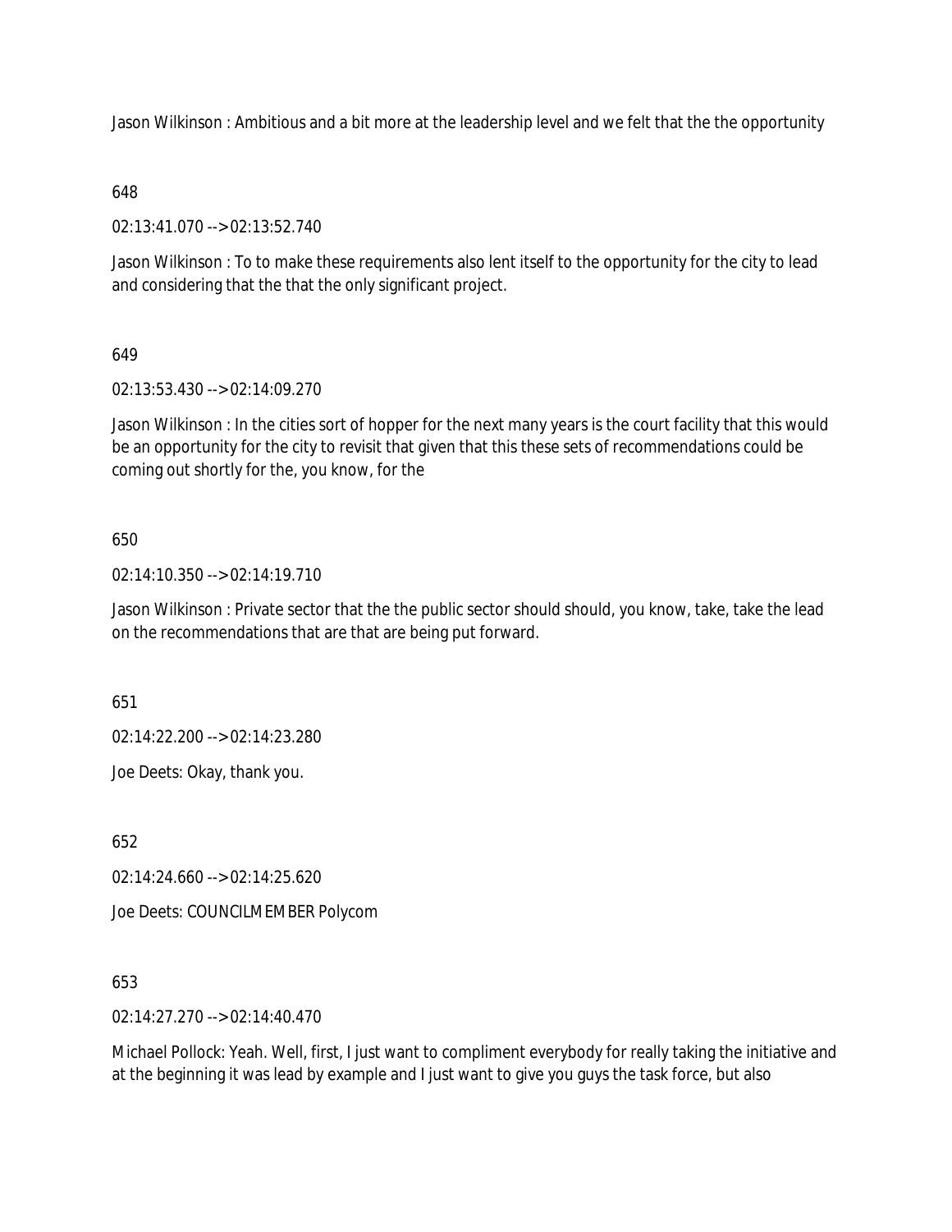Jason Wilkinson : Ambitious and a bit more at the leadership level and we felt that the the opportunity

648

02:13:41.070 --> 02:13:52.740

Jason Wilkinson : To to make these requirements also lent itself to the opportunity for the city to lead and considering that the that the only significant project.

649

02:13:53.430 --> 02:14:09.270

Jason Wilkinson : In the cities sort of hopper for the next many years is the court facility that this would be an opportunity for the city to revisit that given that this these sets of recommendations could be coming out shortly for the, you know, for the

650

02:14:10.350 --> 02:14:19.710

Jason Wilkinson : Private sector that the the public sector should should, you know, take, take the lead on the recommendations that are that are being put forward.

651

02:14:22.200 --> 02:14:23.280

Joe Deets: Okay, thank you.

652

02:14:24.660 --> 02:14:25.620

Joe Deets: COUNCILMEMBER Polycom

653

02:14:27.270 --> 02:14:40.470

Michael Pollock: Yeah. Well, first, I just want to compliment everybody for really taking the initiative and at the beginning it was lead by example and I just want to give you guys the task force, but also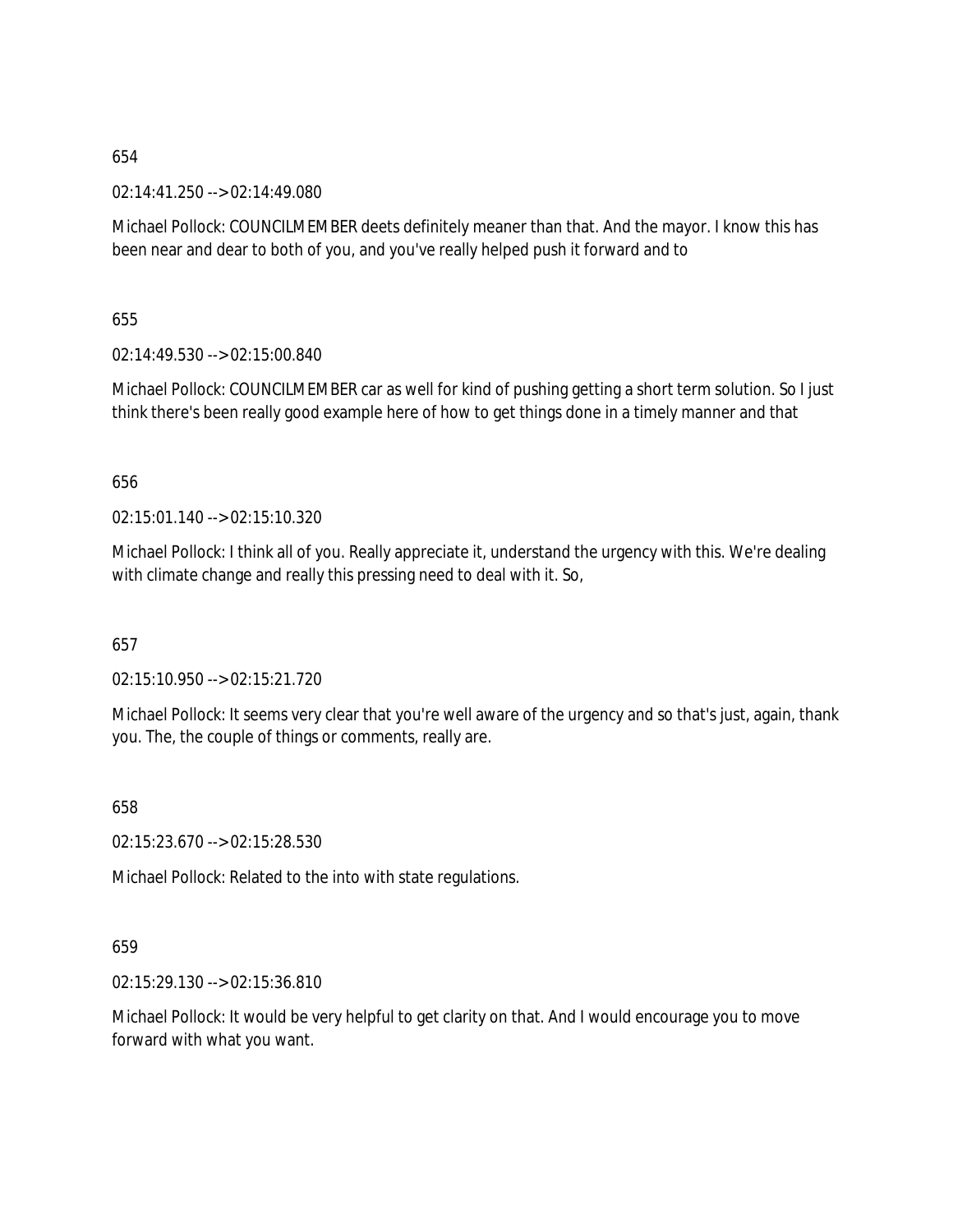654

02:14:41.250 --> 02:14:49.080

Michael Pollock: COUNCILMEMBER deets definitely meaner than that. And the mayor. I know this has been near and dear to both of you, and you've really helped push it forward and to

655

02:14:49.530 --> 02:15:00.840

Michael Pollock: COUNCILMEMBER car as well for kind of pushing getting a short term solution. So I just think there's been really good example here of how to get things done in a timely manner and that

656

02:15:01.140 --> 02:15:10.320

Michael Pollock: I think all of you. Really appreciate it, understand the urgency with this. We're dealing with climate change and really this pressing need to deal with it. So,

657

02:15:10.950 --> 02:15:21.720

Michael Pollock: It seems very clear that you're well aware of the urgency and so that's just, again, thank you. The, the couple of things or comments, really are.

658

02:15:23.670 --> 02:15:28.530

Michael Pollock: Related to the into with state regulations.

659

02:15:29.130 --> 02:15:36.810

Michael Pollock: It would be very helpful to get clarity on that. And I would encourage you to move forward with what you want.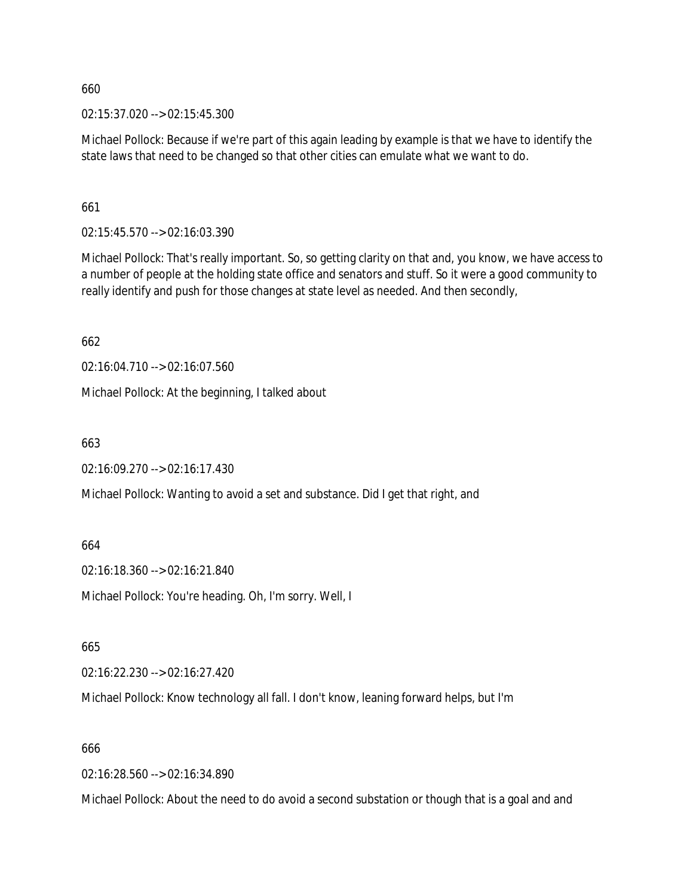660

02:15:37.020 --> 02:15:45.300

Michael Pollock: Because if we're part of this again leading by example is that we have to identify the state laws that need to be changed so that other cities can emulate what we want to do.

661

02:15:45.570 --> 02:16:03.390

Michael Pollock: That's really important. So, so getting clarity on that and, you know, we have access to a number of people at the holding state office and senators and stuff. So it were a good community to really identify and push for those changes at state level as needed. And then secondly,

662

02:16:04.710 --> 02:16:07.560

Michael Pollock: At the beginning, I talked about

663

02:16:09.270 --> 02:16:17.430

Michael Pollock: Wanting to avoid a set and substance. Did I get that right, and

664

02:16:18.360 --> 02:16:21.840

Michael Pollock: You're heading. Oh, I'm sorry. Well, I

665

02:16:22.230 --> 02:16:27.420

Michael Pollock: Know technology all fall. I don't know, leaning forward helps, but I'm

666

02:16:28.560 --> 02:16:34.890

Michael Pollock: About the need to do avoid a second substation or though that is a goal and and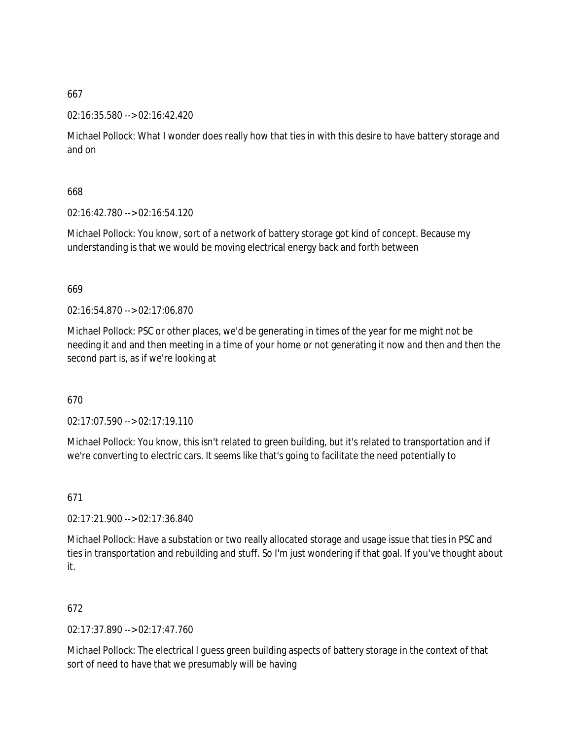667

02:16:35.580 --> 02:16:42.420

Michael Pollock: What I wonder does really how that ties in with this desire to have battery storage and and on

668

02:16:42.780 --> 02:16:54.120

Michael Pollock: You know, sort of a network of battery storage got kind of concept. Because my understanding is that we would be moving electrical energy back and forth between

669

02:16:54.870 --> 02:17:06.870

Michael Pollock: PSC or other places, we'd be generating in times of the year for me might not be needing it and and then meeting in a time of your home or not generating it now and then and then the second part is, as if we're looking at

670

02:17:07.590 --> 02:17:19.110

Michael Pollock: You know, this isn't related to green building, but it's related to transportation and if we're converting to electric cars. It seems like that's going to facilitate the need potentially to

671

02:17:21.900 --> 02:17:36.840

Michael Pollock: Have a substation or two really allocated storage and usage issue that ties in PSC and ties in transportation and rebuilding and stuff. So I'm just wondering if that goal. If you've thought about it.

672

02:17:37.890 --> 02:17:47.760

Michael Pollock: The electrical I guess green building aspects of battery storage in the context of that sort of need to have that we presumably will be having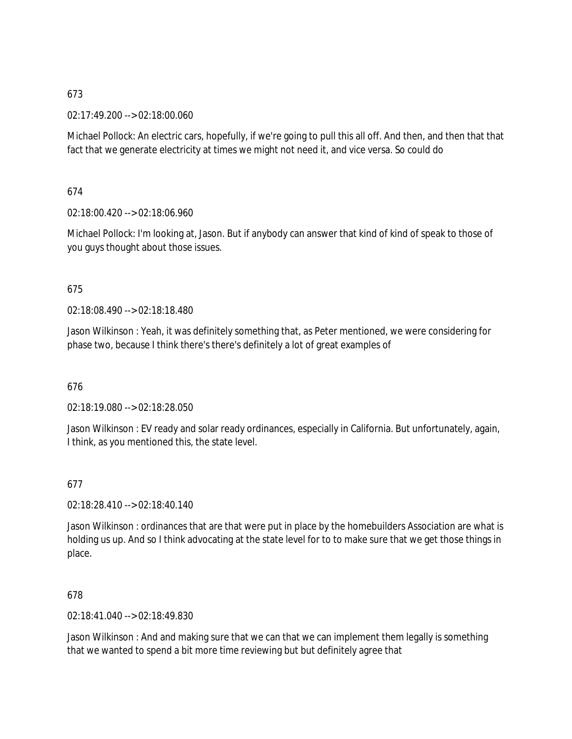673

02:17:49.200 --> 02:18:00.060

Michael Pollock: An electric cars, hopefully, if we're going to pull this all off. And then, and then that that fact that we generate electricity at times we might not need it, and vice versa. So could do

674

02:18:00.420 --> 02:18:06.960

Michael Pollock: I'm looking at, Jason. But if anybody can answer that kind of kind of speak to those of you guys thought about those issues.

675

02:18:08.490 --> 02:18:18.480

Jason Wilkinson : Yeah, it was definitely something that, as Peter mentioned, we were considering for phase two, because I think there's there's definitely a lot of great examples of

676

02:18:19.080 --> 02:18:28.050

Jason Wilkinson : EV ready and solar ready ordinances, especially in California. But unfortunately, again, I think, as you mentioned this, the state level.

677

02:18:28.410 --> 02:18:40.140

Jason Wilkinson : ordinances that are that were put in place by the homebuilders Association are what is holding us up. And so I think advocating at the state level for to to make sure that we get those things in place.

678

02:18:41.040 --> 02:18:49.830

Jason Wilkinson : And and making sure that we can that we can implement them legally is something that we wanted to spend a bit more time reviewing but but definitely agree that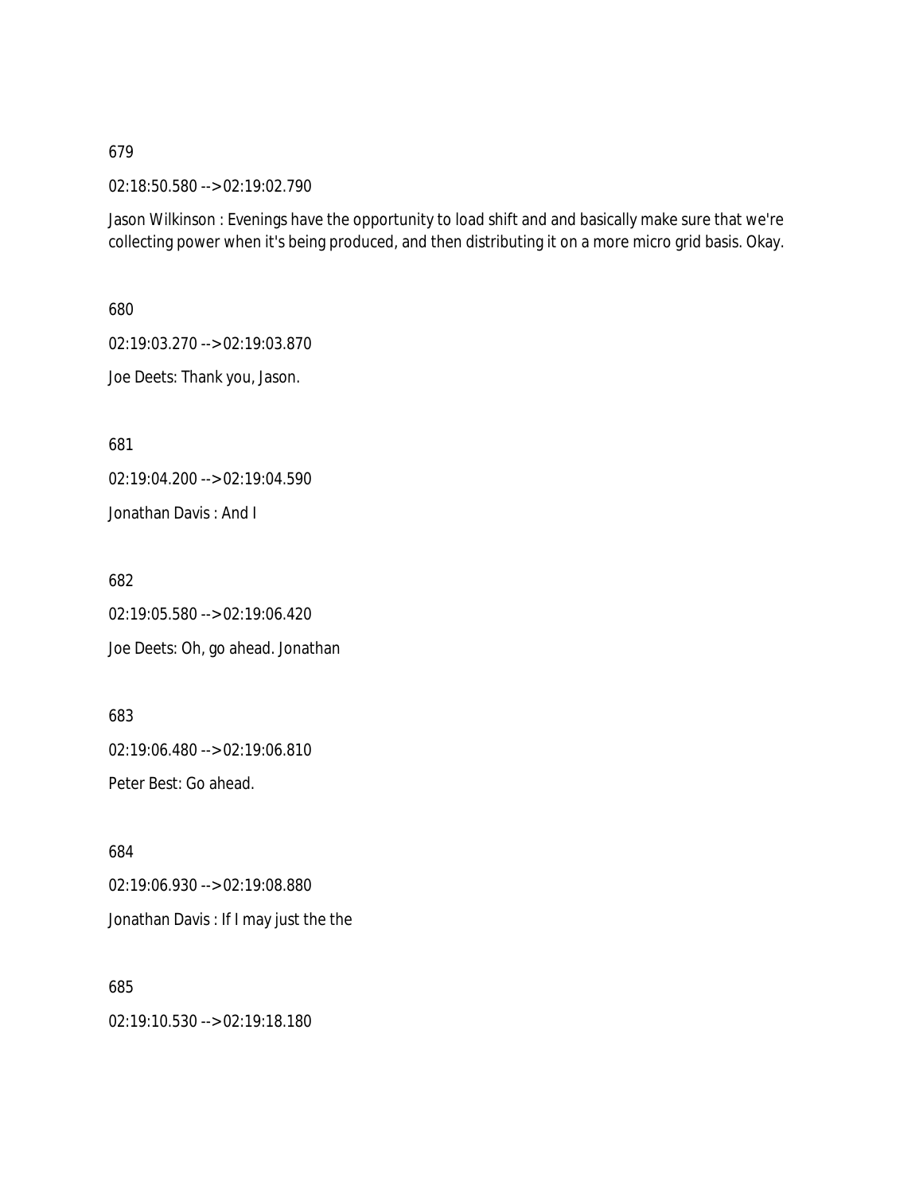679

02:18:50.580 --> 02:19:02.790

Jason Wilkinson : Evenings have the opportunity to load shift and and basically make sure that we're collecting power when it's being produced, and then distributing it on a more micro grid basis. Okay.

680

02:19:03.270 --> 02:19:03.870

Joe Deets: Thank you, Jason.

681

02:19:04.200 --> 02:19:04.590

Jonathan Davis : And I

682

02:19:05.580 --> 02:19:06.420

Joe Deets: Oh, go ahead. Jonathan

683

02:19:06.480 --> 02:19:06.810

Peter Best: Go ahead.

684

02:19:06.930 --> 02:19:08.880

Jonathan Davis : If I may just the the

685

02:19:10.530 --> 02:19:18.180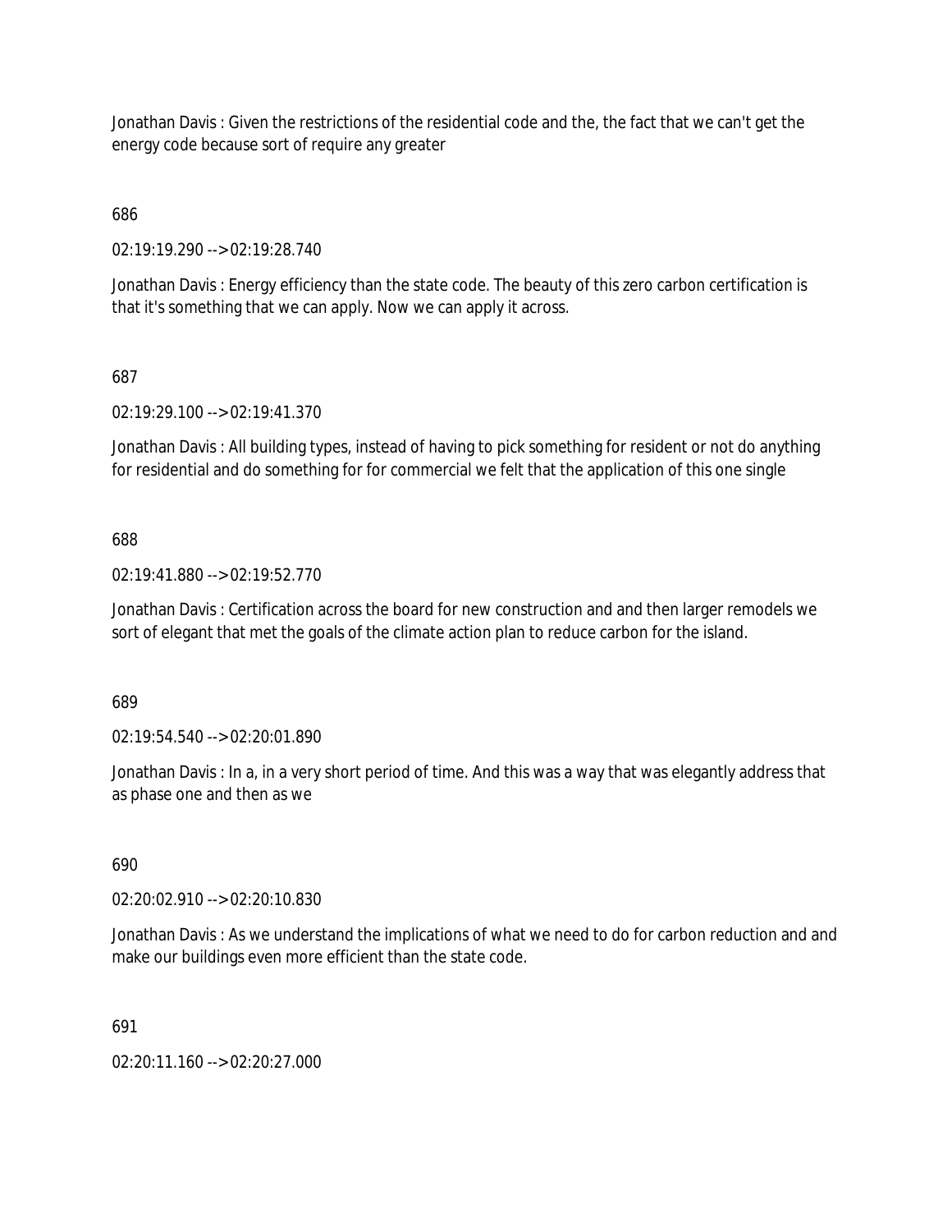Jonathan Davis : Given the restrictions of the residential code and the, the fact that we can't get the energy code because sort of require any greater

686

02:19:19.290 --> 02:19:28.740

Jonathan Davis : Energy efficiency than the state code. The beauty of this zero carbon certification is that it's something that we can apply. Now we can apply it across.

687

02:19:29.100 --> 02:19:41.370

Jonathan Davis : All building types, instead of having to pick something for resident or not do anything for residential and do something for for commercial we felt that the application of this one single

688

02:19:41.880 --> 02:19:52.770

Jonathan Davis : Certification across the board for new construction and and then larger remodels we sort of elegant that met the goals of the climate action plan to reduce carbon for the island.

689

02:19:54.540 --> 02:20:01.890

Jonathan Davis : In a, in a very short period of time. And this was a way that was elegantly address that as phase one and then as we

690

02:20:02.910 --> 02:20:10.830

Jonathan Davis : As we understand the implications of what we need to do for carbon reduction and and make our buildings even more efficient than the state code.

691

02:20:11.160 --> 02:20:27.000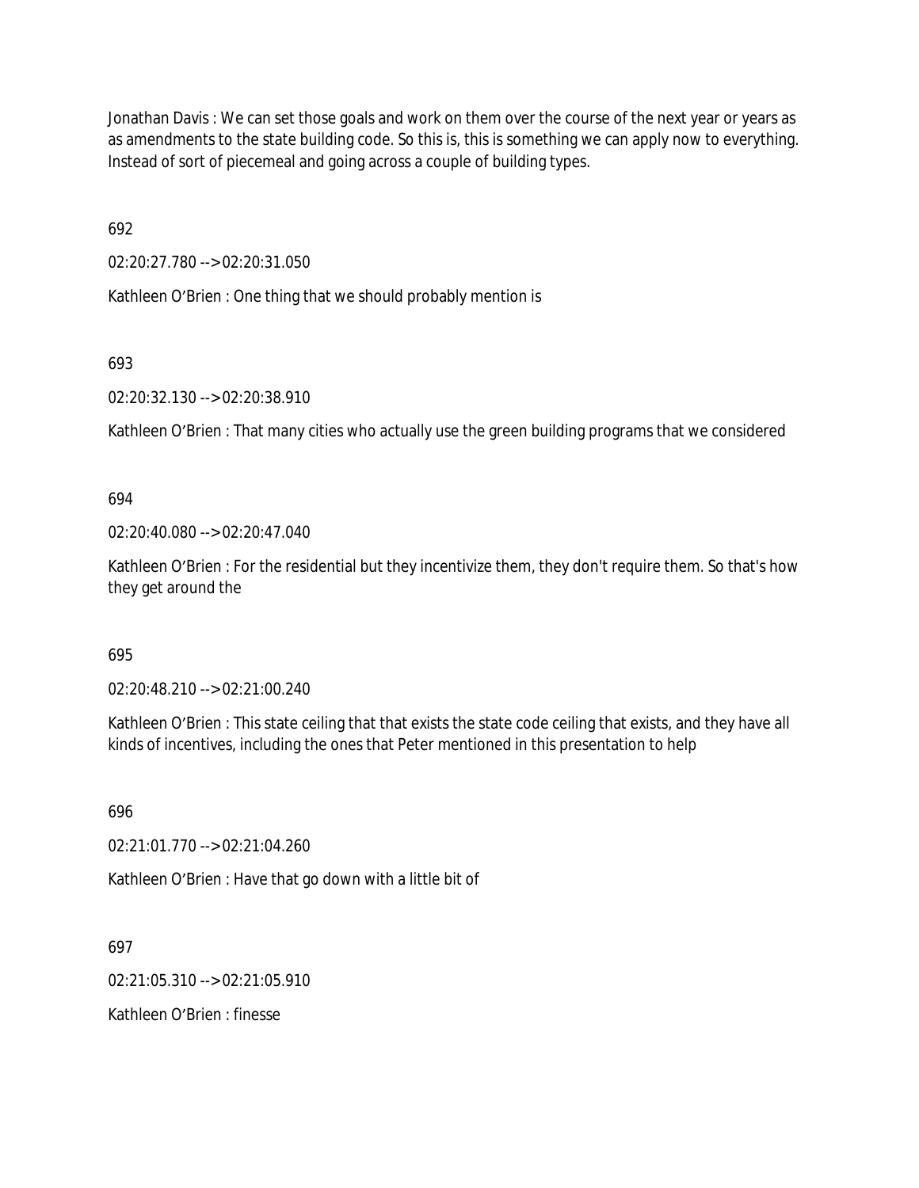Jonathan Davis : We can set those goals and work on them over the course of the next year or years as as amendments to the state building code. So this is, this is something we can apply now to everything. Instead of sort of piecemeal and going across a couple of building types.

692

02:20:27.780 --> 02:20:31.050

Kathleen O'Brien : One thing that we should probably mention is

693

02:20:32.130 --> 02:20:38.910

Kathleen O'Brien : That many cities who actually use the green building programs that we considered

694

02:20:40.080 --> 02:20:47.040

Kathleen O'Brien : For the residential but they incentivize them, they don't require them. So that's how they get around the

695

02:20:48.210 --> 02:21:00.240

Kathleen O'Brien : This state ceiling that that exists the state code ceiling that exists, and they have all kinds of incentives, including the ones that Peter mentioned in this presentation to help

696

02:21:01.770 --> 02:21:04.260

Kathleen O'Brien : Have that go down with a little bit of

697

02:21:05.310 --> 02:21:05.910

Kathleen O'Brien : finesse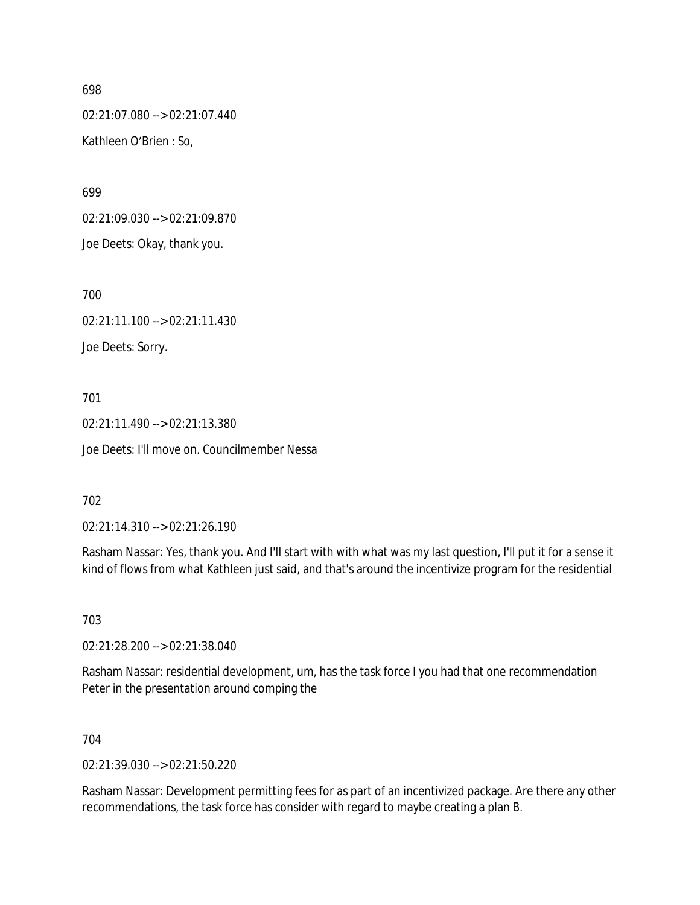698

02:21:07.080 --> 02:21:07.440

Kathleen O'Brien : So,

699

02:21:09.030 --> 02:21:09.870

Joe Deets: Okay, thank you.

700

02:21:11.100 --> 02:21:11.430

Joe Deets: Sorry.

701

02:21:11.490 --> 02:21:13.380

Joe Deets: I'll move on. Councilmember Nessa

702

02:21:14.310 --> 02:21:26.190

Rasham Nassar: Yes, thank you. And I'll start with with what was my last question, I'll put it for a sense it kind of flows from what Kathleen just said, and that's around the incentivize program for the residential

703

02:21:28.200 --> 02:21:38.040

Rasham Nassar: residential development, um, has the task force I you had that one recommendation Peter in the presentation around comping the

704

02:21:39.030 --> 02:21:50.220

Rasham Nassar: Development permitting fees for as part of an incentivized package. Are there any other recommendations, the task force has consider with regard to maybe creating a plan B.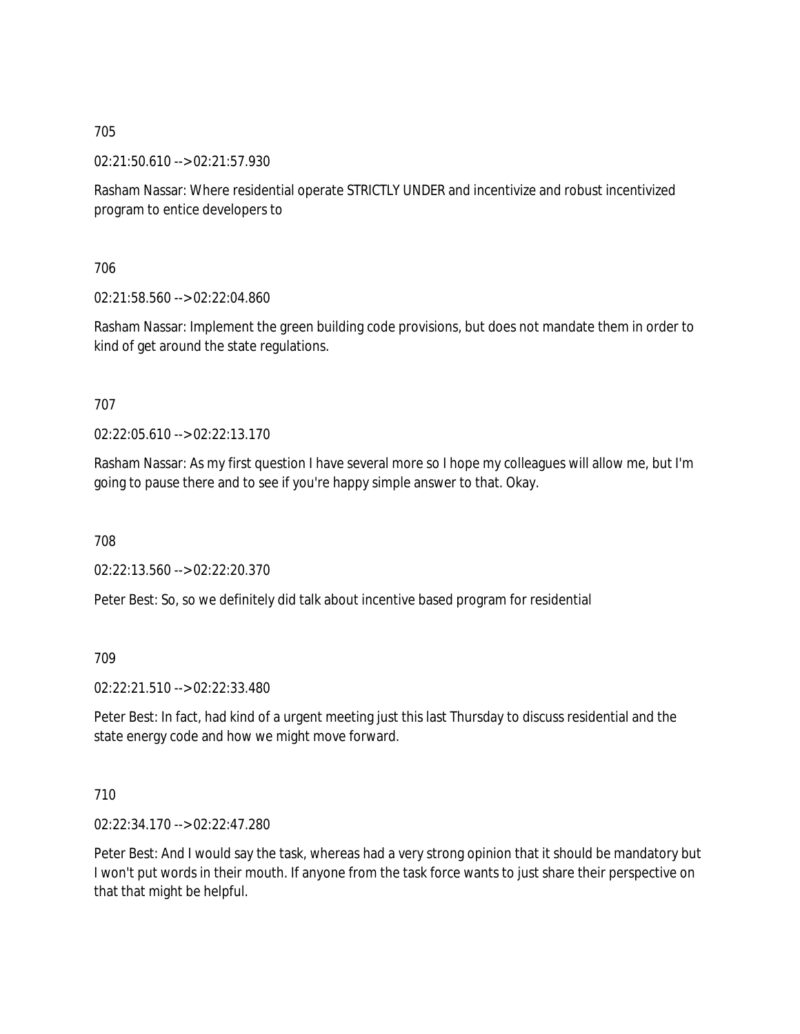705

02:21:50.610 --> 02:21:57.930

Rasham Nassar: Where residential operate STRICTLY UNDER and incentivize and robust incentivized program to entice developers to

706

02:21:58.560 --> 02:22:04.860

Rasham Nassar: Implement the green building code provisions, but does not mandate them in order to kind of get around the state regulations.

707

02:22:05.610 --> 02:22:13.170

Rasham Nassar: As my first question I have several more so I hope my colleagues will allow me, but I'm going to pause there and to see if you're happy simple answer to that. Okay.

708

02:22:13.560 --> 02:22:20.370

Peter Best: So, so we definitely did talk about incentive based program for residential

709

02:22:21.510 --> 02:22:33.480

Peter Best: In fact, had kind of a urgent meeting just this last Thursday to discuss residential and the state energy code and how we might move forward.

710

02:22:34.170 --> 02:22:47.280

Peter Best: And I would say the task, whereas had a very strong opinion that it should be mandatory but I won't put words in their mouth. If anyone from the task force wants to just share their perspective on that that might be helpful.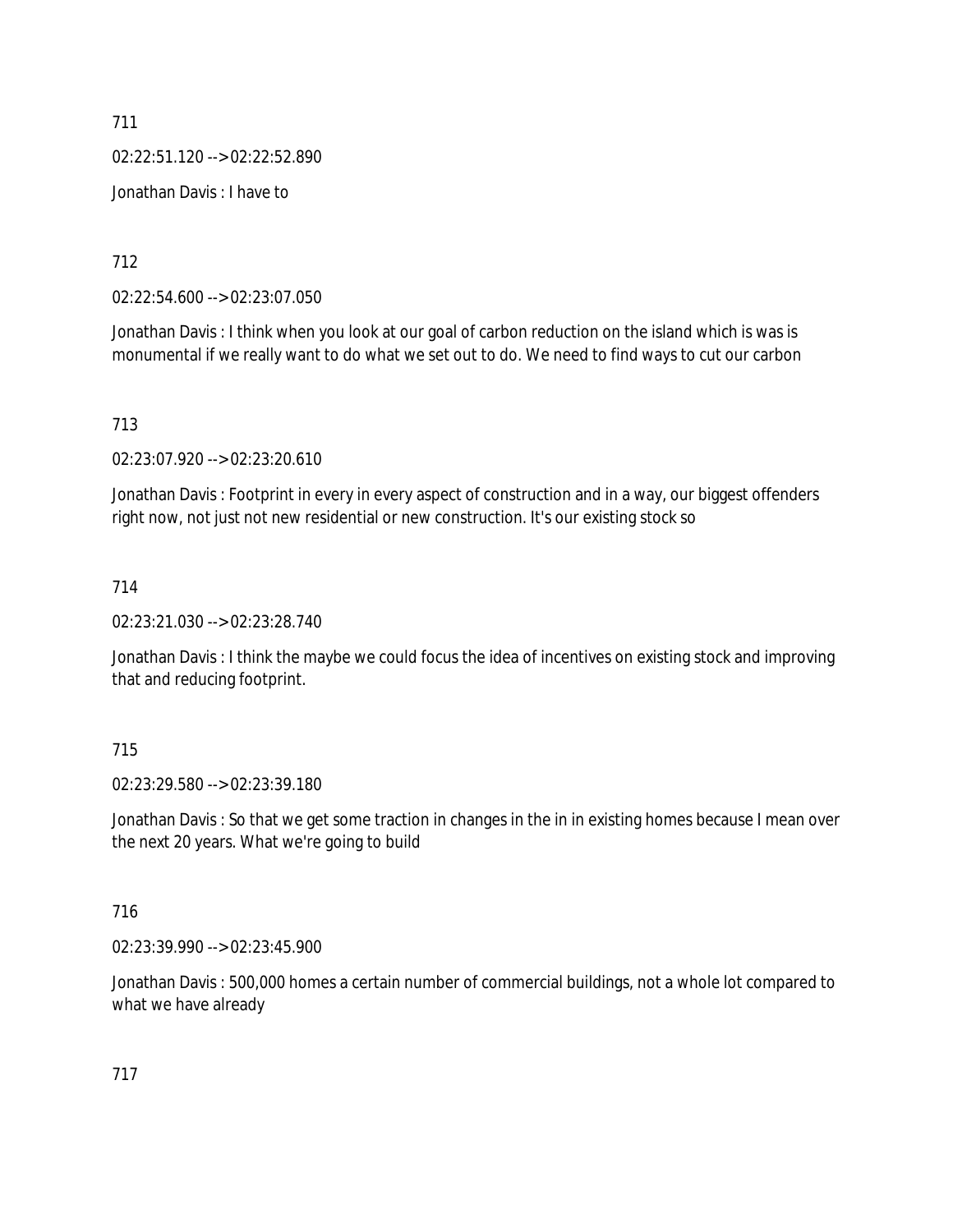711

02:22:51.120 --> 02:22:52.890

Jonathan Davis : I have to

712

02:22:54.600 --> 02:23:07.050

Jonathan Davis : I think when you look at our goal of carbon reduction on the island which is was is monumental if we really want to do what we set out to do. We need to find ways to cut our carbon

713

02:23:07.920 --> 02:23:20.610

Jonathan Davis : Footprint in every in every aspect of construction and in a way, our biggest offenders right now, not just not new residential or new construction. It's our existing stock so

714

02:23:21.030 --> 02:23:28.740

Jonathan Davis : I think the maybe we could focus the idea of incentives on existing stock and improving that and reducing footprint.

715

02:23:29.580 --> 02:23:39.180

Jonathan Davis : So that we get some traction in changes in the in in existing homes because I mean over the next 20 years. What we're going to build

716

02:23:39.990 --> 02:23:45.900

Jonathan Davis : 500,000 homes a certain number of commercial buildings, not a whole lot compared to what we have already

717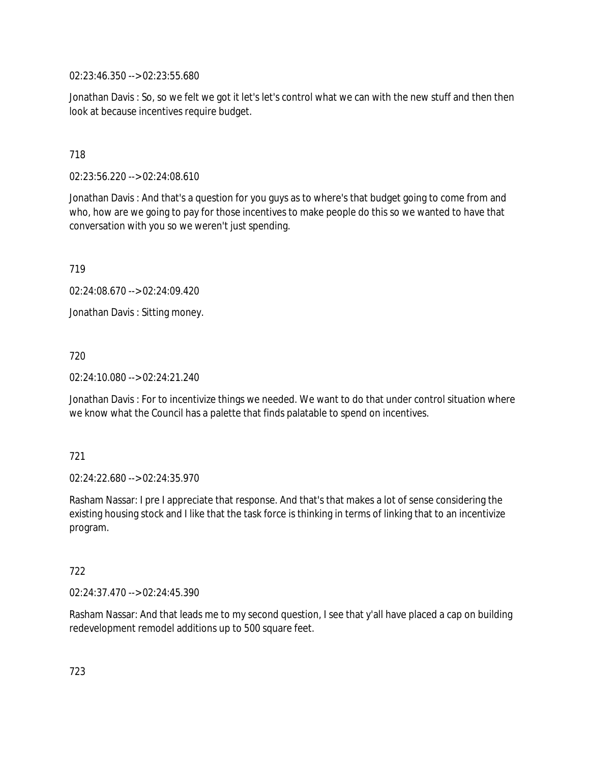02:23:46.350 --> 02:23:55.680

Jonathan Davis : So, so we felt we got it let's let's control what we can with the new stuff and then then look at because incentives require budget.

718

02:23:56.220 --> 02:24:08.610

Jonathan Davis : And that's a question for you guys as to where's that budget going to come from and who, how are we going to pay for those incentives to make people do this so we wanted to have that conversation with you so we weren't just spending.

719

02:24:08.670 --> 02:24:09.420

Jonathan Davis : Sitting money.

720

02:24:10.080 --> 02:24:21.240

Jonathan Davis : For to incentivize things we needed. We want to do that under control situation where we know what the Council has a palette that finds palatable to spend on incentives.

721

02:24:22.680 --> 02:24:35.970

Rasham Nassar: I pre I appreciate that response. And that's that makes a lot of sense considering the existing housing stock and I like that the task force is thinking in terms of linking that to an incentivize program.

722

02:24:37.470 --> 02:24:45.390

Rasham Nassar: And that leads me to my second question, I see that y'all have placed a cap on building redevelopment remodel additions up to 500 square feet.

723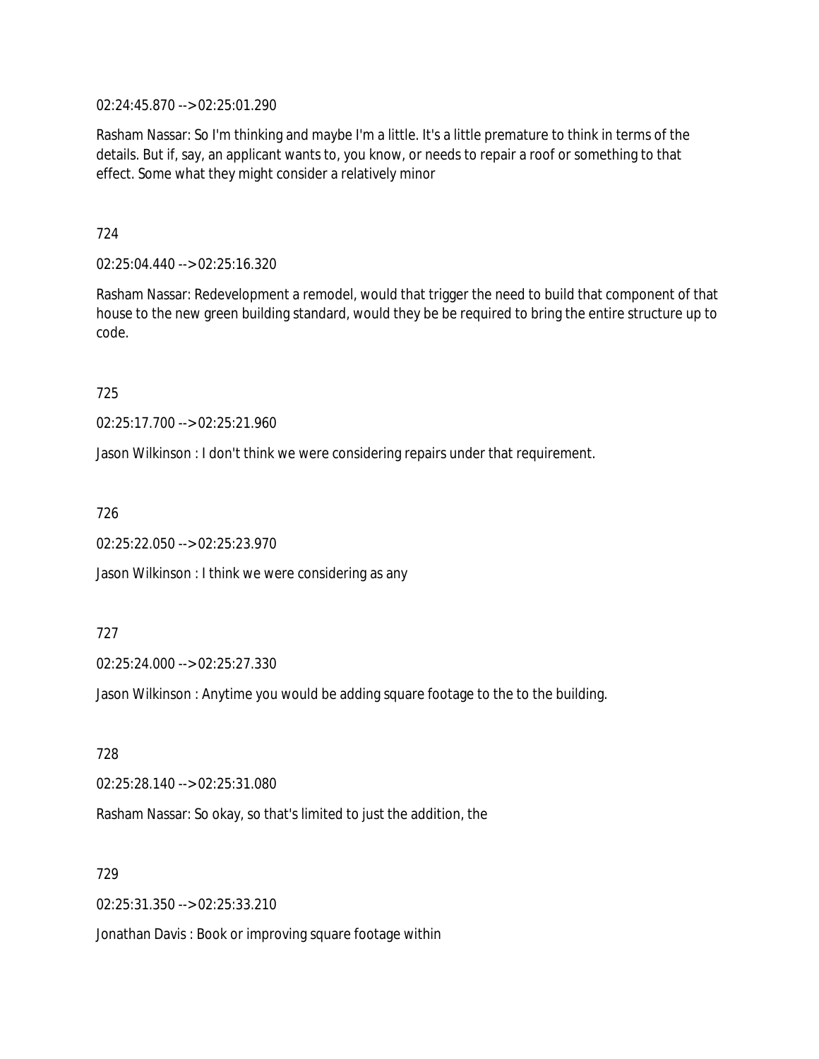02:24:45.870 --> 02:25:01.290

Rasham Nassar: So I'm thinking and maybe I'm a little. It's a little premature to think in terms of the details. But if, say, an applicant wants to, you know, or needs to repair a roof or something to that effect. Some what they might consider a relatively minor

724

02:25:04.440 --> 02:25:16.320

Rasham Nassar: Redevelopment a remodel, would that trigger the need to build that component of that house to the new green building standard, would they be be required to bring the entire structure up to code.

725

02:25:17.700 --> 02:25:21.960

Jason Wilkinson : I don't think we were considering repairs under that requirement.

726

02:25:22.050 --> 02:25:23.970

Jason Wilkinson : I think we were considering as any

727

02:25:24.000 --> 02:25:27.330

Jason Wilkinson : Anytime you would be adding square footage to the to the building.

728

02:25:28.140 --> 02:25:31.080

Rasham Nassar: So okay, so that's limited to just the addition, the

729

02:25:31.350 --> 02:25:33.210

Jonathan Davis : Book or improving square footage within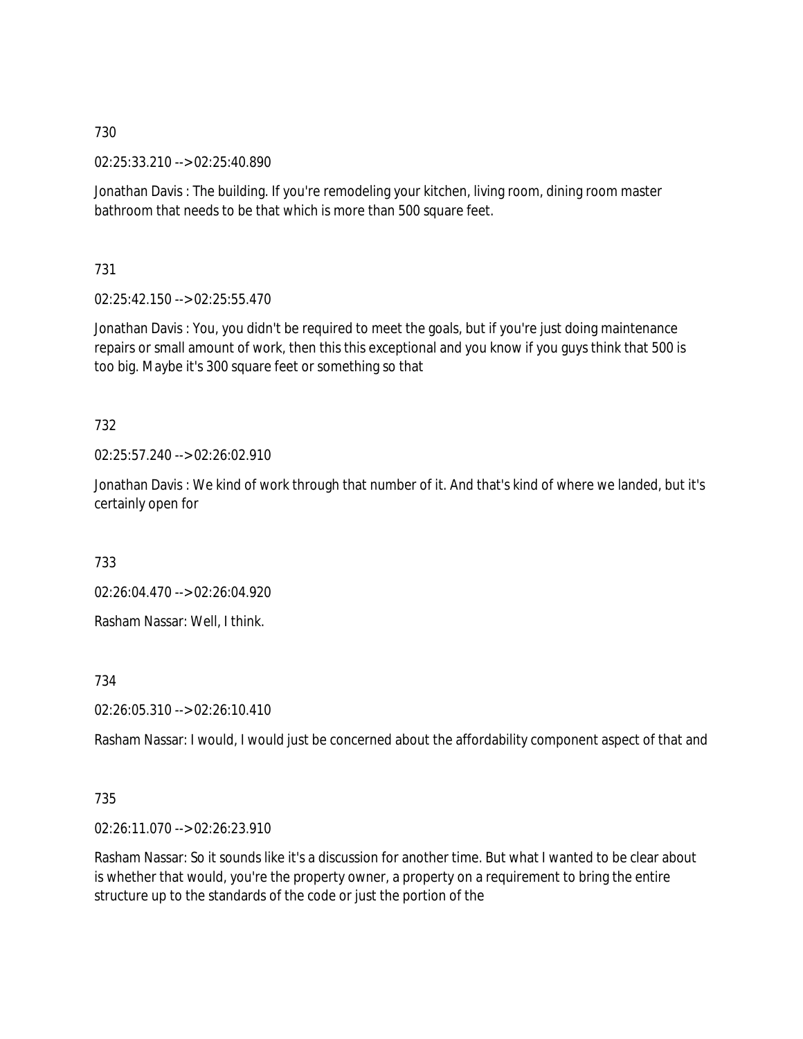730

02:25:33.210 --> 02:25:40.890

Jonathan Davis : The building. If you're remodeling your kitchen, living room, dining room master bathroom that needs to be that which is more than 500 square feet.

731

02:25:42.150 --> 02:25:55.470

Jonathan Davis : You, you didn't be required to meet the goals, but if you're just doing maintenance repairs or small amount of work, then this this exceptional and you know if you guys think that 500 is too big. Maybe it's 300 square feet or something so that

732

02:25:57.240 --> 02:26:02.910

Jonathan Davis : We kind of work through that number of it. And that's kind of where we landed, but it's certainly open for

733

02:26:04.470 --> 02:26:04.920

Rasham Nassar: Well, I think.

734

02:26:05.310 --> 02:26:10.410

Rasham Nassar: I would, I would just be concerned about the affordability component aspect of that and

735

02:26:11.070 --> 02:26:23.910

Rasham Nassar: So it sounds like it's a discussion for another time. But what I wanted to be clear about is whether that would, you're the property owner, a property on a requirement to bring the entire structure up to the standards of the code or just the portion of the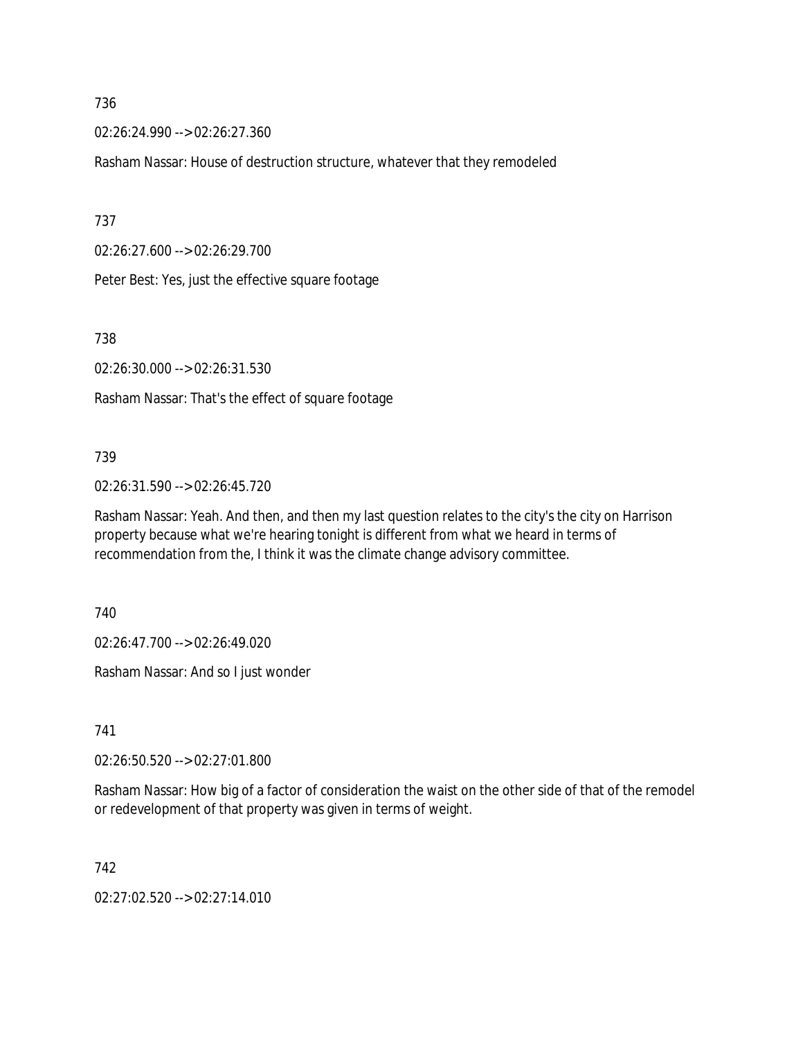736

02:26:24.990 --> 02:26:27.360

Rasham Nassar: House of destruction structure, whatever that they remodeled

737

02:26:27.600 --> 02:26:29.700

Peter Best: Yes, just the effective square footage

738

02:26:30.000 --> 02:26:31.530

Rasham Nassar: That's the effect of square footage

739

02:26:31.590 --> 02:26:45.720

Rasham Nassar: Yeah. And then, and then my last question relates to the city's the city on Harrison property because what we're hearing tonight is different from what we heard in terms of recommendation from the, I think it was the climate change advisory committee.

740

02:26:47.700 --> 02:26:49.020

Rasham Nassar: And so I just wonder

741

02:26:50.520 --> 02:27:01.800

Rasham Nassar: How big of a factor of consideration the waist on the other side of that of the remodel or redevelopment of that property was given in terms of weight.

742

02:27:02.520 --> 02:27:14.010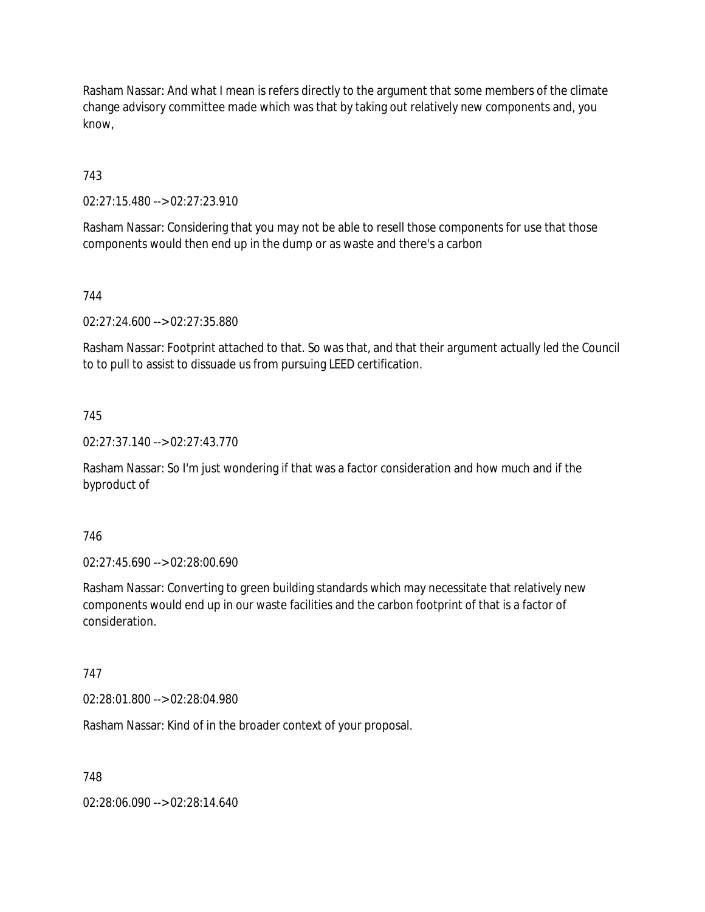Rasham Nassar: And what I mean is refers directly to the argument that some members of the climate change advisory committee made which was that by taking out relatively new components and, you know,

743

02:27:15.480 --> 02:27:23.910

Rasham Nassar: Considering that you may not be able to resell those components for use that those components would then end up in the dump or as waste and there's a carbon

744

02:27:24.600 --> 02:27:35.880

Rasham Nassar: Footprint attached to that. So was that, and that their argument actually led the Council to to pull to assist to dissuade us from pursuing LEED certification.

745

02:27:37.140 --> 02:27:43.770

Rasham Nassar: So I'm just wondering if that was a factor consideration and how much and if the byproduct of

746

02:27:45.690 --> 02:28:00.690

Rasham Nassar: Converting to green building standards which may necessitate that relatively new components would end up in our waste facilities and the carbon footprint of that is a factor of consideration.

747

02:28:01.800 --> 02:28:04.980

Rasham Nassar: Kind of in the broader context of your proposal.

748

02:28:06.090 --> 02:28:14.640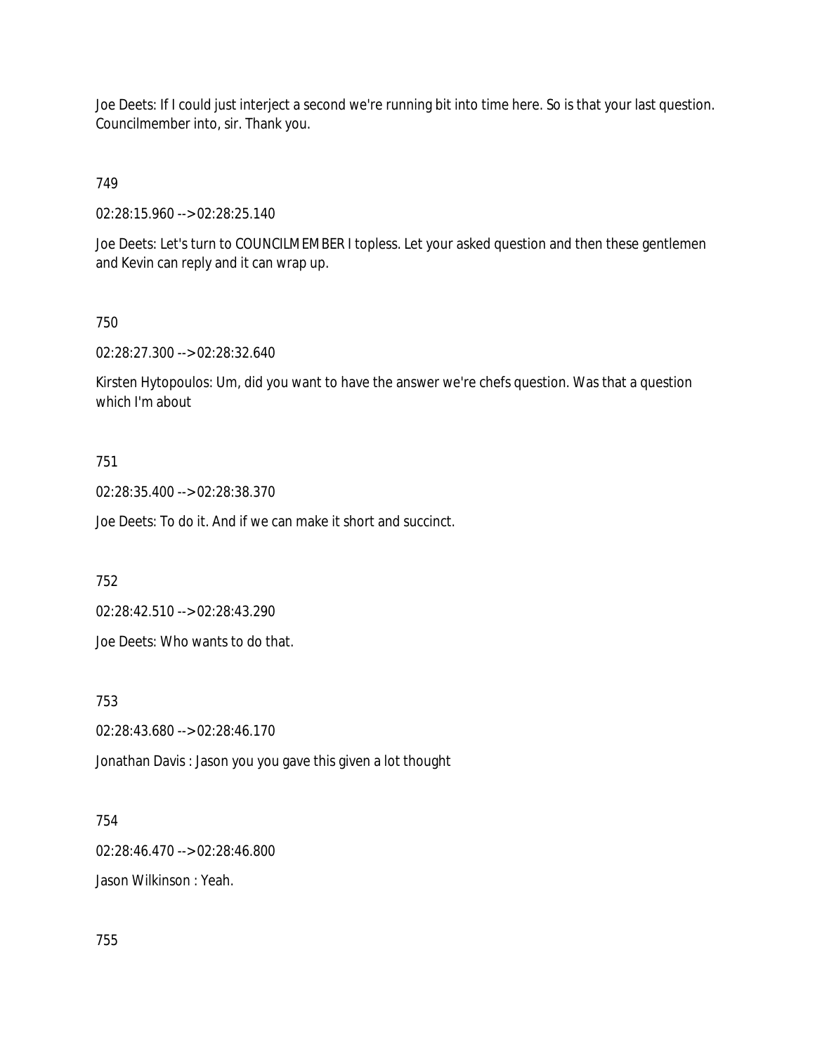Joe Deets: If I could just interject a second we're running bit into time here. So is that your last question. Councilmember into, sir. Thank you.

749

02:28:15.960 --> 02:28:25.140

Joe Deets: Let's turn to COUNCILMEMBER I topless. Let your asked question and then these gentlemen and Kevin can reply and it can wrap up.

750

02:28:27.300 --> 02:28:32.640

Kirsten Hytopoulos: Um, did you want to have the answer we're chefs question. Was that a question which I'm about

751

02:28:35.400 --> 02:28:38.370

Joe Deets: To do it. And if we can make it short and succinct.

752

02:28:42.510 --> 02:28:43.290

Joe Deets: Who wants to do that.

753

02:28:43.680 --> 02:28:46.170

Jonathan Davis : Jason you you gave this given a lot thought

754

02:28:46.470 --> 02:28:46.800

Jason Wilkinson : Yeah.

755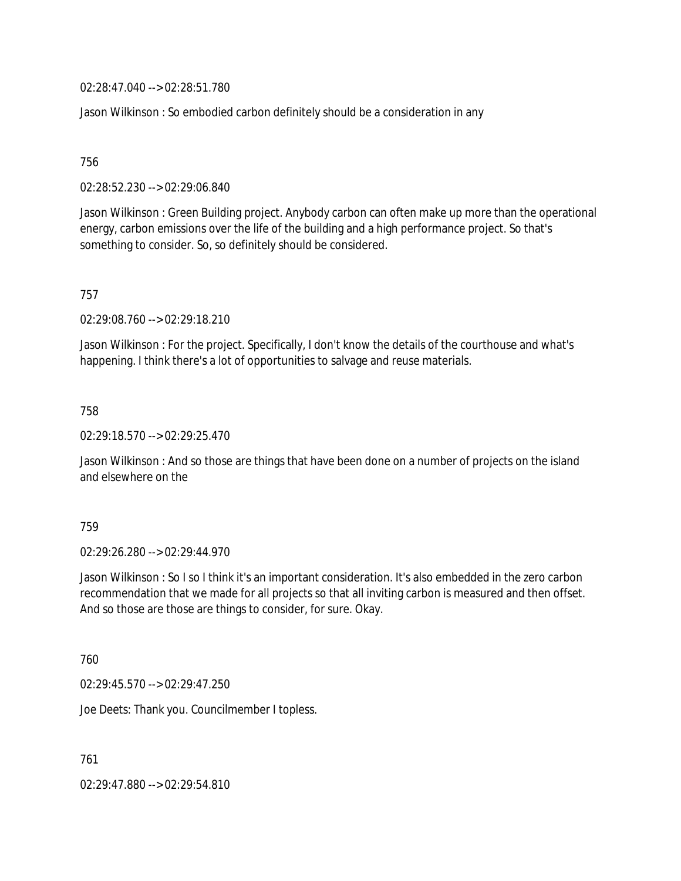02:28:47.040 --> 02:28:51.780

Jason Wilkinson : So embodied carbon definitely should be a consideration in any

756

02:28:52.230 --> 02:29:06.840

Jason Wilkinson : Green Building project. Anybody carbon can often make up more than the operational energy, carbon emissions over the life of the building and a high performance project. So that's something to consider. So, so definitely should be considered.

757

02:29:08.760 --> 02:29:18.210

Jason Wilkinson : For the project. Specifically, I don't know the details of the courthouse and what's happening. I think there's a lot of opportunities to salvage and reuse materials.

758

02:29:18.570 --> 02:29:25.470

Jason Wilkinson : And so those are things that have been done on a number of projects on the island and elsewhere on the

759

02:29:26.280 --> 02:29:44.970

Jason Wilkinson : So I so I think it's an important consideration. It's also embedded in the zero carbon recommendation that we made for all projects so that all inviting carbon is measured and then offset. And so those are those are things to consider, for sure. Okay.

760

02:29:45.570 --> 02:29:47.250

Joe Deets: Thank you. Councilmember I topless.

761

02:29:47.880 --> 02:29:54.810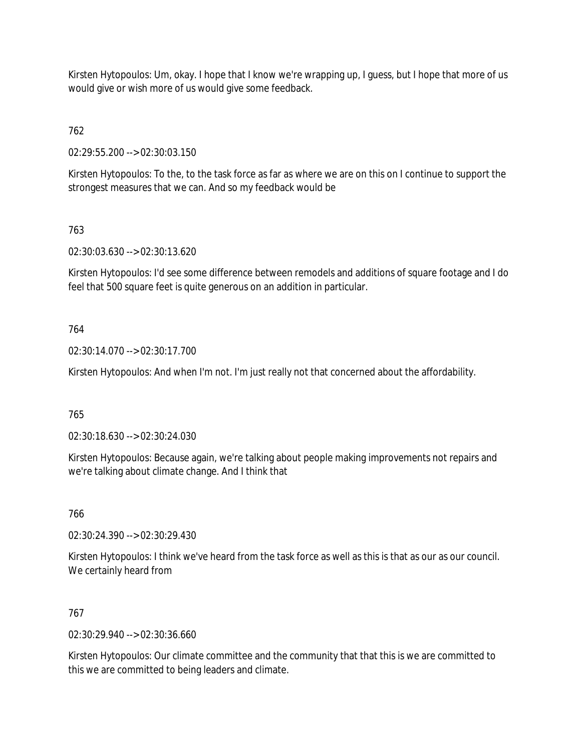Kirsten Hytopoulos: Um, okay. I hope that I know we're wrapping up, I guess, but I hope that more of us would give or wish more of us would give some feedback.

762

02:29:55.200 --> 02:30:03.150

Kirsten Hytopoulos: To the, to the task force as far as where we are on this on I continue to support the strongest measures that we can. And so my feedback would be

763

02:30:03.630 --> 02:30:13.620

Kirsten Hytopoulos: I'd see some difference between remodels and additions of square footage and I do feel that 500 square feet is quite generous on an addition in particular.

764

02:30:14.070 --> 02:30:17.700

Kirsten Hytopoulos: And when I'm not. I'm just really not that concerned about the affordability.

765

02:30:18.630 --> 02:30:24.030

Kirsten Hytopoulos: Because again, we're talking about people making improvements not repairs and we're talking about climate change. And I think that

766

02:30:24.390 --> 02:30:29.430

Kirsten Hytopoulos: I think we've heard from the task force as well as this is that as our as our council. We certainly heard from

767

02:30:29.940 --> 02:30:36.660

Kirsten Hytopoulos: Our climate committee and the community that that this is we are committed to this we are committed to being leaders and climate.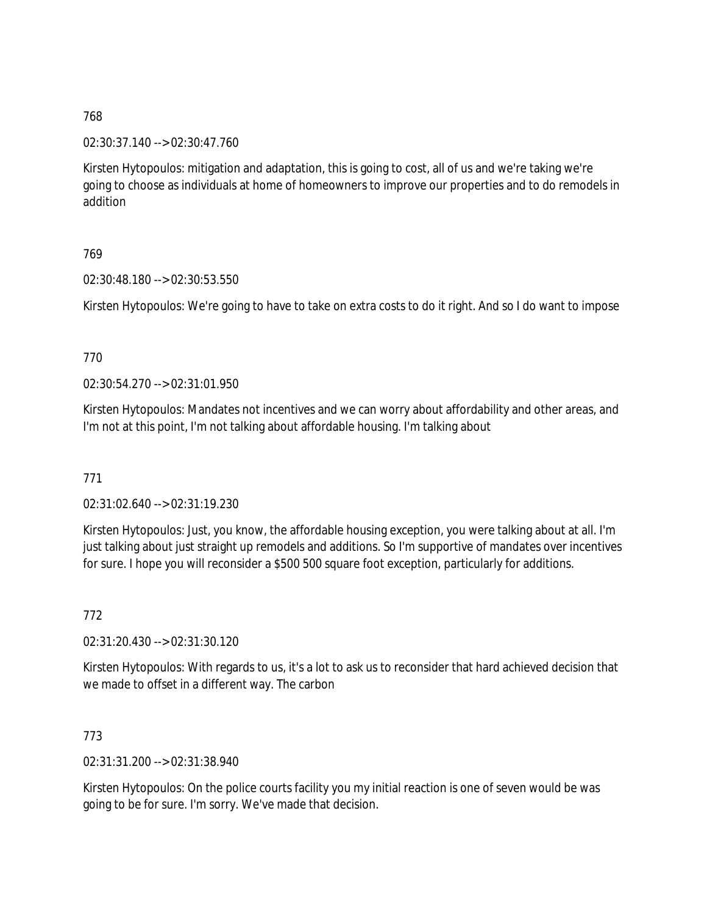768

02:30:37.140 --> 02:30:47.760

Kirsten Hytopoulos: mitigation and adaptation, this is going to cost, all of us and we're taking we're going to choose as individuals at home of homeowners to improve our properties and to do remodels in addition

769

02:30:48.180 --> 02:30:53.550

Kirsten Hytopoulos: We're going to have to take on extra costs to do it right. And so I do want to impose

770

02:30:54.270 --> 02:31:01.950

Kirsten Hytopoulos: Mandates not incentives and we can worry about affordability and other areas, and I'm not at this point, I'm not talking about affordable housing. I'm talking about

771

02:31:02.640 --> 02:31:19.230

Kirsten Hytopoulos: Just, you know, the affordable housing exception, you were talking about at all. I'm just talking about just straight up remodels and additions. So I'm supportive of mandates over incentives for sure. I hope you will reconsider a $500 500 square foot exception, particularly for additions.

772

02:31:20.430 --> 02:31:30.120

Kirsten Hytopoulos: With regards to us, it's a lot to ask us to reconsider that hard achieved decision that we made to offset in a different way. The carbon

773

02:31:31.200 --> 02:31:38.940

Kirsten Hytopoulos: On the police courts facility you my initial reaction is one of seven would be was going to be for sure. I'm sorry. We've made that decision.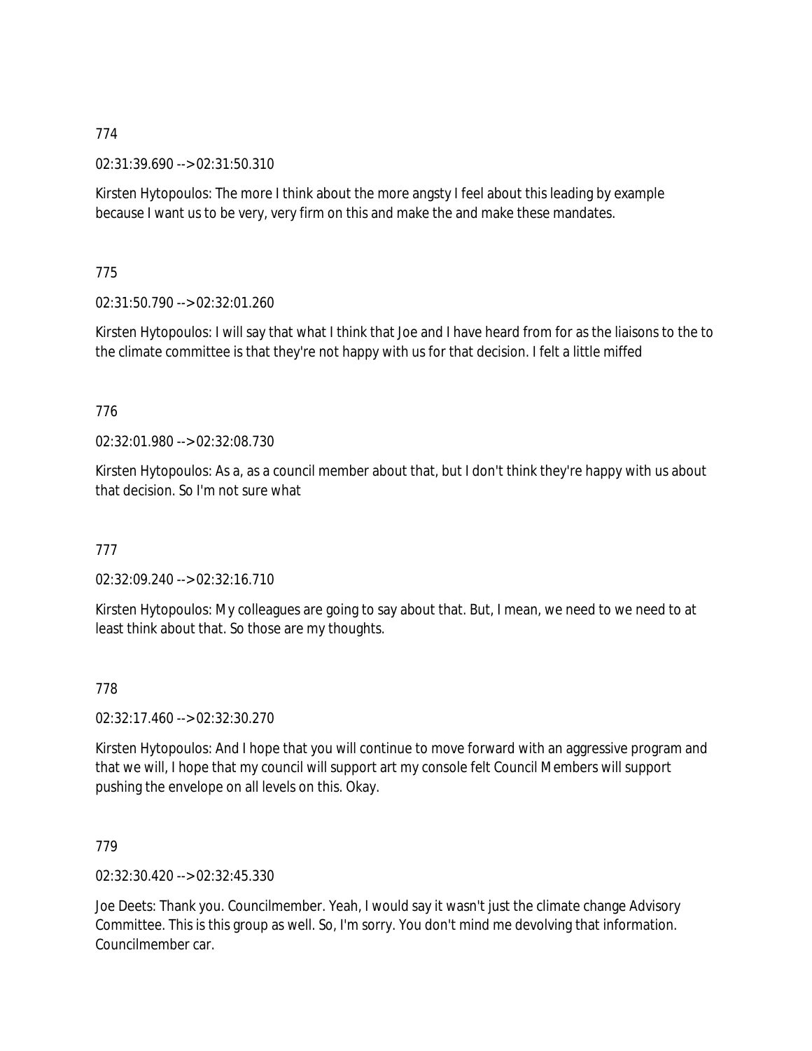774

02:31:39.690 --> 02:31:50.310

Kirsten Hytopoulos: The more I think about the more angsty I feel about this leading by example because I want us to be very, very firm on this and make the and make these mandates.

775

02:31:50.790 --> 02:32:01.260

Kirsten Hytopoulos: I will say that what I think that Joe and I have heard from for as the liaisons to the to the climate committee is that they're not happy with us for that decision. I felt a little miffed

776

02:32:01.980 --> 02:32:08.730

Kirsten Hytopoulos: As a, as a council member about that, but I don't think they're happy with us about that decision. So I'm not sure what

777

02:32:09.240 --> 02:32:16.710

Kirsten Hytopoulos: My colleagues are going to say about that. But, I mean, we need to we need to at least think about that. So those are my thoughts.

778

02:32:17.460 --> 02:32:30.270

Kirsten Hytopoulos: And I hope that you will continue to move forward with an aggressive program and that we will, I hope that my council will support art my console felt Council Members will support pushing the envelope on all levels on this. Okay.

779

02:32:30.420 --> 02:32:45.330

Joe Deets: Thank you. Councilmember. Yeah, I would say it wasn't just the climate change Advisory Committee. This is this group as well. So, I'm sorry. You don't mind me devolving that information. Councilmember car.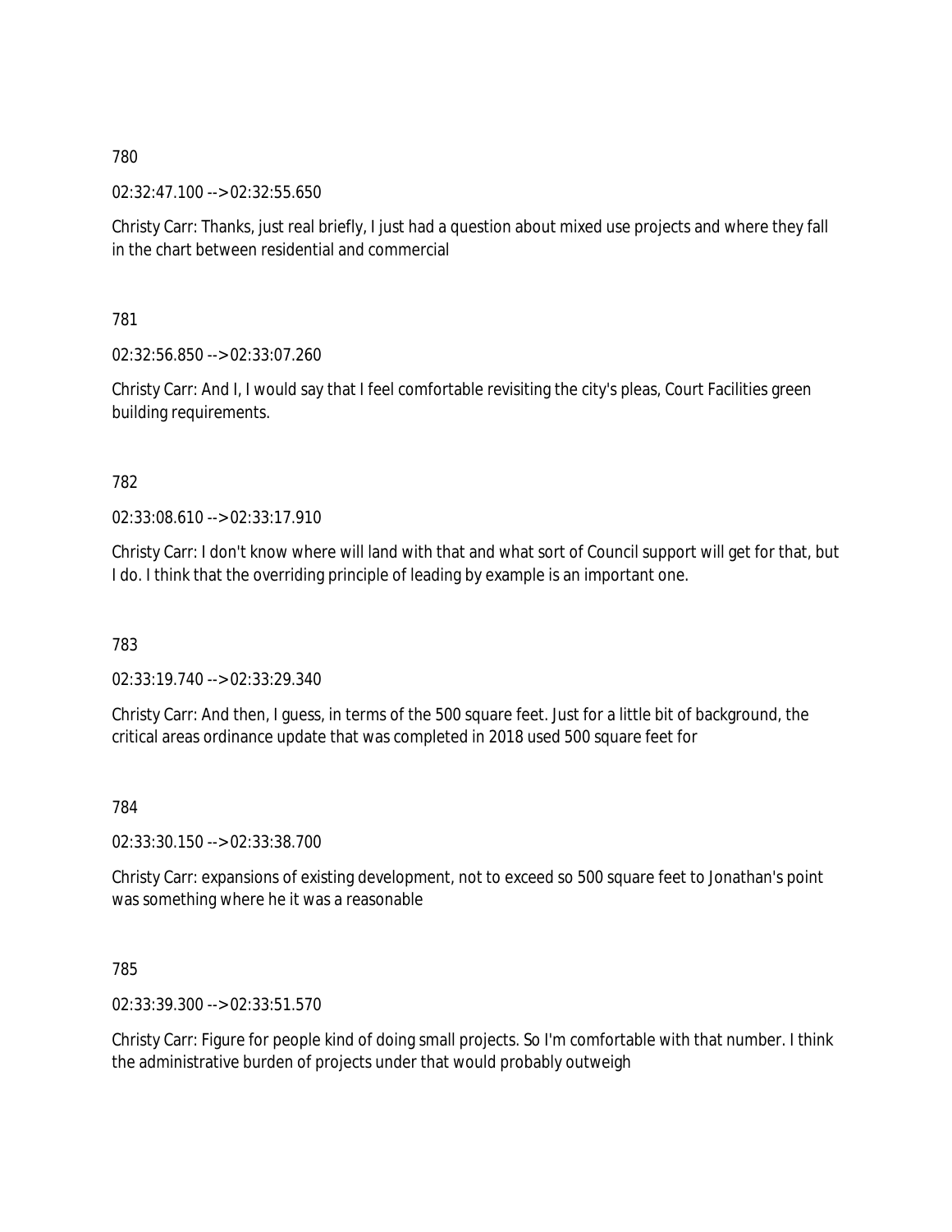780

02:32:47.100 --> 02:32:55.650

Christy Carr: Thanks, just real briefly, I just had a question about mixed use projects and where they fall in the chart between residential and commercial

781

02:32:56.850 --> 02:33:07.260

Christy Carr: And I, I would say that I feel comfortable revisiting the city's pleas, Court Facilities green building requirements.

782

02:33:08.610 --> 02:33:17.910

Christy Carr: I don't know where will land with that and what sort of Council support will get for that, but I do. I think that the overriding principle of leading by example is an important one.

783

02:33:19.740 --> 02:33:29.340

Christy Carr: And then, I guess, in terms of the 500 square feet. Just for a little bit of background, the critical areas ordinance update that was completed in 2018 used 500 square feet for

784

02:33:30.150 --> 02:33:38.700

Christy Carr: expansions of existing development, not to exceed so 500 square feet to Jonathan's point was something where he it was a reasonable

785

02:33:39.300 --> 02:33:51.570

Christy Carr: Figure for people kind of doing small projects. So I'm comfortable with that number. I think the administrative burden of projects under that would probably outweigh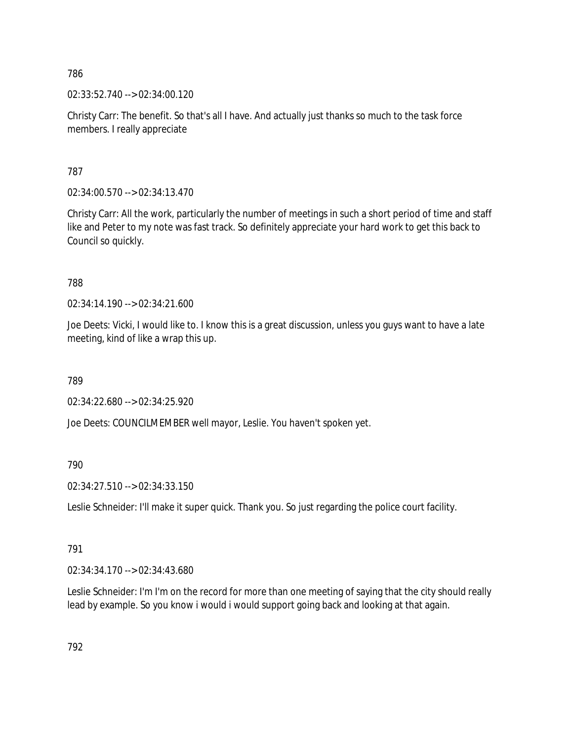786

02:33:52.740 --> 02:34:00.120

Christy Carr: The benefit. So that's all I have. And actually just thanks so much to the task force members. I really appreciate

787

02:34:00.570 --> 02:34:13.470

Christy Carr: All the work, particularly the number of meetings in such a short period of time and staff like and Peter to my note was fast track. So definitely appreciate your hard work to get this back to Council so quickly.

788

02:34:14.190 --> 02:34:21.600

Joe Deets: Vicki, I would like to. I know this is a great discussion, unless you guys want to have a late meeting, kind of like a wrap this up.

789

02:34:22.680 --> 02:34:25.920

Joe Deets: COUNCILMEMBER well mayor, Leslie. You haven't spoken yet.

790

02:34:27.510 --> 02:34:33.150

Leslie Schneider: I'll make it super quick. Thank you. So just regarding the police court facility.

791

02:34:34.170 --> 02:34:43.680

Leslie Schneider: I'm I'm on the record for more than one meeting of saying that the city should really lead by example. So you know i would i would support going back and looking at that again.

792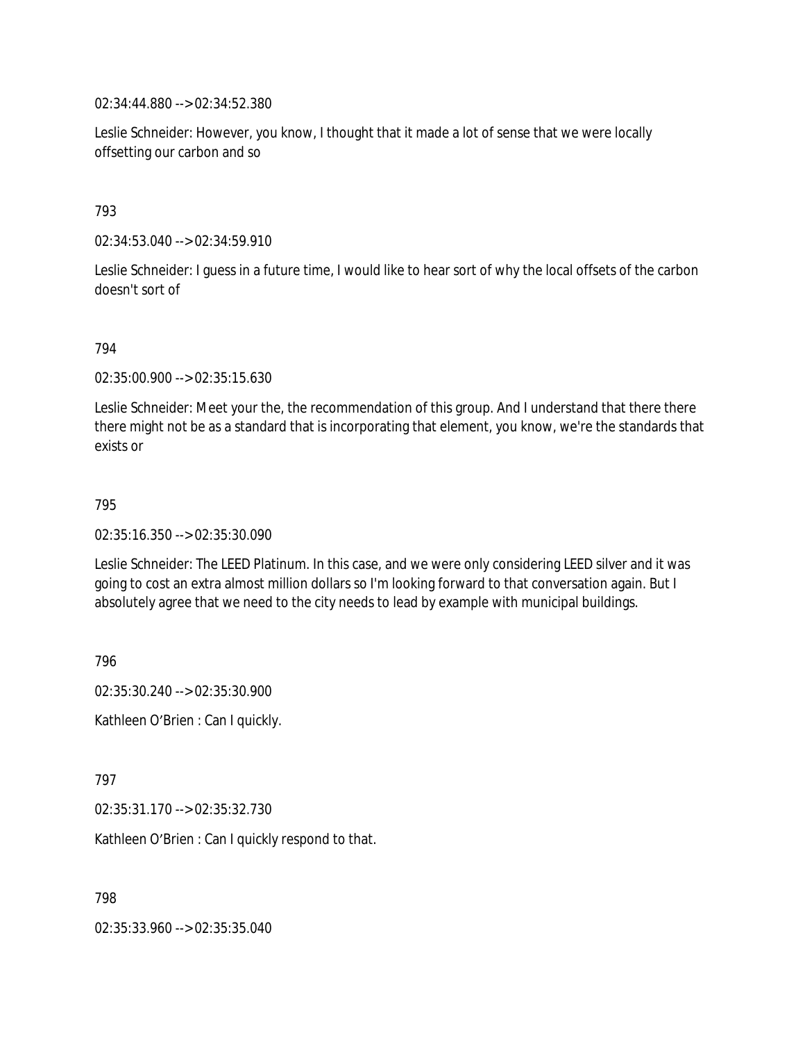02:34:44.880 --> 02:34:52.380

Leslie Schneider: However, you know, I thought that it made a lot of sense that we were locally offsetting our carbon and so

793

02:34:53.040 --> 02:34:59.910

Leslie Schneider: I guess in a future time, I would like to hear sort of why the local offsets of the carbon doesn't sort of

794

02:35:00.900 --> 02:35:15.630

Leslie Schneider: Meet your the, the recommendation of this group. And I understand that there there there might not be as a standard that is incorporating that element, you know, we're the standards that exists or

795

02:35:16.350 --> 02:35:30.090

Leslie Schneider: The LEED Platinum. In this case, and we were only considering LEED silver and it was going to cost an extra almost million dollars so I'm looking forward to that conversation again. But I absolutely agree that we need to the city needs to lead by example with municipal buildings.

796

02:35:30.240 --> 02:35:30.900

Kathleen O'Brien : Can I quickly.

797

02:35:31.170 --> 02:35:32.730

Kathleen O'Brien : Can I quickly respond to that.

798

02:35:33.960 --> 02:35:35.040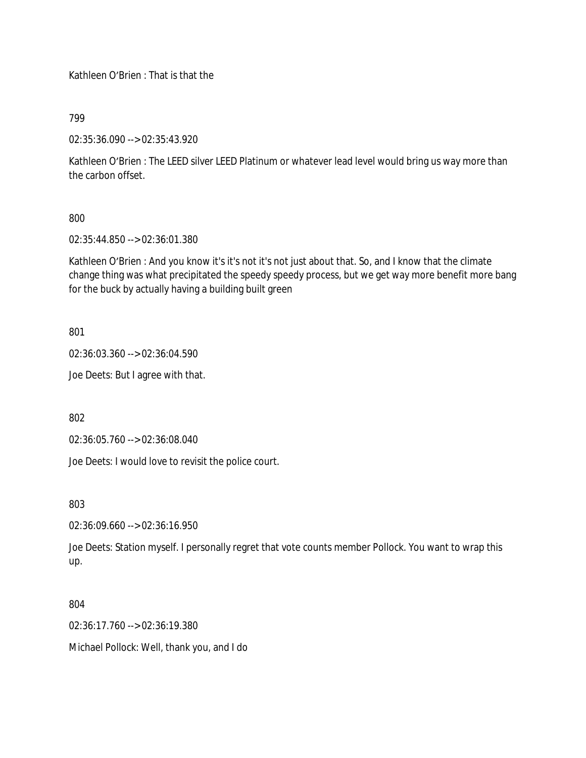Kathleen O'Brien : That is that the

799

02:35:36.090 --> 02:35:43.920

Kathleen O'Brien : The LEED silver LEED Platinum or whatever lead level would bring us way more than the carbon offset.

800

02:35:44.850 --> 02:36:01.380

Kathleen O'Brien : And you know it's it's not it's not just about that. So, and I know that the climate change thing was what precipitated the speedy speedy process, but we get way more benefit more bang for the buck by actually having a building built green

801

02:36:03.360 --> 02:36:04.590

Joe Deets: But I agree with that.

802

02:36:05.760 --> 02:36:08.040

Joe Deets: I would love to revisit the police court.

803

02:36:09.660 --> 02:36:16.950

Joe Deets: Station myself. I personally regret that vote counts member Pollock. You want to wrap this up.

804

02:36:17.760 --> 02:36:19.380

Michael Pollock: Well, thank you, and I do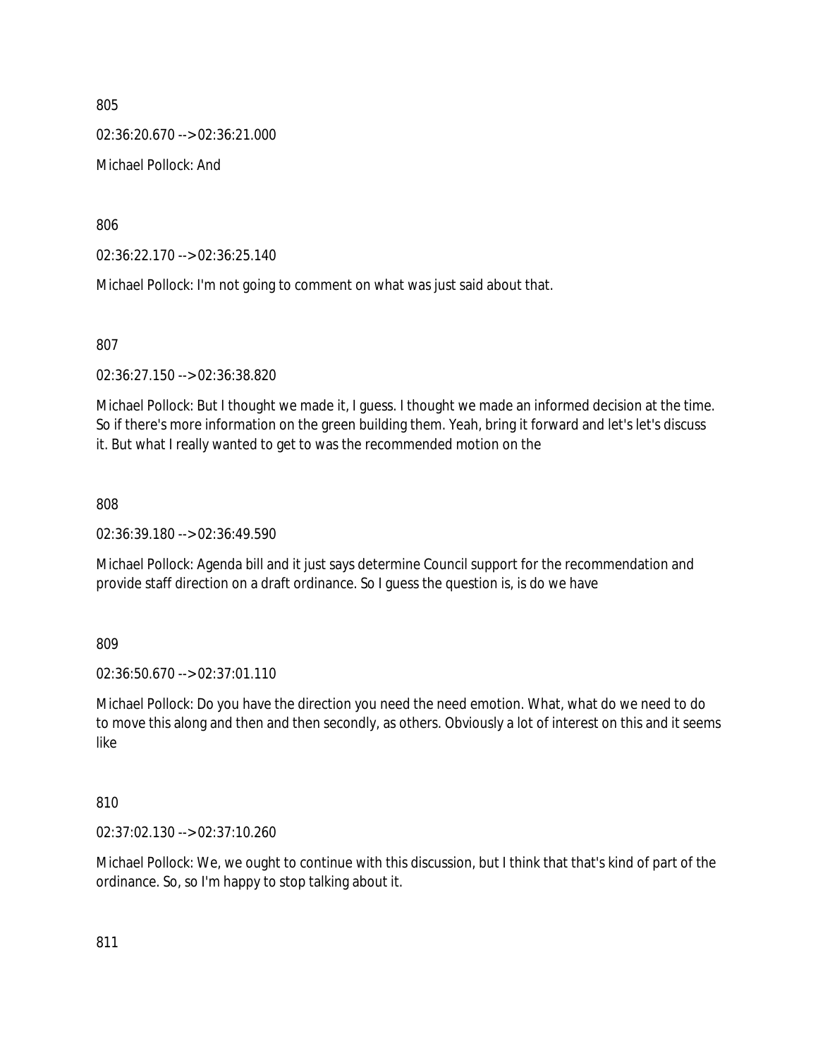805

02:36:20.670 --> 02:36:21.000

Michael Pollock: And

806

02:36:22.170 --> 02:36:25.140

Michael Pollock: I'm not going to comment on what was just said about that.

807

02:36:27.150 --> 02:36:38.820

Michael Pollock: But I thought we made it, I guess. I thought we made an informed decision at the time. So if there's more information on the green building them. Yeah, bring it forward and let's let's discuss it. But what I really wanted to get to was the recommended motion on the

808

02:36:39.180 --> 02:36:49.590

Michael Pollock: Agenda bill and it just says determine Council support for the recommendation and provide staff direction on a draft ordinance. So I guess the question is, is do we have

809

02:36:50.670 --> 02:37:01.110

Michael Pollock: Do you have the direction you need the need emotion. What, what do we need to do to move this along and then and then secondly, as others. Obviously a lot of interest on this and it seems like

810

02:37:02.130 --> 02:37:10.260

Michael Pollock: We, we ought to continue with this discussion, but I think that that's kind of part of the ordinance. So, so I'm happy to stop talking about it.

811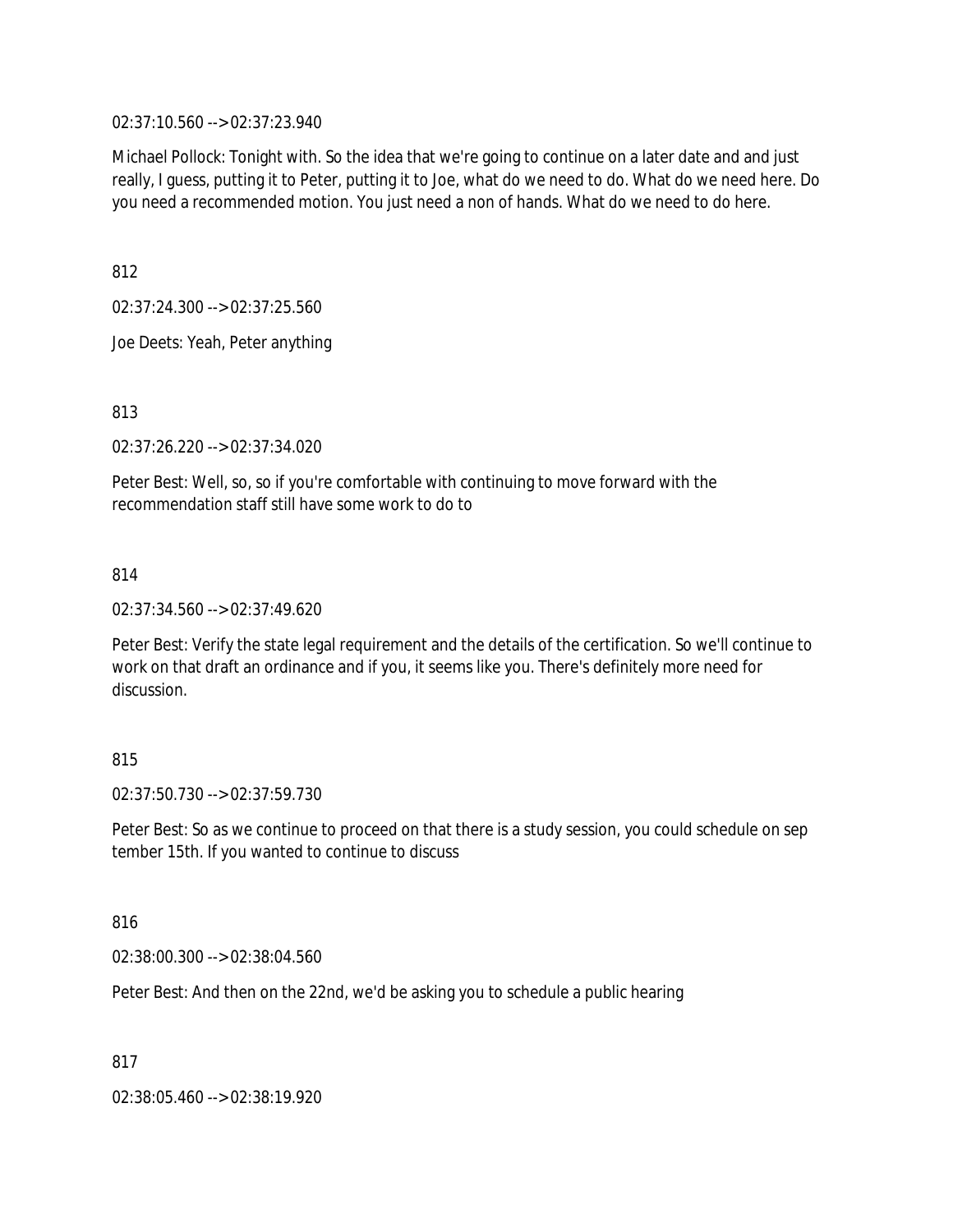02:37:10.560 --> 02:37:23.940

Michael Pollock: Tonight with. So the idea that we're going to continue on a later date and and just really, I guess, putting it to Peter, putting it to Joe, what do we need to do. What do we need here. Do you need a recommended motion. You just need a non of hands. What do we need to do here.

812

02:37:24.300 --> 02:37:25.560

Joe Deets: Yeah, Peter anything

813

02:37:26.220 --> 02:37:34.020

Peter Best: Well, so, so if you're comfortable with continuing to move forward with the recommendation staff still have some work to do to

814

02:37:34.560 --> 02:37:49.620

Peter Best: Verify the state legal requirement and the details of the certification. So we'll continue to work on that draft an ordinance and if you, it seems like you. There's definitely more need for discussion.

815

02:37:50.730 --> 02:37:59.730

Peter Best: So as we continue to proceed on that there is a study session, you could schedule on sep tember 15th. If you wanted to continue to discuss

816

02:38:00.300 --> 02:38:04.560

Peter Best: And then on the 22nd, we'd be asking you to schedule a public hearing

817

02:38:05.460 --> 02:38:19.920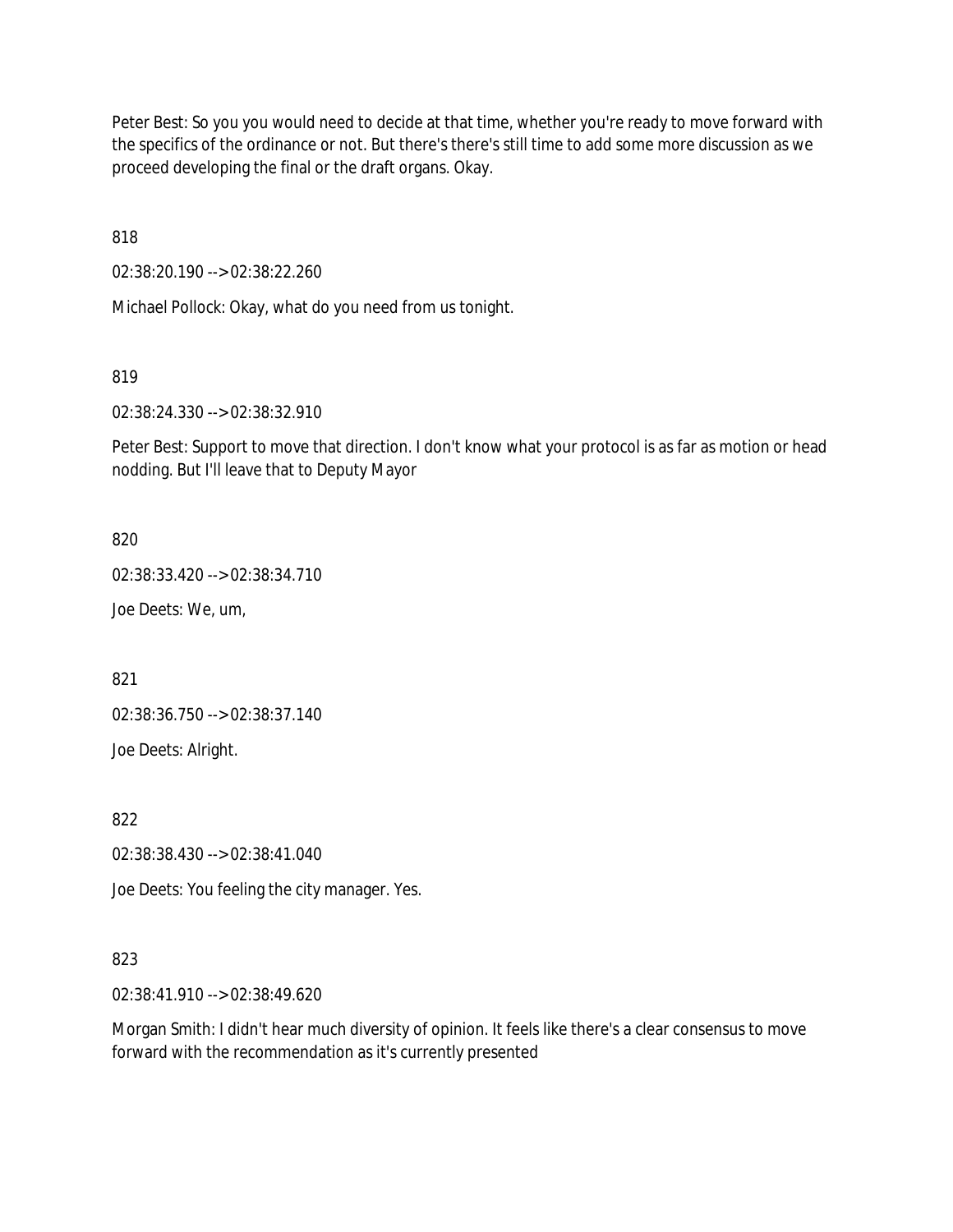Peter Best: So you you would need to decide at that time, whether you're ready to move forward with the specifics of the ordinance or not. But there's there's still time to add some more discussion as we proceed developing the final or the draft organs. Okay.

818

02:38:20.190 --> 02:38:22.260

Michael Pollock: Okay, what do you need from us tonight.

819

02:38:24.330 --> 02:38:32.910

Peter Best: Support to move that direction. I don't know what your protocol is as far as motion or head nodding. But I'll leave that to Deputy Mayor

820

02:38:33.420 --> 02:38:34.710

Joe Deets: We, um,

821

02:38:36.750 --> 02:38:37.140

Joe Deets: Alright.

822

02:38:38.430 --> 02:38:41.040

Joe Deets: You feeling the city manager. Yes.

823

02:38:41.910 --> 02:38:49.620

Morgan Smith: I didn't hear much diversity of opinion. It feels like there's a clear consensus to move forward with the recommendation as it's currently presented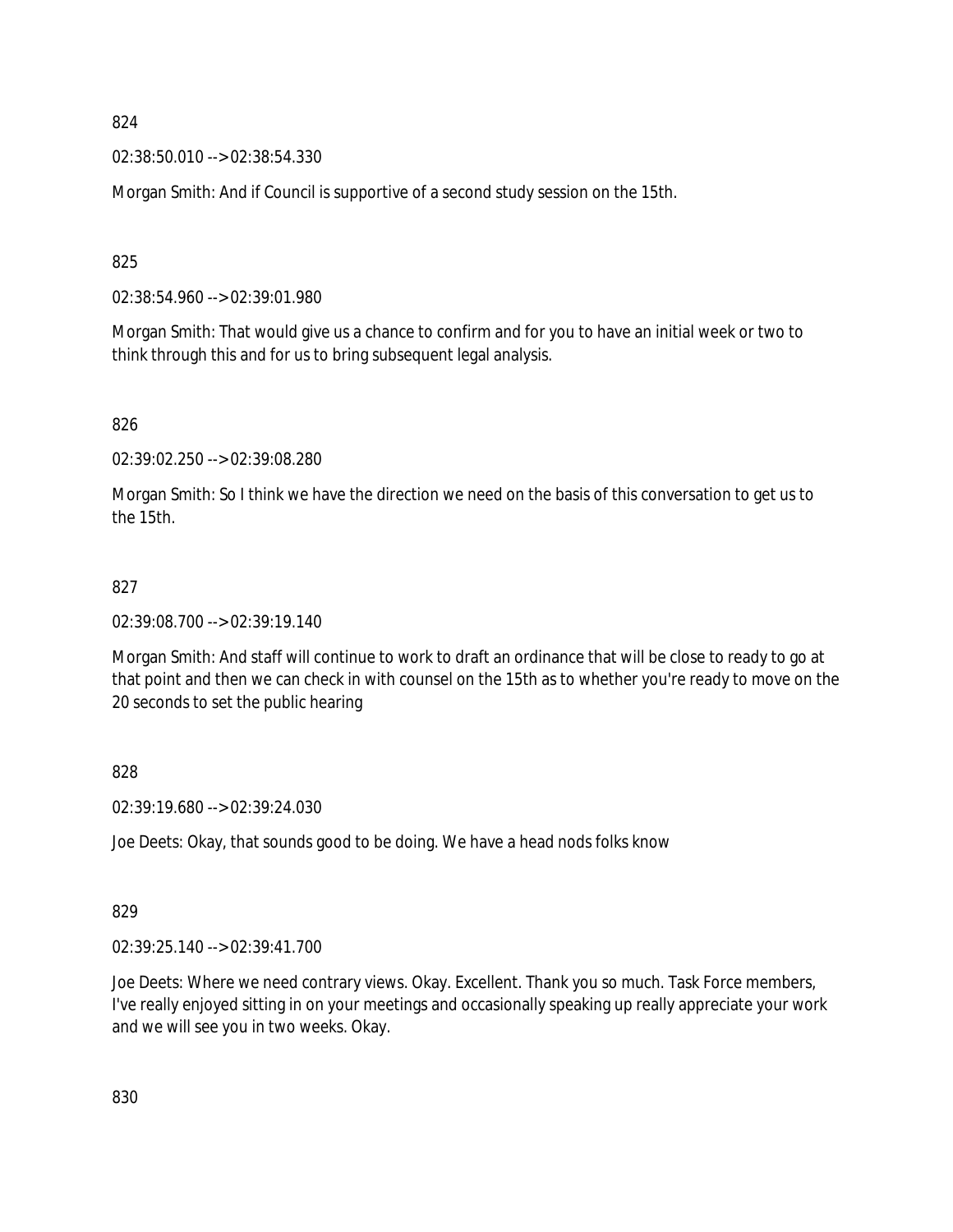824

02:38:50.010 --> 02:38:54.330

Morgan Smith: And if Council is supportive of a second study session on the 15th.

825

02:38:54.960 --> 02:39:01.980

Morgan Smith: That would give us a chance to confirm and for you to have an initial week or two to think through this and for us to bring subsequent legal analysis.

826

02:39:02.250 --> 02:39:08.280

Morgan Smith: So I think we have the direction we need on the basis of this conversation to get us to the 15th.

827

02:39:08.700 --> 02:39:19.140

Morgan Smith: And staff will continue to work to draft an ordinance that will be close to ready to go at that point and then we can check in with counsel on the 15th as to whether you're ready to move on the 20 seconds to set the public hearing

828

02:39:19.680 --> 02:39:24.030

Joe Deets: Okay, that sounds good to be doing. We have a head nods folks know

829

02:39:25.140 --> 02:39:41.700

Joe Deets: Where we need contrary views. Okay. Excellent. Thank you so much. Task Force members, I've really enjoyed sitting in on your meetings and occasionally speaking up really appreciate your work and we will see you in two weeks. Okay.

830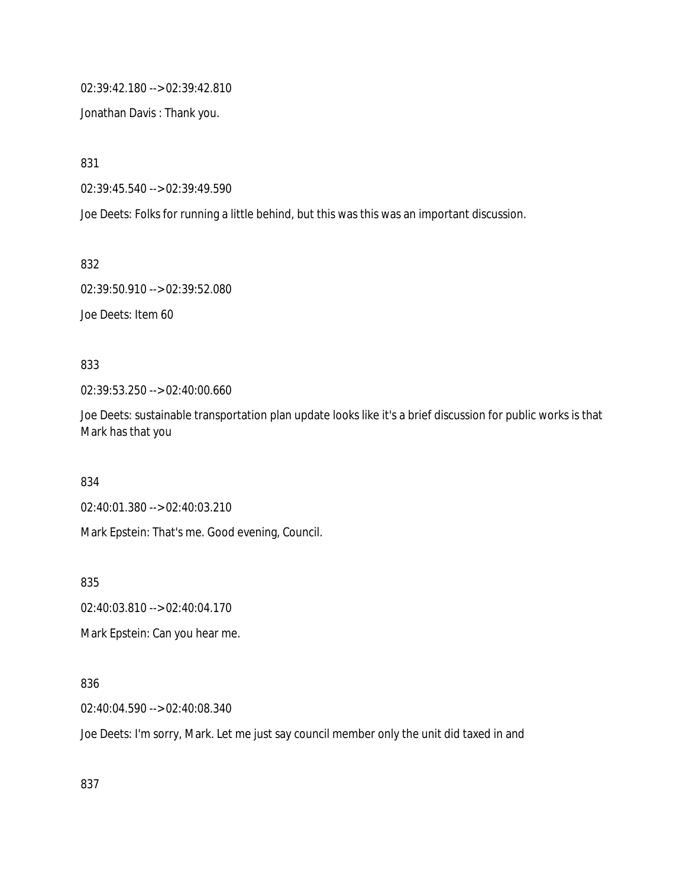02:39:42.180 --> 02:39:42.810

Jonathan Davis : Thank you.

831

02:39:45.540 --> 02:39:49.590

Joe Deets: Folks for running a little behind, but this was this was an important discussion.

832

02:39:50.910 --> 02:39:52.080

Joe Deets: Item 60

833

02:39:53.250 --> 02:40:00.660

Joe Deets: sustainable transportation plan update looks like it's a brief discussion for public works is that Mark has that you

834

02:40:01.380 --> 02:40:03.210

Mark Epstein: That's me. Good evening, Council.

835

02:40:03.810 --> 02:40:04.170

Mark Epstein: Can you hear me.

836

02:40:04.590 --> 02:40:08.340

Joe Deets: I'm sorry, Mark. Let me just say council member only the unit did taxed in and

837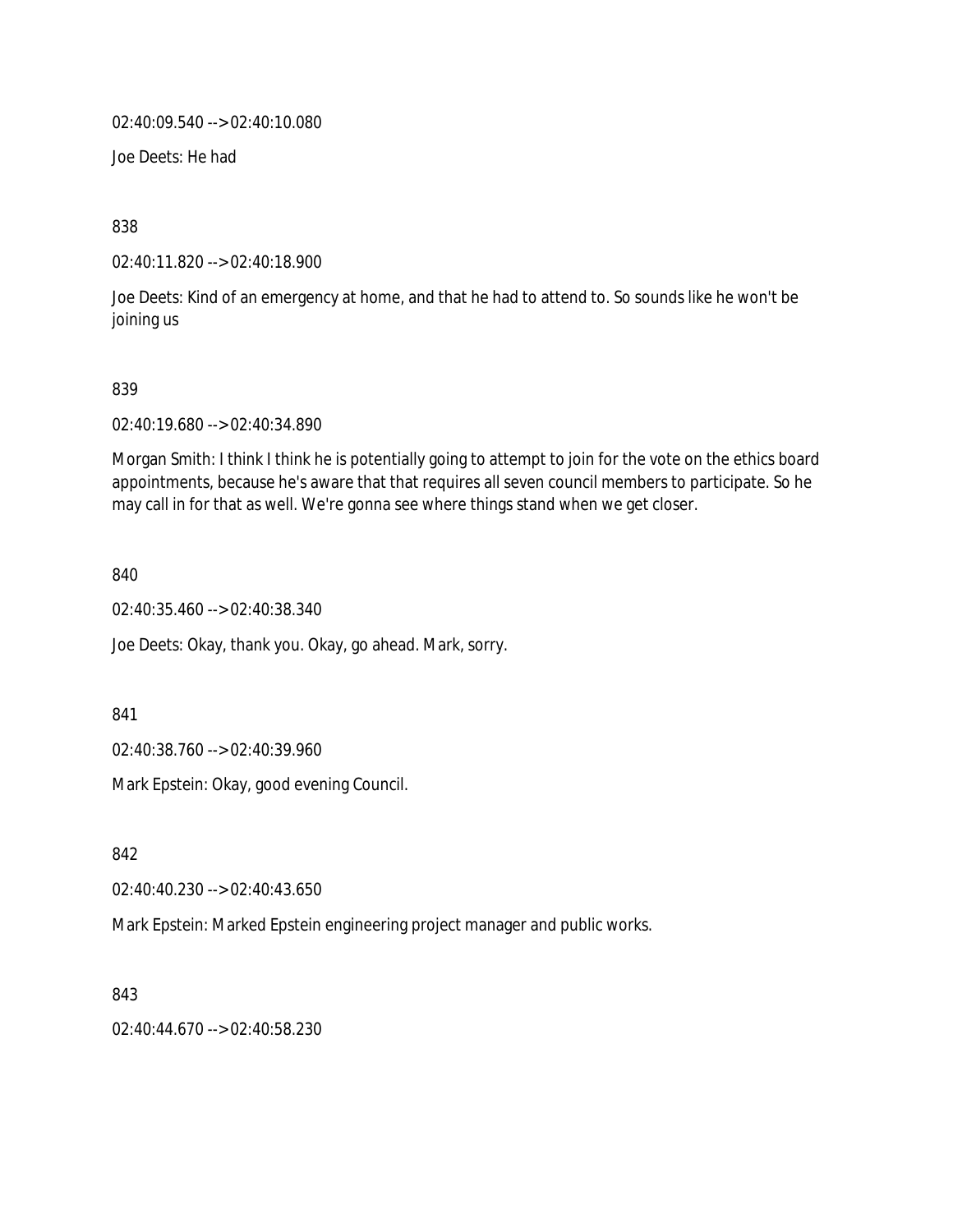02:40:09.540 --> 02:40:10.080

Joe Deets: He had

838

02:40:11.820 --> 02:40:18.900

Joe Deets: Kind of an emergency at home, and that he had to attend to. So sounds like he won't be joining us

839

02:40:19.680 --> 02:40:34.890

Morgan Smith: I think I think he is potentially going to attempt to join for the vote on the ethics board appointments, because he's aware that that requires all seven council members to participate. So he may call in for that as well. We're gonna see where things stand when we get closer.

840

02:40:35.460 --> 02:40:38.340

Joe Deets: Okay, thank you. Okay, go ahead. Mark, sorry.

841

02:40:38.760 --> 02:40:39.960

Mark Epstein: Okay, good evening Council.

842

02:40:40.230 --> 02:40:43.650

Mark Epstein: Marked Epstein engineering project manager and public works.

843

02:40:44.670 --> 02:40:58.230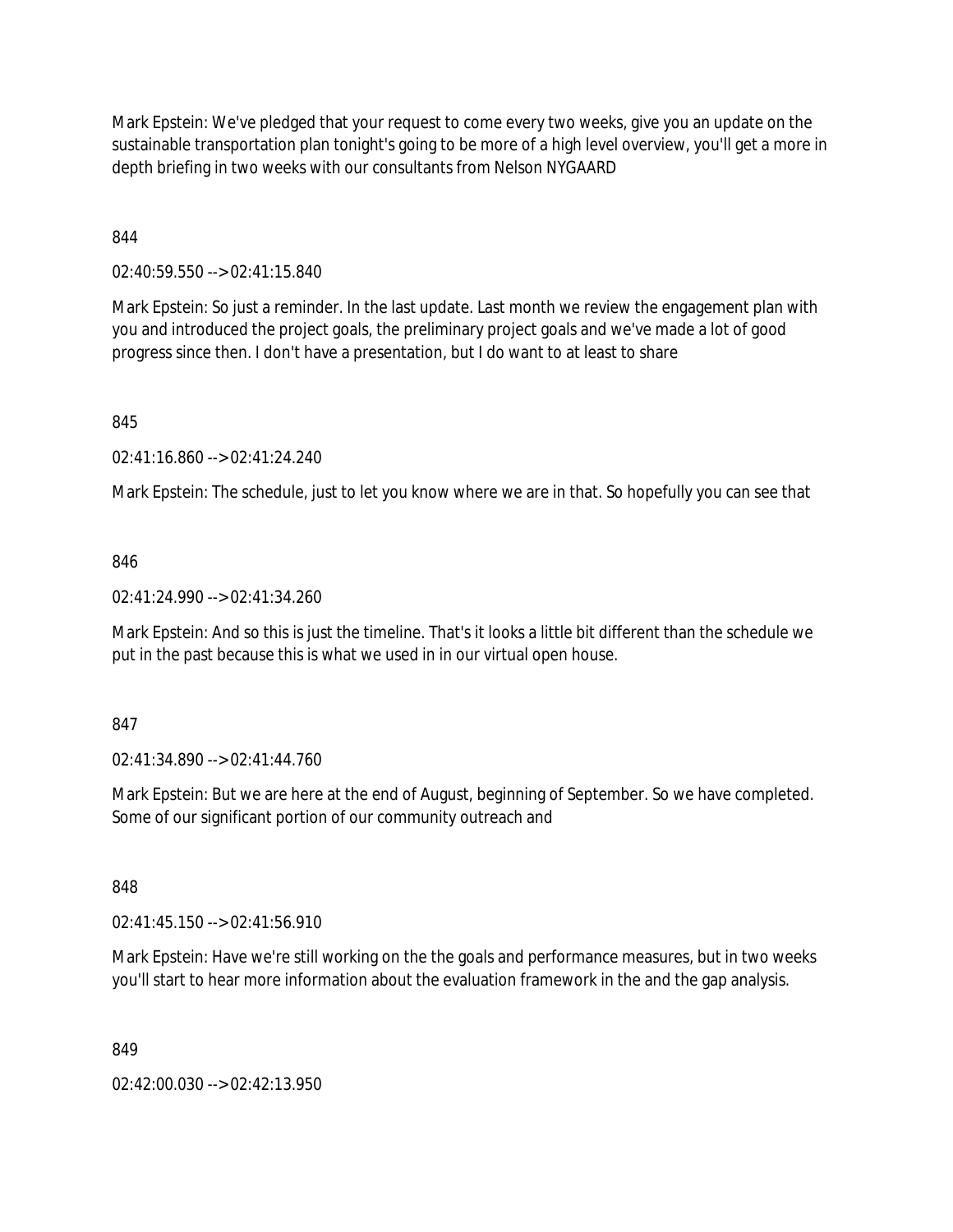Mark Epstein: We've pledged that your request to come every two weeks, give you an update on the sustainable transportation plan tonight's going to be more of a high level overview, you'll get a more in depth briefing in two weeks with our consultants from Nelson NYGAARD

844

02:40:59.550 --> 02:41:15.840

Mark Epstein: So just a reminder. In the last update. Last month we review the engagement plan with you and introduced the project goals, the preliminary project goals and we've made a lot of good progress since then. I don't have a presentation, but I do want to at least to share

845

02:41:16.860 --> 02:41:24.240

Mark Epstein: The schedule, just to let you know where we are in that. So hopefully you can see that

846

02:41:24.990 --> 02:41:34.260

Mark Epstein: And so this is just the timeline. That's it looks a little bit different than the schedule we put in the past because this is what we used in in our virtual open house.

847

02:41:34.890 --> 02:41:44.760

Mark Epstein: But we are here at the end of August, beginning of September. So we have completed. Some of our significant portion of our community outreach and

848

02:41:45.150 --> 02:41:56.910

Mark Epstein: Have we're still working on the the goals and performance measures, but in two weeks you'll start to hear more information about the evaluation framework in the and the gap analysis.

849

02:42:00.030 --> 02:42:13.950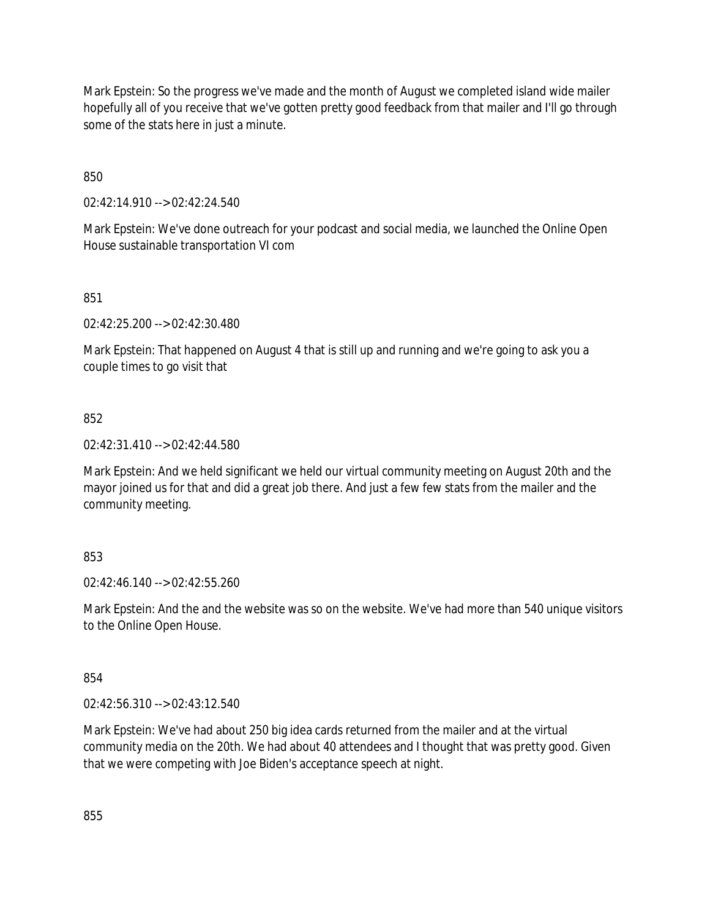Mark Epstein: So the progress we've made and the month of August we completed island wide mailer hopefully all of you receive that we've gotten pretty good feedback from that mailer and I'll go through some of the stats here in just a minute.

850

02:42:14.910 --> 02:42:24.540

Mark Epstein: We've done outreach for your podcast and social media, we launched the Online Open House sustainable transportation VI com

851

02:42:25.200 --> 02:42:30.480

Mark Epstein: That happened on August 4 that is still up and running and we're going to ask you a couple times to go visit that

852

02:42:31.410 --> 02:42:44.580

Mark Epstein: And we held significant we held our virtual community meeting on August 20th and the mayor joined us for that and did a great job there. And just a few few stats from the mailer and the community meeting.

853

02:42:46.140 --> 02:42:55.260

Mark Epstein: And the and the website was so on the website. We've had more than 540 unique visitors to the Online Open House.

854

02:42:56.310 --> 02:43:12.540

Mark Epstein: We've had about 250 big idea cards returned from the mailer and at the virtual community media on the 20th. We had about 40 attendees and I thought that was pretty good. Given that we were competing with Joe Biden's acceptance speech at night.

855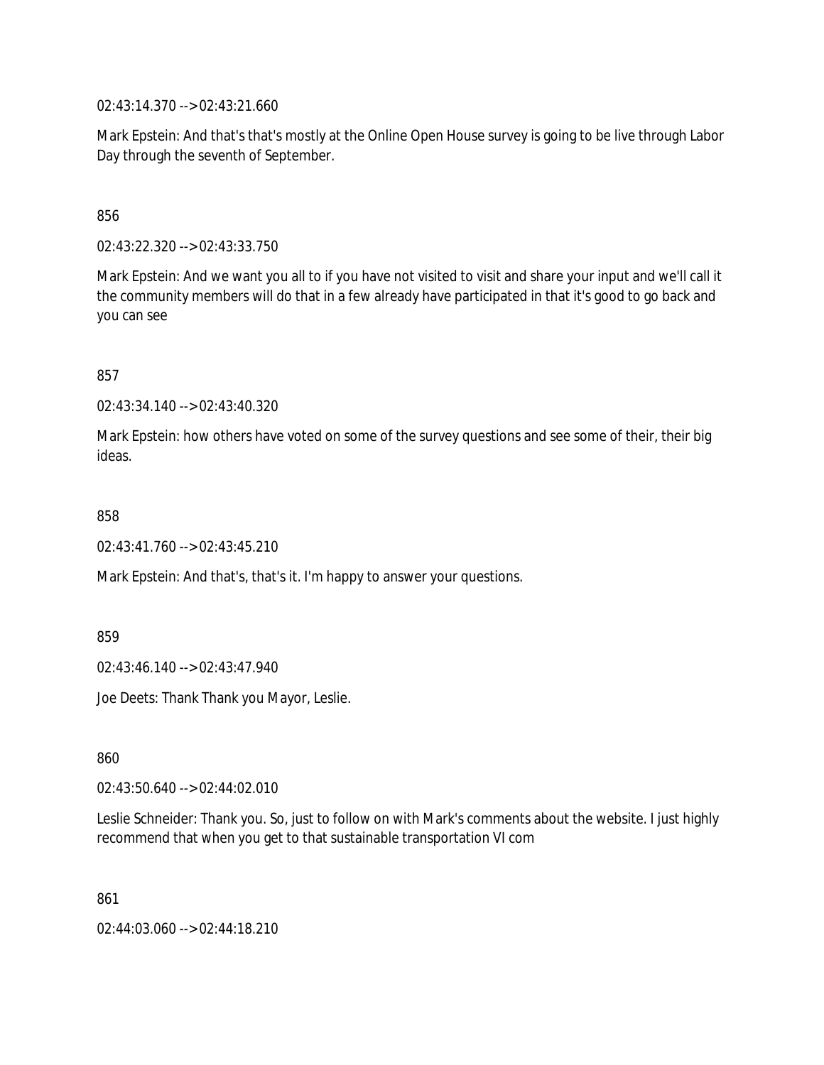02:43:14.370 --> 02:43:21.660

Mark Epstein: And that's that's mostly at the Online Open House survey is going to be live through Labor Day through the seventh of September.

856

02:43:22.320 --> 02:43:33.750

Mark Epstein: And we want you all to if you have not visited to visit and share your input and we'll call it the community members will do that in a few already have participated in that it's good to go back and you can see

857

02:43:34.140 --> 02:43:40.320

Mark Epstein: how others have voted on some of the survey questions and see some of their, their big ideas.

858

02:43:41.760 --> 02:43:45.210

Mark Epstein: And that's, that's it. I'm happy to answer your questions.

859

02:43:46.140 --> 02:43:47.940

Joe Deets: Thank Thank you Mayor, Leslie.

860

02:43:50.640 --> 02:44:02.010

Leslie Schneider: Thank you. So, just to follow on with Mark's comments about the website. I just highly recommend that when you get to that sustainable transportation VI com

861

02:44:03.060 --> 02:44:18.210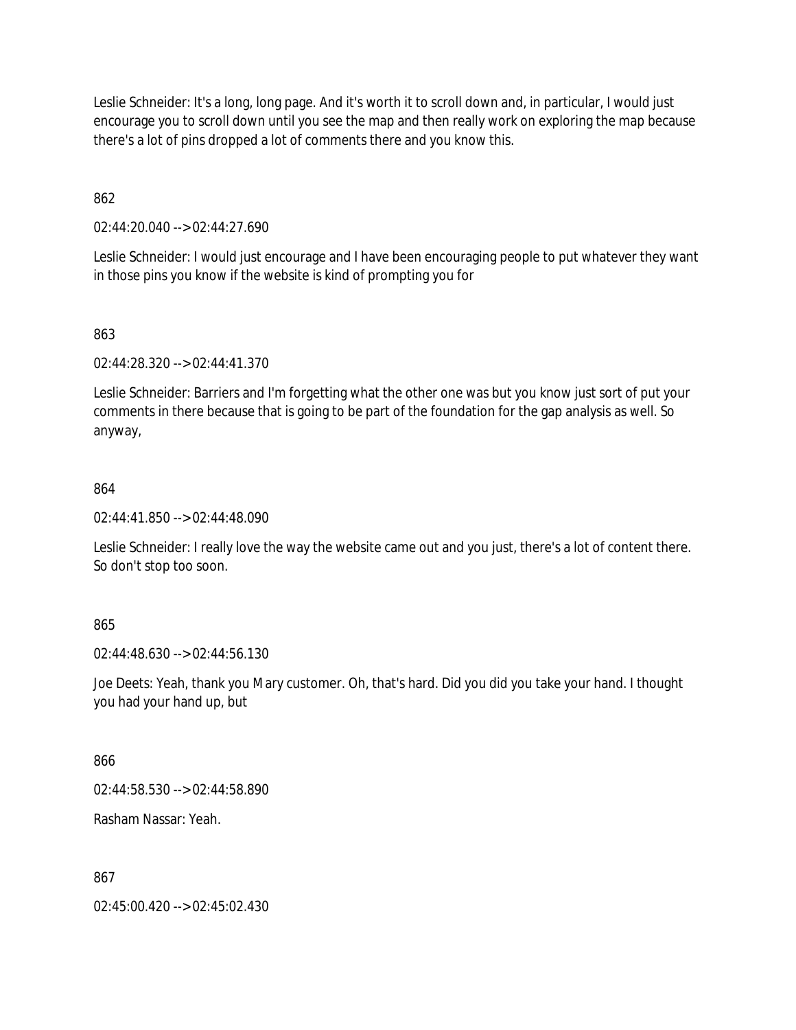Leslie Schneider: It's a long, long page. And it's worth it to scroll down and, in particular, I would just encourage you to scroll down until you see the map and then really work on exploring the map because there's a lot of pins dropped a lot of comments there and you know this.

862

02:44:20.040 --> 02:44:27.690

Leslie Schneider: I would just encourage and I have been encouraging people to put whatever they want in those pins you know if the website is kind of prompting you for

863

02:44:28.320 --> 02:44:41.370

Leslie Schneider: Barriers and I'm forgetting what the other one was but you know just sort of put your comments in there because that is going to be part of the foundation for the gap analysis as well. So anyway,

864

02:44:41.850 --> 02:44:48.090

Leslie Schneider: I really love the way the website came out and you just, there's a lot of content there. So don't stop too soon.

865

02:44:48.630 --> 02:44:56.130

Joe Deets: Yeah, thank you Mary customer. Oh, that's hard. Did you did you take your hand. I thought you had your hand up, but

866

02:44:58.530 --> 02:44:58.890

Rasham Nassar: Yeah.

867

02:45:00.420 --> 02:45:02.430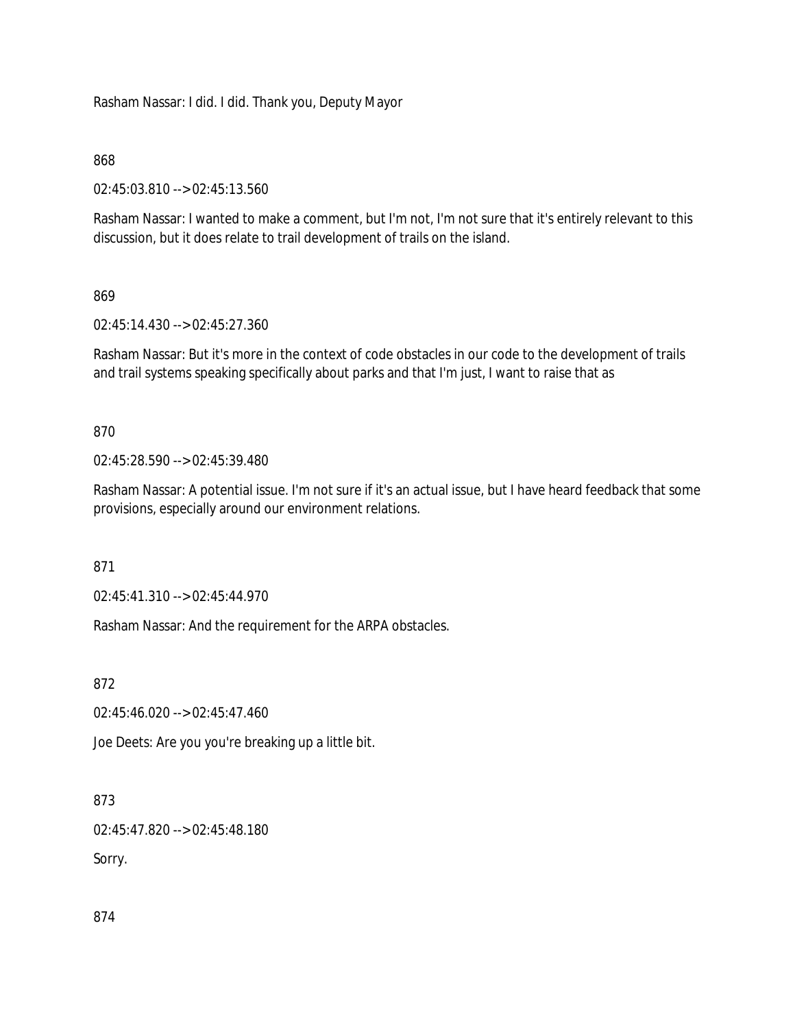Rasham Nassar: I did. I did. Thank you, Deputy Mayor

868

02:45:03.810 --> 02:45:13.560

Rasham Nassar: I wanted to make a comment, but I'm not, I'm not sure that it's entirely relevant to this discussion, but it does relate to trail development of trails on the island.

869

02:45:14.430 --> 02:45:27.360

Rasham Nassar: But it's more in the context of code obstacles in our code to the development of trails and trail systems speaking specifically about parks and that I'm just, I want to raise that as

870

02:45:28.590 --> 02:45:39.480

Rasham Nassar: A potential issue. I'm not sure if it's an actual issue, but I have heard feedback that some provisions, especially around our environment relations.

871

02:45:41.310 --> 02:45:44.970

Rasham Nassar: And the requirement for the ARPA obstacles.

872

02:45:46.020 --> 02:45:47.460

Joe Deets: Are you you're breaking up a little bit.

873

02:45:47.820 --> 02:45:48.180

Sorry.

874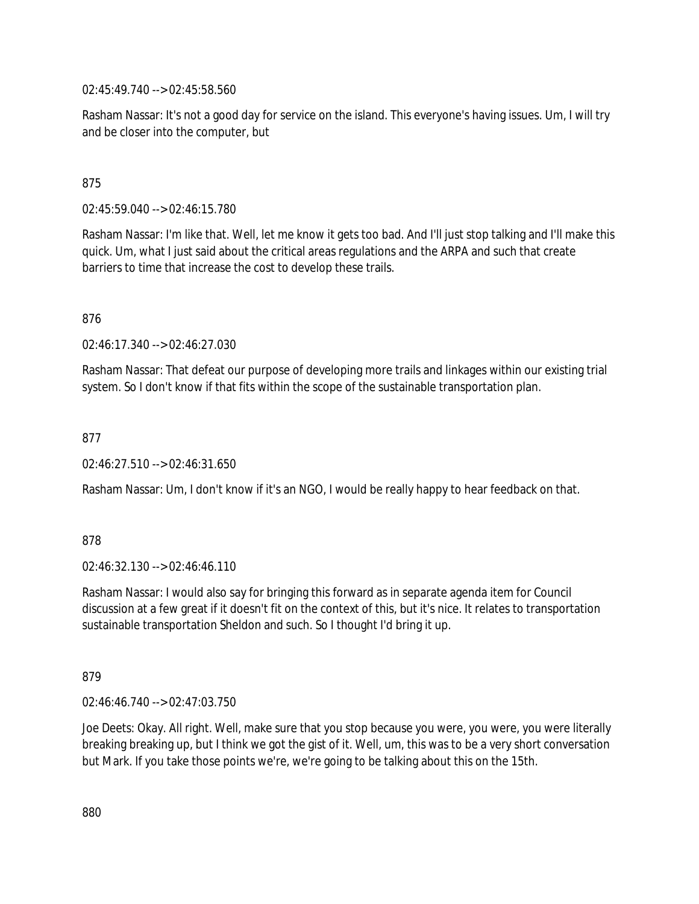02:45:49.740 --> 02:45:58.560

Rasham Nassar: It's not a good day for service on the island. This everyone's having issues. Um, I will try and be closer into the computer, but

875

02:45:59.040 --> 02:46:15.780

Rasham Nassar: I'm like that. Well, let me know it gets too bad. And I'll just stop talking and I'll make this quick. Um, what I just said about the critical areas regulations and the ARPA and such that create barriers to time that increase the cost to develop these trails.

876

02:46:17.340 --> 02:46:27.030

Rasham Nassar: That defeat our purpose of developing more trails and linkages within our existing trial system. So I don't know if that fits within the scope of the sustainable transportation plan.

877

02:46:27.510 --> 02:46:31.650

Rasham Nassar: Um, I don't know if it's an NGO, I would be really happy to hear feedback on that.

878

02:46:32.130 --> 02:46:46.110

Rasham Nassar: I would also say for bringing this forward as in separate agenda item for Council discussion at a few great if it doesn't fit on the context of this, but it's nice. It relates to transportation sustainable transportation Sheldon and such. So I thought I'd bring it up.

879

02:46:46.740 --> 02:47:03.750

Joe Deets: Okay. All right. Well, make sure that you stop because you were, you were, you were literally breaking breaking up, but I think we got the gist of it. Well, um, this was to be a very short conversation but Mark. If you take those points we're, we're going to be talking about this on the 15th.

880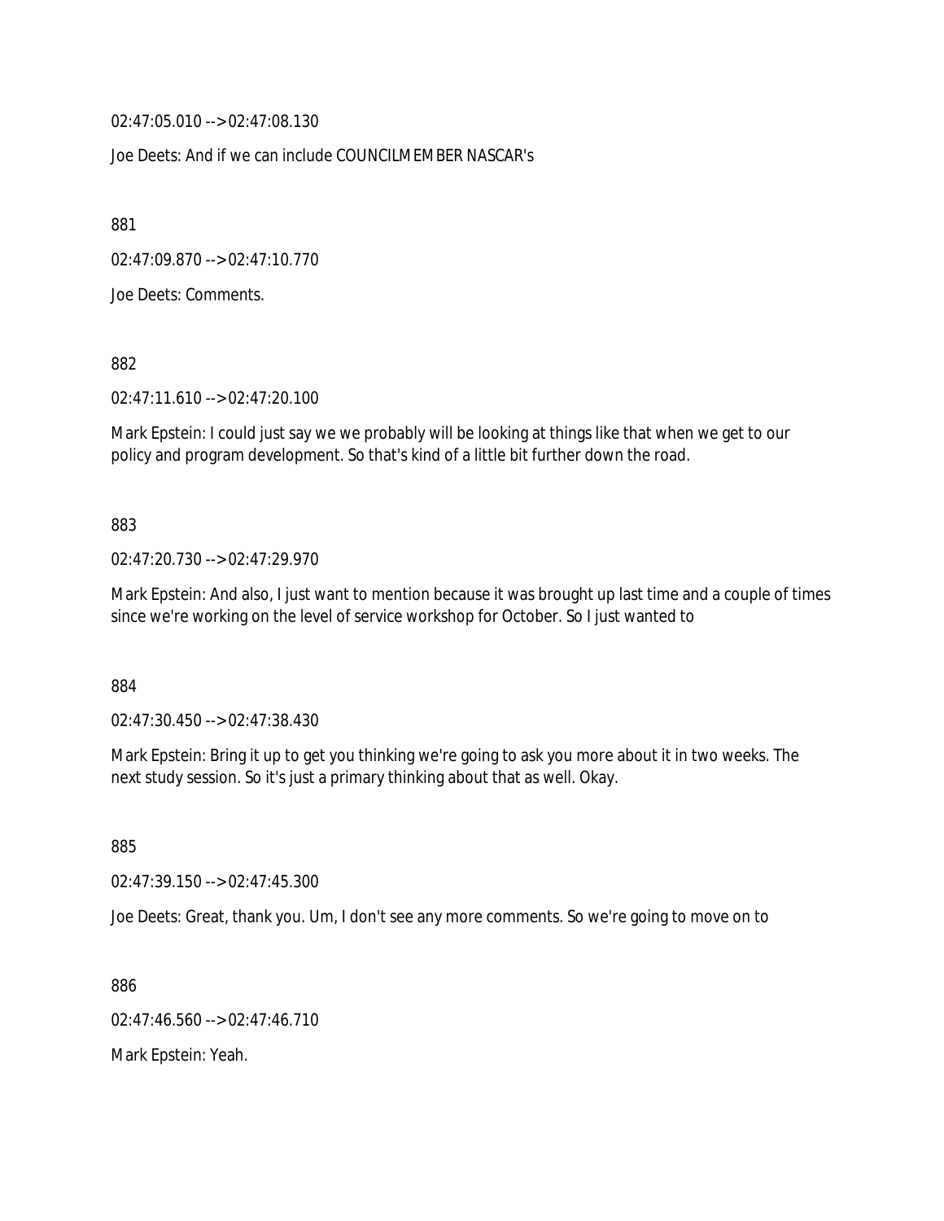02:47:05.010 --> 02:47:08.130

Joe Deets: And if we can include COUNCILMEMBER NASCAR's

881

02:47:09.870 --> 02:47:10.770

Joe Deets: Comments.

882

02:47:11.610 --> 02:47:20.100

Mark Epstein: I could just say we we probably will be looking at things like that when we get to our policy and program development. So that's kind of a little bit further down the road.

883

02:47:20.730 --> 02:47:29.970

Mark Epstein: And also, I just want to mention because it was brought up last time and a couple of times since we're working on the level of service workshop for October. So I just wanted to

884

02:47:30.450 --> 02:47:38.430

Mark Epstein: Bring it up to get you thinking we're going to ask you more about it in two weeks. The next study session. So it's just a primary thinking about that as well. Okay.

885

02:47:39.150 --> 02:47:45.300

Joe Deets: Great, thank you. Um, I don't see any more comments. So we're going to move on to

886

02:47:46.560 --> 02:47:46.710

Mark Epstein: Yeah.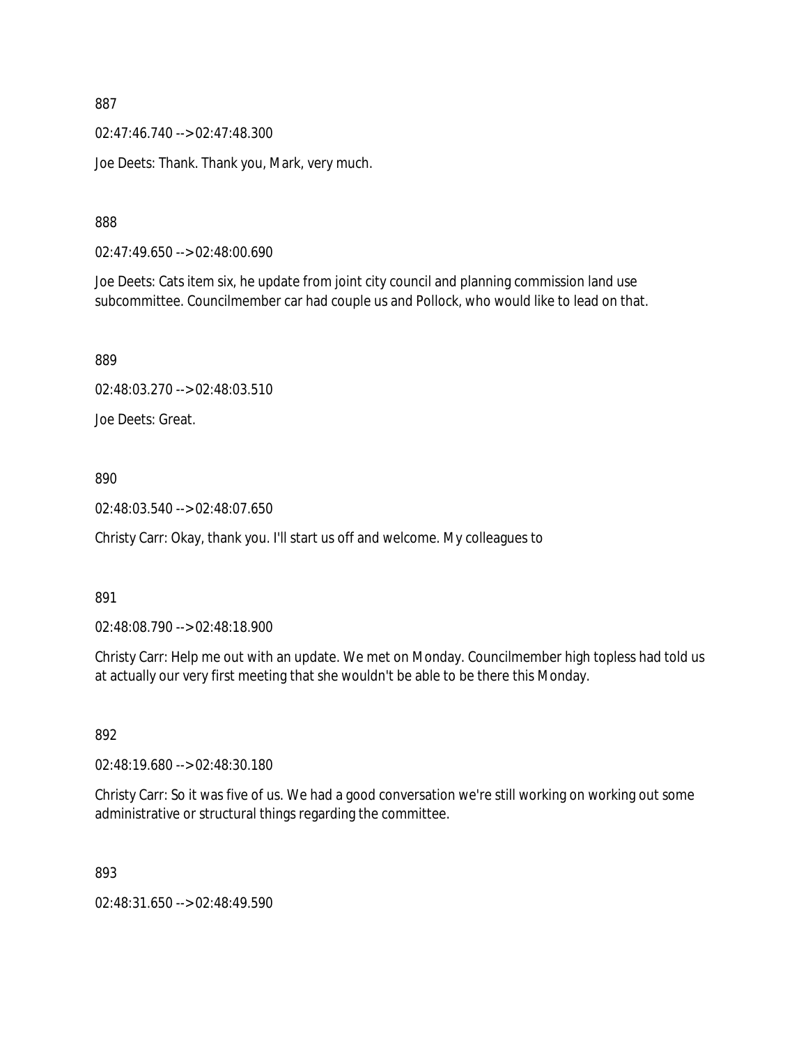887

02:47:46.740 --> 02:47:48.300

Joe Deets: Thank. Thank you, Mark, very much.

888

02:47:49.650 --> 02:48:00.690

Joe Deets: Cats item six, he update from joint city council and planning commission land use subcommittee. Councilmember car had couple us and Pollock, who would like to lead on that.

889

02:48:03.270 --> 02:48:03.510

Joe Deets: Great.

890

02:48:03.540 --> 02:48:07.650

Christy Carr: Okay, thank you. I'll start us off and welcome. My colleagues to

891

02:48:08.790 --> 02:48:18.900

Christy Carr: Help me out with an update. We met on Monday. Councilmember high topless had told us at actually our very first meeting that she wouldn't be able to be there this Monday.

892

02:48:19.680 --> 02:48:30.180

Christy Carr: So it was five of us. We had a good conversation we're still working on working out some administrative or structural things regarding the committee.

893

02:48:31.650 --> 02:48:49.590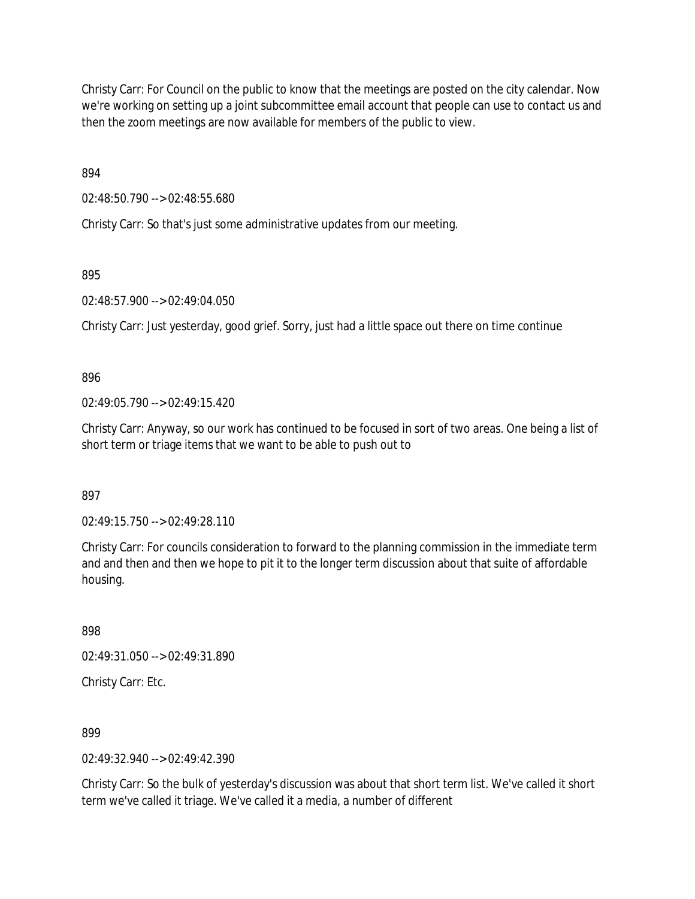Christy Carr: For Council on the public to know that the meetings are posted on the city calendar. Now we're working on setting up a joint subcommittee email account that people can use to contact us and then the zoom meetings are now available for members of the public to view.

894

02:48:50.790 --> 02:48:55.680

Christy Carr: So that's just some administrative updates from our meeting.

895

02:48:57.900 --> 02:49:04.050

Christy Carr: Just yesterday, good grief. Sorry, just had a little space out there on time continue

896

02:49:05.790 --> 02:49:15.420

Christy Carr: Anyway, so our work has continued to be focused in sort of two areas. One being a list of short term or triage items that we want to be able to push out to

897

02:49:15.750 --> 02:49:28.110

Christy Carr: For councils consideration to forward to the planning commission in the immediate term and and then and then we hope to pit it to the longer term discussion about that suite of affordable housing.

898

02:49:31.050 --> 02:49:31.890

Christy Carr: Etc.

899

02:49:32.940 --> 02:49:42.390

Christy Carr: So the bulk of yesterday's discussion was about that short term list. We've called it short term we've called it triage. We've called it a media, a number of different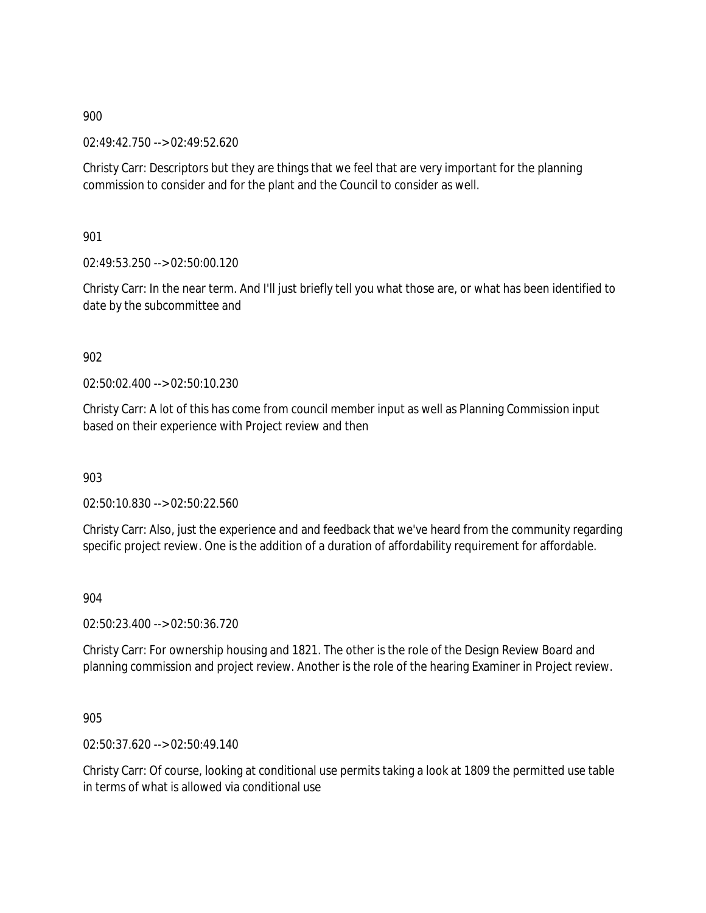900

02:49:42.750 --> 02:49:52.620

Christy Carr: Descriptors but they are things that we feel that are very important for the planning commission to consider and for the plant and the Council to consider as well.

901

02:49:53.250 --> 02:50:00.120

Christy Carr: In the near term. And I'll just briefly tell you what those are, or what has been identified to date by the subcommittee and

902

02:50:02.400 --> 02:50:10.230

Christy Carr: A lot of this has come from council member input as well as Planning Commission input based on their experience with Project review and then

903

02:50:10.830 --> 02:50:22.560

Christy Carr: Also, just the experience and and feedback that we've heard from the community regarding specific project review. One is the addition of a duration of affordability requirement for affordable.

904

02:50:23.400 --> 02:50:36.720

Christy Carr: For ownership housing and 1821. The other is the role of the Design Review Board and planning commission and project review. Another is the role of the hearing Examiner in Project review.

905

02:50:37.620 --> 02:50:49.140

Christy Carr: Of course, looking at conditional use permits taking a look at 1809 the permitted use table in terms of what is allowed via conditional use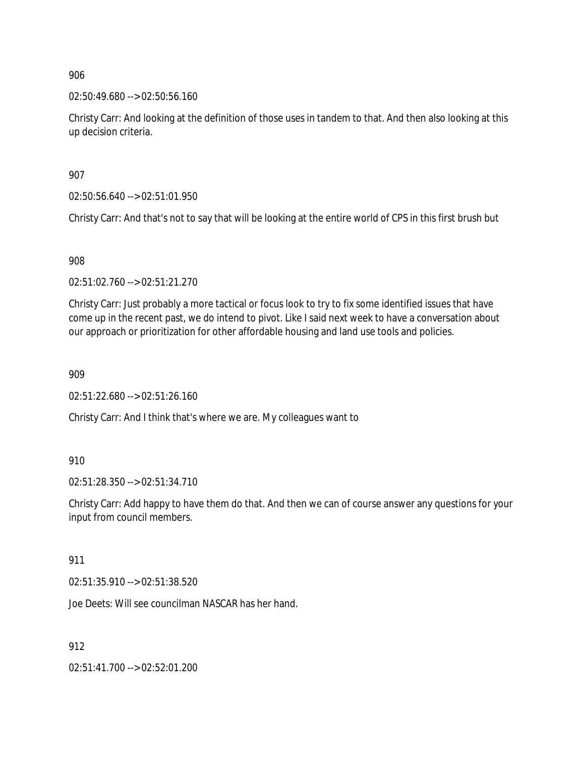906

02:50:49.680 --> 02:50:56.160

Christy Carr: And looking at the definition of those uses in tandem to that. And then also looking at this up decision criteria.

907

02:50:56.640 --> 02:51:01.950

Christy Carr: And that's not to say that will be looking at the entire world of CPS in this first brush but

908

02:51:02.760 --> 02:51:21.270

Christy Carr: Just probably a more tactical or focus look to try to fix some identified issues that have come up in the recent past, we do intend to pivot. Like I said next week to have a conversation about our approach or prioritization for other affordable housing and land use tools and policies.

909

02:51:22.680 --> 02:51:26.160

Christy Carr: And I think that's where we are. My colleagues want to

910

02:51:28.350 --> 02:51:34.710

Christy Carr: Add happy to have them do that. And then we can of course answer any questions for your input from council members.

911

02:51:35.910 --> 02:51:38.520

Joe Deets: Will see councilman NASCAR has her hand.

912

02:51:41.700 --> 02:52:01.200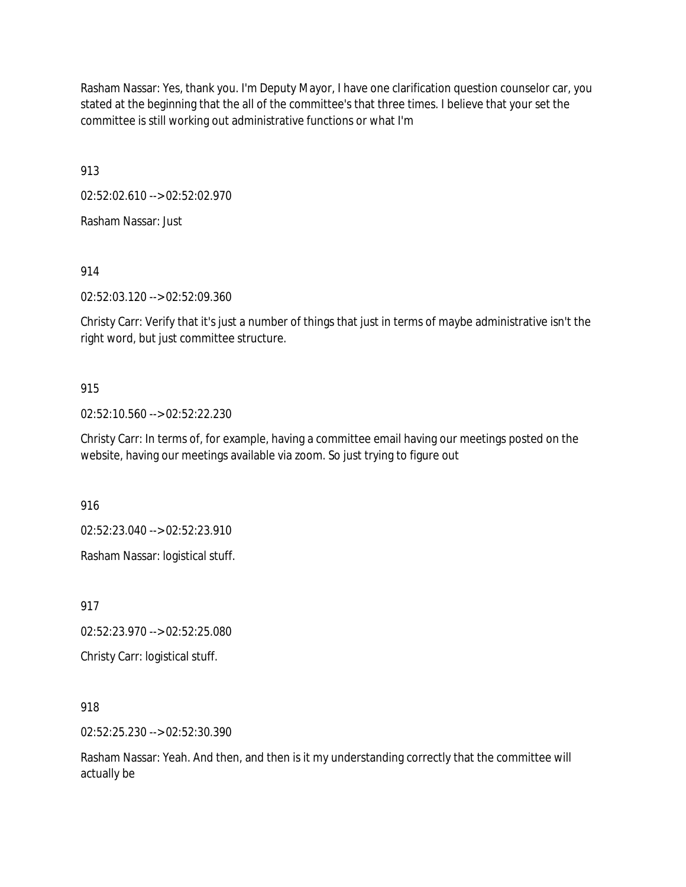Rasham Nassar: Yes, thank you. I'm Deputy Mayor, I have one clarification question counselor car, you stated at the beginning that the all of the committee's that three times. I believe that your set the committee is still working out administrative functions or what I'm

913

02:52:02.610 --> 02:52:02.970

Rasham Nassar: Just

914

02:52:03.120 --> 02:52:09.360

Christy Carr: Verify that it's just a number of things that just in terms of maybe administrative isn't the right word, but just committee structure.

915

02:52:10.560 --> 02:52:22.230

Christy Carr: In terms of, for example, having a committee email having our meetings posted on the website, having our meetings available via zoom. So just trying to figure out

916

02:52:23.040 --> 02:52:23.910

Rasham Nassar: logistical stuff.

917

02:52:23.970 --> 02:52:25.080

Christy Carr: logistical stuff.

918

02:52:25.230 --> 02:52:30.390

Rasham Nassar: Yeah. And then, and then is it my understanding correctly that the committee will actually be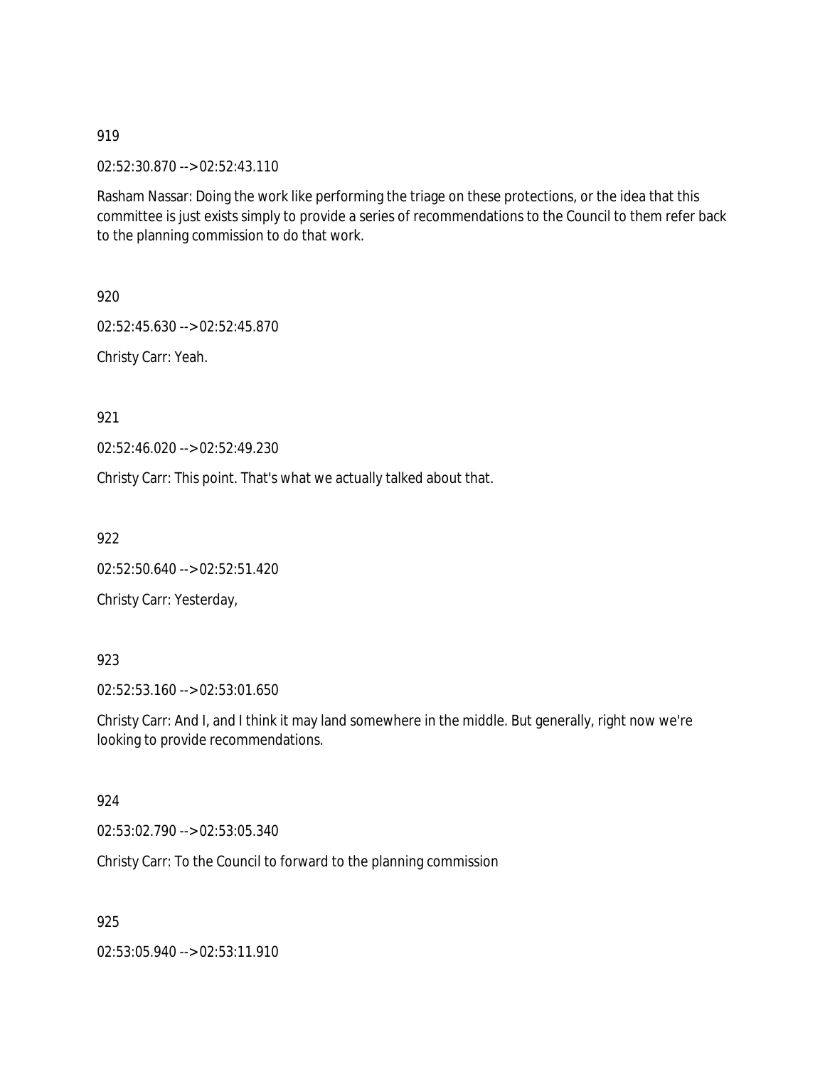919

02:52:30.870 --> 02:52:43.110

Rasham Nassar: Doing the work like performing the triage on these protections, or the idea that this committee is just exists simply to provide a series of recommendations to the Council to them refer back to the planning commission to do that work.

920

02:52:45.630 --> 02:52:45.870

Christy Carr: Yeah.

921

02:52:46.020 --> 02:52:49.230

Christy Carr: This point. That's what we actually talked about that.

922

02:52:50.640 --> 02:52:51.420

Christy Carr: Yesterday,

923

02:52:53.160 --> 02:53:01.650

Christy Carr: And I, and I think it may land somewhere in the middle. But generally, right now we're looking to provide recommendations.

924

02:53:02.790 --> 02:53:05.340

Christy Carr: To the Council to forward to the planning commission

925

02:53:05.940 --> 02:53:11.910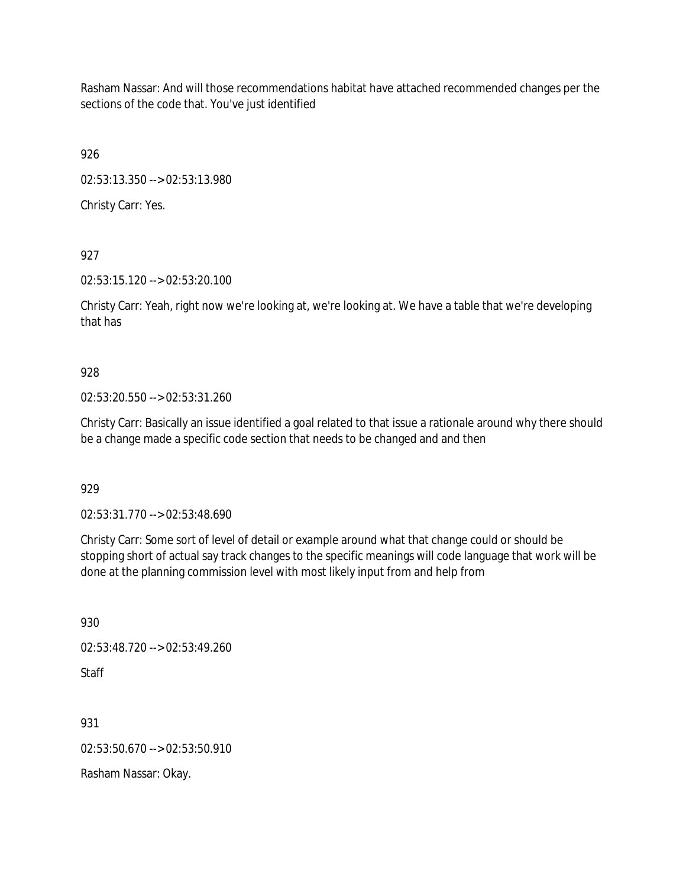Rasham Nassar: And will those recommendations habitat have attached recommended changes per the sections of the code that. You've just identified

926

02:53:13.350 --> 02:53:13.980

Christy Carr: Yes.

927

02:53:15.120 --> 02:53:20.100

Christy Carr: Yeah, right now we're looking at, we're looking at. We have a table that we're developing that has

928

02:53:20.550 --> 02:53:31.260

Christy Carr: Basically an issue identified a goal related to that issue a rationale around why there should be a change made a specific code section that needs to be changed and and then

929

02:53:31.770 --> 02:53:48.690

Christy Carr: Some sort of level of detail or example around what that change could or should be stopping short of actual say track changes to the specific meanings will code language that work will be done at the planning commission level with most likely input from and help from

930

02:53:48.720 --> 02:53:49.260

Staff

931

02:53:50.670 --> 02:53:50.910

Rasham Nassar: Okay.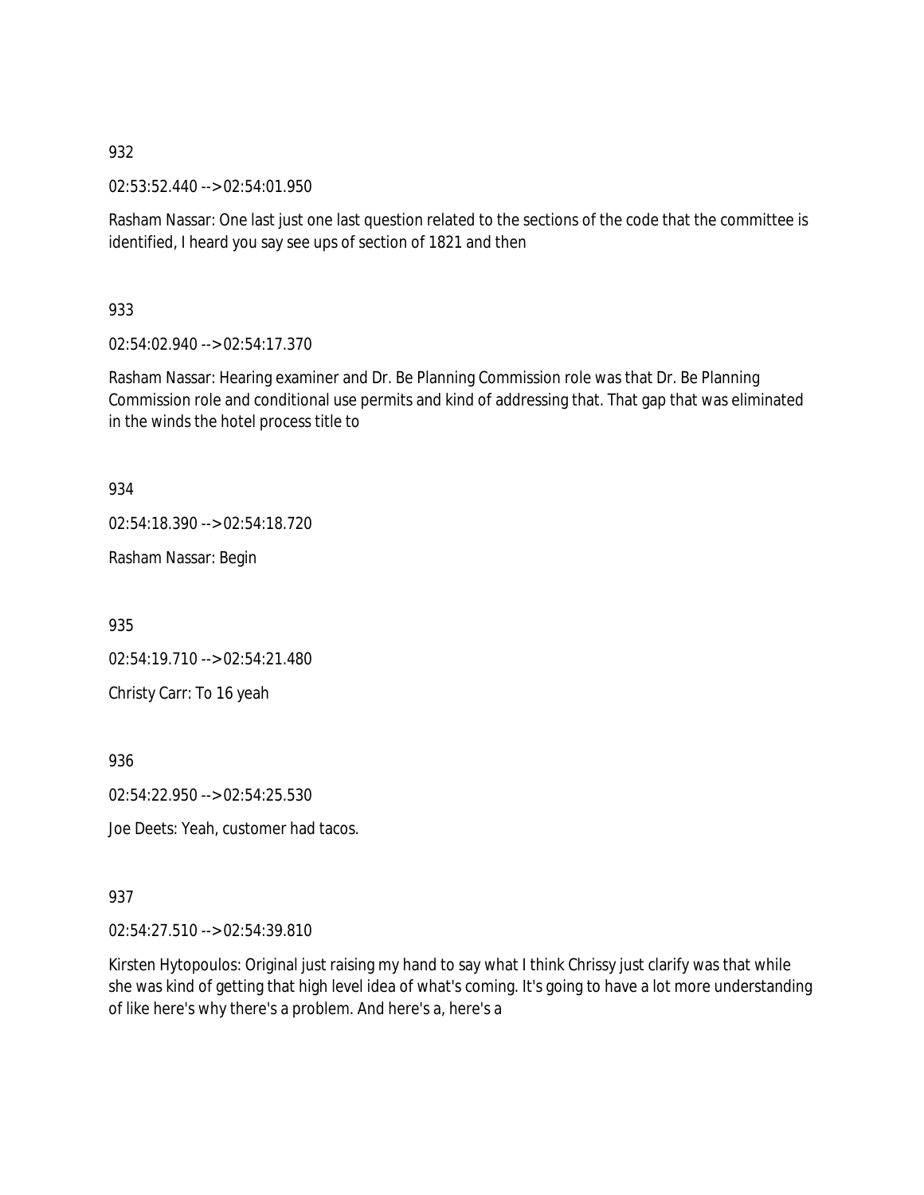932

02:53:52.440 --> 02:54:01.950

Rasham Nassar: One last just one last question related to the sections of the code that the committee is identified, I heard you say see ups of section of 1821 and then

933

02:54:02.940 --> 02:54:17.370

Rasham Nassar: Hearing examiner and Dr. Be Planning Commission role was that Dr. Be Planning Commission role and conditional use permits and kind of addressing that. That gap that was eliminated in the winds the hotel process title to

934

02:54:18.390 --> 02:54:18.720

Rasham Nassar: Begin

935

02:54:19.710 --> 02:54:21.480

Christy Carr: To 16 yeah

936

02:54:22.950 --> 02:54:25.530

Joe Deets: Yeah, customer had tacos.

937

02:54:27.510 --> 02:54:39.810

Kirsten Hytopoulos: Original just raising my hand to say what I think Chrissy just clarify was that while she was kind of getting that high level idea of what's coming. It's going to have a lot more understanding of like here's why there's a problem. And here's a, here's a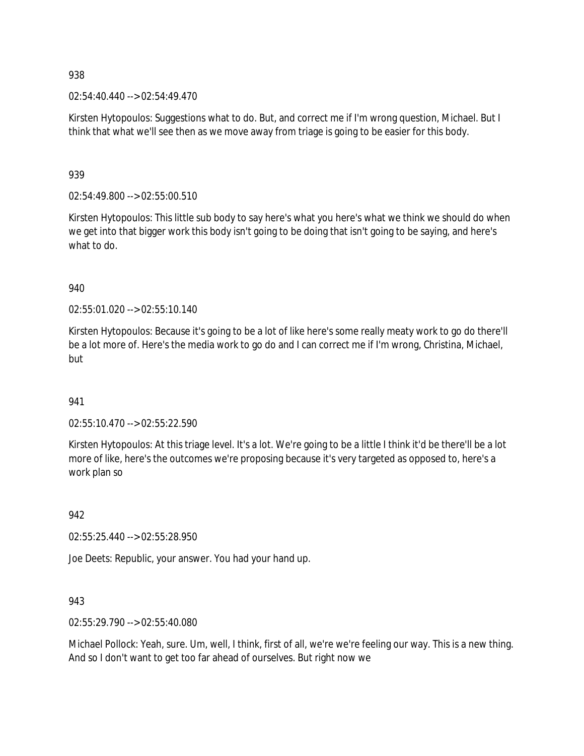938

02:54:40.440 --> 02:54:49.470

Kirsten Hytopoulos: Suggestions what to do. But, and correct me if I'm wrong question, Michael. But I think that what we'll see then as we move away from triage is going to be easier for this body.

939

02:54:49.800 --> 02:55:00.510

Kirsten Hytopoulos: This little sub body to say here's what you here's what we think we should do when we get into that bigger work this body isn't going to be doing that isn't going to be saying, and here's what to do.

940

02:55:01.020 --> 02:55:10.140

Kirsten Hytopoulos: Because it's going to be a lot of like here's some really meaty work to go do there'll be a lot more of. Here's the media work to go do and I can correct me if I'm wrong, Christina, Michael, but

941

02:55:10.470 --> 02:55:22.590

Kirsten Hytopoulos: At this triage level. It's a lot. We're going to be a little I think it'd be there'll be a lot more of like, here's the outcomes we're proposing because it's very targeted as opposed to, here's a work plan so

942

02:55:25.440 --> 02:55:28.950

Joe Deets: Republic, your answer. You had your hand up.

943

02:55:29.790 --> 02:55:40.080

Michael Pollock: Yeah, sure. Um, well, I think, first of all, we're we're feeling our way. This is a new thing. And so I don't want to get too far ahead of ourselves. But right now we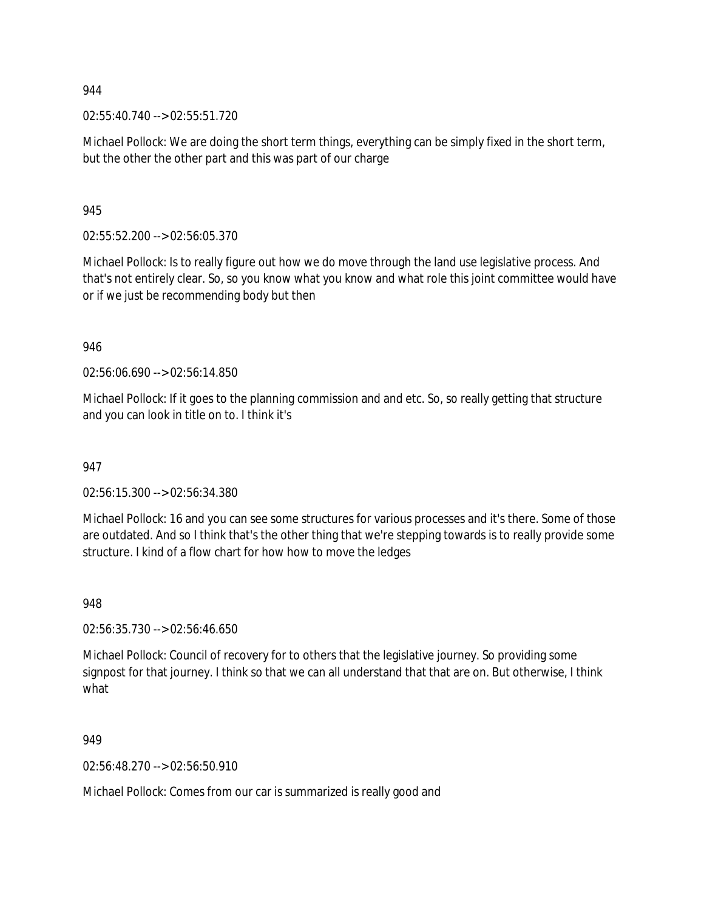944

02:55:40.740 --> 02:55:51.720

Michael Pollock: We are doing the short term things, everything can be simply fixed in the short term, but the other the other part and this was part of our charge

945

02:55:52.200 --> 02:56:05.370

Michael Pollock: Is to really figure out how we do move through the land use legislative process. And that's not entirely clear. So, so you know what you know and what role this joint committee would have or if we just be recommending body but then

946

02:56:06.690 --> 02:56:14.850

Michael Pollock: If it goes to the planning commission and and etc. So, so really getting that structure and you can look in title on to. I think it's

947

02:56:15.300 --> 02:56:34.380

Michael Pollock: 16 and you can see some structures for various processes and it's there. Some of those are outdated. And so I think that's the other thing that we're stepping towards is to really provide some structure. I kind of a flow chart for how how to move the ledges

948

02:56:35.730 --> 02:56:46.650

Michael Pollock: Council of recovery for to others that the legislative journey. So providing some signpost for that journey. I think so that we can all understand that that are on. But otherwise, I think what

949

02:56:48.270 --> 02:56:50.910

Michael Pollock: Comes from our car is summarized is really good and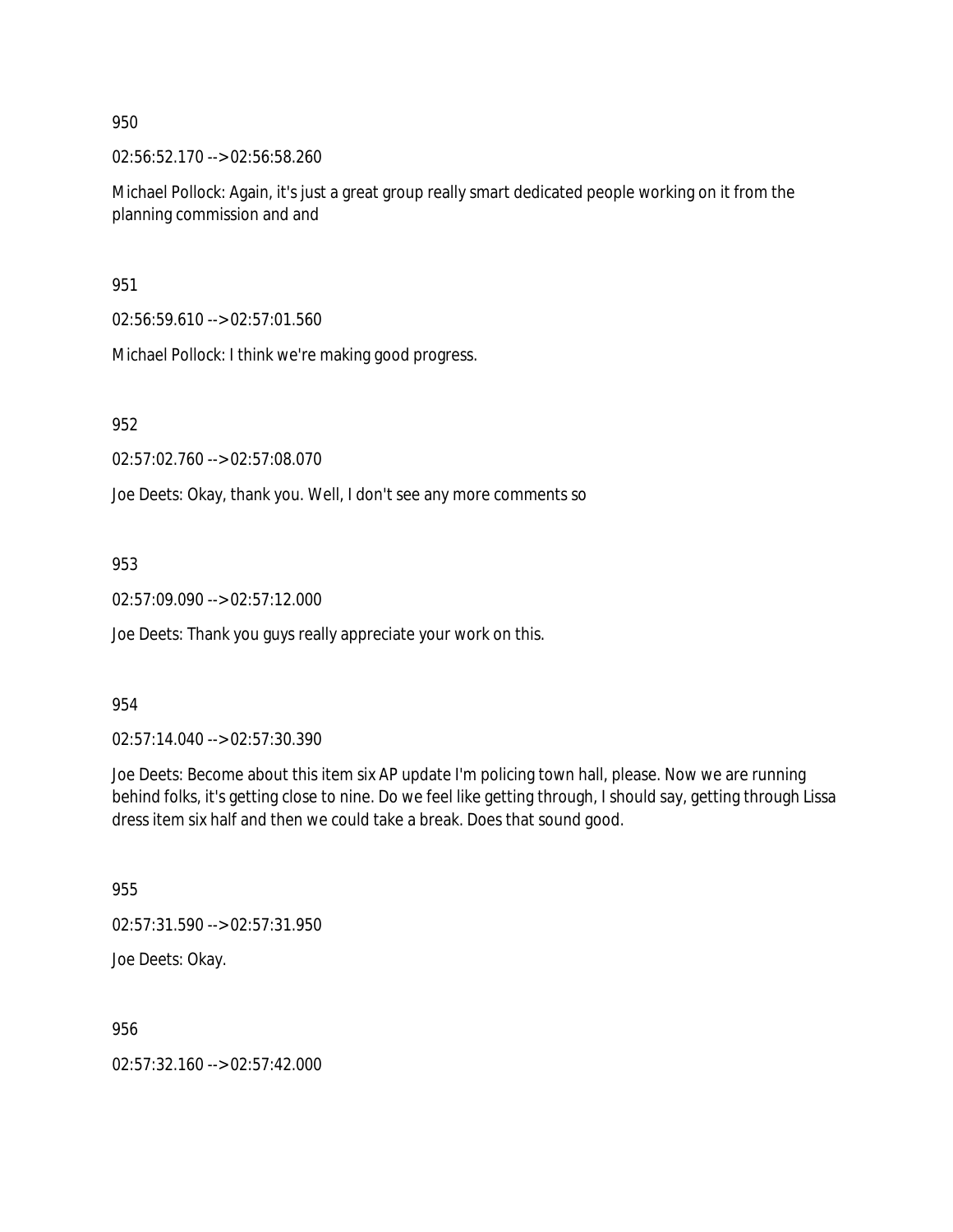950

02:56:52.170 --> 02:56:58.260

Michael Pollock: Again, it's just a great group really smart dedicated people working on it from the planning commission and and

951

02:56:59.610 --> 02:57:01.560

Michael Pollock: I think we're making good progress.

952

02:57:02.760 --> 02:57:08.070

Joe Deets: Okay, thank you. Well, I don't see any more comments so

953

02:57:09.090 --> 02:57:12.000

Joe Deets: Thank you guys really appreciate your work on this.

954

02:57:14.040 --> 02:57:30.390

Joe Deets: Become about this item six AP update I'm policing town hall, please. Now we are running behind folks, it's getting close to nine. Do we feel like getting through, I should say, getting through Lissa dress item six half and then we could take a break. Does that sound good.

955

02:57:31.590 --> 02:57:31.950

Joe Deets: Okay.

956

02:57:32.160 --> 02:57:42.000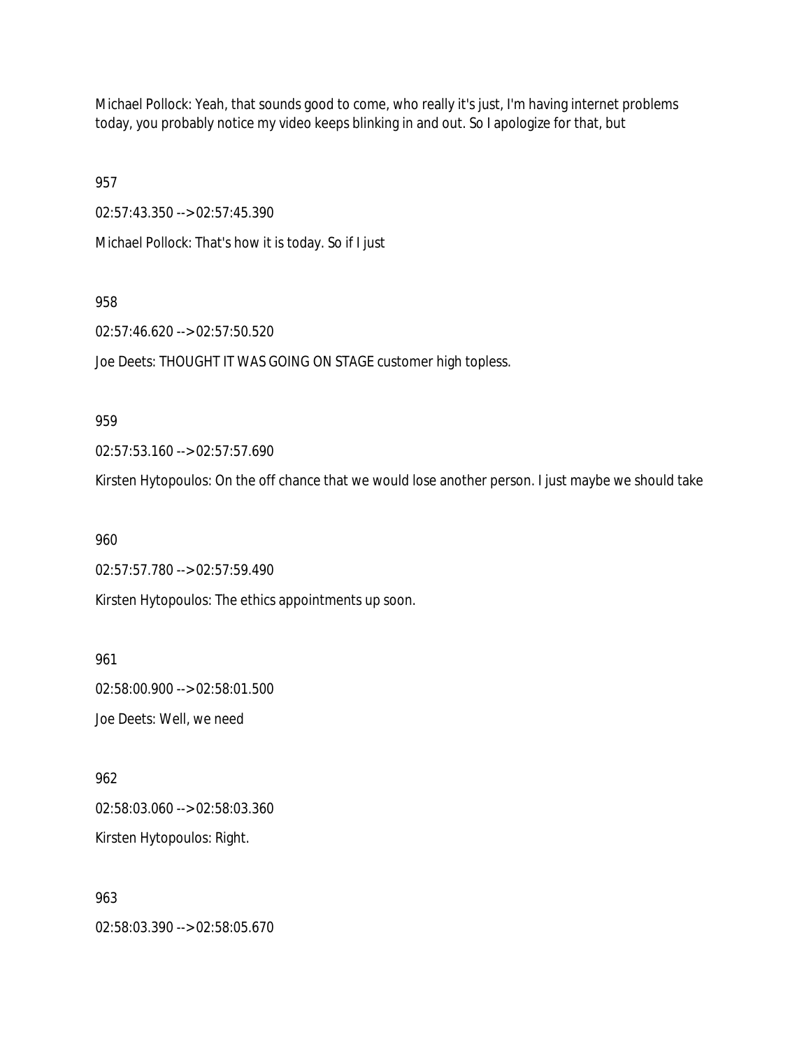Michael Pollock: Yeah, that sounds good to come, who really it's just, I'm having internet problems today, you probably notice my video keeps blinking in and out. So I apologize for that, but

957

02:57:43.350 --> 02:57:45.390

Michael Pollock: That's how it is today. So if I just

958

02:57:46.620 --> 02:57:50.520

Joe Deets: THOUGHT IT WAS GOING ON STAGE customer high topless.

959

02:57:53.160 --> 02:57:57.690

Kirsten Hytopoulos: On the off chance that we would lose another person. I just maybe we should take

960

02:57:57.780 --> 02:57:59.490

Kirsten Hytopoulos: The ethics appointments up soon.

961

02:58:00.900 --> 02:58:01.500

Joe Deets: Well, we need

962

02:58:03.060 --> 02:58:03.360

Kirsten Hytopoulos: Right.

963

02:58:03.390 --> 02:58:05.670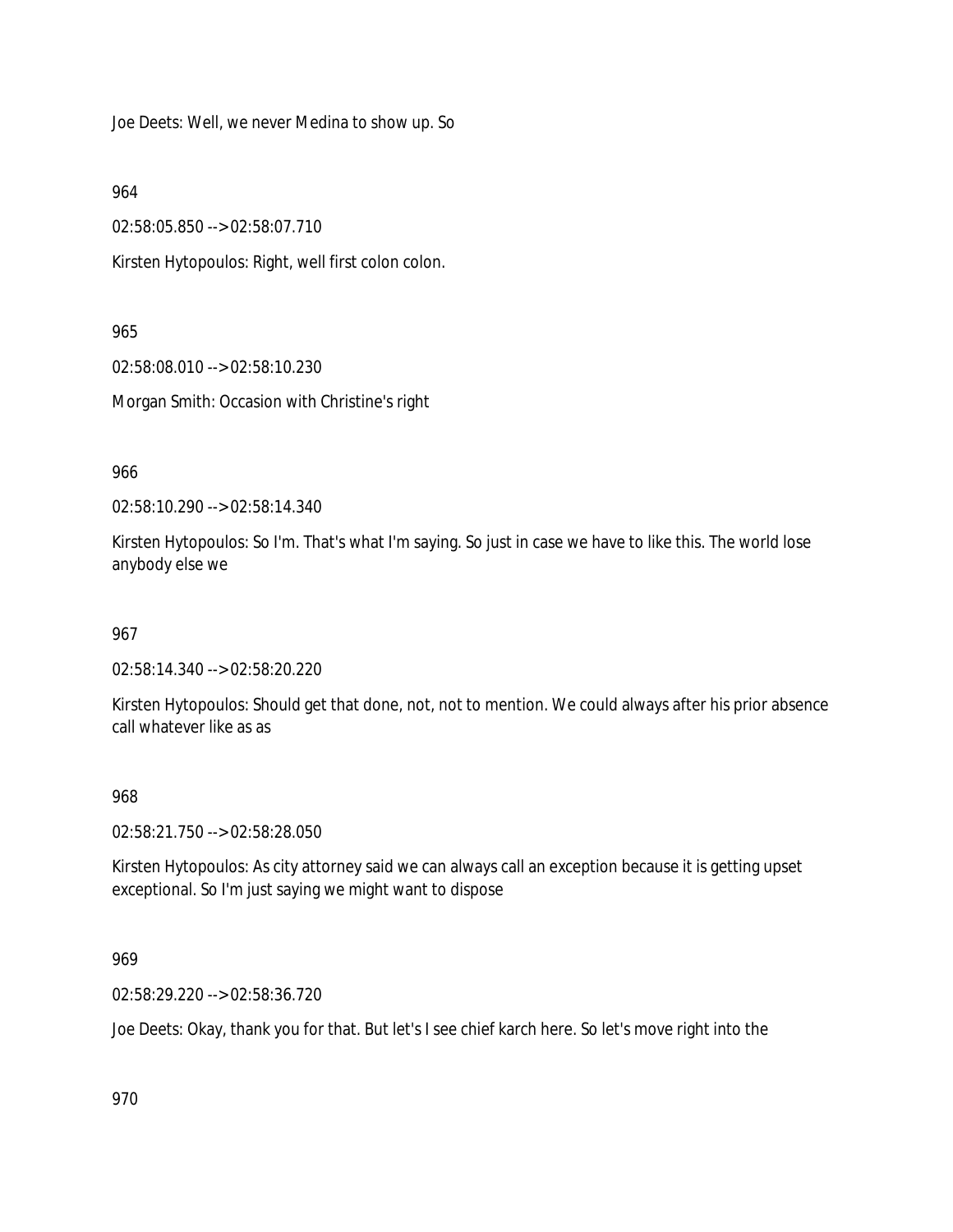Joe Deets: Well, we never Medina to show up. So

964

02:58:05.850 --> 02:58:07.710

Kirsten Hytopoulos: Right, well first colon colon.

965

02:58:08.010 --> 02:58:10.230

Morgan Smith: Occasion with Christine's right

966

02:58:10.290 --> 02:58:14.340

Kirsten Hytopoulos: So I'm. That's what I'm saying. So just in case we have to like this. The world lose anybody else we

967

02:58:14.340 --> 02:58:20.220

Kirsten Hytopoulos: Should get that done, not, not to mention. We could always after his prior absence call whatever like as as

968

02:58:21.750 --> 02:58:28.050

Kirsten Hytopoulos: As city attorney said we can always call an exception because it is getting upset exceptional. So I'm just saying we might want to dispose

969

02:58:29.220 --> 02:58:36.720

Joe Deets: Okay, thank you for that. But let's I see chief karch here. So let's move right into the

970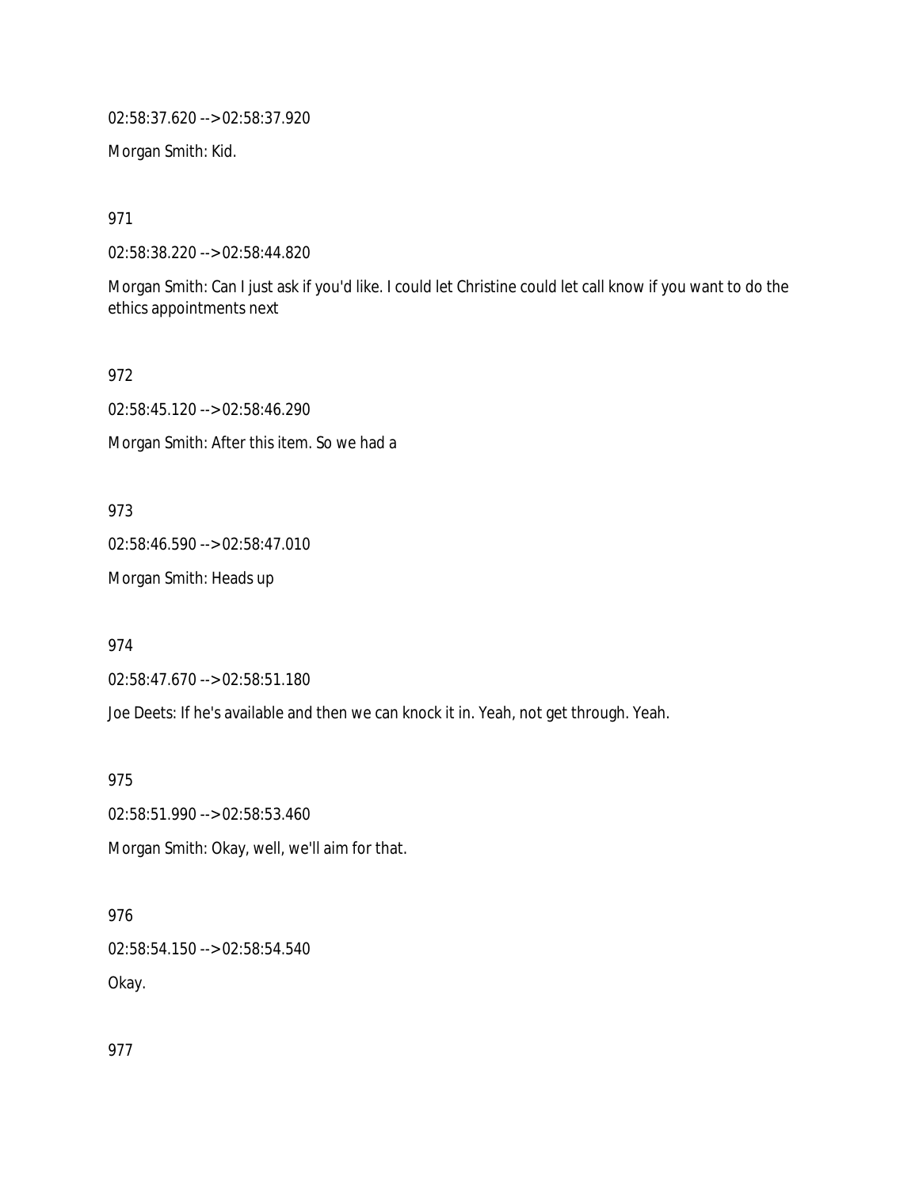02:58:37.620 --> 02:58:37.920

Morgan Smith: Kid.

971

02:58:38.220 --> 02:58:44.820

Morgan Smith: Can I just ask if you'd like. I could let Christine could let call know if you want to do the ethics appointments next

972

02:58:45.120 --> 02:58:46.290

Morgan Smith: After this item. So we had a

973

02:58:46.590 --> 02:58:47.010

Morgan Smith: Heads up

974

02:58:47.670 --> 02:58:51.180

Joe Deets: If he's available and then we can knock it in. Yeah, not get through. Yeah.

975

02:58:51.990 --> 02:58:53.460

Morgan Smith: Okay, well, we'll aim for that.

976

02:58:54.150 --> 02:58:54.540

Okay.

977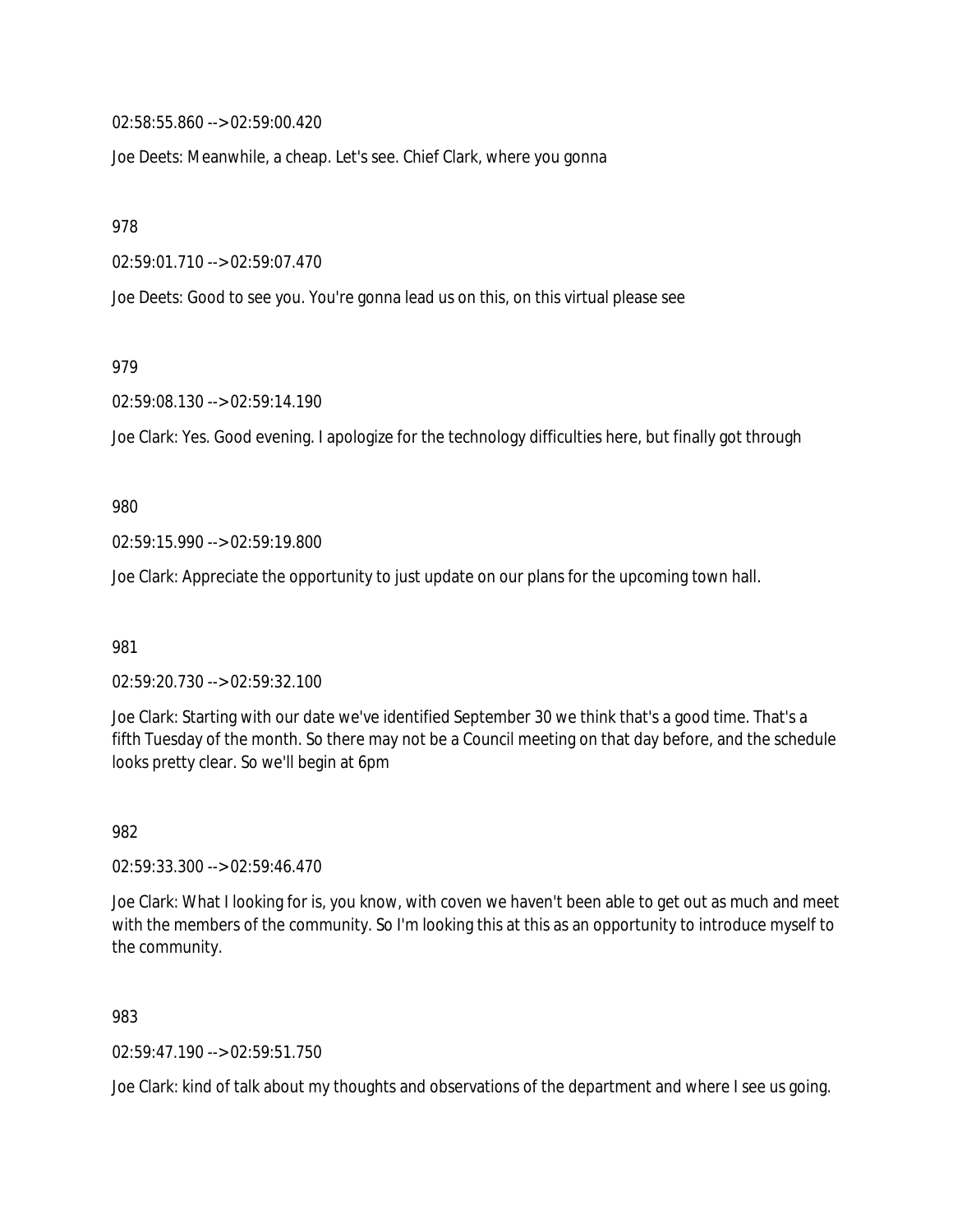02:58:55.860 --> 02:59:00.420

Joe Deets: Meanwhile, a cheap. Let's see. Chief Clark, where you gonna

978

02:59:01.710 --> 02:59:07.470

Joe Deets: Good to see you. You're gonna lead us on this, on this virtual please see

979

02:59:08.130 --> 02:59:14.190

Joe Clark: Yes. Good evening. I apologize for the technology difficulties here, but finally got through

980

02:59:15.990 --> 02:59:19.800

Joe Clark: Appreciate the opportunity to just update on our plans for the upcoming town hall.

981

02:59:20.730 --> 02:59:32.100

Joe Clark: Starting with our date we've identified September 30 we think that's a good time. That's a fifth Tuesday of the month. So there may not be a Council meeting on that day before, and the schedule looks pretty clear. So we'll begin at 6pm

982

02:59:33.300 --> 02:59:46.470

Joe Clark: What I looking for is, you know, with coven we haven't been able to get out as much and meet with the members of the community. So I'm looking this at this as an opportunity to introduce myself to the community.

983

02:59:47.190 --> 02:59:51.750

Joe Clark: kind of talk about my thoughts and observations of the department and where I see us going.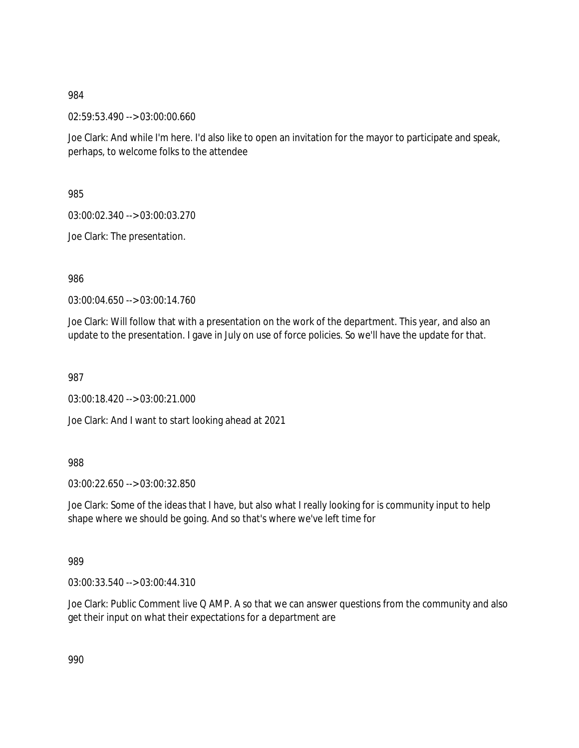984

02:59:53.490 --> 03:00:00.660

Joe Clark: And while I'm here. I'd also like to open an invitation for the mayor to participate and speak, perhaps, to welcome folks to the attendee

985

03:00:02.340 --> 03:00:03.270

Joe Clark: The presentation.

986

03:00:04.650 --> 03:00:14.760

Joe Clark: Will follow that with a presentation on the work of the department. This year, and also an update to the presentation. I gave in July on use of force policies. So we'll have the update for that.

987

03:00:18.420 --> 03:00:21.000

Joe Clark: And I want to start looking ahead at 2021

988

03:00:22.650 --> 03:00:32.850

Joe Clark: Some of the ideas that I have, but also what I really looking for is community input to help shape where we should be going. And so that's where we've left time for

989

03:00:33.540 --> 03:00:44.310

Joe Clark: Public Comment live Q AMP. A so that we can answer questions from the community and also get their input on what their expectations for a department are

990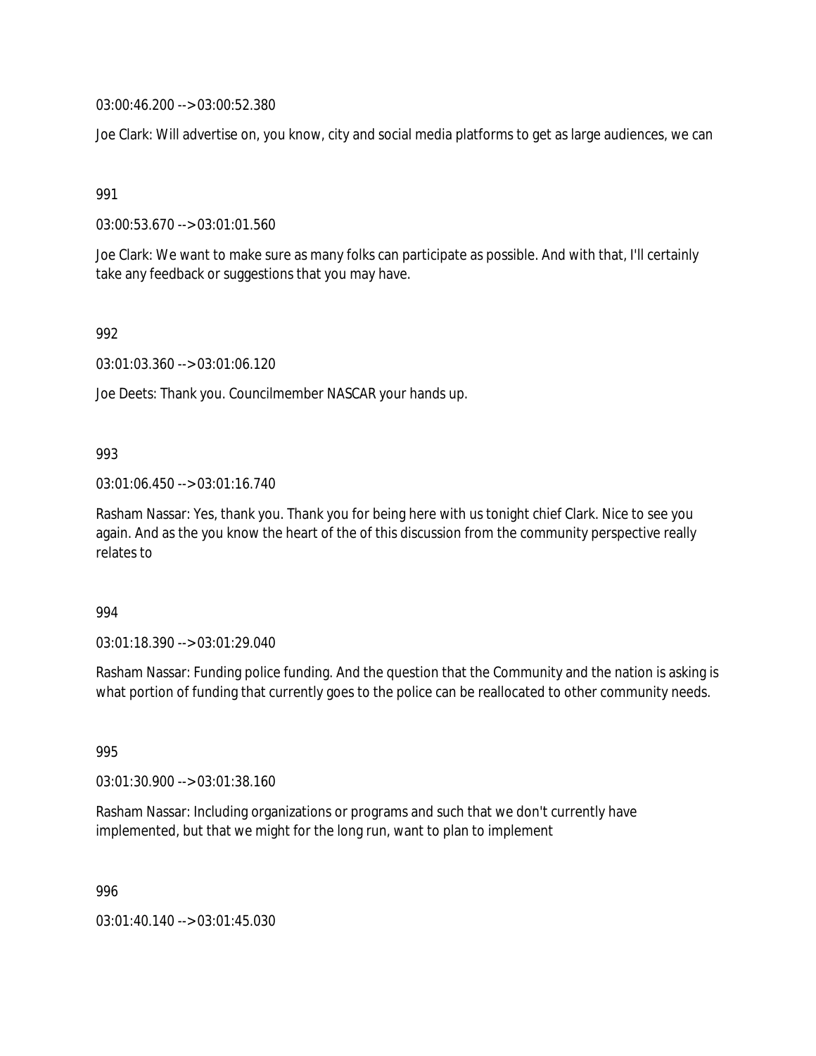03:00:46.200 --> 03:00:52.380

Joe Clark: Will advertise on, you know, city and social media platforms to get as large audiences, we can

991

03:00:53.670 --> 03:01:01.560

Joe Clark: We want to make sure as many folks can participate as possible. And with that, I'll certainly take any feedback or suggestions that you may have.

992

03:01:03.360 --> 03:01:06.120

Joe Deets: Thank you. Councilmember NASCAR your hands up.

993

03:01:06.450 --> 03:01:16.740

Rasham Nassar: Yes, thank you. Thank you for being here with us tonight chief Clark. Nice to see you again. And as the you know the heart of the of this discussion from the community perspective really relates to

994

03:01:18.390 --> 03:01:29.040

Rasham Nassar: Funding police funding. And the question that the Community and the nation is asking is what portion of funding that currently goes to the police can be reallocated to other community needs.

995

03:01:30.900 --> 03:01:38.160

Rasham Nassar: Including organizations or programs and such that we don't currently have implemented, but that we might for the long run, want to plan to implement

996

03:01:40.140 --> 03:01:45.030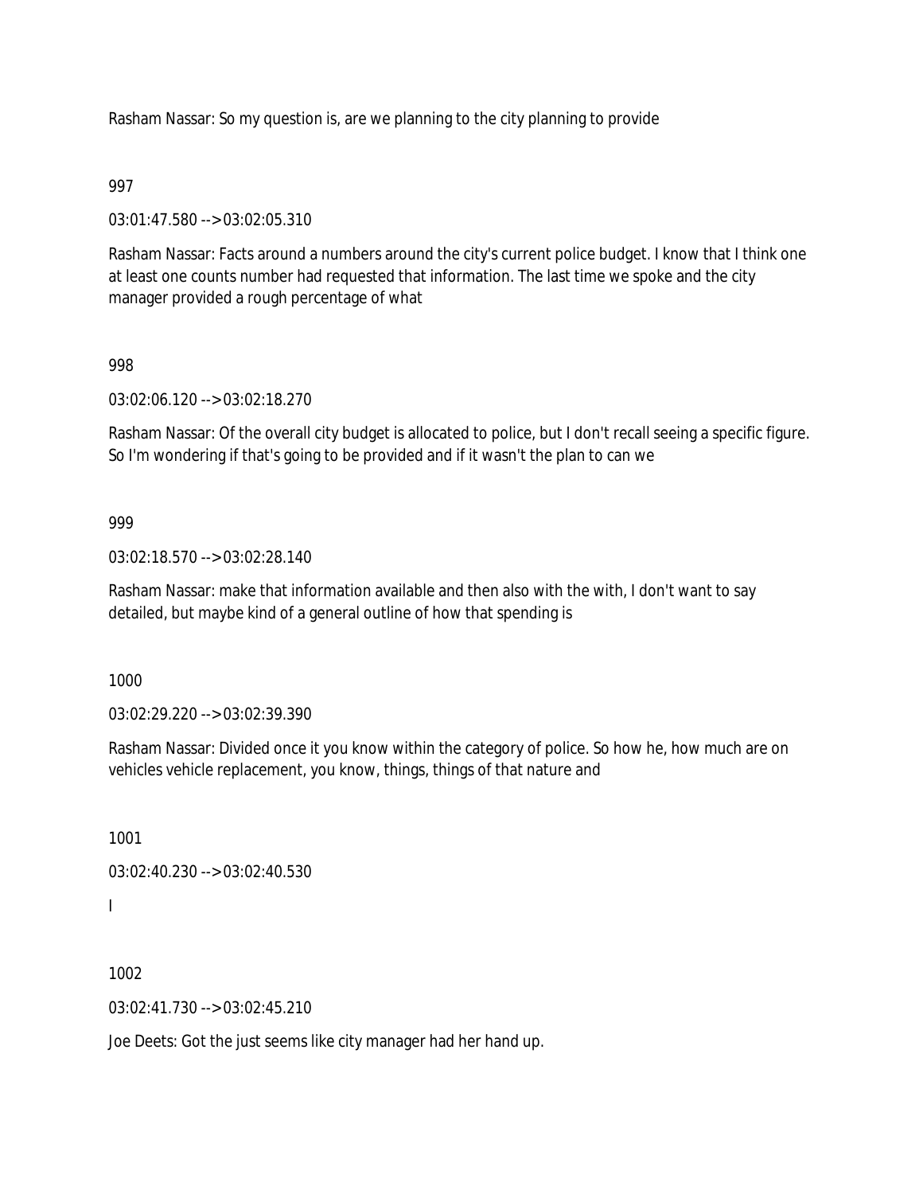Rasham Nassar: So my question is, are we planning to the city planning to provide

997

03:01:47.580 --> 03:02:05.310

Rasham Nassar: Facts around a numbers around the city's current police budget. I know that I think one at least one counts number had requested that information. The last time we spoke and the city manager provided a rough percentage of what

998

03:02:06.120 --> 03:02:18.270

Rasham Nassar: Of the overall city budget is allocated to police, but I don't recall seeing a specific figure. So I'm wondering if that's going to be provided and if it wasn't the plan to can we

999

03:02:18.570 --> 03:02:28.140

Rasham Nassar: make that information available and then also with the with, I don't want to say detailed, but maybe kind of a general outline of how that spending is

1000

03:02:29.220 --> 03:02:39.390

Rasham Nassar: Divided once it you know within the category of police. So how he, how much are on vehicles vehicle replacement, you know, things, things of that nature and

1001

03:02:40.230 --> 03:02:40.530

I

1002

03:02:41.730 --> 03:02:45.210

Joe Deets: Got the just seems like city manager had her hand up.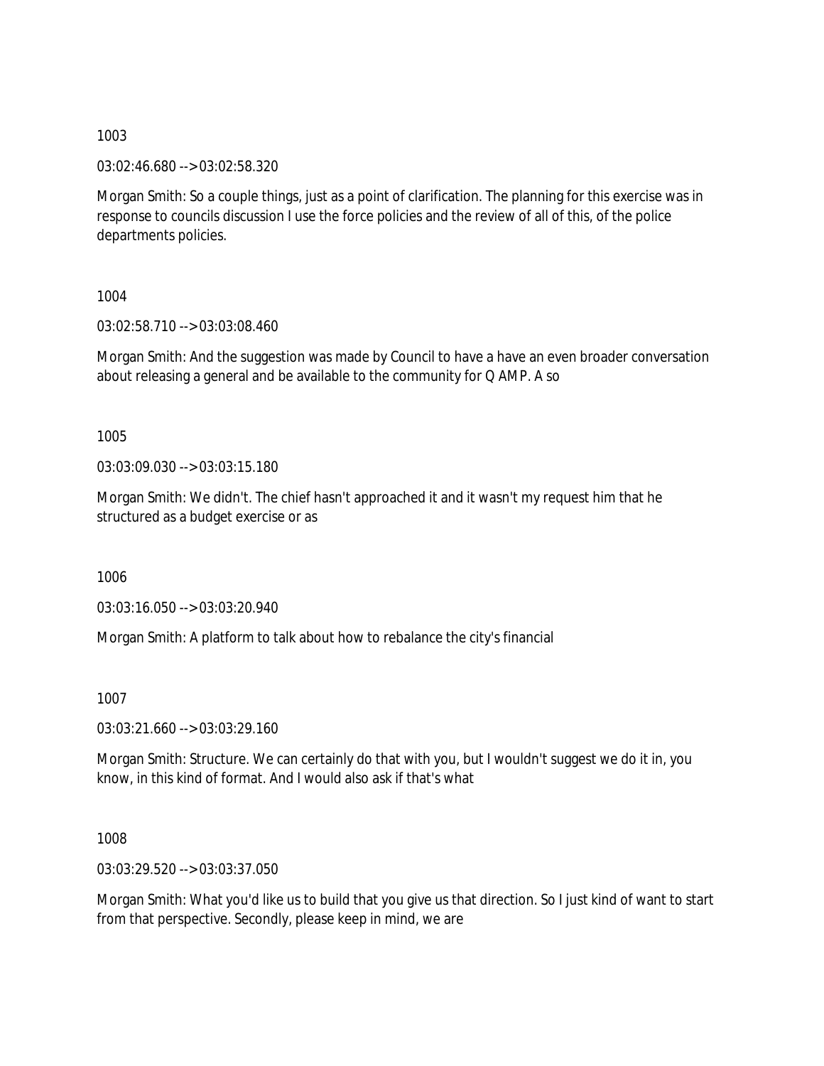1003

03:02:46.680 --> 03:02:58.320

Morgan Smith: So a couple things, just as a point of clarification. The planning for this exercise was in response to councils discussion I use the force policies and the review of all of this, of the police departments policies.

1004

03:02:58.710 --> 03:03:08.460

Morgan Smith: And the suggestion was made by Council to have a have an even broader conversation about releasing a general and be available to the community for Q AMP. A so

1005

03:03:09.030 --> 03:03:15.180

Morgan Smith: We didn't. The chief hasn't approached it and it wasn't my request him that he structured as a budget exercise or as

1006

03:03:16.050 --> 03:03:20.940

Morgan Smith: A platform to talk about how to rebalance the city's financial

1007

03:03:21.660 --> 03:03:29.160

Morgan Smith: Structure. We can certainly do that with you, but I wouldn't suggest we do it in, you know, in this kind of format. And I would also ask if that's what

1008

03:03:29.520 --> 03:03:37.050

Morgan Smith: What you'd like us to build that you give us that direction. So I just kind of want to start from that perspective. Secondly, please keep in mind, we are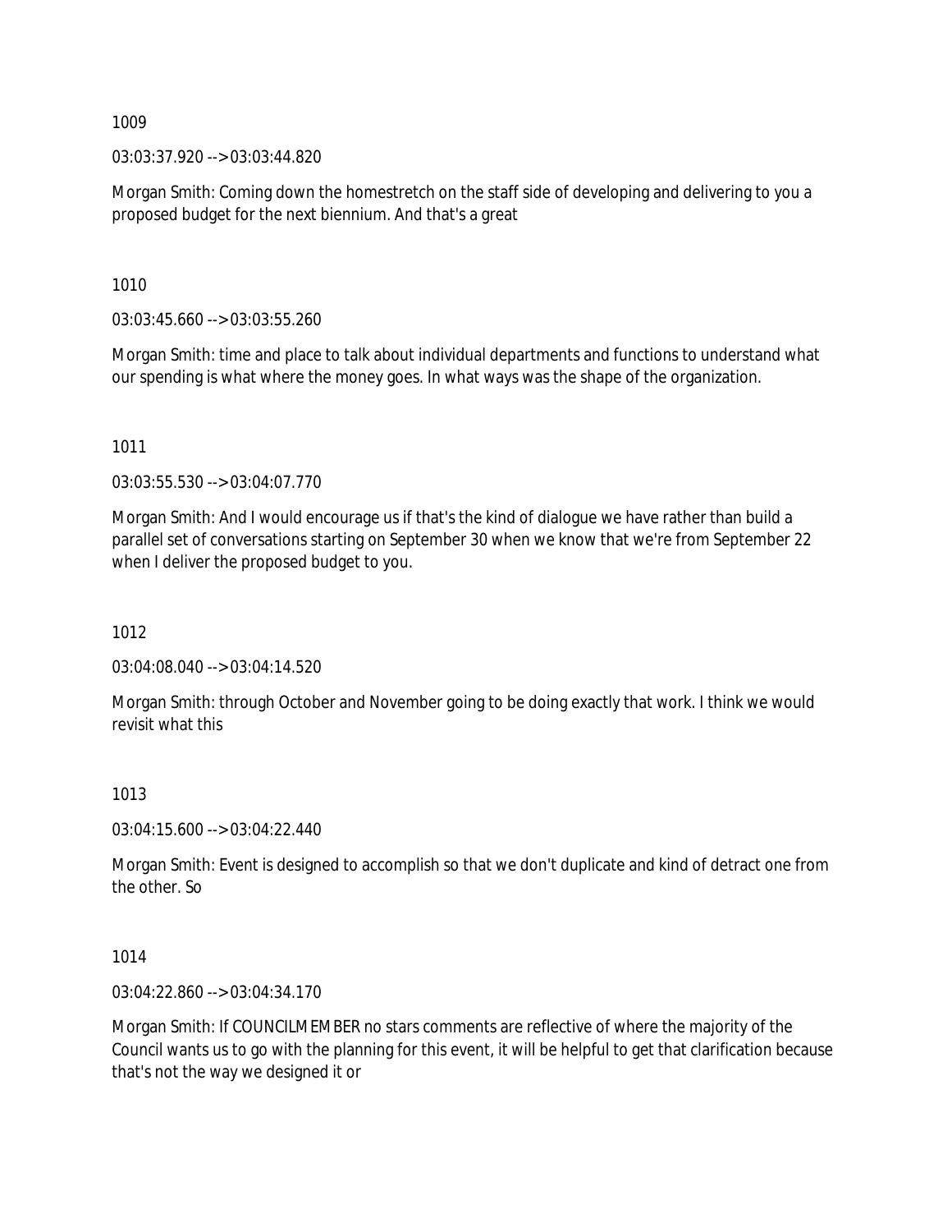1009

03:03:37.920 --> 03:03:44.820

Morgan Smith: Coming down the homestretch on the staff side of developing and delivering to you a proposed budget for the next biennium. And that's a great

1010

03:03:45.660 --> 03:03:55.260

Morgan Smith: time and place to talk about individual departments and functions to understand what our spending is what where the money goes. In what ways was the shape of the organization.

1011

03:03:55.530 --> 03:04:07.770

Morgan Smith: And I would encourage us if that's the kind of dialogue we have rather than build a parallel set of conversations starting on September 30 when we know that we're from September 22 when I deliver the proposed budget to you.

1012

03:04:08.040 --> 03:04:14.520

Morgan Smith: through October and November going to be doing exactly that work. I think we would revisit what this

1013

03:04:15.600 --> 03:04:22.440

Morgan Smith: Event is designed to accomplish so that we don't duplicate and kind of detract one from the other. So

1014

03:04:22.860 --> 03:04:34.170

Morgan Smith: If COUNCILMEMBER no stars comments are reflective of where the majority of the Council wants us to go with the planning for this event, it will be helpful to get that clarification because that's not the way we designed it or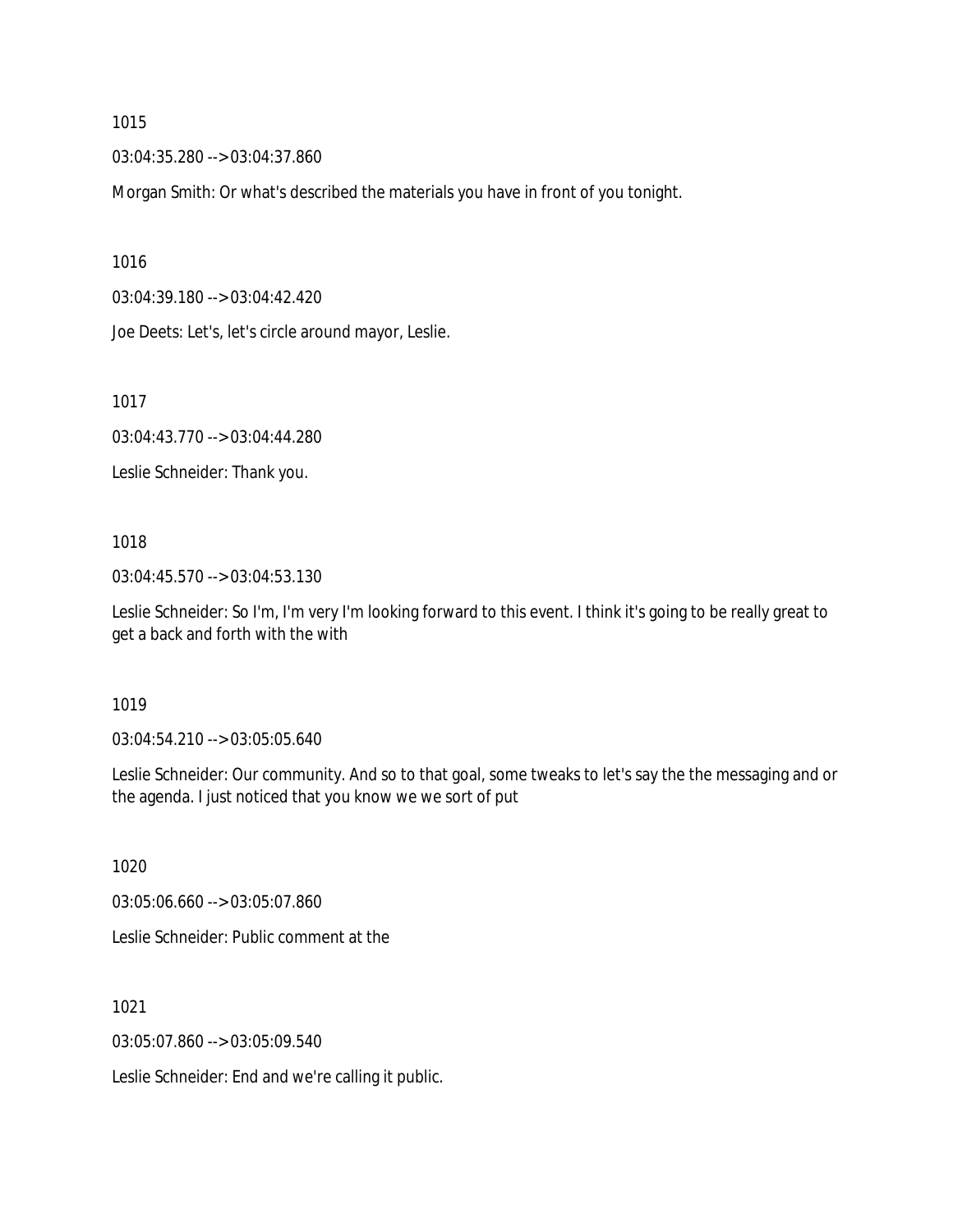1015

03:04:35.280 --> 03:04:37.860

Morgan Smith: Or what's described the materials you have in front of you tonight.

1016

03:04:39.180 --> 03:04:42.420

Joe Deets: Let's, let's circle around mayor, Leslie.

1017

03:04:43.770 --> 03:04:44.280

Leslie Schneider: Thank you.

1018

03:04:45.570 --> 03:04:53.130

Leslie Schneider: So I'm, I'm very I'm looking forward to this event. I think it's going to be really great to get a back and forth with the with

1019

03:04:54.210 --> 03:05:05.640

Leslie Schneider: Our community. And so to that goal, some tweaks to let's say the the messaging and or the agenda. I just noticed that you know we we sort of put

1020

03:05:06.660 --> 03:05:07.860

Leslie Schneider: Public comment at the

1021

03:05:07.860 --> 03:05:09.540

Leslie Schneider: End and we're calling it public.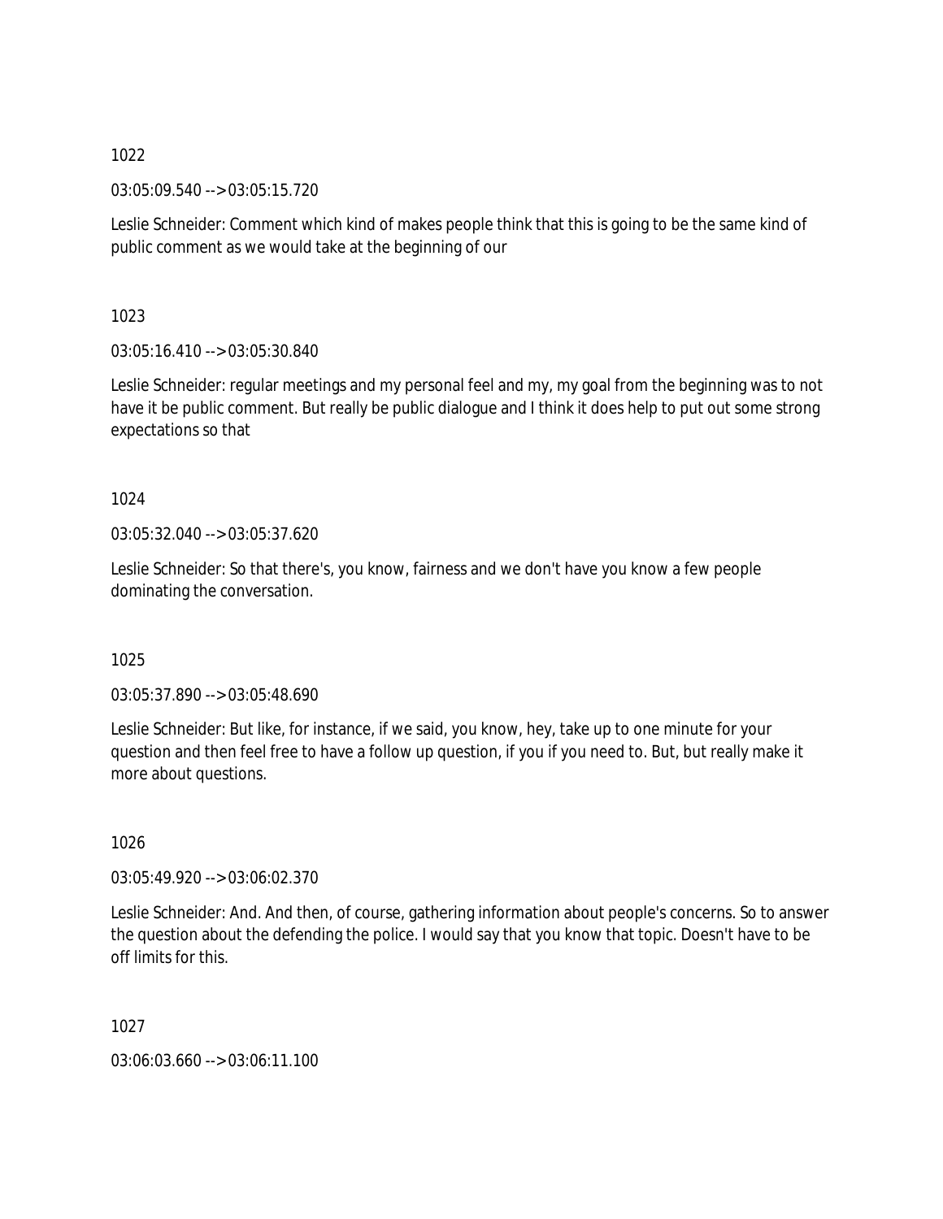1022

03:05:09.540 --> 03:05:15.720

Leslie Schneider: Comment which kind of makes people think that this is going to be the same kind of public comment as we would take at the beginning of our

1023

03:05:16.410 --> 03:05:30.840

Leslie Schneider: regular meetings and my personal feel and my, my goal from the beginning was to not have it be public comment. But really be public dialogue and I think it does help to put out some strong expectations so that

1024

03:05:32.040 --> 03:05:37.620

Leslie Schneider: So that there's, you know, fairness and we don't have you know a few people dominating the conversation.

1025

03:05:37.890 --> 03:05:48.690

Leslie Schneider: But like, for instance, if we said, you know, hey, take up to one minute for your question and then feel free to have a follow up question, if you if you need to. But, but really make it more about questions.

1026

03:05:49.920 --> 03:06:02.370

Leslie Schneider: And. And then, of course, gathering information about people's concerns. So to answer the question about the defending the police. I would say that you know that topic. Doesn't have to be off limits for this.

1027

03:06:03.660 --> 03:06:11.100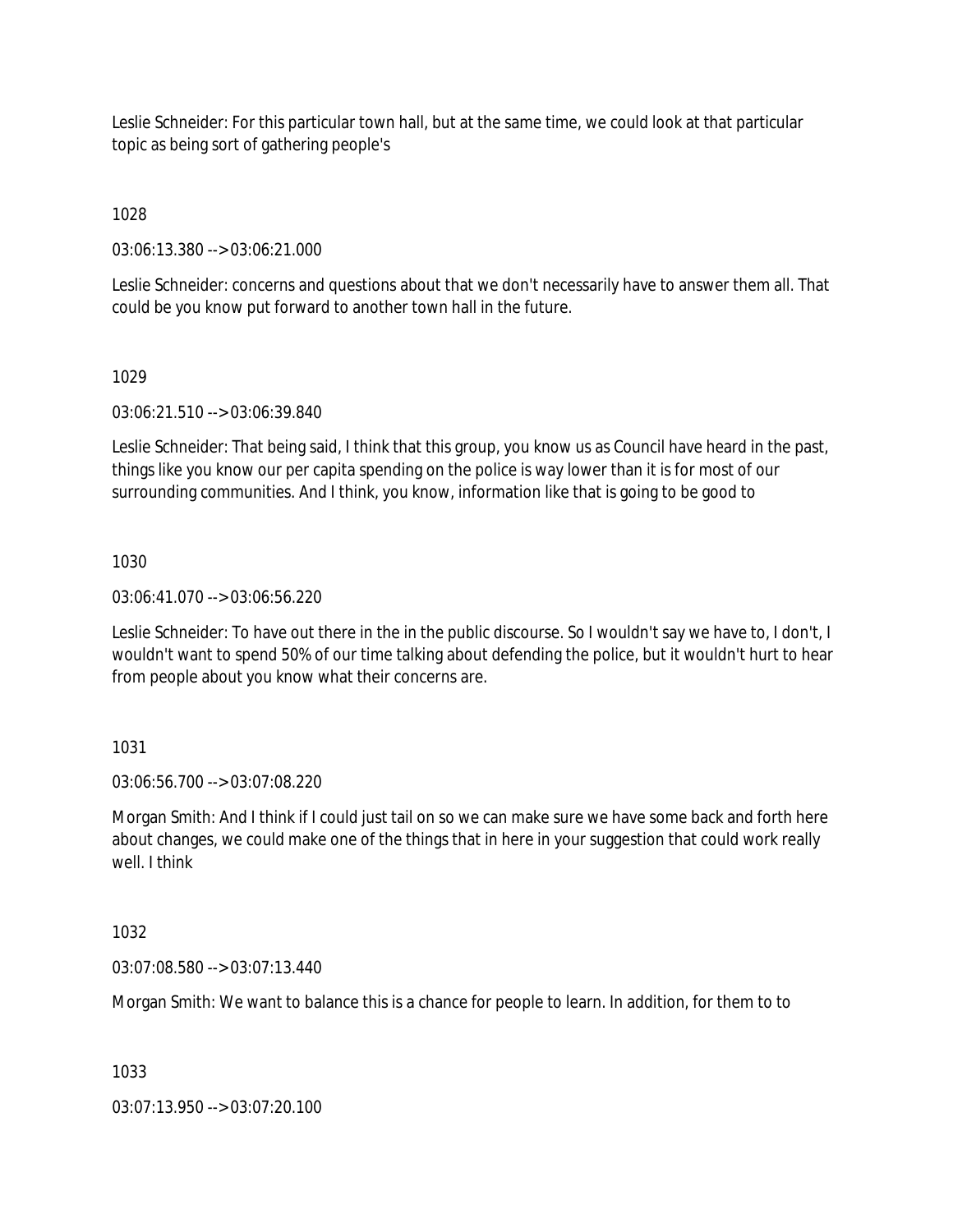Leslie Schneider: For this particular town hall, but at the same time, we could look at that particular topic as being sort of gathering people's

1028

03:06:13.380 --> 03:06:21.000

Leslie Schneider: concerns and questions about that we don't necessarily have to answer them all. That could be you know put forward to another town hall in the future.

1029

03:06:21.510 --> 03:06:39.840

Leslie Schneider: That being said, I think that this group, you know us as Council have heard in the past, things like you know our per capita spending on the police is way lower than it is for most of our surrounding communities. And I think, you know, information like that is going to be good to

1030

03:06:41.070 --> 03:06:56.220

Leslie Schneider: To have out there in the in the public discourse. So I wouldn't say we have to, I don't, I wouldn't want to spend 50% of our time talking about defending the police, but it wouldn't hurt to hear from people about you know what their concerns are.

1031

03:06:56.700 --> 03:07:08.220

Morgan Smith: And I think if I could just tail on so we can make sure we have some back and forth here about changes, we could make one of the things that in here in your suggestion that could work really well. I think

1032

03:07:08.580 --> 03:07:13.440

Morgan Smith: We want to balance this is a chance for people to learn. In addition, for them to to

1033

03:07:13.950 --> 03:07:20.100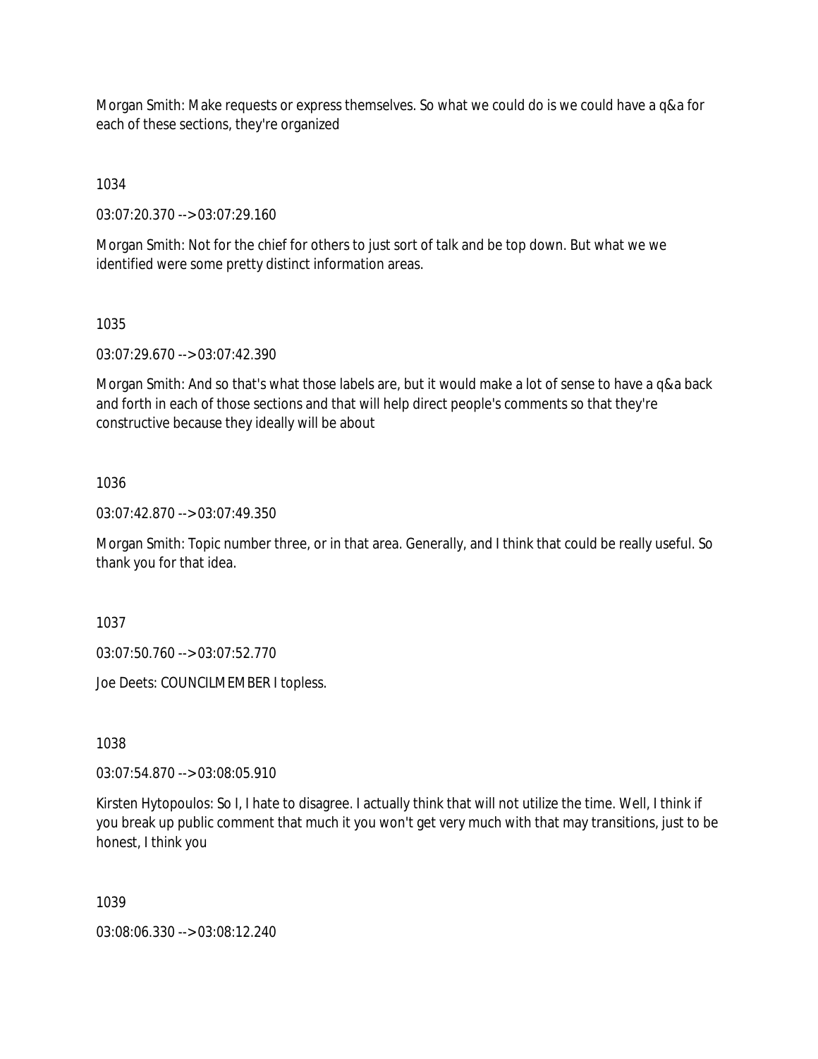Morgan Smith: Make requests or express themselves. So what we could do is we could have a q&a for each of these sections, they're organized

1034

03:07:20.370 --> 03:07:29.160

Morgan Smith: Not for the chief for others to just sort of talk and be top down. But what we we identified were some pretty distinct information areas.

1035

03:07:29.670 --> 03:07:42.390

Morgan Smith: And so that's what those labels are, but it would make a lot of sense to have a q&a back and forth in each of those sections and that will help direct people's comments so that they're constructive because they ideally will be about

1036

03:07:42.870 --> 03:07:49.350

Morgan Smith: Topic number three, or in that area. Generally, and I think that could be really useful. So thank you for that idea.

1037

03:07:50.760 --> 03:07:52.770

Joe Deets: COUNCILMEMBER I topless.

1038

03:07:54.870 --> 03:08:05.910

Kirsten Hytopoulos: So I, I hate to disagree. I actually think that will not utilize the time. Well, I think if you break up public comment that much it you won't get very much with that may transitions, just to be honest, I think you

1039

03:08:06.330 --> 03:08:12.240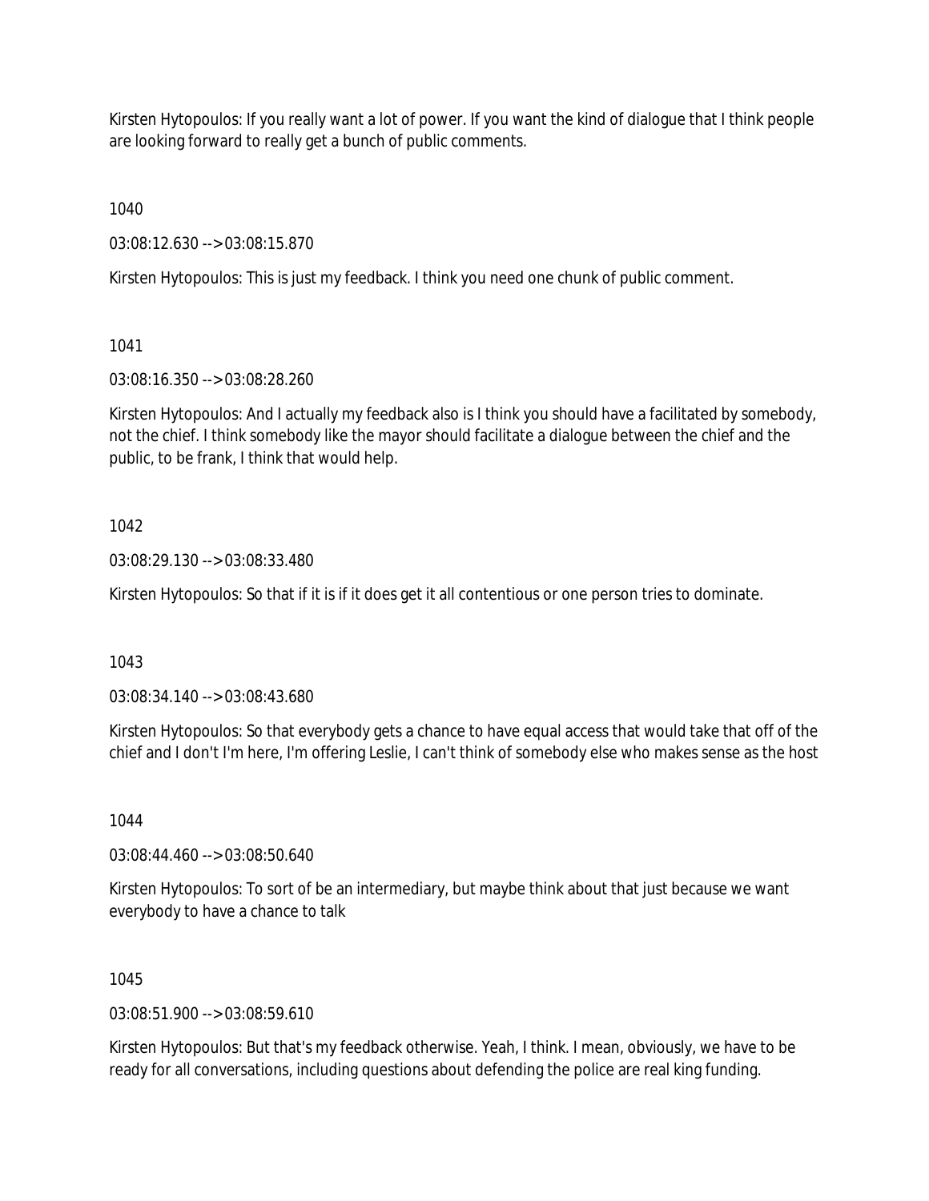Kirsten Hytopoulos: If you really want a lot of power. If you want the kind of dialogue that I think people are looking forward to really get a bunch of public comments.

1040

03:08:12.630 --> 03:08:15.870

Kirsten Hytopoulos: This is just my feedback. I think you need one chunk of public comment.

1041

03:08:16.350 --> 03:08:28.260

Kirsten Hytopoulos: And I actually my feedback also is I think you should have a facilitated by somebody, not the chief. I think somebody like the mayor should facilitate a dialogue between the chief and the public, to be frank, I think that would help.

1042

03:08:29.130 --> 03:08:33.480

Kirsten Hytopoulos: So that if it is if it does get it all contentious or one person tries to dominate.

1043

03:08:34.140 --> 03:08:43.680

Kirsten Hytopoulos: So that everybody gets a chance to have equal access that would take that off of the chief and I don't I'm here, I'm offering Leslie, I can't think of somebody else who makes sense as the host

1044

03:08:44.460 --> 03:08:50.640

Kirsten Hytopoulos: To sort of be an intermediary, but maybe think about that just because we want everybody to have a chance to talk

1045

03:08:51.900 --> 03:08:59.610

Kirsten Hytopoulos: But that's my feedback otherwise. Yeah, I think. I mean, obviously, we have to be ready for all conversations, including questions about defending the police are real king funding.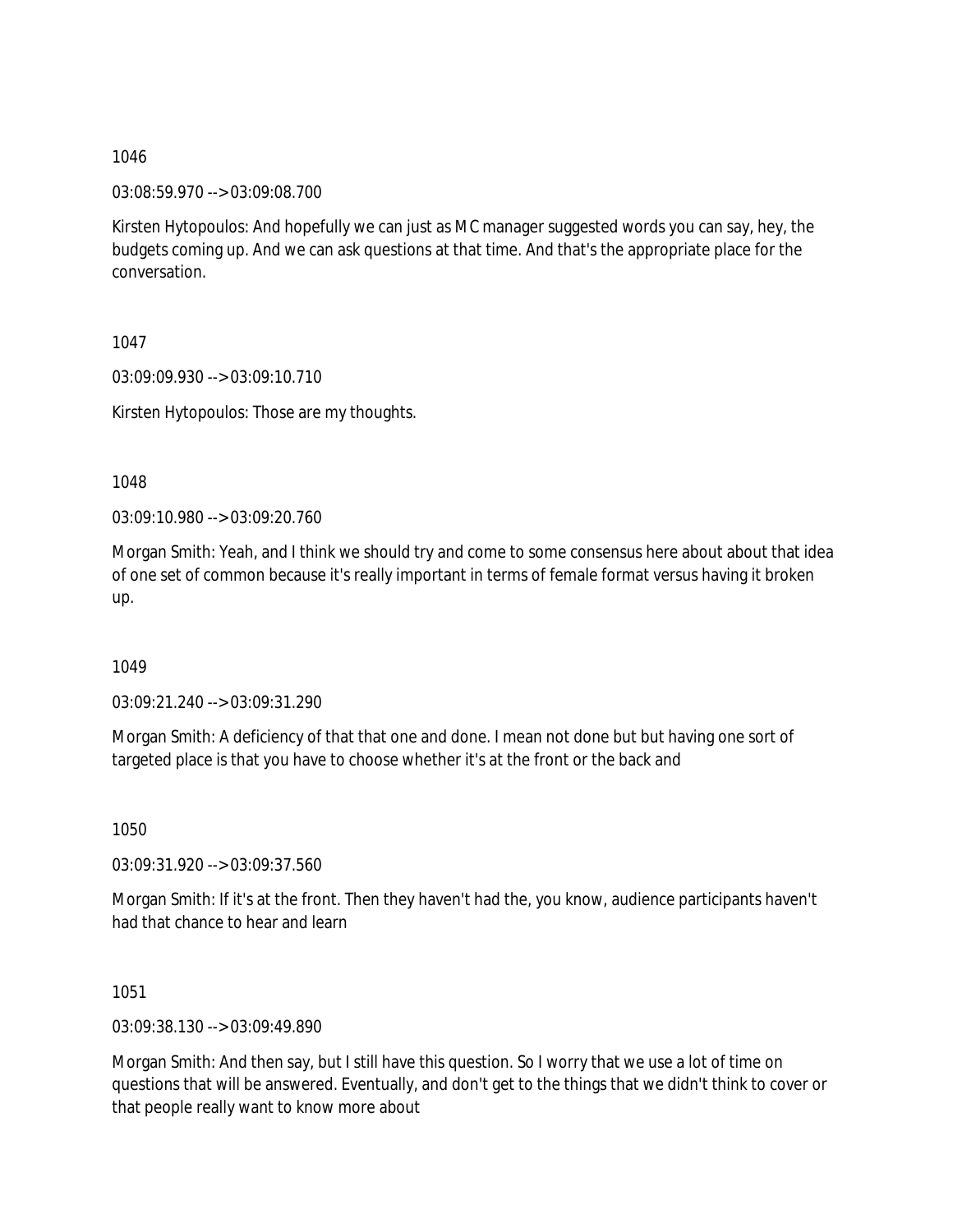1046

03:08:59.970 --> 03:09:08.700

Kirsten Hytopoulos: And hopefully we can just as MC manager suggested words you can say, hey, the budgets coming up. And we can ask questions at that time. And that's the appropriate place for the conversation.

1047

03:09:09.930 --> 03:09:10.710

Kirsten Hytopoulos: Those are my thoughts.

1048

03:09:10.980 --> 03:09:20.760

Morgan Smith: Yeah, and I think we should try and come to some consensus here about about that idea of one set of common because it's really important in terms of female format versus having it broken up.

1049

03:09:21.240 --> 03:09:31.290

Morgan Smith: A deficiency of that that one and done. I mean not done but but having one sort of targeted place is that you have to choose whether it's at the front or the back and

1050

03:09:31.920 --> 03:09:37.560

Morgan Smith: If it's at the front. Then they haven't had the, you know, audience participants haven't had that chance to hear and learn

1051

03:09:38.130 --> 03:09:49.890

Morgan Smith: And then say, but I still have this question. So I worry that we use a lot of time on questions that will be answered. Eventually, and don't get to the things that we didn't think to cover or that people really want to know more about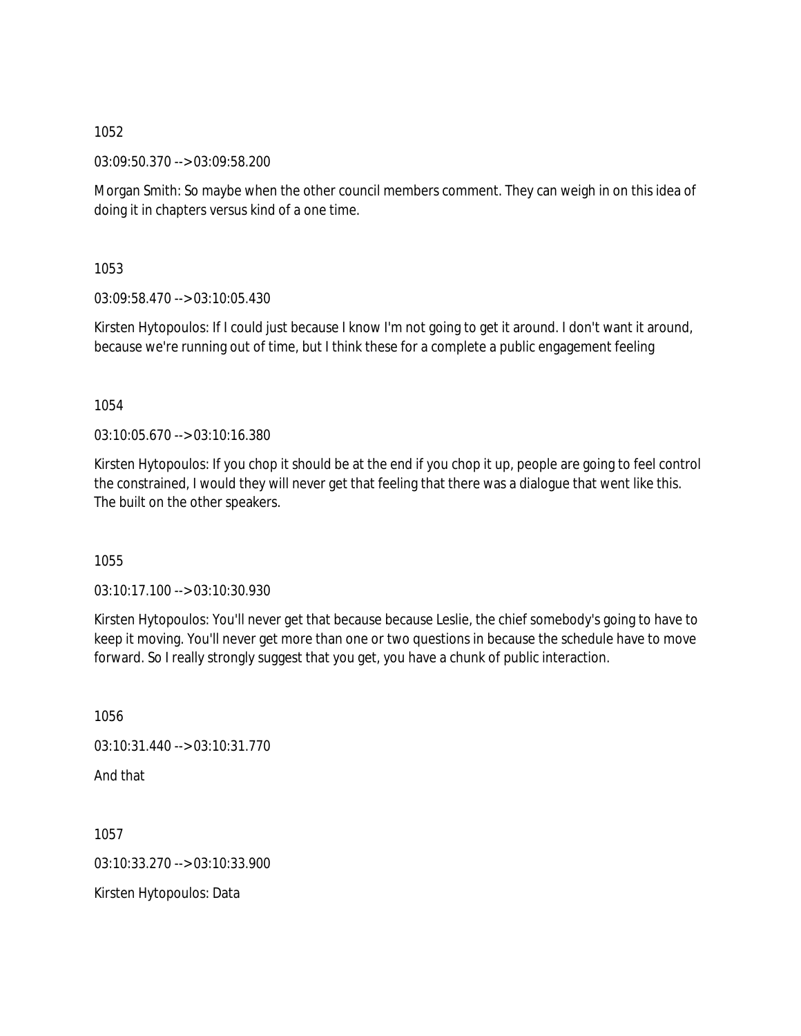1052

03:09:50.370 --> 03:09:58.200

Morgan Smith: So maybe when the other council members comment. They can weigh in on this idea of doing it in chapters versus kind of a one time.

1053

03:09:58.470 --> 03:10:05.430

Kirsten Hytopoulos: If I could just because I know I'm not going to get it around. I don't want it around, because we're running out of time, but I think these for a complete a public engagement feeling

1054

03:10:05.670 --> 03:10:16.380

Kirsten Hytopoulos: If you chop it should be at the end if you chop it up, people are going to feel control the constrained, I would they will never get that feeling that there was a dialogue that went like this. The built on the other speakers.

1055

03:10:17.100 --> 03:10:30.930

Kirsten Hytopoulos: You'll never get that because because Leslie, the chief somebody's going to have to keep it moving. You'll never get more than one or two questions in because the schedule have to move forward. So I really strongly suggest that you get, you have a chunk of public interaction.

1056

03:10:31.440 --> 03:10:31.770

And that

1057

03:10:33.270 --> 03:10:33.900

Kirsten Hytopoulos: Data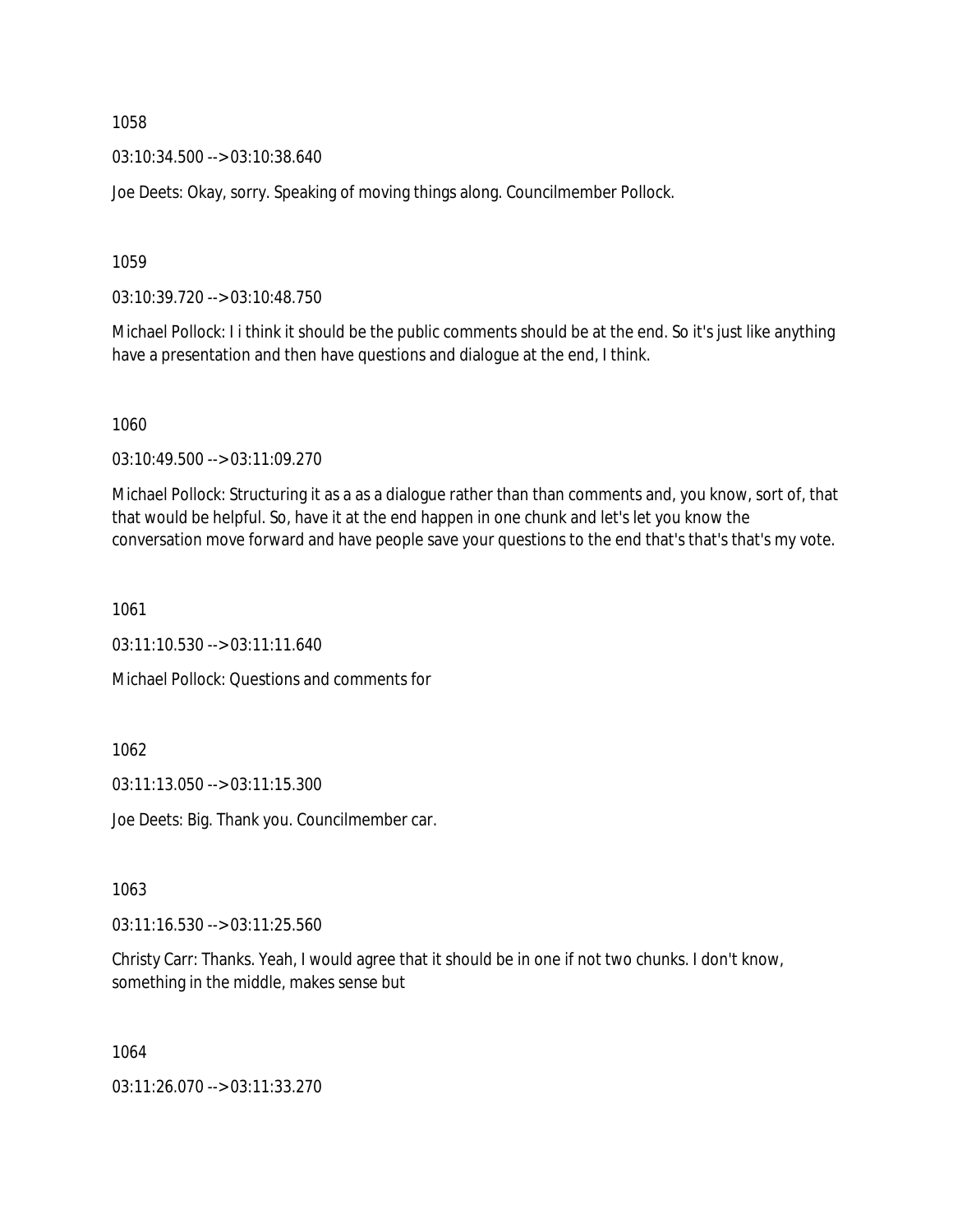1058

03:10:34.500 --> 03:10:38.640

Joe Deets: Okay, sorry. Speaking of moving things along. Councilmember Pollock.

1059

03:10:39.720 --> 03:10:48.750

Michael Pollock: I i think it should be the public comments should be at the end. So it's just like anything have a presentation and then have questions and dialogue at the end, I think.

1060

03:10:49.500 --> 03:11:09.270

Michael Pollock: Structuring it as a as a dialogue rather than than comments and, you know, sort of, that that would be helpful. So, have it at the end happen in one chunk and let's let you know the conversation move forward and have people save your questions to the end that's that's that's my vote.

1061

03:11:10.530 --> 03:11:11.640

Michael Pollock: Questions and comments for

1062

03:11:13.050 --> 03:11:15.300

Joe Deets: Big. Thank you. Councilmember car.

1063

03:11:16.530 --> 03:11:25.560

Christy Carr: Thanks. Yeah, I would agree that it should be in one if not two chunks. I don't know, something in the middle, makes sense but

1064

03:11:26.070 --> 03:11:33.270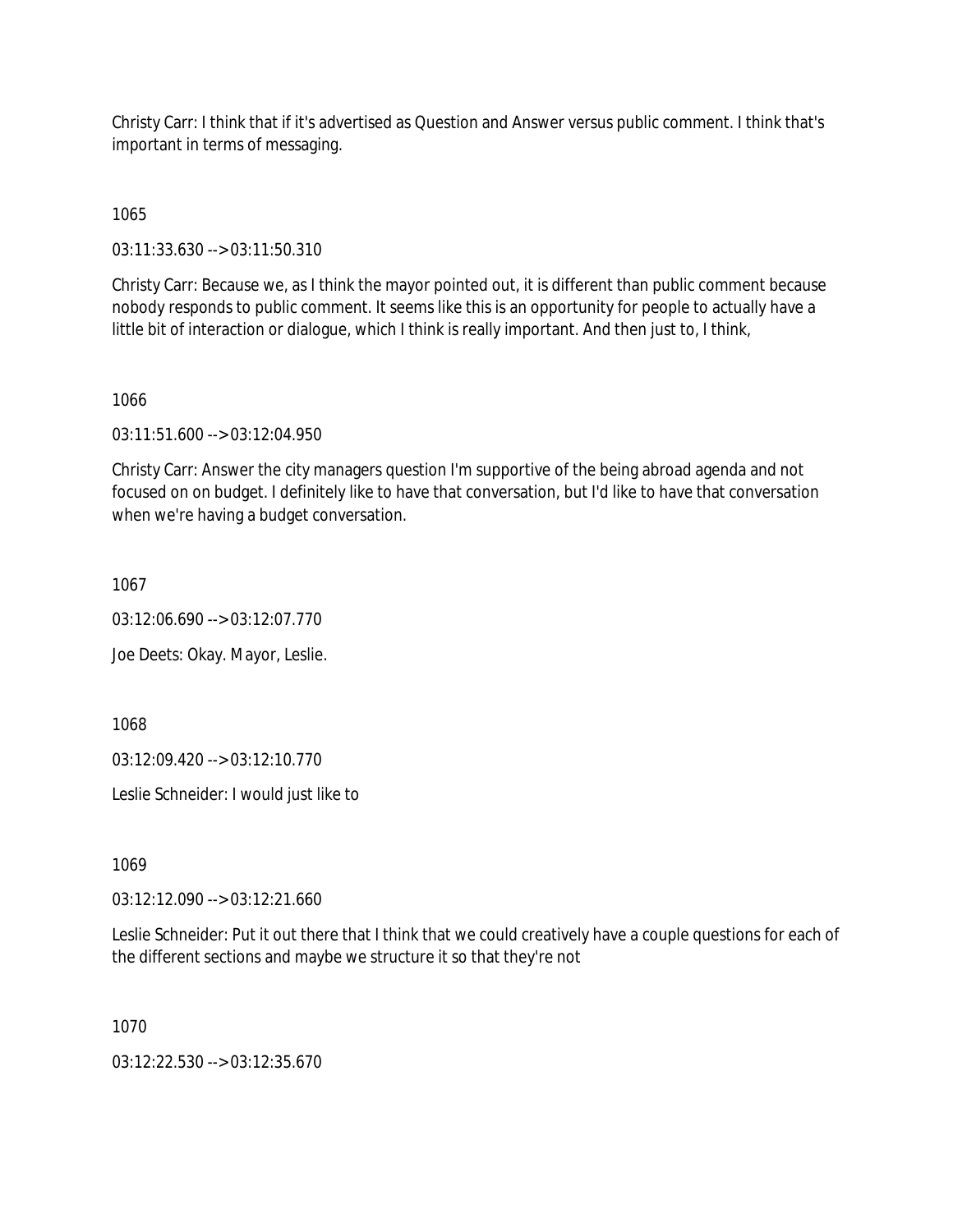Christy Carr: I think that if it's advertised as Question and Answer versus public comment. I think that's important in terms of messaging.

1065

03:11:33.630 --> 03:11:50.310

Christy Carr: Because we, as I think the mayor pointed out, it is different than public comment because nobody responds to public comment. It seems like this is an opportunity for people to actually have a little bit of interaction or dialogue, which I think is really important. And then just to, I think,

1066

03:11:51.600 --> 03:12:04.950

Christy Carr: Answer the city managers question I'm supportive of the being abroad agenda and not focused on on budget. I definitely like to have that conversation, but I'd like to have that conversation when we're having a budget conversation.

1067

03:12:06.690 --> 03:12:07.770

Joe Deets: Okay. Mayor, Leslie.

1068

03:12:09.420 --> 03:12:10.770

Leslie Schneider: I would just like to

1069

03:12:12.090 --> 03:12:21.660

Leslie Schneider: Put it out there that I think that we could creatively have a couple questions for each of the different sections and maybe we structure it so that they're not

1070

03:12:22.530 --> 03:12:35.670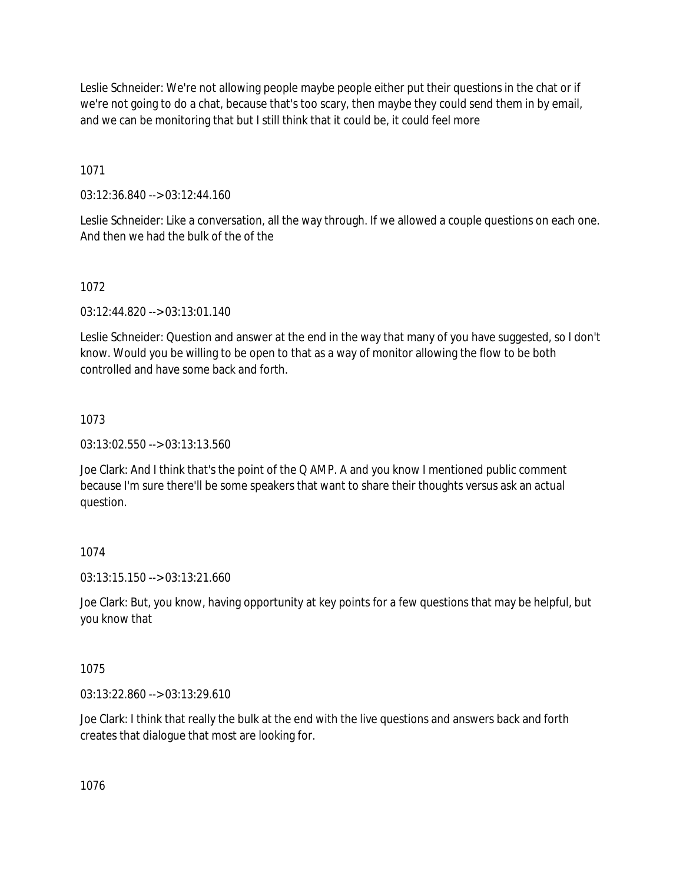Leslie Schneider: We're not allowing people maybe people either put their questions in the chat or if we're not going to do a chat, because that's too scary, then maybe they could send them in by email, and we can be monitoring that but I still think that it could be, it could feel more

1071

03:12:36.840 --> 03:12:44.160

Leslie Schneider: Like a conversation, all the way through. If we allowed a couple questions on each one. And then we had the bulk of the of the

1072

03:12:44.820 --> 03:13:01.140

Leslie Schneider: Question and answer at the end in the way that many of you have suggested, so I don't know. Would you be willing to be open to that as a way of monitor allowing the flow to be both controlled and have some back and forth.

1073

03:13:02.550 --> 03:13:13.560

Joe Clark: And I think that's the point of the Q AMP. A and you know I mentioned public comment because I'm sure there'll be some speakers that want to share their thoughts versus ask an actual question.

1074

03:13:15.150 --> 03:13:21.660

Joe Clark: But, you know, having opportunity at key points for a few questions that may be helpful, but you know that

1075

03:13:22.860 --> 03:13:29.610

Joe Clark: I think that really the bulk at the end with the live questions and answers back and forth creates that dialogue that most are looking for.

1076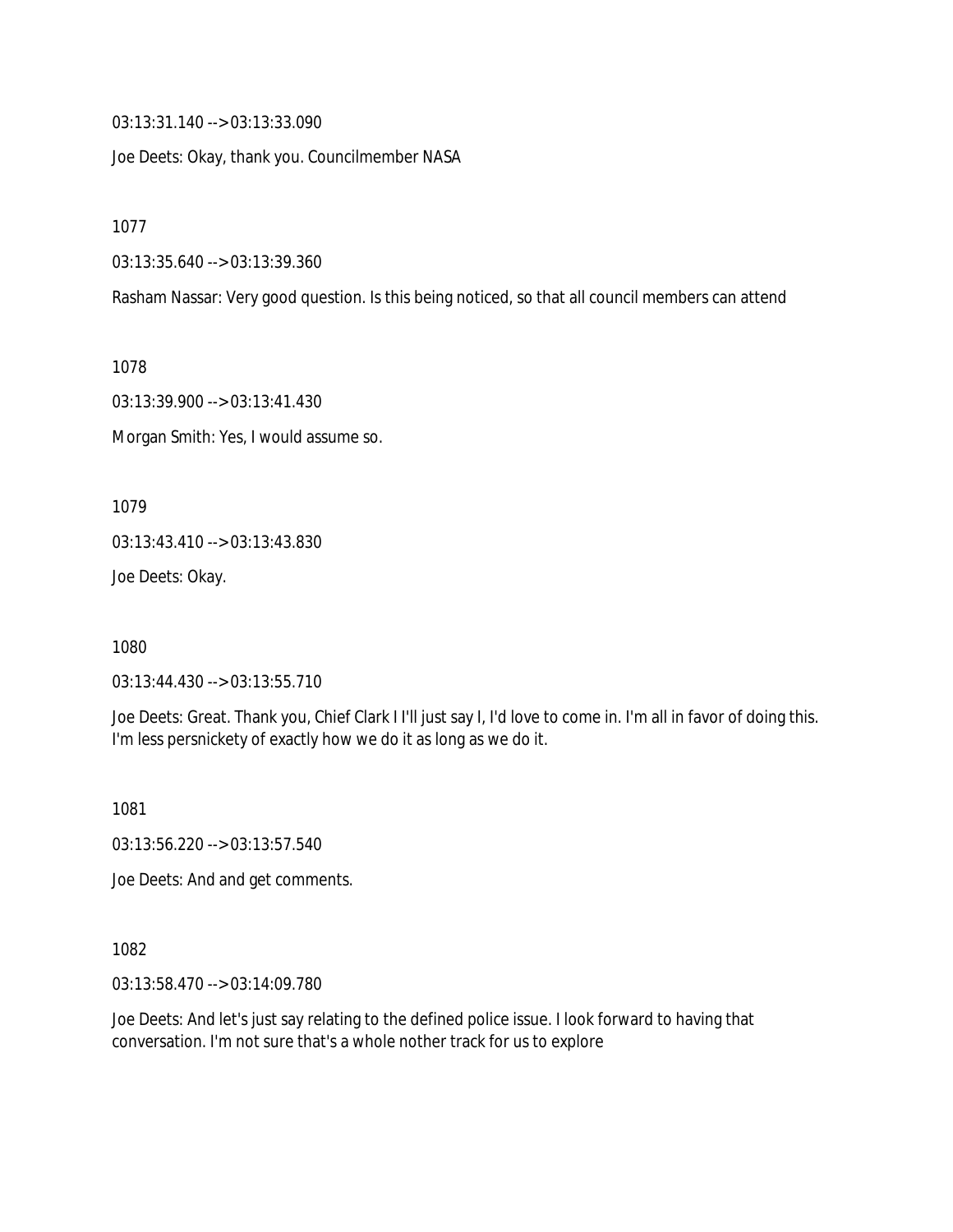03:13:31.140 --> 03:13:33.090

Joe Deets: Okay, thank you. Councilmember NASA

1077

03:13:35.640 --> 03:13:39.360

Rasham Nassar: Very good question. Is this being noticed, so that all council members can attend

1078

03:13:39.900 --> 03:13:41.430

Morgan Smith: Yes, I would assume so.

1079

03:13:43.410 --> 03:13:43.830

Joe Deets: Okay.

1080

03:13:44.430 --> 03:13:55.710

Joe Deets: Great. Thank you, Chief Clark I I'll just say I, I'd love to come in. I'm all in favor of doing this. I'm less persnickety of exactly how we do it as long as we do it.

1081

03:13:56.220 --> 03:13:57.540

Joe Deets: And and get comments.

1082

03:13:58.470 --> 03:14:09.780

Joe Deets: And let's just say relating to the defined police issue. I look forward to having that conversation. I'm not sure that's a whole nother track for us to explore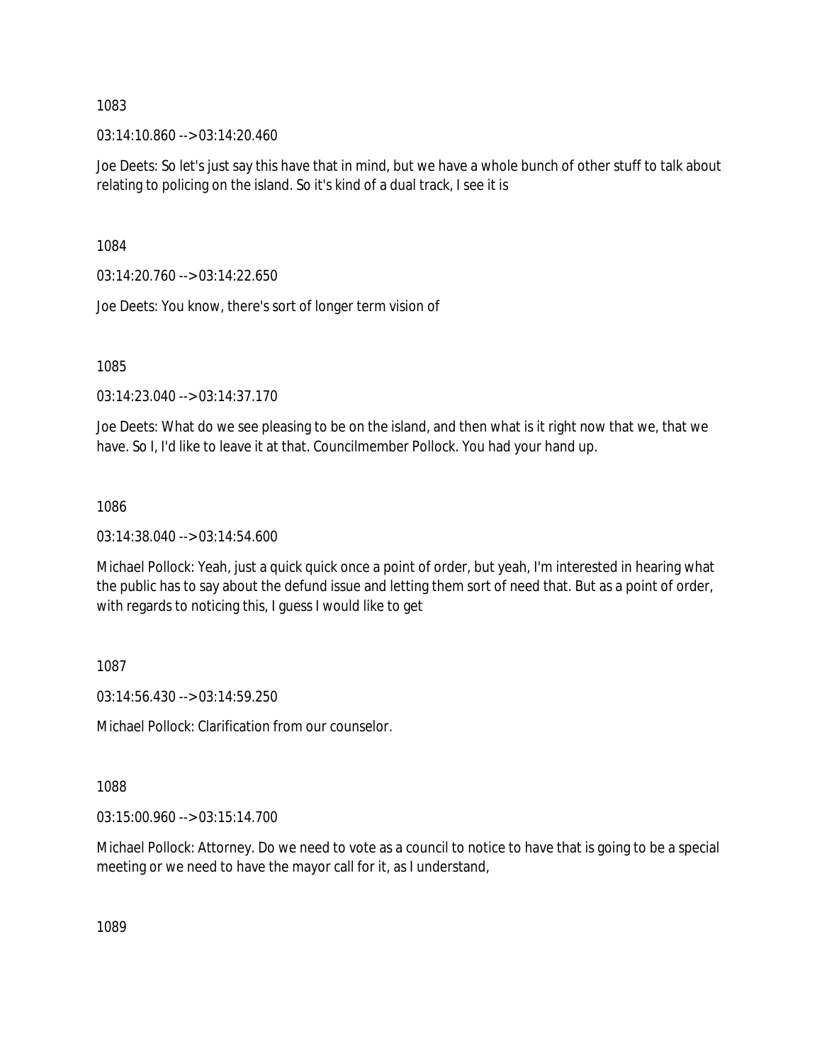1083

03:14:10.860 --> 03:14:20.460

Joe Deets: So let's just say this have that in mind, but we have a whole bunch of other stuff to talk about relating to policing on the island. So it's kind of a dual track, I see it is

1084

03:14:20.760 --> 03:14:22.650

Joe Deets: You know, there's sort of longer term vision of

1085

03:14:23.040 --> 03:14:37.170

Joe Deets: What do we see pleasing to be on the island, and then what is it right now that we, that we have. So I, I'd like to leave it at that. Councilmember Pollock. You had your hand up.

1086

03:14:38.040 --> 03:14:54.600

Michael Pollock: Yeah, just a quick quick once a point of order, but yeah, I'm interested in hearing what the public has to say about the defund issue and letting them sort of need that. But as a point of order, with regards to noticing this, I guess I would like to get

1087

03:14:56.430 --> 03:14:59.250

Michael Pollock: Clarification from our counselor.

1088

03:15:00.960 --> 03:15:14.700

Michael Pollock: Attorney. Do we need to vote as a council to notice to have that is going to be a special meeting or we need to have the mayor call for it, as I understand,

1089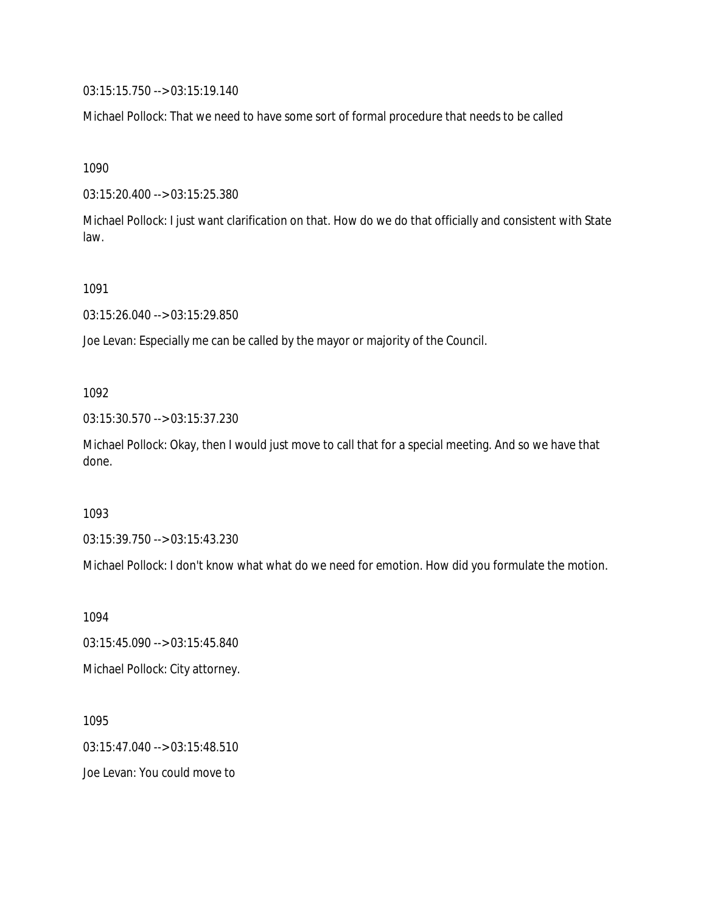03:15:15.750 --> 03:15:19.140

Michael Pollock: That we need to have some sort of formal procedure that needs to be called

1090

03:15:20.400 --> 03:15:25.380

Michael Pollock: I just want clarification on that. How do we do that officially and consistent with State law.

1091

03:15:26.040 --> 03:15:29.850

Joe Levan: Especially me can be called by the mayor or majority of the Council.

1092

03:15:30.570 --> 03:15:37.230

Michael Pollock: Okay, then I would just move to call that for a special meeting. And so we have that done.

1093

03:15:39.750 --> 03:15:43.230

Michael Pollock: I don't know what what do we need for emotion. How did you formulate the motion.

1094

03:15:45.090 --> 03:15:45.840

Michael Pollock: City attorney.

1095

03:15:47.040 --> 03:15:48.510

Joe Levan: You could move to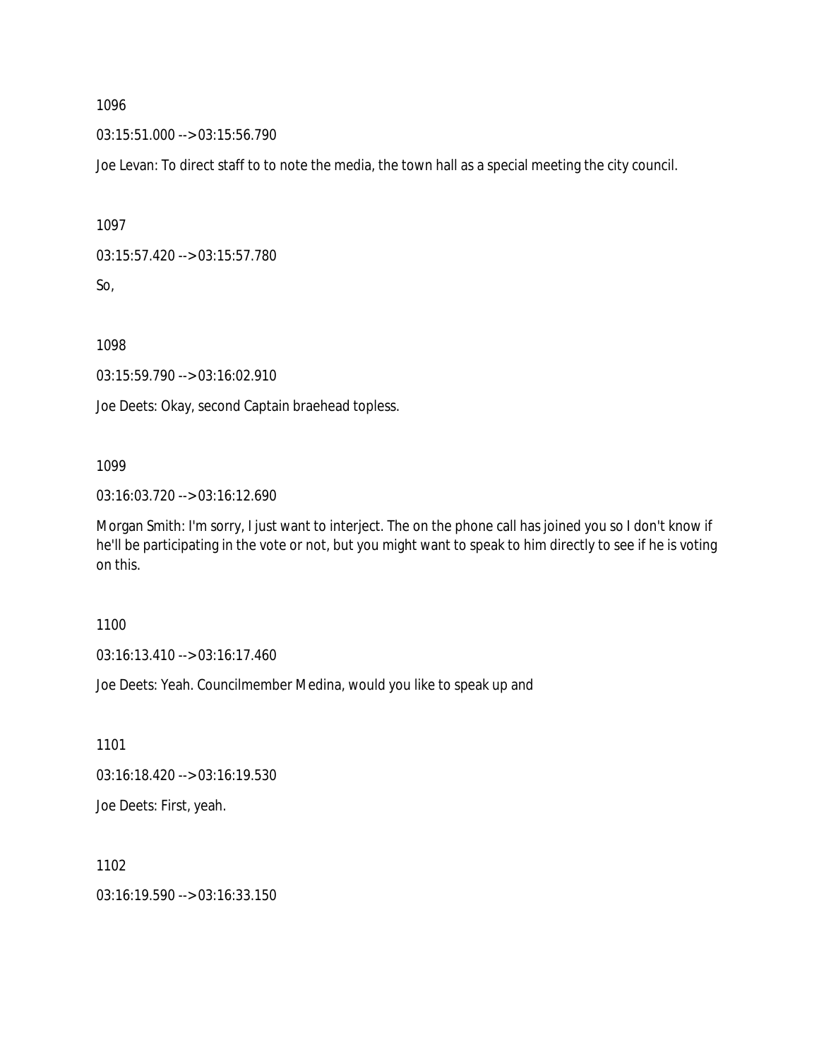1096

03:15:51.000 --> 03:15:56.790

Joe Levan: To direct staff to to note the media, the town hall as a special meeting the city council.

1097

03:15:57.420 --> 03:15:57.780

So,

1098

03:15:59.790 --> 03:16:02.910

Joe Deets: Okay, second Captain braehead topless.

1099

03:16:03.720 --> 03:16:12.690

Morgan Smith: I'm sorry, I just want to interject. The on the phone call has joined you so I don't know if he'll be participating in the vote or not, but you might want to speak to him directly to see if he is voting on this.

1100

03:16:13.410 --> 03:16:17.460

Joe Deets: Yeah. Councilmember Medina, would you like to speak up and

1101

03:16:18.420 --> 03:16:19.530

Joe Deets: First, yeah.

1102

03:16:19.590 --> 03:16:33.150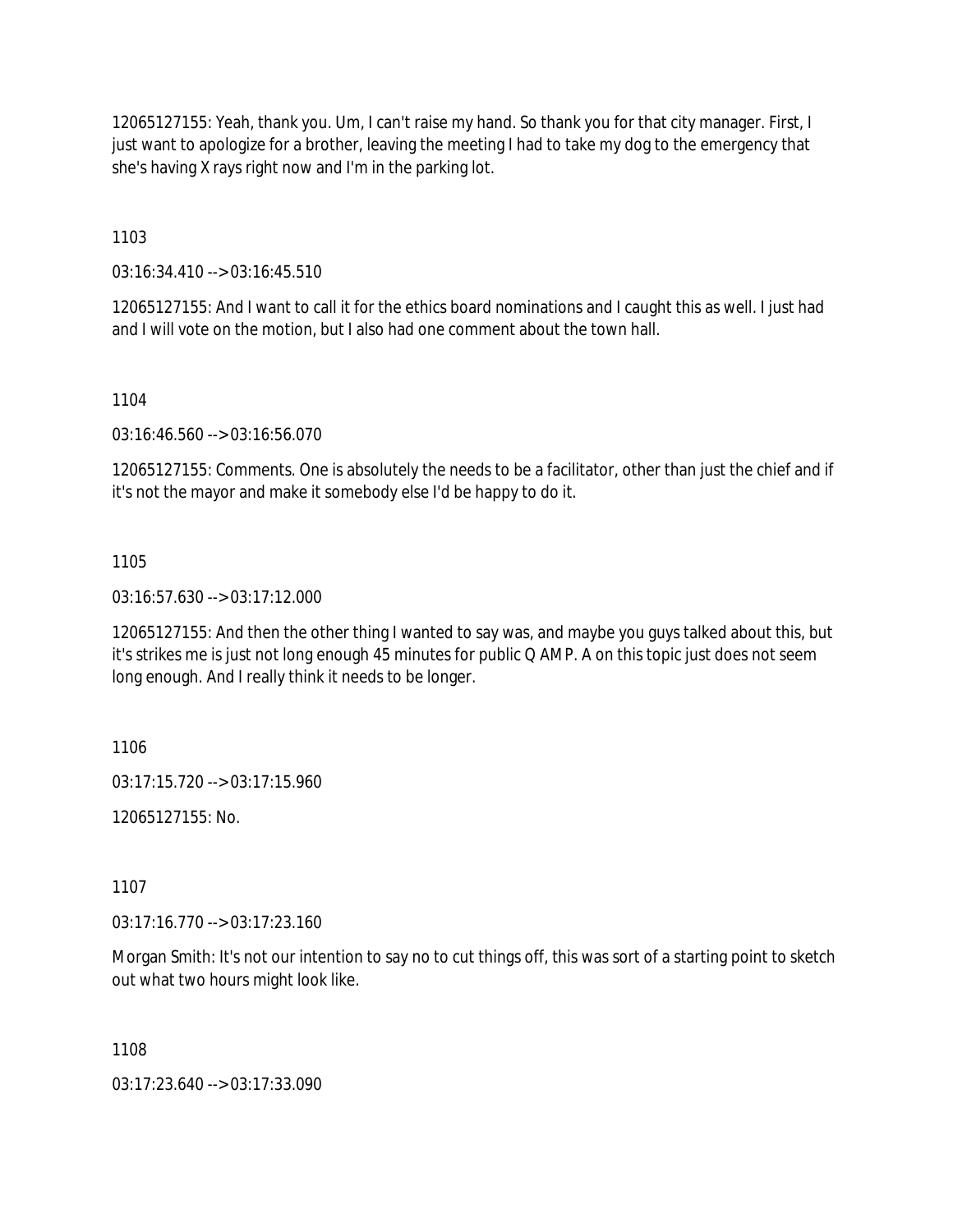12065127155: Yeah, thank you. Um, I can't raise my hand. So thank you for that city manager. First, I just want to apologize for a brother, leaving the meeting I had to take my dog to the emergency that she's having X rays right now and I'm in the parking lot.

1103

03:16:34.410 --> 03:16:45.510

12065127155: And I want to call it for the ethics board nominations and I caught this as well. I just had and I will vote on the motion, but I also had one comment about the town hall.

1104

03:16:46.560 --> 03:16:56.070

12065127155: Comments. One is absolutely the needs to be a facilitator, other than just the chief and if it's not the mayor and make it somebody else I'd be happy to do it.

1105

03:16:57.630 --> 03:17:12.000

12065127155: And then the other thing I wanted to say was, and maybe you guys talked about this, but it's strikes me is just not long enough 45 minutes for public Q AMP. A on this topic just does not seem long enough. And I really think it needs to be longer.

1106

03:17:15.720 --> 03:17:15.960

12065127155: No.

1107

03:17:16.770 --> 03:17:23.160

Morgan Smith: It's not our intention to say no to cut things off, this was sort of a starting point to sketch out what two hours might look like.

1108

03:17:23.640 --> 03:17:33.090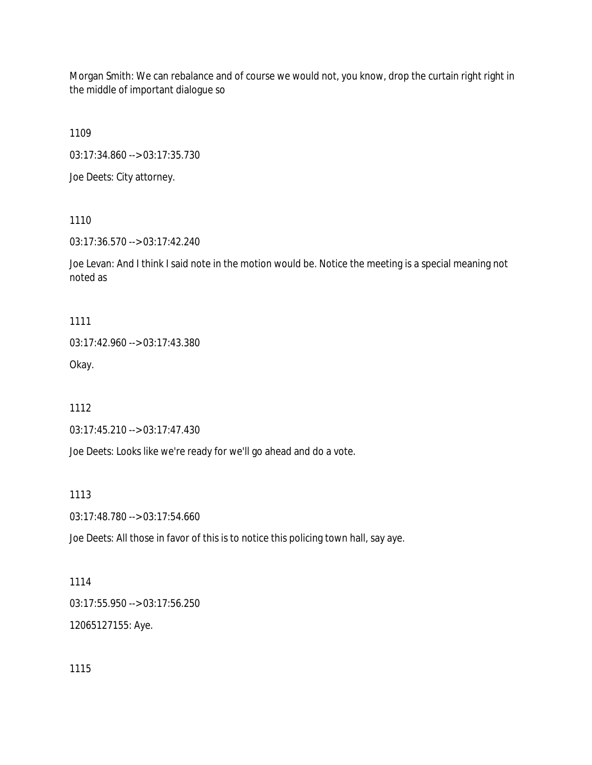Morgan Smith: We can rebalance and of course we would not, you know, drop the curtain right right in the middle of important dialogue so

1109

03:17:34.860 --> 03:17:35.730

Joe Deets: City attorney.

1110

03:17:36.570 --> 03:17:42.240

Joe Levan: And I think I said note in the motion would be. Notice the meeting is a special meaning not noted as

1111

03:17:42.960 --> 03:17:43.380

Okay.

1112

03:17:45.210 --> 03:17:47.430

Joe Deets: Looks like we're ready for we'll go ahead and do a vote.

1113

03:17:48.780 --> 03:17:54.660

Joe Deets: All those in favor of this is to notice this policing town hall, say aye.

1114

03:17:55.950 --> 03:17:56.250

12065127155: Aye.

1115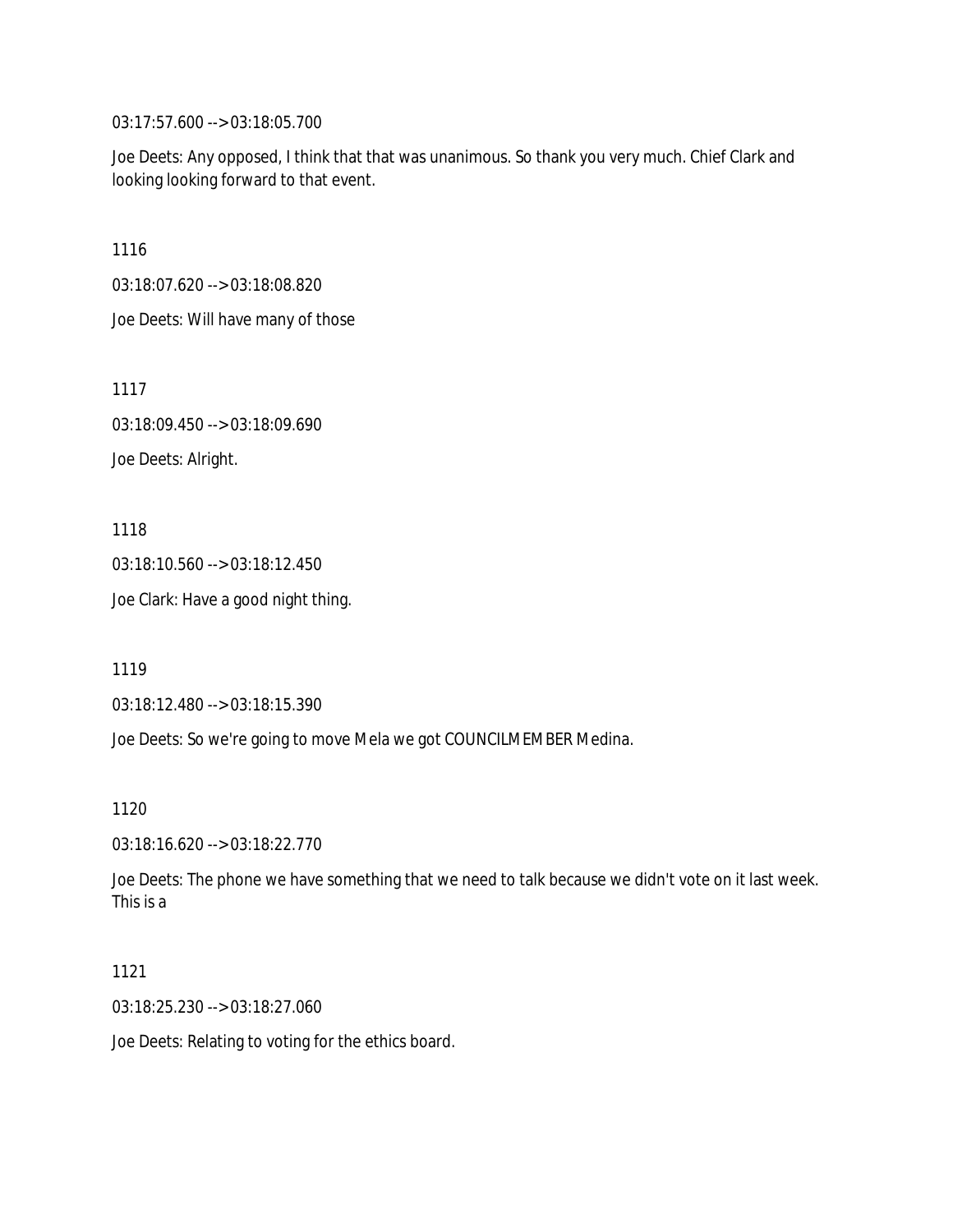03:17:57.600 --> 03:18:05.700

Joe Deets: Any opposed, I think that that was unanimous. So thank you very much. Chief Clark and looking looking forward to that event.

1116

03:18:07.620 --> 03:18:08.820

Joe Deets: Will have many of those

1117

03:18:09.450 --> 03:18:09.690

Joe Deets: Alright.

1118

03:18:10.560 --> 03:18:12.450

Joe Clark: Have a good night thing.

1119

03:18:12.480 --> 03:18:15.390

Joe Deets: So we're going to move Mela we got COUNCILMEMBER Medina.

1120

03:18:16.620 --> 03:18:22.770

Joe Deets: The phone we have something that we need to talk because we didn't vote on it last week. This is a

1121

03:18:25.230 --> 03:18:27.060

Joe Deets: Relating to voting for the ethics board.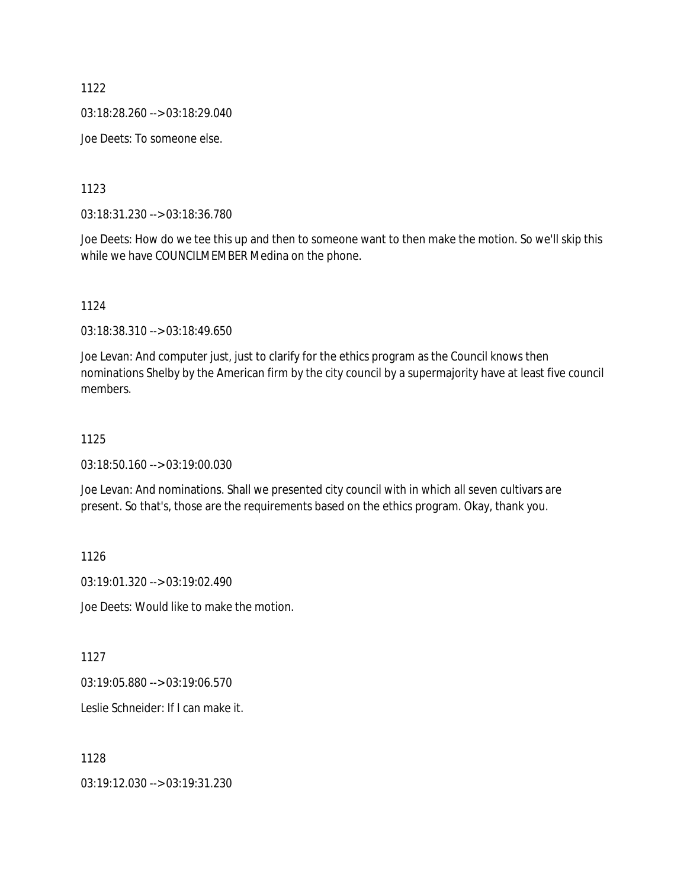1122

03:18:28.260 --> 03:18:29.040

Joe Deets: To someone else.

1123

03:18:31.230 --> 03:18:36.780

Joe Deets: How do we tee this up and then to someone want to then make the motion. So we'll skip this while we have COUNCILMEMBER Medina on the phone.

1124

03:18:38.310 --> 03:18:49.650

Joe Levan: And computer just, just to clarify for the ethics program as the Council knows then nominations Shelby by the American firm by the city council by a supermajority have at least five council members.

1125

03:18:50.160 --> 03:19:00.030

Joe Levan: And nominations. Shall we presented city council with in which all seven cultivars are present. So that's, those are the requirements based on the ethics program. Okay, thank you.

1126

03:19:01.320 --> 03:19:02.490

Joe Deets: Would like to make the motion.

1127

03:19:05.880 --> 03:19:06.570

Leslie Schneider: If I can make it.

1128

03:19:12.030 --> 03:19:31.230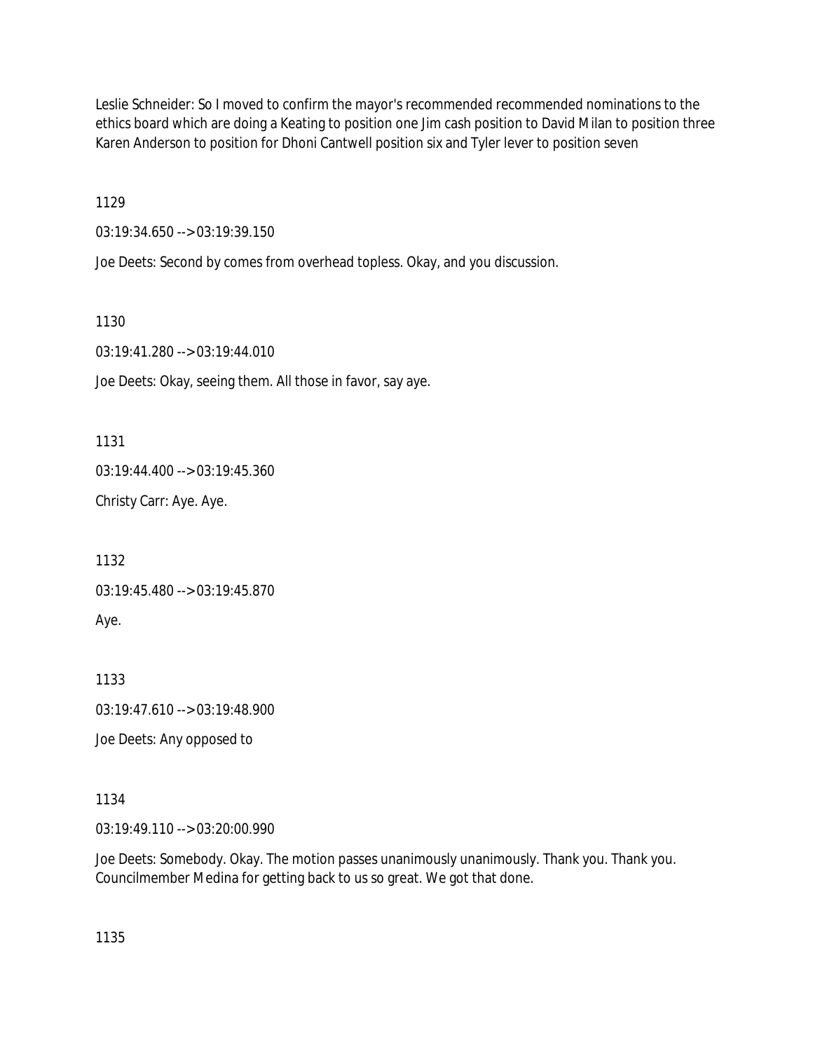Leslie Schneider: So I moved to confirm the mayor's recommended recommended nominations to the ethics board which are doing a Keating to position one Jim cash position to David Milan to position three Karen Anderson to position for Dhoni Cantwell position six and Tyler lever to position seven

1129

03:19:34.650 --> 03:19:39.150

Joe Deets: Second by comes from overhead topless. Okay, and you discussion.

1130

03:19:41.280 --> 03:19:44.010

Joe Deets: Okay, seeing them. All those in favor, say aye.

1131

03:19:44.400 --> 03:19:45.360

Christy Carr: Aye. Aye.

1132

03:19:45.480 --> 03:19:45.870

Aye.

1133

03:19:47.610 --> 03:19:48.900

Joe Deets: Any opposed to

1134

03:19:49.110 --> 03:20:00.990

Joe Deets: Somebody. Okay. The motion passes unanimously unanimously. Thank you. Thank you. Councilmember Medina for getting back to us so great. We got that done.

1135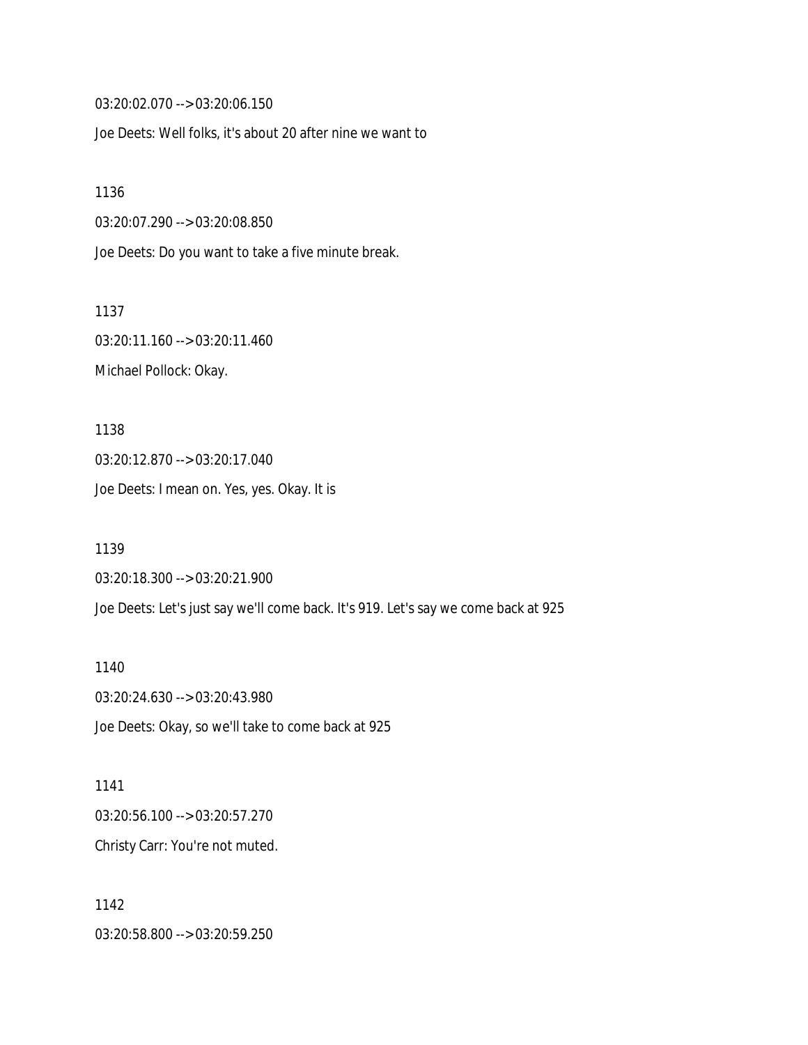03:20:02.070 --> 03:20:06.150

Joe Deets: Well folks, it's about 20 after nine we want to

1136

03:20:07.290 --> 03:20:08.850

Joe Deets: Do you want to take a five minute break.

1137

03:20:11.160 --> 03:20:11.460

Michael Pollock: Okay.

1138

03:20:12.870 --> 03:20:17.040

Joe Deets: I mean on. Yes, yes. Okay. It is

1139

03:20:18.300 --> 03:20:21.900

Joe Deets: Let's just say we'll come back. It's 919. Let's say we come back at 925

1140

03:20:24.630 --> 03:20:43.980

Joe Deets: Okay, so we'll take to come back at 925

1141

03:20:56.100 --> 03:20:57.270

Christy Carr: You're not muted.

1142

03:20:58.800 --> 03:20:59.250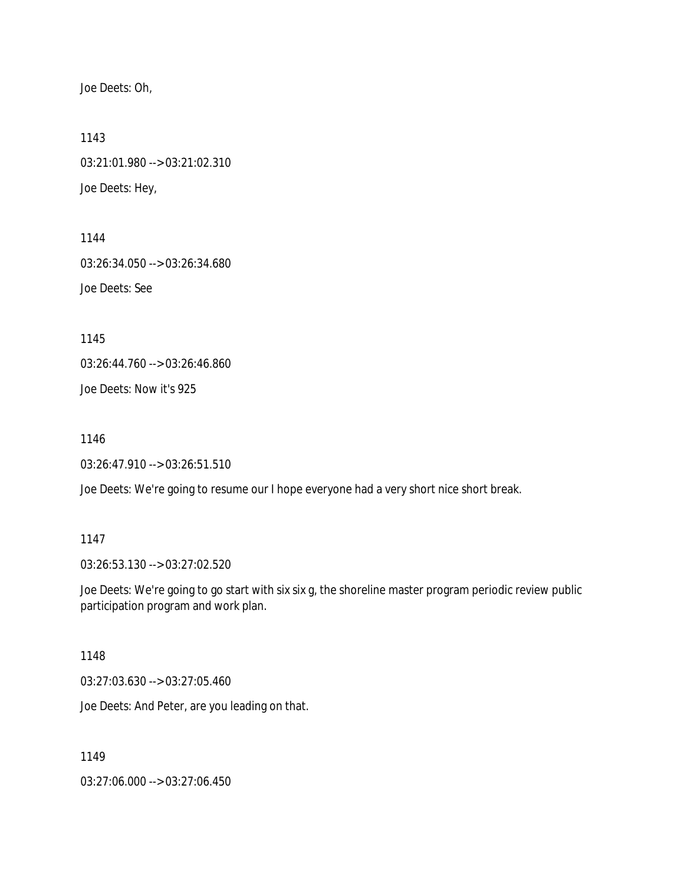Joe Deets: Oh,

1143

03:21:01.980 --> 03:21:02.310

Joe Deets: Hey,

1144

03:26:34.050 --> 03:26:34.680

Joe Deets: See

1145

03:26:44.760 --> 03:26:46.860

Joe Deets: Now it's 925

1146

03:26:47.910 --> 03:26:51.510

Joe Deets: We're going to resume our I hope everyone had a very short nice short break.

1147

03:26:53.130 --> 03:27:02.520

Joe Deets: We're going to go start with six six g, the shoreline master program periodic review public participation program and work plan.

1148

03:27:03.630 --> 03:27:05.460

Joe Deets: And Peter, are you leading on that.

1149

03:27:06.000 --> 03:27:06.450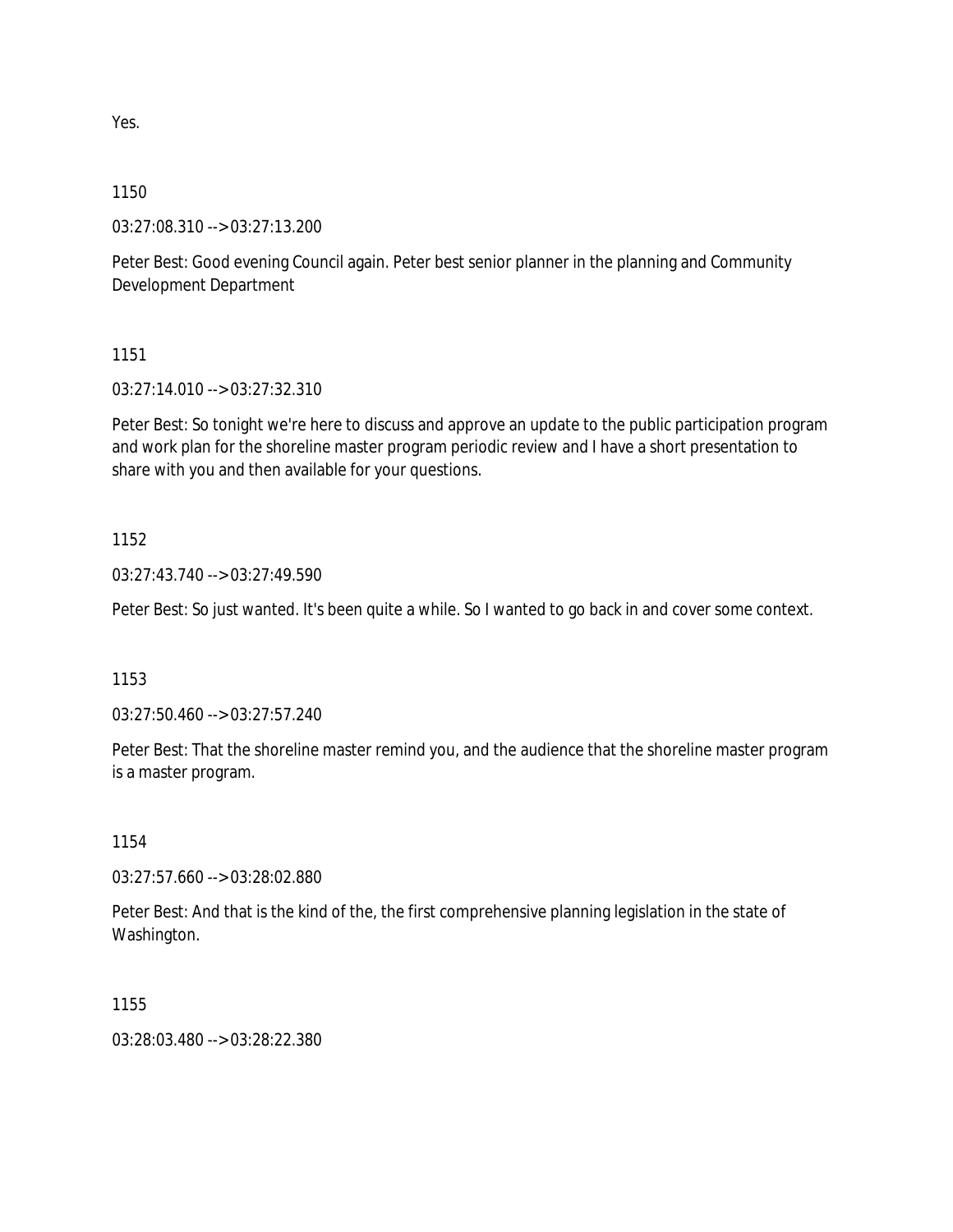Yes.

1150

03:27:08.310 --> 03:27:13.200

Peter Best: Good evening Council again. Peter best senior planner in the planning and Community Development Department

1151

03:27:14.010 --> 03:27:32.310

Peter Best: So tonight we're here to discuss and approve an update to the public participation program and work plan for the shoreline master program periodic review and I have a short presentation to share with you and then available for your questions.

1152

03:27:43.740 --> 03:27:49.590

Peter Best: So just wanted. It's been quite a while. So I wanted to go back in and cover some context.

1153

03:27:50.460 --> 03:27:57.240

Peter Best: That the shoreline master remind you, and the audience that the shoreline master program is a master program.

1154

03:27:57.660 --> 03:28:02.880

Peter Best: And that is the kind of the, the first comprehensive planning legislation in the state of Washington.

1155

03:28:03.480 --> 03:28:22.380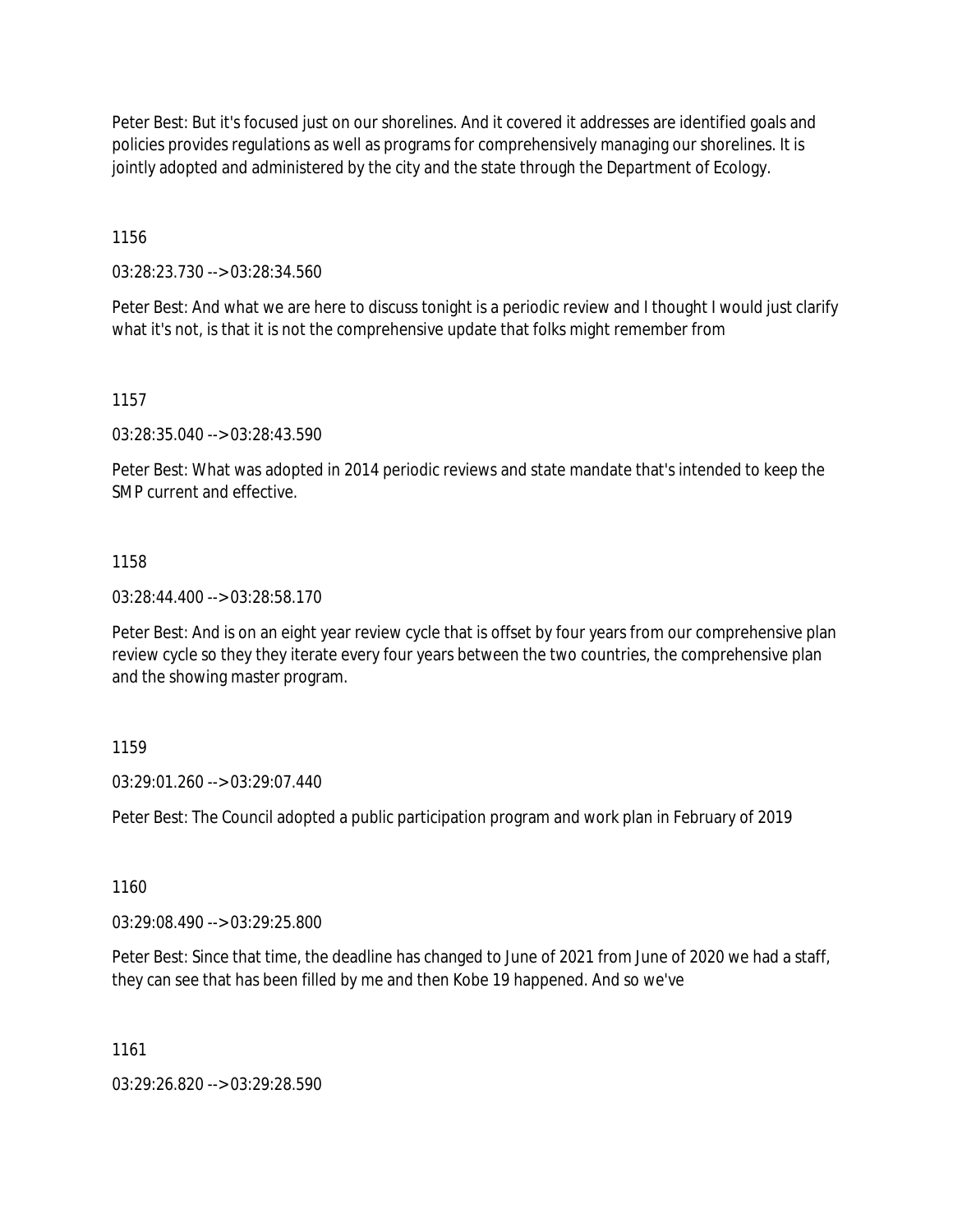Peter Best: But it's focused just on our shorelines. And it covered it addresses are identified goals and policies provides regulations as well as programs for comprehensively managing our shorelines. It is jointly adopted and administered by the city and the state through the Department of Ecology.

1156

03:28:23.730 --> 03:28:34.560

Peter Best: And what we are here to discuss tonight is a periodic review and I thought I would just clarify what it's not, is that it is not the comprehensive update that folks might remember from

1157

03:28:35.040 --> 03:28:43.590

Peter Best: What was adopted in 2014 periodic reviews and state mandate that's intended to keep the SMP current and effective.

1158

03:28:44.400 --> 03:28:58.170

Peter Best: And is on an eight year review cycle that is offset by four years from our comprehensive plan review cycle so they they iterate every four years between the two countries, the comprehensive plan and the showing master program.

1159

03:29:01.260 --> 03:29:07.440

Peter Best: The Council adopted a public participation program and work plan in February of 2019

1160

03:29:08.490 --> 03:29:25.800

Peter Best: Since that time, the deadline has changed to June of 2021 from June of 2020 we had a staff, they can see that has been filled by me and then Kobe 19 happened. And so we've

1161

03:29:26.820 --> 03:29:28.590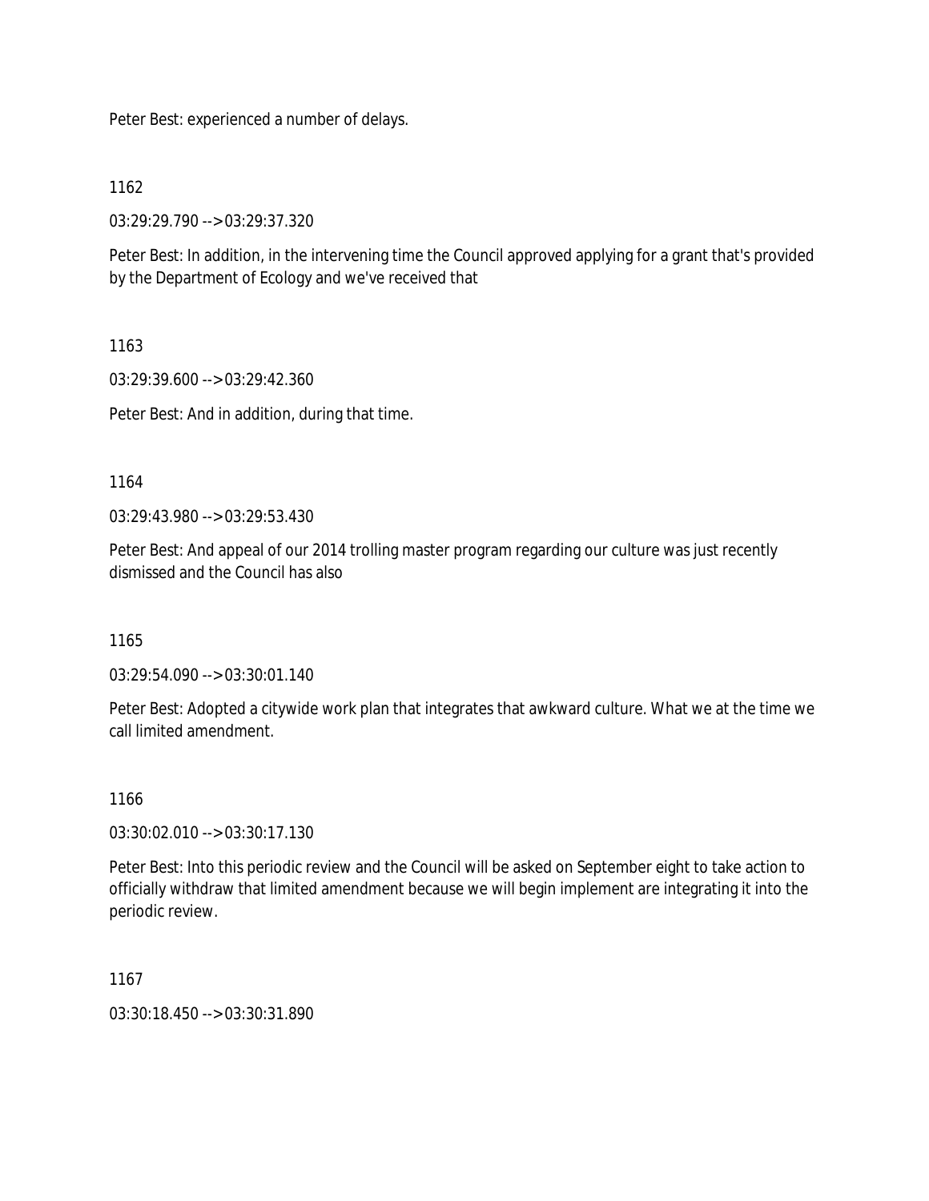Peter Best: experienced a number of delays.

1162

03:29:29.790 --> 03:29:37.320

Peter Best: In addition, in the intervening time the Council approved applying for a grant that's provided by the Department of Ecology and we've received that

1163

03:29:39.600 --> 03:29:42.360

Peter Best: And in addition, during that time.

1164

03:29:43.980 --> 03:29:53.430

Peter Best: And appeal of our 2014 trolling master program regarding our culture was just recently dismissed and the Council has also

1165

03:29:54.090 --> 03:30:01.140

Peter Best: Adopted a citywide work plan that integrates that awkward culture. What we at the time we call limited amendment.

1166

03:30:02.010 --> 03:30:17.130

Peter Best: Into this periodic review and the Council will be asked on September eight to take action to officially withdraw that limited amendment because we will begin implement are integrating it into the periodic review.

1167

03:30:18.450 --> 03:30:31.890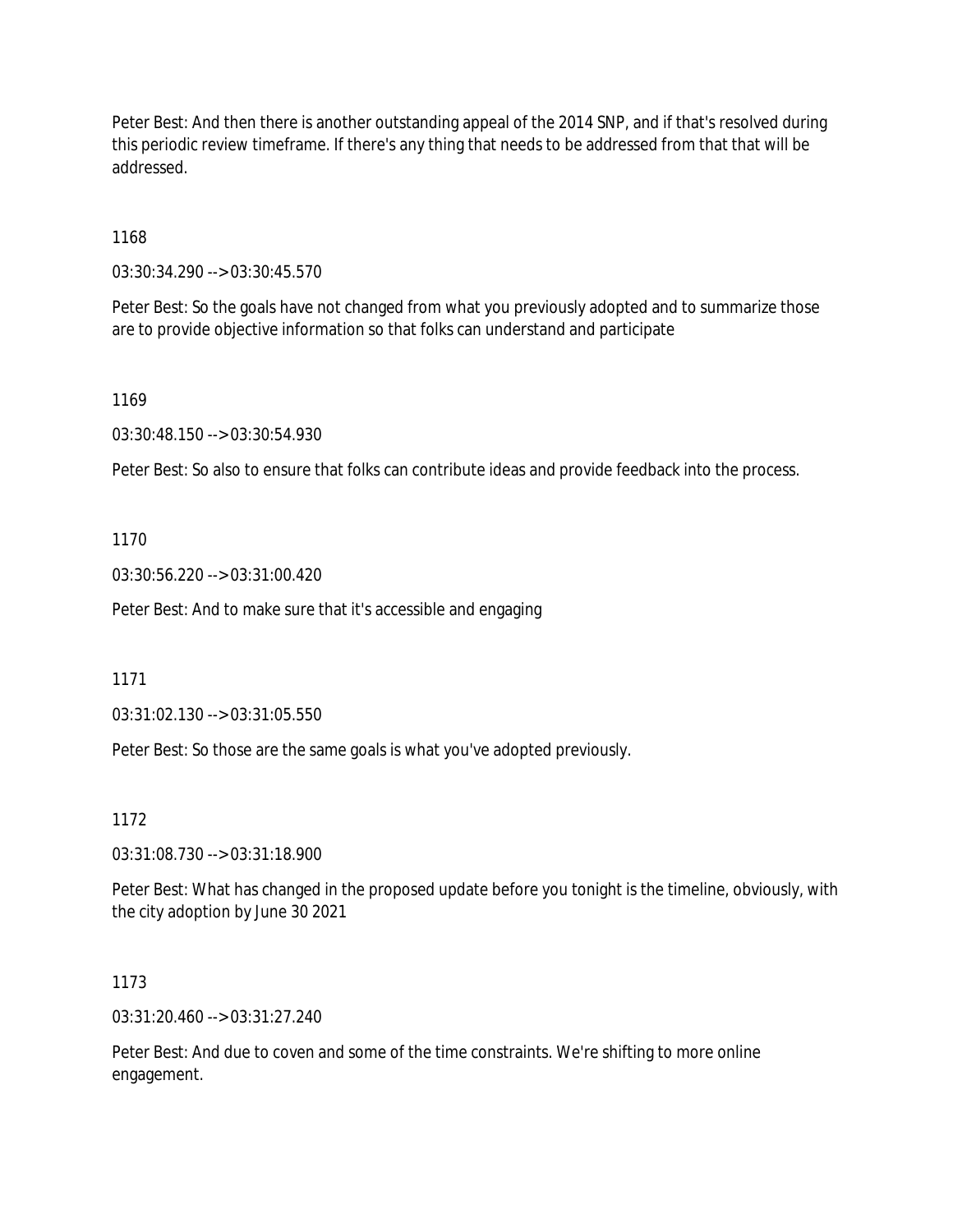Peter Best: And then there is another outstanding appeal of the 2014 SNP, and if that's resolved during this periodic review timeframe. If there's any thing that needs to be addressed from that that will be addressed.

1168

03:30:34.290 --> 03:30:45.570

Peter Best: So the goals have not changed from what you previously adopted and to summarize those are to provide objective information so that folks can understand and participate

1169

03:30:48.150 --> 03:30:54.930

Peter Best: So also to ensure that folks can contribute ideas and provide feedback into the process.

1170

03:30:56.220 --> 03:31:00.420

Peter Best: And to make sure that it's accessible and engaging

1171

03:31:02.130 --> 03:31:05.550

Peter Best: So those are the same goals is what you've adopted previously.

1172

03:31:08.730 --> 03:31:18.900

Peter Best: What has changed in the proposed update before you tonight is the timeline, obviously, with the city adoption by June 30 2021

1173

03:31:20.460 --> 03:31:27.240

Peter Best: And due to coven and some of the time constraints. We're shifting to more online engagement.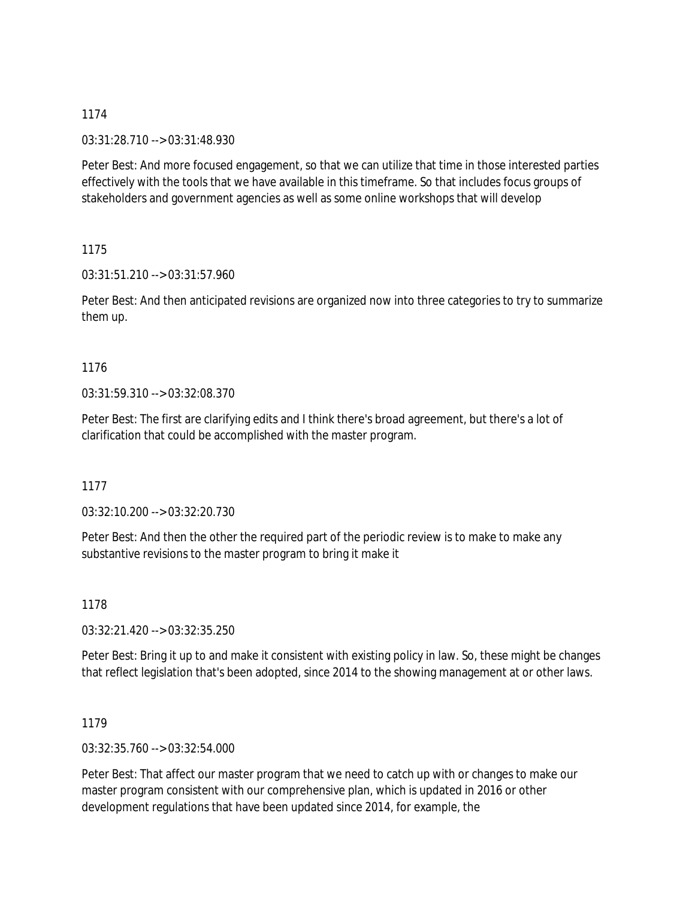1174

03:31:28.710 --> 03:31:48.930

Peter Best: And more focused engagement, so that we can utilize that time in those interested parties effectively with the tools that we have available in this timeframe. So that includes focus groups of stakeholders and government agencies as well as some online workshops that will develop

1175

03:31:51.210 --> 03:31:57.960

Peter Best: And then anticipated revisions are organized now into three categories to try to summarize them up.

1176

03:31:59.310 --> 03:32:08.370

Peter Best: The first are clarifying edits and I think there's broad agreement, but there's a lot of clarification that could be accomplished with the master program.

1177

03:32:10.200 --> 03:32:20.730

Peter Best: And then the other the required part of the periodic review is to make to make any substantive revisions to the master program to bring it make it

1178

03:32:21.420 --> 03:32:35.250

Peter Best: Bring it up to and make it consistent with existing policy in law. So, these might be changes that reflect legislation that's been adopted, since 2014 to the showing management at or other laws.

1179

03:32:35.760 --> 03:32:54.000

Peter Best: That affect our master program that we need to catch up with or changes to make our master program consistent with our comprehensive plan, which is updated in 2016 or other development regulations that have been updated since 2014, for example, the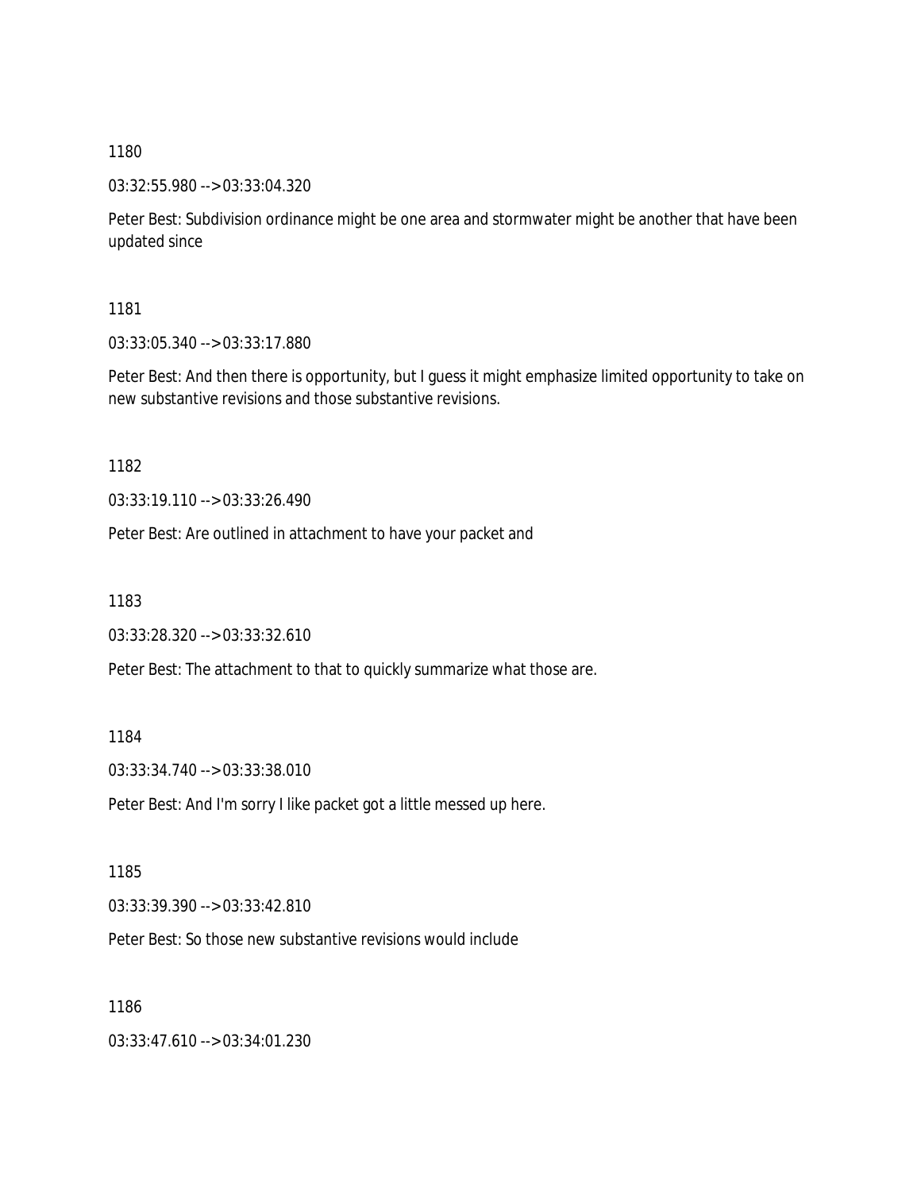1180

03:32:55.980 --> 03:33:04.320

Peter Best: Subdivision ordinance might be one area and stormwater might be another that have been updated since

1181

03:33:05.340 --> 03:33:17.880

Peter Best: And then there is opportunity, but I guess it might emphasize limited opportunity to take on new substantive revisions and those substantive revisions.

1182

03:33:19.110 --> 03:33:26.490

Peter Best: Are outlined in attachment to have your packet and

1183

03:33:28.320 --> 03:33:32.610

Peter Best: The attachment to that to quickly summarize what those are.

1184

03:33:34.740 --> 03:33:38.010

Peter Best: And I'm sorry I like packet got a little messed up here.

1185

03:33:39.390 --> 03:33:42.810

Peter Best: So those new substantive revisions would include

1186

03:33:47.610 --> 03:34:01.230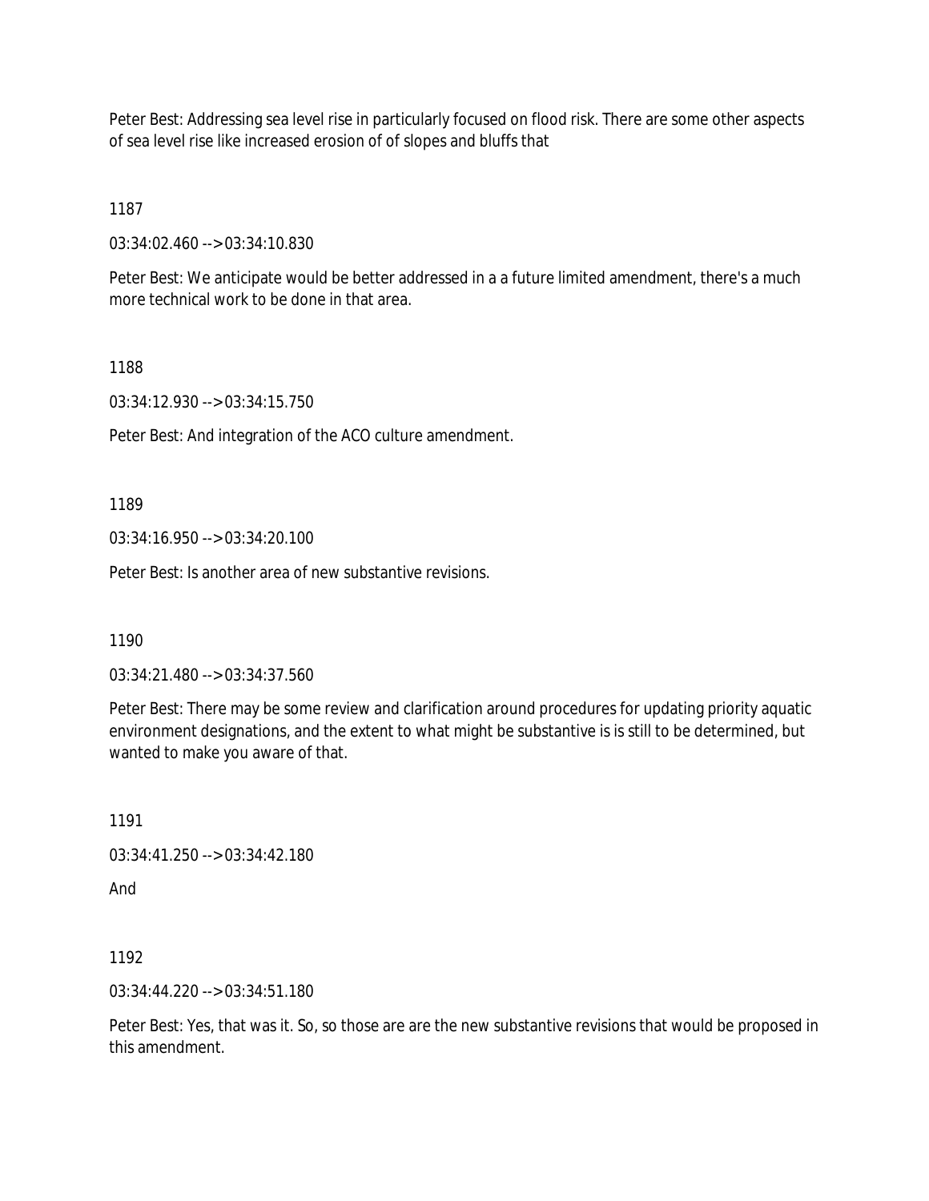Peter Best: Addressing sea level rise in particularly focused on flood risk. There are some other aspects of sea level rise like increased erosion of of slopes and bluffs that

1187

03:34:02.460 --> 03:34:10.830

Peter Best: We anticipate would be better addressed in a a future limited amendment, there's a much more technical work to be done in that area.

1188

03:34:12.930 --> 03:34:15.750

Peter Best: And integration of the ACO culture amendment.

1189

03:34:16.950 --> 03:34:20.100

Peter Best: Is another area of new substantive revisions.

1190

03:34:21.480 --> 03:34:37.560

Peter Best: There may be some review and clarification around procedures for updating priority aquatic environment designations, and the extent to what might be substantive is is still to be determined, but wanted to make you aware of that.

1191

03:34:41.250 --> 03:34:42.180

And

1192

03:34:44.220 --> 03:34:51.180

Peter Best: Yes, that was it. So, so those are are the new substantive revisions that would be proposed in this amendment.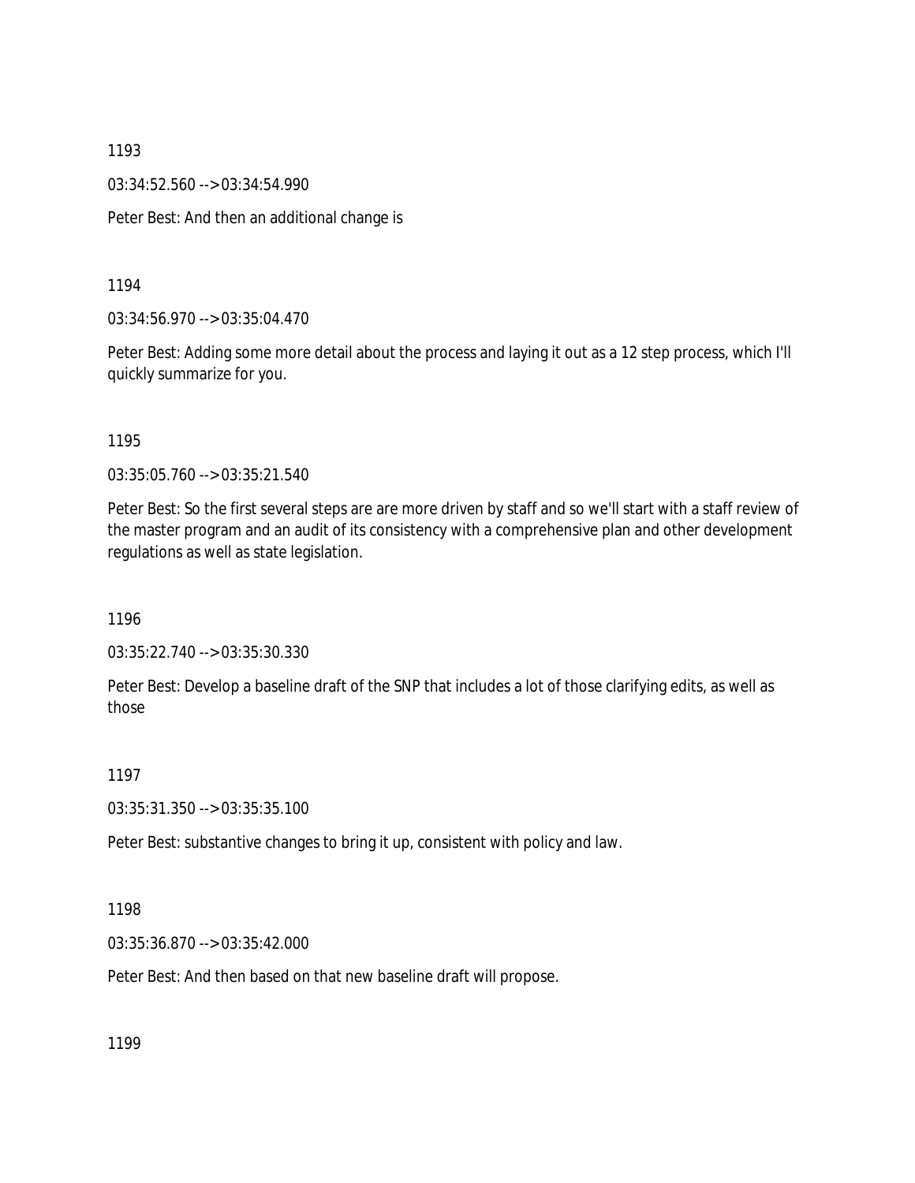1193

03:34:52.560 --> 03:34:54.990

Peter Best: And then an additional change is

1194

03:34:56.970 --> 03:35:04.470

Peter Best: Adding some more detail about the process and laying it out as a 12 step process, which I'll quickly summarize for you.

1195

03:35:05.760 --> 03:35:21.540

Peter Best: So the first several steps are are more driven by staff and so we'll start with a staff review of the master program and an audit of its consistency with a comprehensive plan and other development regulations as well as state legislation.

1196

03:35:22.740 --> 03:35:30.330

Peter Best: Develop a baseline draft of the SNP that includes a lot of those clarifying edits, as well as those

1197

03:35:31.350 --> 03:35:35.100

Peter Best: substantive changes to bring it up, consistent with policy and law.

1198

03:35:36.870 --> 03:35:42.000

Peter Best: And then based on that new baseline draft will propose.

1199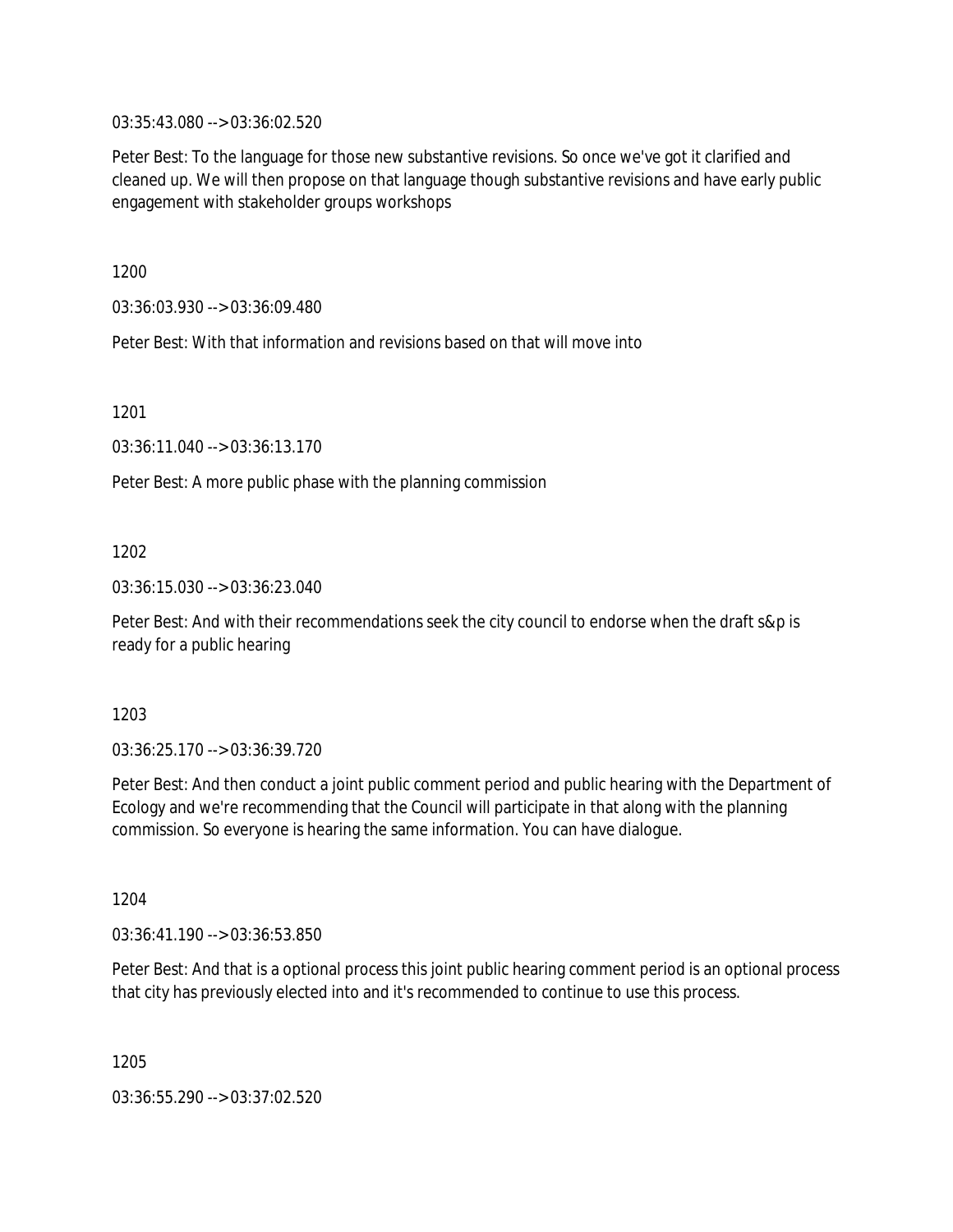03:35:43.080 --> 03:36:02.520

Peter Best: To the language for those new substantive revisions. So once we've got it clarified and cleaned up. We will then propose on that language though substantive revisions and have early public engagement with stakeholder groups workshops

1200

03:36:03.930 --> 03:36:09.480

Peter Best: With that information and revisions based on that will move into

1201

03:36:11.040 --> 03:36:13.170

Peter Best: A more public phase with the planning commission

1202

03:36:15.030 --> 03:36:23.040

Peter Best: And with their recommendations seek the city council to endorse when the draft s&p is ready for a public hearing

1203

03:36:25.170 --> 03:36:39.720

Peter Best: And then conduct a joint public comment period and public hearing with the Department of Ecology and we're recommending that the Council will participate in that along with the planning commission. So everyone is hearing the same information. You can have dialogue.

1204

03:36:41.190 --> 03:36:53.850

Peter Best: And that is a optional process this joint public hearing comment period is an optional process that city has previously elected into and it's recommended to continue to use this process.

1205

03:36:55.290 --> 03:37:02.520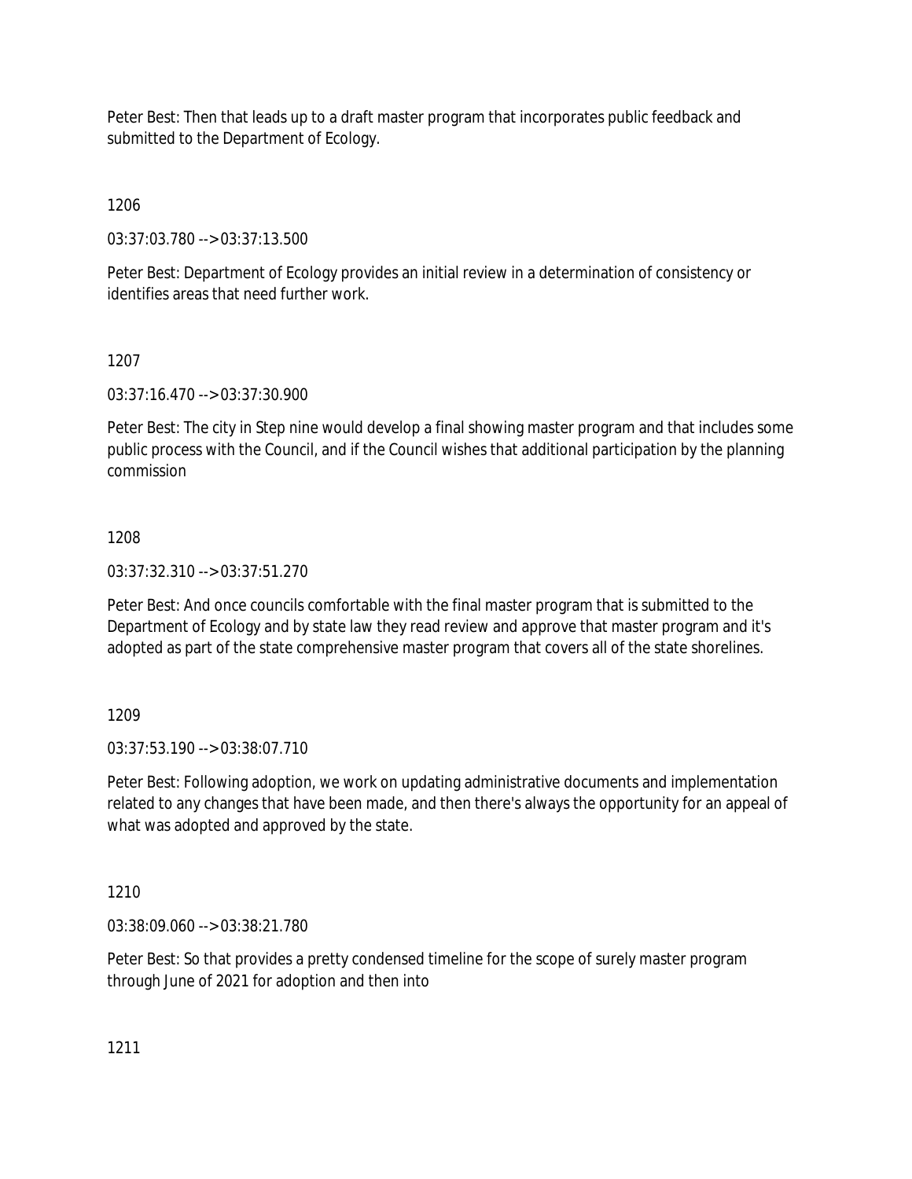Peter Best: Then that leads up to a draft master program that incorporates public feedback and submitted to the Department of Ecology.

1206

03:37:03.780 --> 03:37:13.500

Peter Best: Department of Ecology provides an initial review in a determination of consistency or identifies areas that need further work.

1207

03:37:16.470 --> 03:37:30.900

Peter Best: The city in Step nine would develop a final showing master program and that includes some public process with the Council, and if the Council wishes that additional participation by the planning commission

1208

03:37:32.310 --> 03:37:51.270

Peter Best: And once councils comfortable with the final master program that is submitted to the Department of Ecology and by state law they read review and approve that master program and it's adopted as part of the state comprehensive master program that covers all of the state shorelines.

1209

03:37:53.190 --> 03:38:07.710

Peter Best: Following adoption, we work on updating administrative documents and implementation related to any changes that have been made, and then there's always the opportunity for an appeal of what was adopted and approved by the state.

1210

03:38:09.060 --> 03:38:21.780

Peter Best: So that provides a pretty condensed timeline for the scope of surely master program through June of 2021 for adoption and then into

1211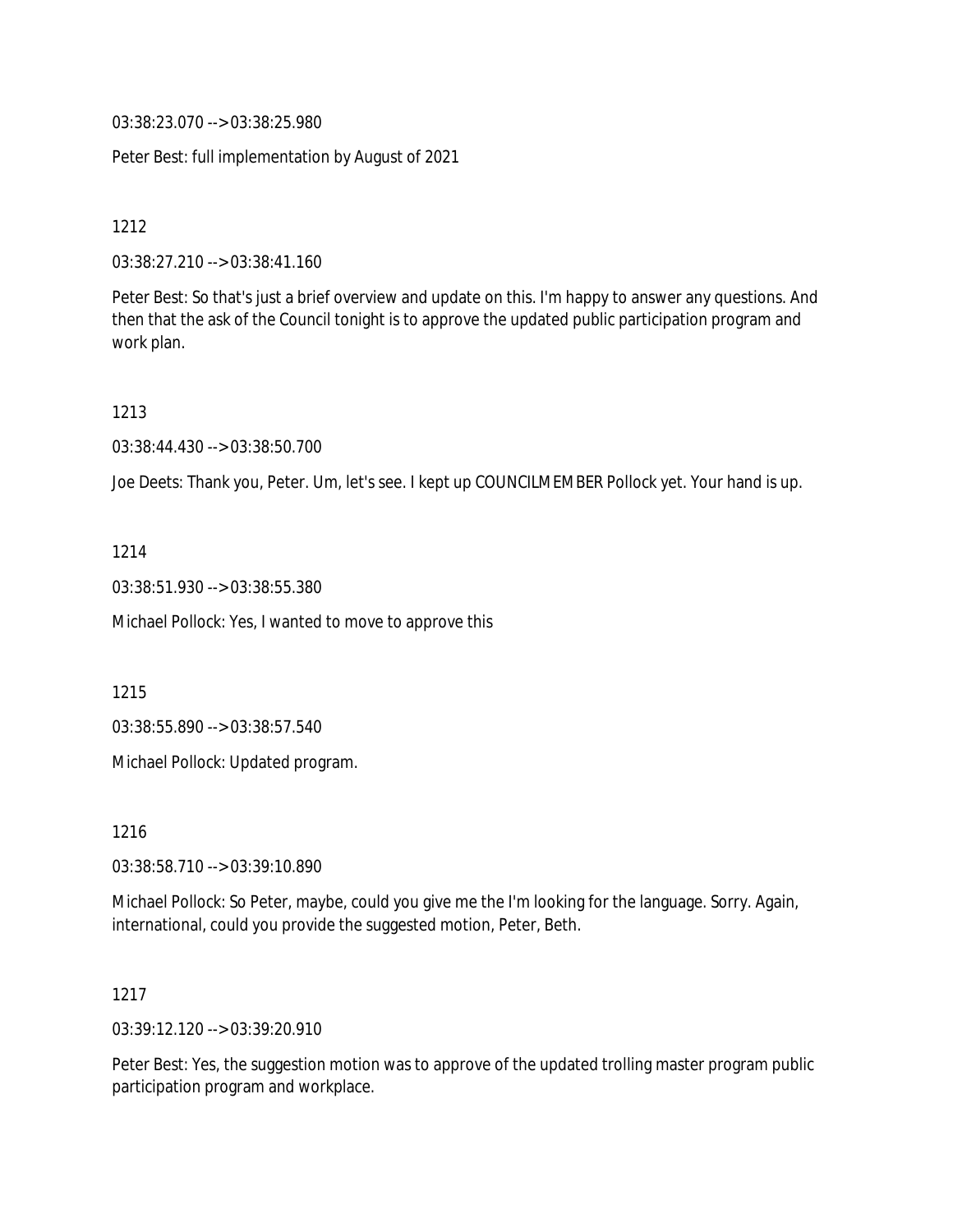03:38:23.070 --> 03:38:25.980

Peter Best: full implementation by August of 2021

1212

03:38:27.210 --> 03:38:41.160

Peter Best: So that's just a brief overview and update on this. I'm happy to answer any questions. And then that the ask of the Council tonight is to approve the updated public participation program and work plan.

1213

03:38:44.430 --> 03:38:50.700

Joe Deets: Thank you, Peter. Um, let's see. I kept up COUNCILMEMBER Pollock yet. Your hand is up.

1214

03:38:51.930 --> 03:38:55.380

Michael Pollock: Yes, I wanted to move to approve this

1215

03:38:55.890 --> 03:38:57.540

Michael Pollock: Updated program.

1216

03:38:58.710 --> 03:39:10.890

Michael Pollock: So Peter, maybe, could you give me the I'm looking for the language. Sorry. Again, international, could you provide the suggested motion, Peter, Beth.

1217

03:39:12.120 --> 03:39:20.910

Peter Best: Yes, the suggestion motion was to approve of the updated trolling master program public participation program and workplace.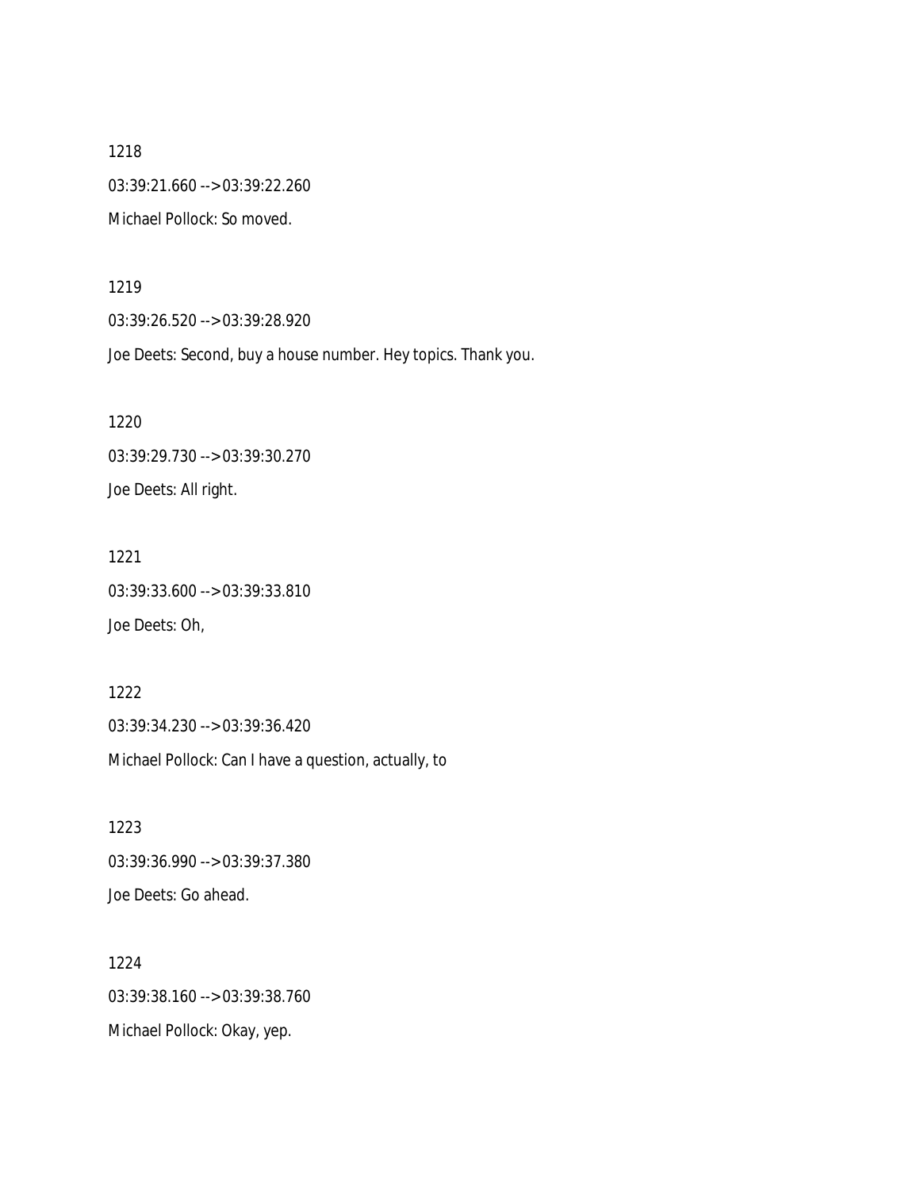1218

03:39:21.660 --> 03:39:22.260

Michael Pollock: So moved.

1219

03:39:26.520 --> 03:39:28.920

Joe Deets: Second, buy a house number. Hey topics. Thank you.

1220

03:39:29.730 --> 03:39:30.270

Joe Deets: All right.

1221

03:39:33.600 --> 03:39:33.810

Joe Deets: Oh,

1222

03:39:34.230 --> 03:39:36.420

Michael Pollock: Can I have a question, actually, to

1223

03:39:36.990 --> 03:39:37.380

Joe Deets: Go ahead.

1224

03:39:38.160 --> 03:39:38.760

Michael Pollock: Okay, yep.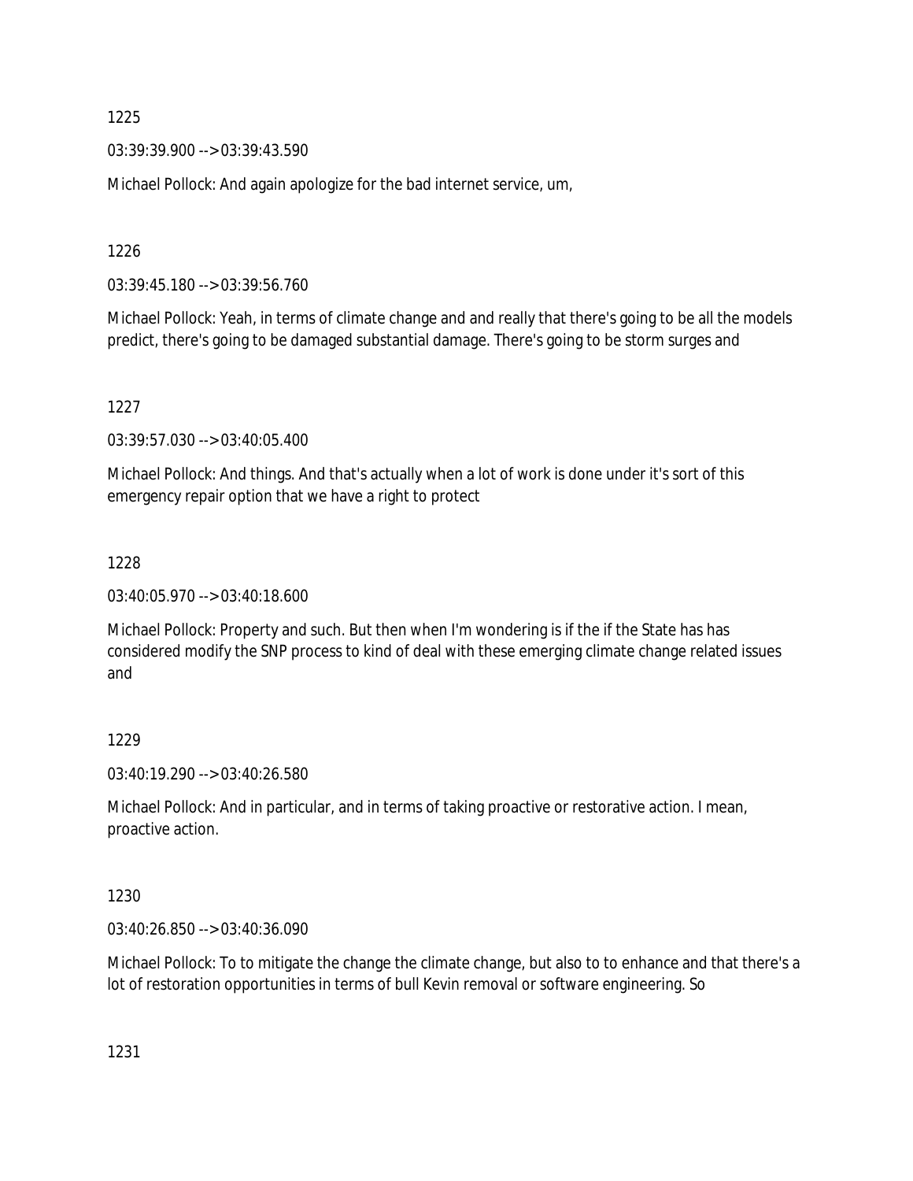1225

03:39:39.900 --> 03:39:43.590

Michael Pollock: And again apologize for the bad internet service, um,

1226

03:39:45.180 --> 03:39:56.760

Michael Pollock: Yeah, in terms of climate change and and really that there's going to be all the models predict, there's going to be damaged substantial damage. There's going to be storm surges and

1227

03:39:57.030 --> 03:40:05.400

Michael Pollock: And things. And that's actually when a lot of work is done under it's sort of this emergency repair option that we have a right to protect

1228

03:40:05.970 --> 03:40:18.600

Michael Pollock: Property and such. But then when I'm wondering is if the if the State has has considered modify the SNP process to kind of deal with these emerging climate change related issues and

1229

03:40:19.290 --> 03:40:26.580

Michael Pollock: And in particular, and in terms of taking proactive or restorative action. I mean, proactive action.

1230

03:40:26.850 --> 03:40:36.090

Michael Pollock: To to mitigate the change the climate change, but also to to enhance and that there's a lot of restoration opportunities in terms of bull Kevin removal or software engineering. So

1231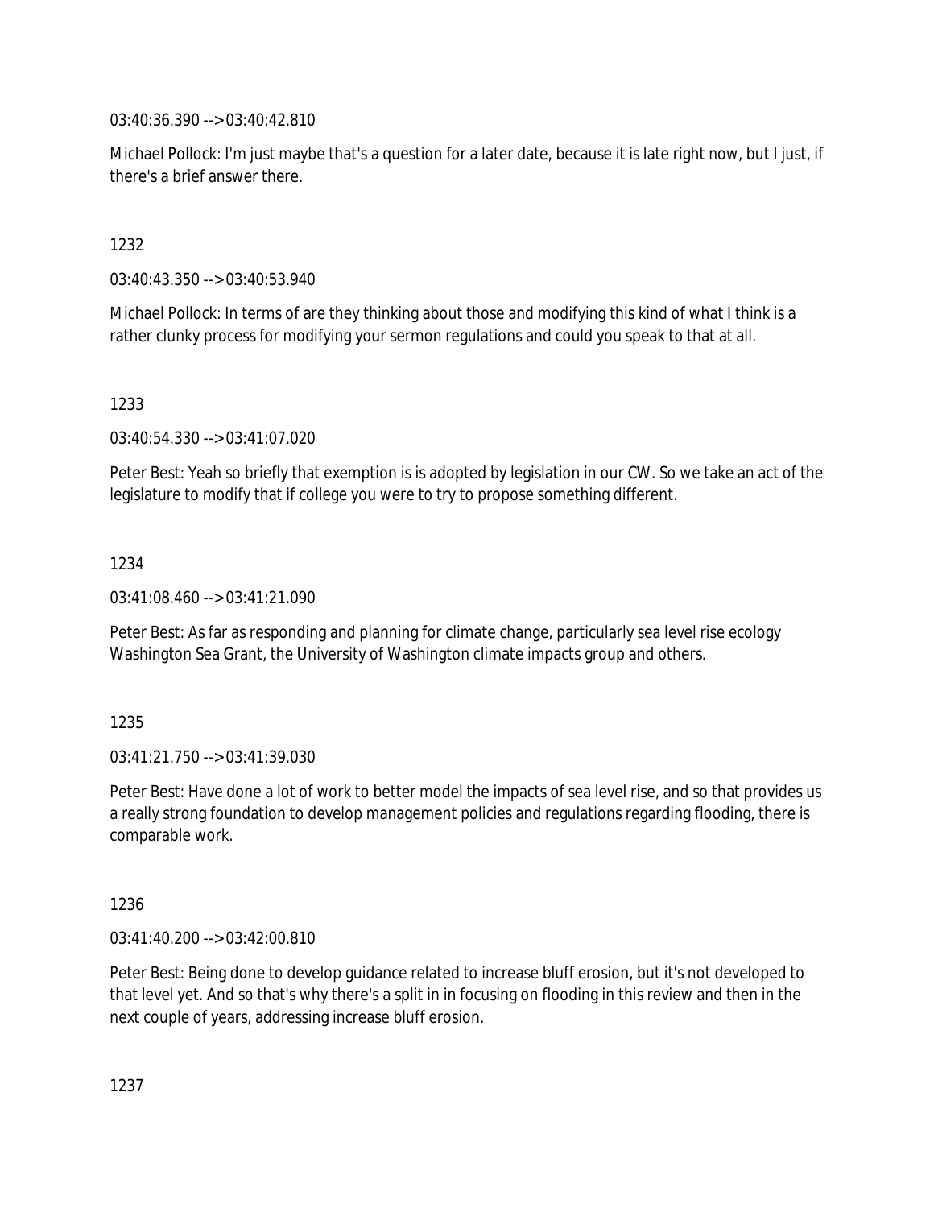03:40:36.390 --> 03:40:42.810

Michael Pollock: I'm just maybe that's a question for a later date, because it is late right now, but I just, if there's a brief answer there.

1232

03:40:43.350 --> 03:40:53.940

Michael Pollock: In terms of are they thinking about those and modifying this kind of what I think is a rather clunky process for modifying your sermon regulations and could you speak to that at all.

1233

03:40:54.330 --> 03:41:07.020

Peter Best: Yeah so briefly that exemption is is adopted by legislation in our CW. So we take an act of the legislature to modify that if college you were to try to propose something different.

1234

03:41:08.460 --> 03:41:21.090

Peter Best: As far as responding and planning for climate change, particularly sea level rise ecology Washington Sea Grant, the University of Washington climate impacts group and others.

1235

03:41:21.750 --> 03:41:39.030

Peter Best: Have done a lot of work to better model the impacts of sea level rise, and so that provides us a really strong foundation to develop management policies and regulations regarding flooding, there is comparable work.

1236

03:41:40.200 --> 03:42:00.810

Peter Best: Being done to develop guidance related to increase bluff erosion, but it's not developed to that level yet. And so that's why there's a split in in focusing on flooding in this review and then in the next couple of years, addressing increase bluff erosion.

1237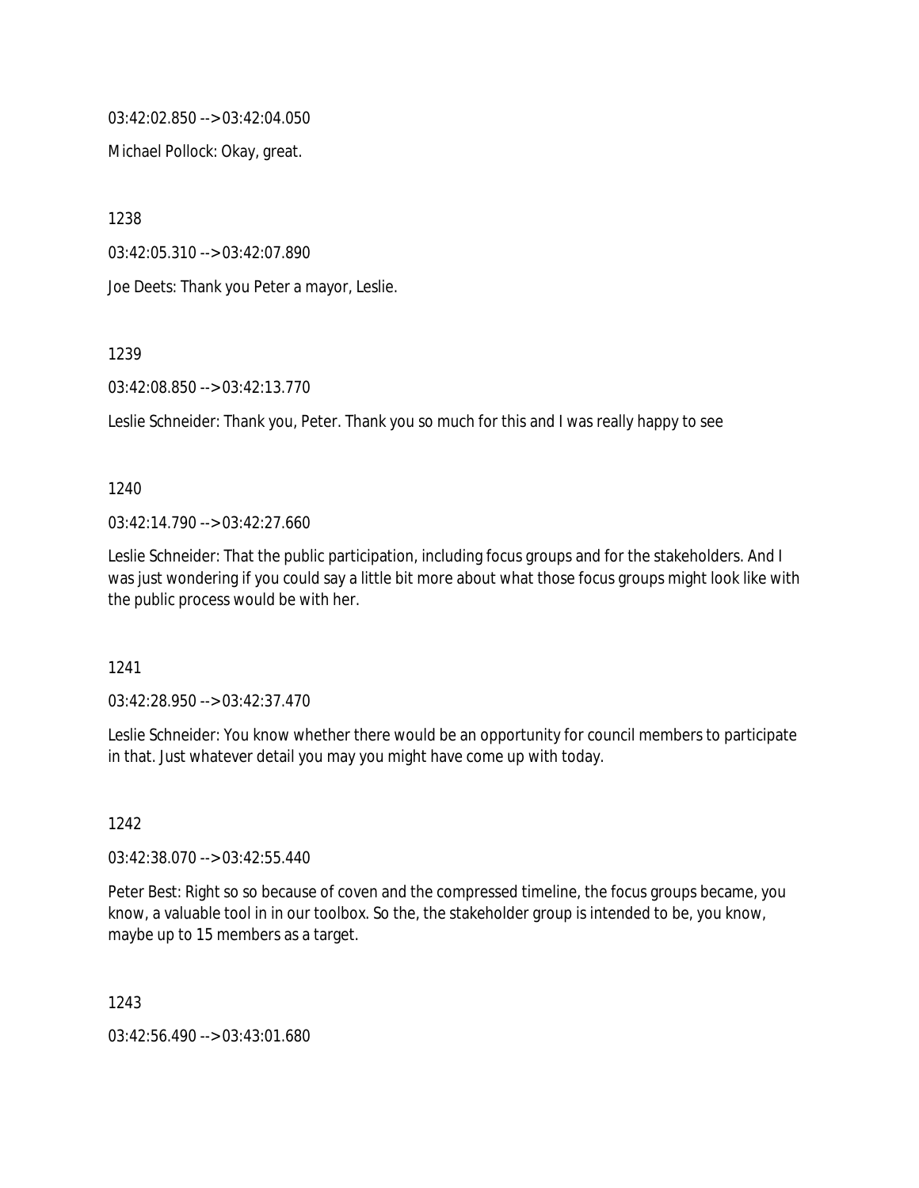03:42:02.850 --> 03:42:04.050

Michael Pollock: Okay, great.

1238

03:42:05.310 --> 03:42:07.890

Joe Deets: Thank you Peter a mayor, Leslie.

1239

03:42:08.850 --> 03:42:13.770

Leslie Schneider: Thank you, Peter. Thank you so much for this and I was really happy to see

1240

03:42:14.790 --> 03:42:27.660

Leslie Schneider: That the public participation, including focus groups and for the stakeholders. And I was just wondering if you could say a little bit more about what those focus groups might look like with the public process would be with her.

1241

03:42:28.950 --> 03:42:37.470

Leslie Schneider: You know whether there would be an opportunity for council members to participate in that. Just whatever detail you may you might have come up with today.

1242

03:42:38.070 --> 03:42:55.440

Peter Best: Right so so because of coven and the compressed timeline, the focus groups became, you know, a valuable tool in in our toolbox. So the, the stakeholder group is intended to be, you know, maybe up to 15 members as a target.

1243

03:42:56.490 --> 03:43:01.680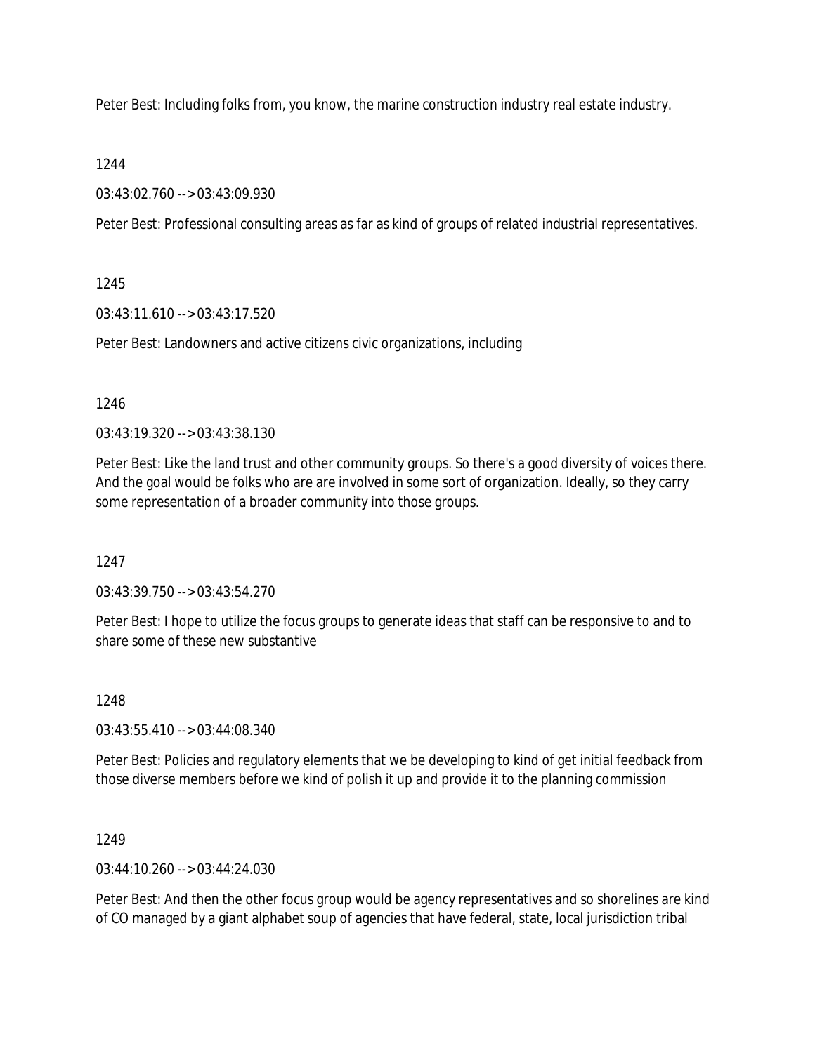Peter Best: Including folks from, you know, the marine construction industry real estate industry.

1244

03:43:02.760 --> 03:43:09.930

Peter Best: Professional consulting areas as far as kind of groups of related industrial representatives.

1245

03:43:11.610 --> 03:43:17.520

Peter Best: Landowners and active citizens civic organizations, including

1246

03:43:19.320 --> 03:43:38.130

Peter Best: Like the land trust and other community groups. So there's a good diversity of voices there. And the goal would be folks who are are involved in some sort of organization. Ideally, so they carry some representation of a broader community into those groups.

1247

03:43:39.750 --> 03:43:54.270

Peter Best: I hope to utilize the focus groups to generate ideas that staff can be responsive to and to share some of these new substantive

1248

03:43:55.410 --> 03:44:08.340

Peter Best: Policies and regulatory elements that we be developing to kind of get initial feedback from those diverse members before we kind of polish it up and provide it to the planning commission

1249

03:44:10.260 --> 03:44:24.030

Peter Best: And then the other focus group would be agency representatives and so shorelines are kind of CO managed by a giant alphabet soup of agencies that have federal, state, local jurisdiction tribal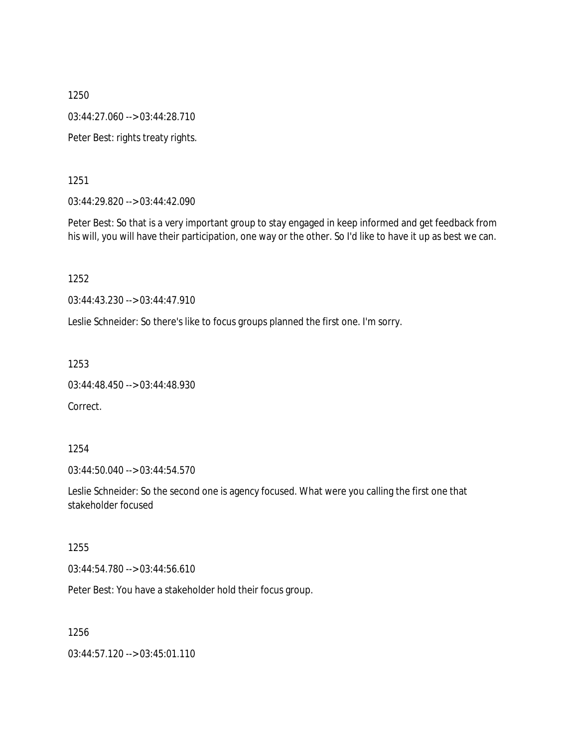1250

03:44:27.060 --> 03:44:28.710

Peter Best: rights treaty rights.

1251

03:44:29.820 --> 03:44:42.090

Peter Best: So that is a very important group to stay engaged in keep informed and get feedback from his will, you will have their participation, one way or the other. So I'd like to have it up as best we can.

1252

03:44:43.230 --> 03:44:47.910

Leslie Schneider: So there's like to focus groups planned the first one. I'm sorry.

1253

03:44:48.450 --> 03:44:48.930

Correct.

1254

03:44:50.040 --> 03:44:54.570

Leslie Schneider: So the second one is agency focused. What were you calling the first one that stakeholder focused

1255

03:44:54.780 --> 03:44:56.610

Peter Best: You have a stakeholder hold their focus group.

1256

03:44:57.120 --> 03:45:01.110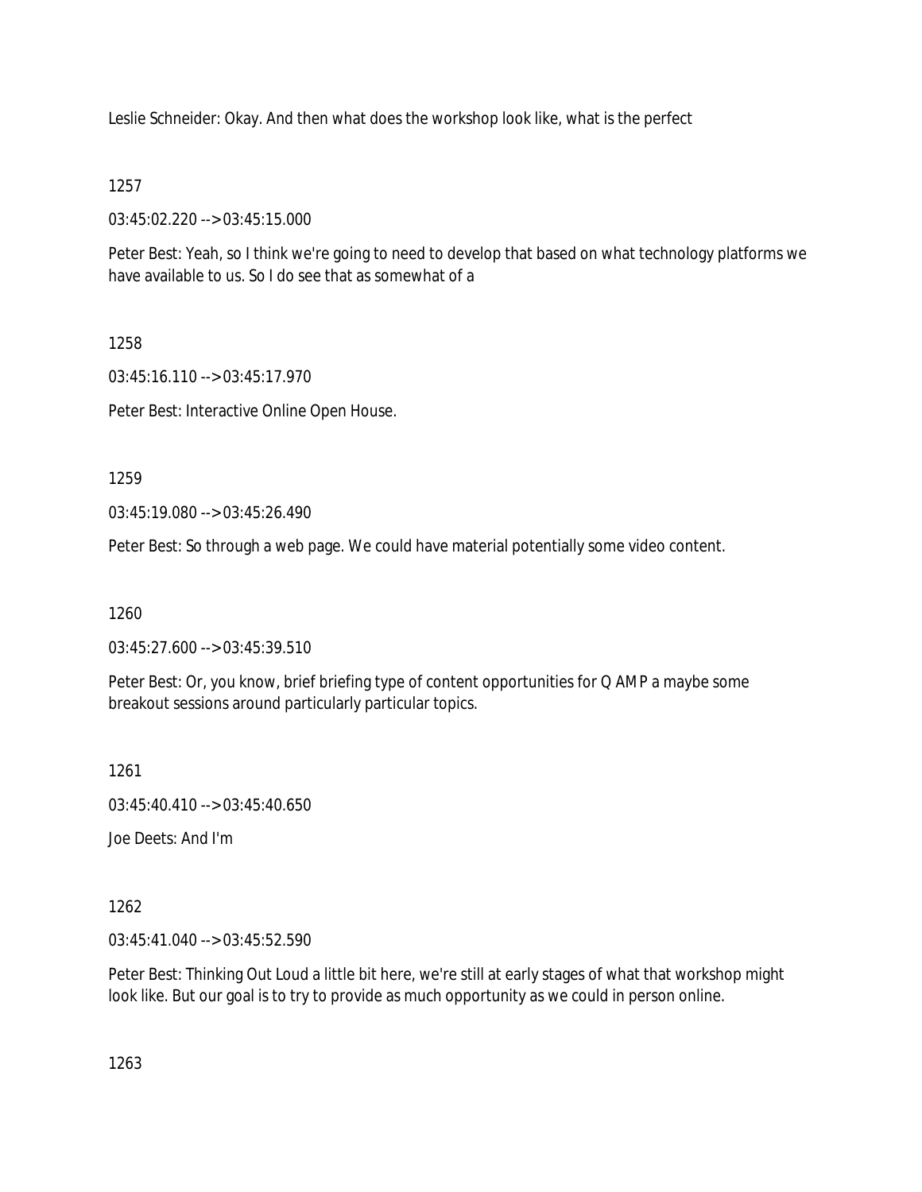Leslie Schneider: Okay. And then what does the workshop look like, what is the perfect

1257

03:45:02.220 --> 03:45:15.000

Peter Best: Yeah, so I think we're going to need to develop that based on what technology platforms we have available to us. So I do see that as somewhat of a

1258

03:45:16.110 --> 03:45:17.970

Peter Best: Interactive Online Open House.

1259

03:45:19.080 --> 03:45:26.490

Peter Best: So through a web page. We could have material potentially some video content.

1260

03:45:27.600 --> 03:45:39.510

Peter Best: Or, you know, brief briefing type of content opportunities for Q AMP a maybe some breakout sessions around particularly particular topics.

1261

03:45:40.410 --> 03:45:40.650

Joe Deets: And I'm

1262

03:45:41.040 --> 03:45:52.590

Peter Best: Thinking Out Loud a little bit here, we're still at early stages of what that workshop might look like. But our goal is to try to provide as much opportunity as we could in person online.

1263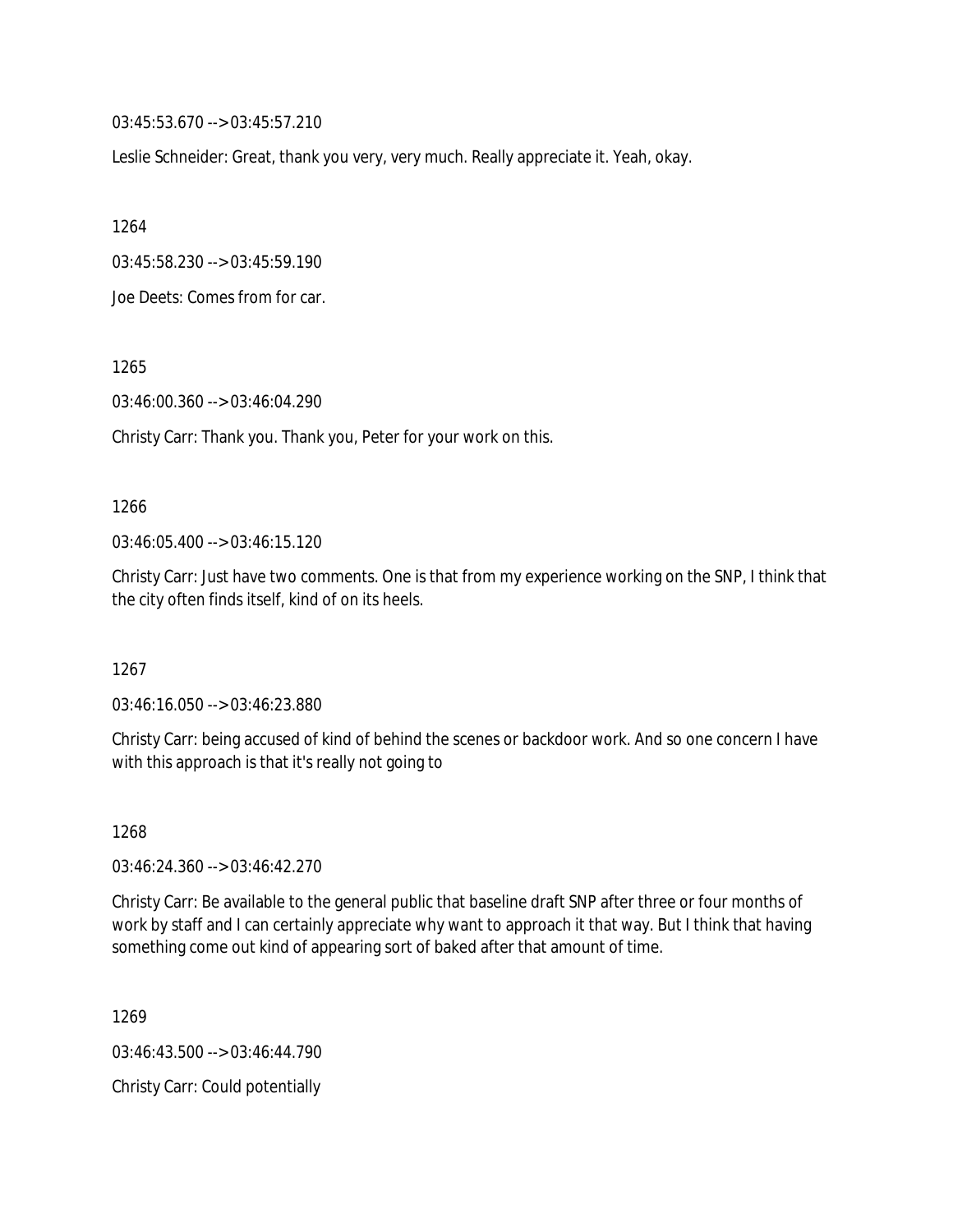03:45:53.670 --> 03:45:57.210

Leslie Schneider: Great, thank you very, very much. Really appreciate it. Yeah, okay.

1264

03:45:58.230 --> 03:45:59.190

Joe Deets: Comes from for car.

1265

03:46:00.360 --> 03:46:04.290

Christy Carr: Thank you. Thank you, Peter for your work on this.

1266

03:46:05.400 --> 03:46:15.120

Christy Carr: Just have two comments. One is that from my experience working on the SNP, I think that the city often finds itself, kind of on its heels.

1267

03:46:16.050 --> 03:46:23.880

Christy Carr: being accused of kind of behind the scenes or backdoor work. And so one concern I have with this approach is that it's really not going to

1268

03:46:24.360 --> 03:46:42.270

Christy Carr: Be available to the general public that baseline draft SNP after three or four months of work by staff and I can certainly appreciate why want to approach it that way. But I think that having something come out kind of appearing sort of baked after that amount of time.

1269

03:46:43.500 --> 03:46:44.790

Christy Carr: Could potentially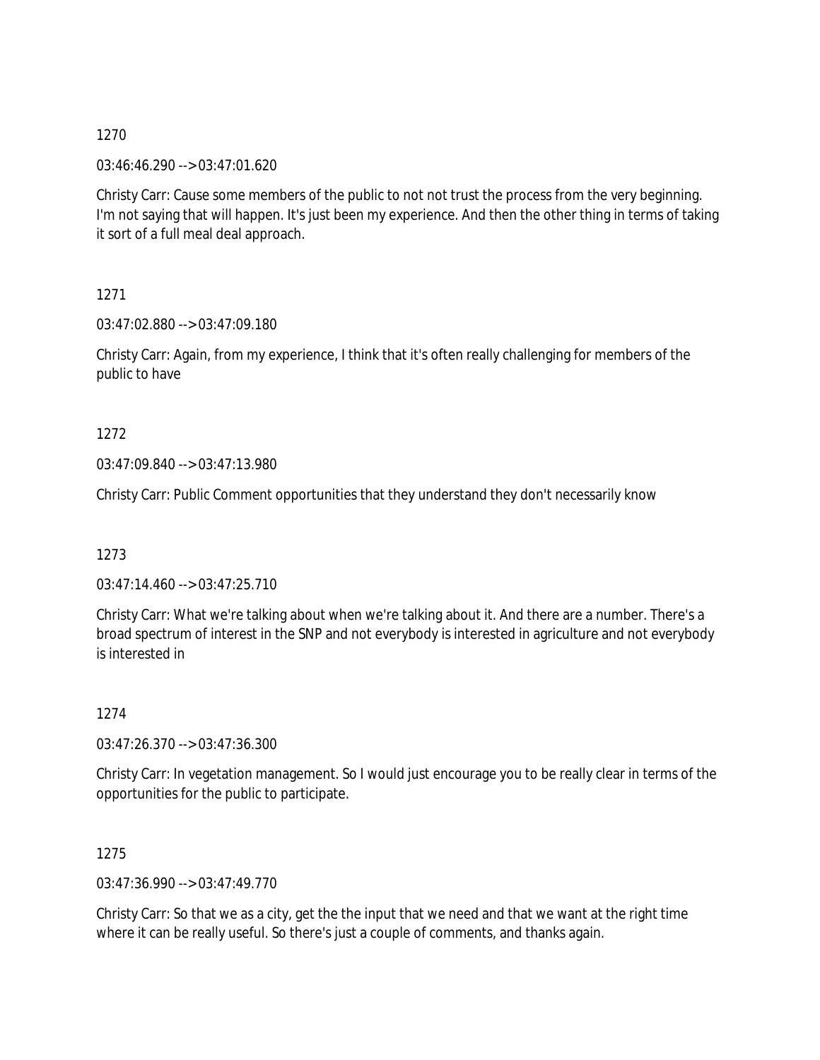1270

03:46:46.290 --> 03:47:01.620

Christy Carr: Cause some members of the public to not not trust the process from the very beginning. I'm not saying that will happen. It's just been my experience. And then the other thing in terms of taking it sort of a full meal deal approach.

1271

03:47:02.880 --> 03:47:09.180

Christy Carr: Again, from my experience, I think that it's often really challenging for members of the public to have

1272

03:47:09.840 --> 03:47:13.980

Christy Carr: Public Comment opportunities that they understand they don't necessarily know

1273

03:47:14.460 --> 03:47:25.710

Christy Carr: What we're talking about when we're talking about it. And there are a number. There's a broad spectrum of interest in the SNP and not everybody is interested in agriculture and not everybody is interested in

1274

03:47:26.370 --> 03:47:36.300

Christy Carr: In vegetation management. So I would just encourage you to be really clear in terms of the opportunities for the public to participate.

1275

03:47:36.990 --> 03:47:49.770

Christy Carr: So that we as a city, get the the input that we need and that we want at the right time where it can be really useful. So there's just a couple of comments, and thanks again.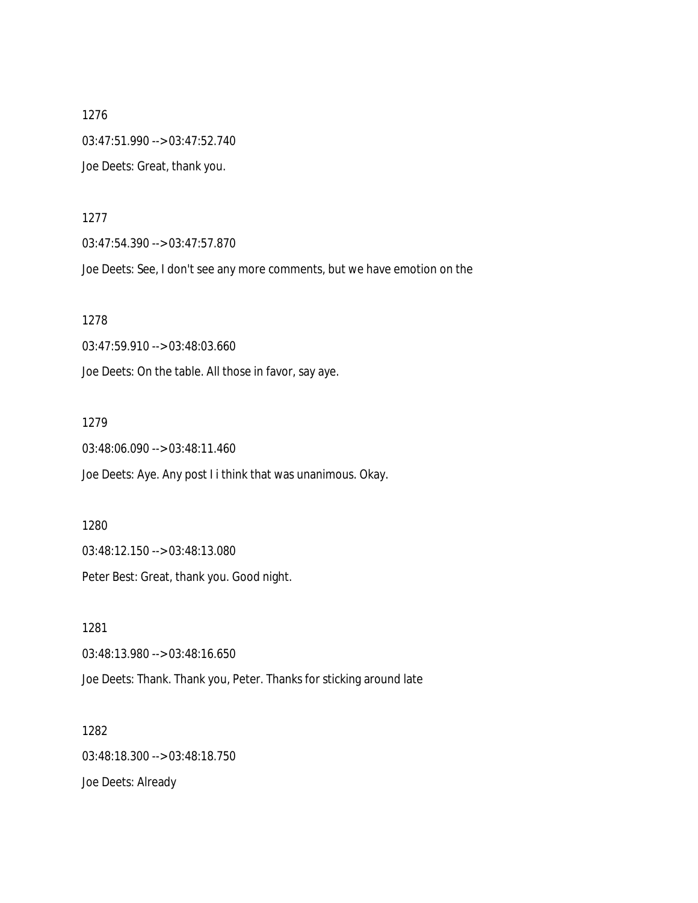1276

03:47:51.990 --> 03:47:52.740

Joe Deets: Great, thank you.

1277

03:47:54.390 --> 03:47:57.870

Joe Deets: See, I don't see any more comments, but we have emotion on the

1278

03:47:59.910 --> 03:48:03.660

Joe Deets: On the table. All those in favor, say aye.

1279

03:48:06.090 --> 03:48:11.460

Joe Deets: Aye. Any post I i think that was unanimous. Okay.

1280

03:48:12.150 --> 03:48:13.080

Peter Best: Great, thank you. Good night.

1281

03:48:13.980 --> 03:48:16.650

Joe Deets: Thank. Thank you, Peter. Thanks for sticking around late

1282

03:48:18.300 --> 03:48:18.750

Joe Deets: Already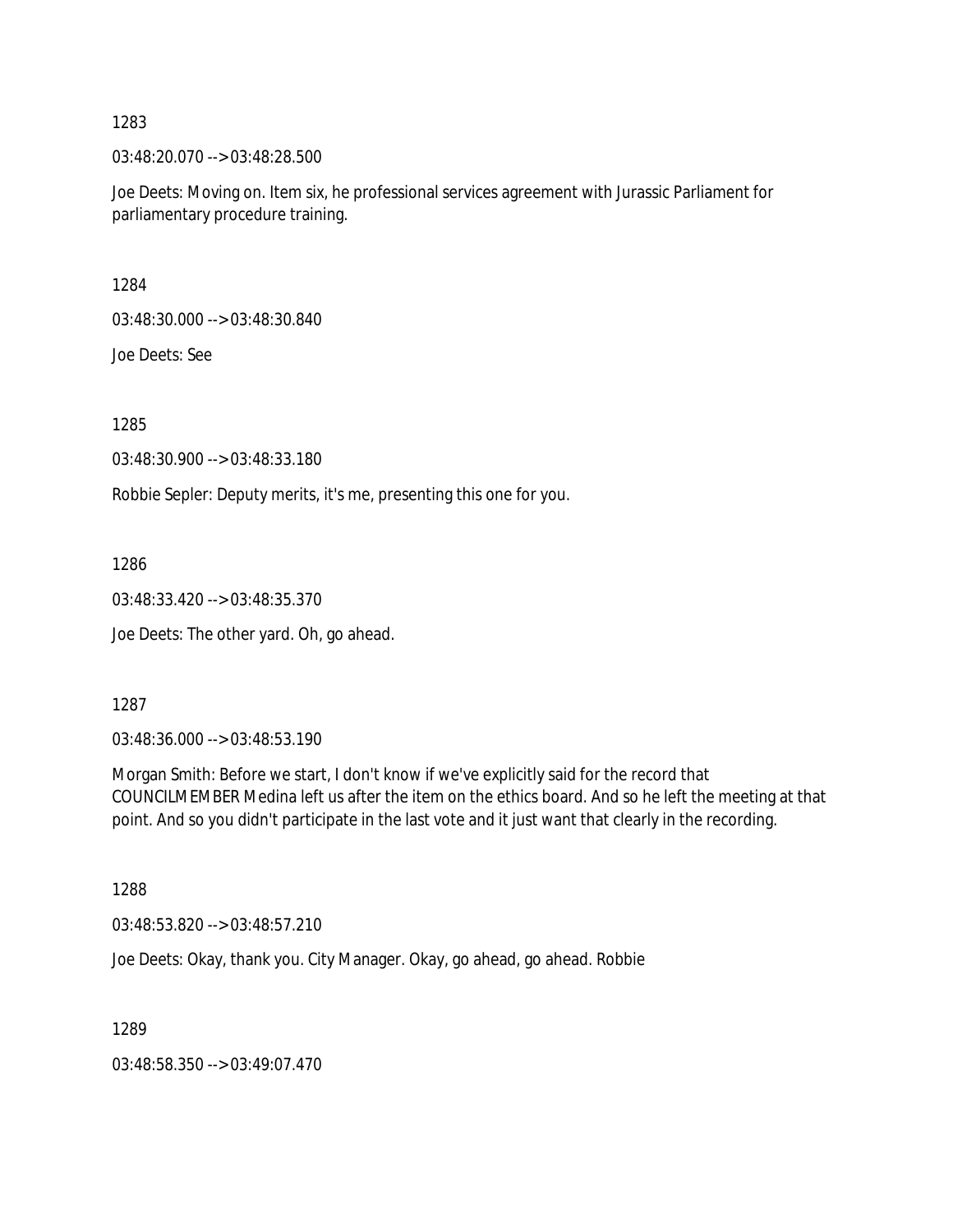1283

03:48:20.070 --> 03:48:28.500

Joe Deets: Moving on. Item six, he professional services agreement with Jurassic Parliament for parliamentary procedure training.

1284

03:48:30.000 --> 03:48:30.840

Joe Deets: See

1285

03:48:30.900 --> 03:48:33.180

Robbie Sepler: Deputy merits, it's me, presenting this one for you.

1286

03:48:33.420 --> 03:48:35.370

Joe Deets: The other yard. Oh, go ahead.

1287

03:48:36.000 --> 03:48:53.190

Morgan Smith: Before we start, I don't know if we've explicitly said for the record that COUNCILMEMBER Medina left us after the item on the ethics board. And so he left the meeting at that point. And so you didn't participate in the last vote and it just want that clearly in the recording.

1288

03:48:53.820 --> 03:48:57.210

Joe Deets: Okay, thank you. City Manager. Okay, go ahead, go ahead. Robbie

1289

03:48:58.350 --> 03:49:07.470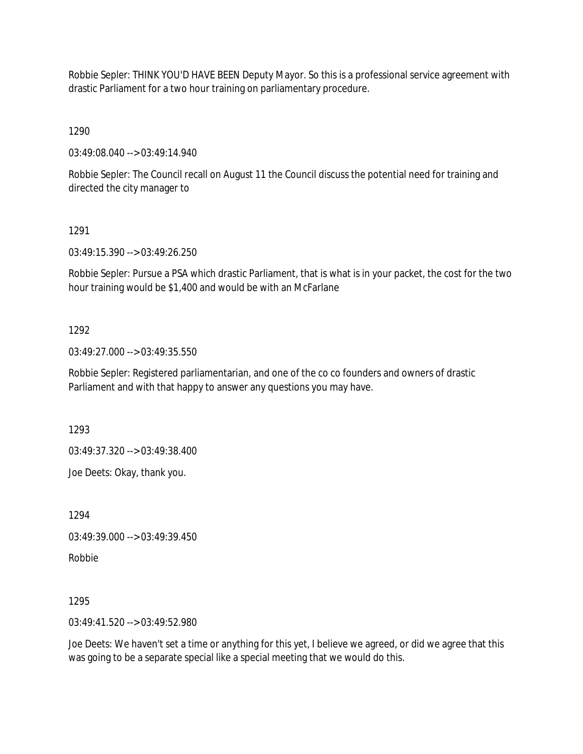Robbie Sepler: THINK YOU'D HAVE BEEN Deputy Mayor. So this is a professional service agreement with drastic Parliament for a two hour training on parliamentary procedure.

1290

03:49:08.040 --> 03:49:14.940

Robbie Sepler: The Council recall on August 11 the Council discuss the potential need for training and directed the city manager to

1291

03:49:15.390 --> 03:49:26.250

Robbie Sepler: Pursue a PSA which drastic Parliament, that is what is in your packet, the cost for the two hour training would be $1,400 and would be with an McFarlane

1292

03:49:27.000 --> 03:49:35.550

Robbie Sepler: Registered parliamentarian, and one of the co co founders and owners of drastic Parliament and with that happy to answer any questions you may have.

1293

03:49:37.320 --> 03:49:38.400

Joe Deets: Okay, thank you.

1294

03:49:39.000 --> 03:49:39.450

Robbie

1295

03:49:41.520 --> 03:49:52.980

Joe Deets: We haven't set a time or anything for this yet, I believe we agreed, or did we agree that this was going to be a separate special like a special meeting that we would do this.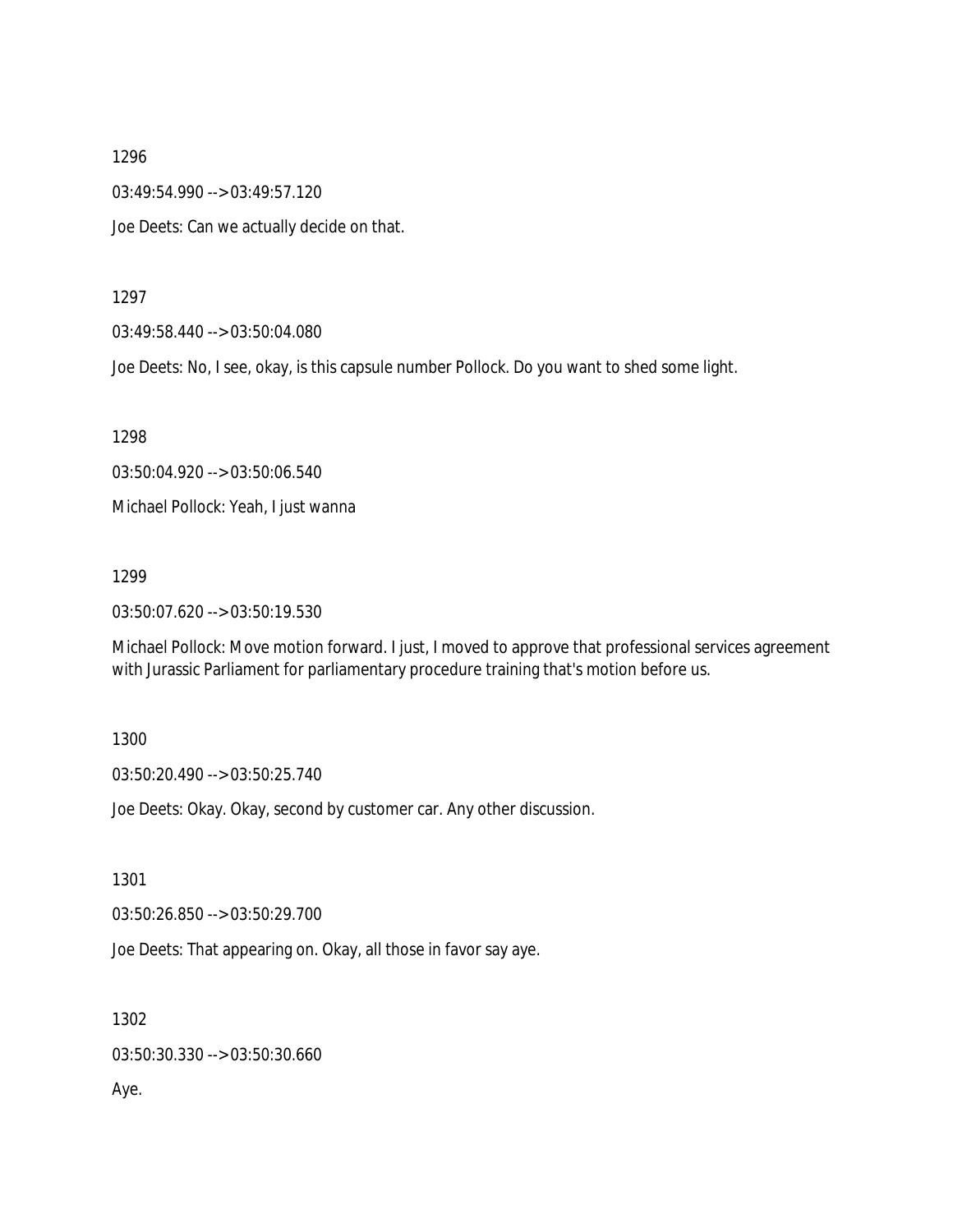1296

03:49:54.990 --> 03:49:57.120

Joe Deets: Can we actually decide on that.

1297

03:49:58.440 --> 03:50:04.080

Joe Deets: No, I see, okay, is this capsule number Pollock. Do you want to shed some light.

1298

03:50:04.920 --> 03:50:06.540

Michael Pollock: Yeah, I just wanna

1299

03:50:07.620 --> 03:50:19.530

Michael Pollock: Move motion forward. I just, I moved to approve that professional services agreement with Jurassic Parliament for parliamentary procedure training that's motion before us.

1300

03:50:20.490 --> 03:50:25.740

Joe Deets: Okay. Okay, second by customer car. Any other discussion.

1301

03:50:26.850 --> 03:50:29.700

Joe Deets: That appearing on. Okay, all those in favor say aye.

1302

03:50:30.330 --> 03:50:30.660

Aye.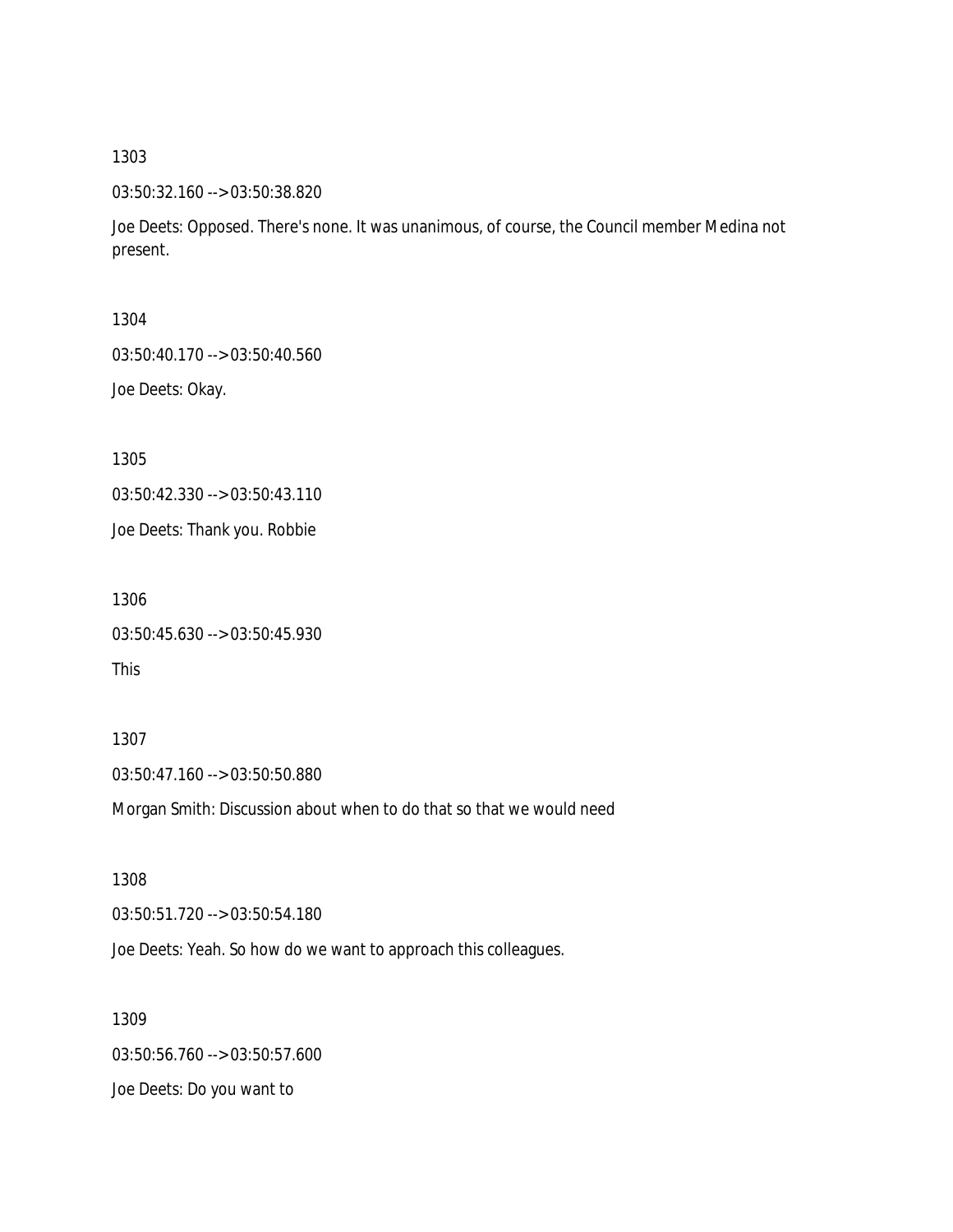1303

03:50:32.160 --> 03:50:38.820

Joe Deets: Opposed. There's none. It was unanimous, of course, the Council member Medina not present.

1304

03:50:40.170 --> 03:50:40.560

Joe Deets: Okay.

1305

03:50:42.330 --> 03:50:43.110

Joe Deets: Thank you. Robbie

1306

03:50:45.630 --> 03:50:45.930

This

1307

03:50:47.160 --> 03:50:50.880

Morgan Smith: Discussion about when to do that so that we would need

1308

03:50:51.720 --> 03:50:54.180

Joe Deets: Yeah. So how do we want to approach this colleagues.

1309

03:50:56.760 --> 03:50:57.600

Joe Deets: Do you want to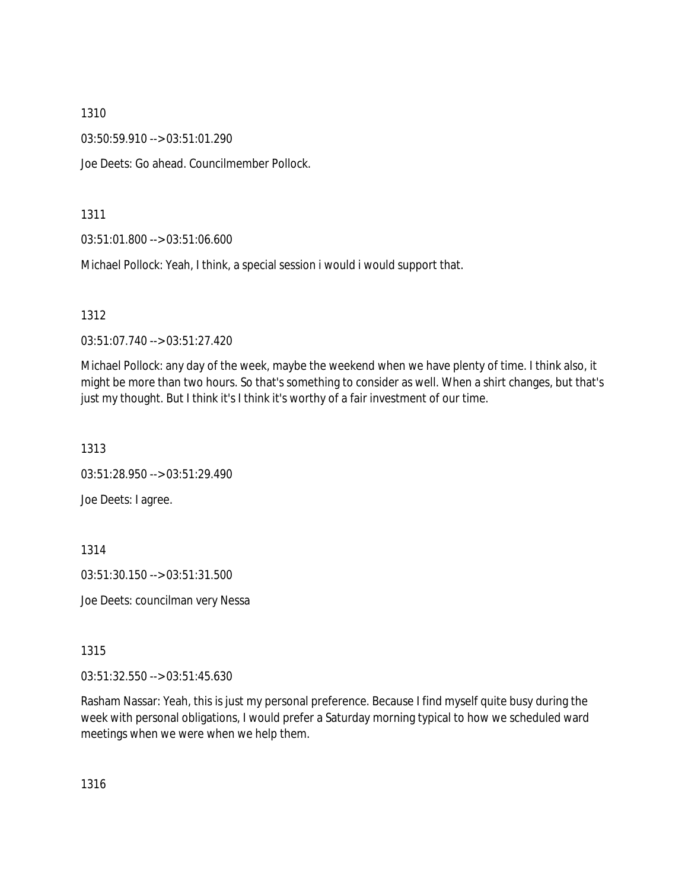1310

03:50:59.910 --> 03:51:01.290

Joe Deets: Go ahead. Councilmember Pollock.

1311

03:51:01.800 --> 03:51:06.600

Michael Pollock: Yeah, I think, a special session i would i would support that.

1312

03:51:07.740 --> 03:51:27.420

Michael Pollock: any day of the week, maybe the weekend when we have plenty of time. I think also, it might be more than two hours. So that's something to consider as well. When a shirt changes, but that's just my thought. But I think it's I think it's worthy of a fair investment of our time.

1313

03:51:28.950 --> 03:51:29.490

Joe Deets: I agree.

1314

03:51:30.150 --> 03:51:31.500

Joe Deets: councilman very Nessa

1315

03:51:32.550 --> 03:51:45.630

Rasham Nassar: Yeah, this is just my personal preference. Because I find myself quite busy during the week with personal obligations, I would prefer a Saturday morning typical to how we scheduled ward meetings when we were when we help them.

1316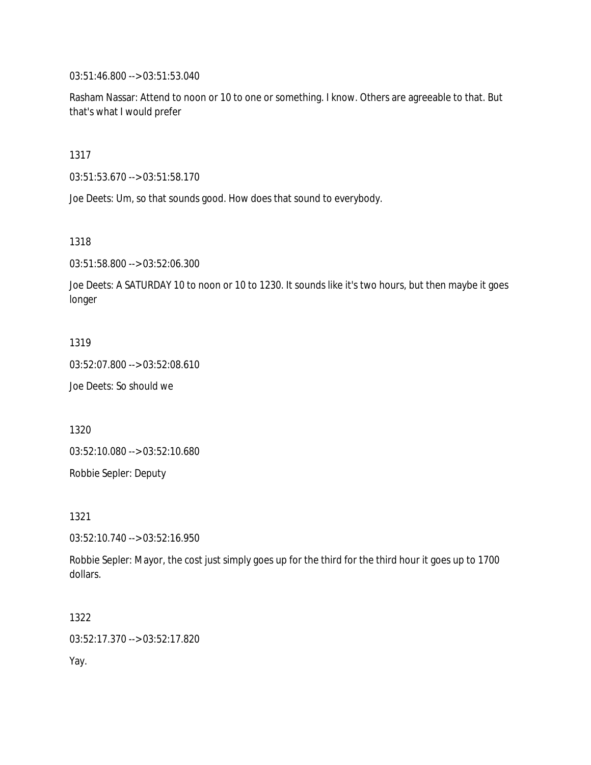03:51:46.800 --> 03:51:53.040

Rasham Nassar: Attend to noon or 10 to one or something. I know. Others are agreeable to that. But that's what I would prefer

1317

03:51:53.670 --> 03:51:58.170

Joe Deets: Um, so that sounds good. How does that sound to everybody.

1318

03:51:58.800 --> 03:52:06.300

Joe Deets: A SATURDAY 10 to noon or 10 to 1230. It sounds like it's two hours, but then maybe it goes longer

1319

03:52:07.800 --> 03:52:08.610

Joe Deets: So should we

1320

03:52:10.080 --> 03:52:10.680

Robbie Sepler: Deputy

1321

03:52:10.740 --> 03:52:16.950

Robbie Sepler: Mayor, the cost just simply goes up for the third for the third hour it goes up to 1700 dollars.

1322

03:52:17.370 --> 03:52:17.820

Yay.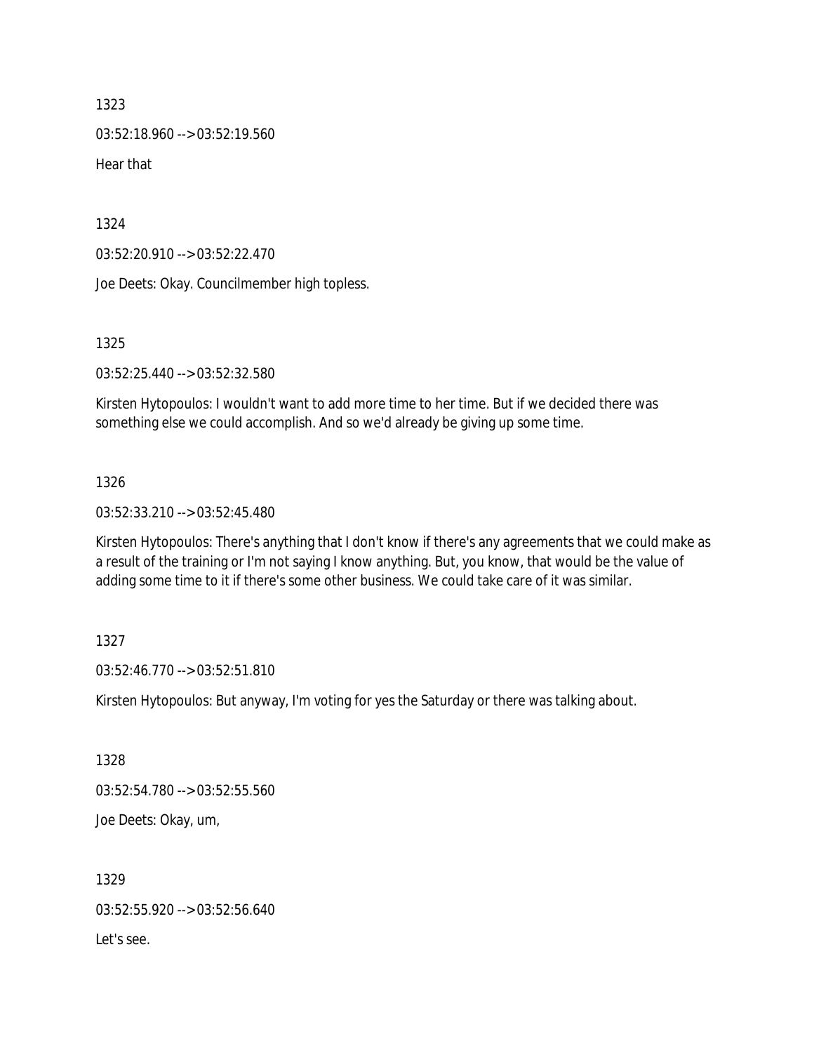1323

03:52:18.960 --> 03:52:19.560

Hear that

1324

03:52:20.910 --> 03:52:22.470

Joe Deets: Okay. Councilmember high topless.

1325

03:52:25.440 --> 03:52:32.580

Kirsten Hytopoulos: I wouldn't want to add more time to her time. But if we decided there was something else we could accomplish. And so we'd already be giving up some time.

1326

03:52:33.210 --> 03:52:45.480

Kirsten Hytopoulos: There's anything that I don't know if there's any agreements that we could make as a result of the training or I'm not saying I know anything. But, you know, that would be the value of adding some time to it if there's some other business. We could take care of it was similar.

1327

03:52:46.770 --> 03:52:51.810

Kirsten Hytopoulos: But anyway, I'm voting for yes the Saturday or there was talking about.

1328

03:52:54.780 --> 03:52:55.560

Joe Deets: Okay, um,

1329

03:52:55.920 --> 03:52:56.640

Let's see.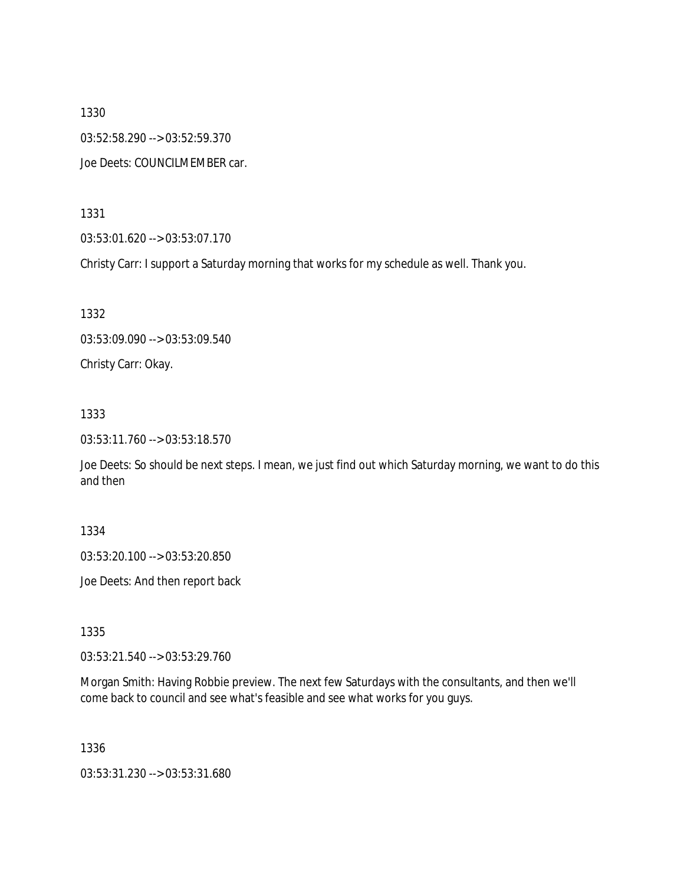1330

03:52:58.290 --> 03:52:59.370

Joe Deets: COUNCILMEMBER car.

1331

03:53:01.620 --> 03:53:07.170

Christy Carr: I support a Saturday morning that works for my schedule as well. Thank you.

1332

03:53:09.090 --> 03:53:09.540

Christy Carr: Okay.

1333

03:53:11.760 --> 03:53:18.570

Joe Deets: So should be next steps. I mean, we just find out which Saturday morning, we want to do this and then

1334

03:53:20.100 --> 03:53:20.850

Joe Deets: And then report back

1335

03:53:21.540 --> 03:53:29.760

Morgan Smith: Having Robbie preview. The next few Saturdays with the consultants, and then we'll come back to council and see what's feasible and see what works for you guys.

1336

03:53:31.230 --> 03:53:31.680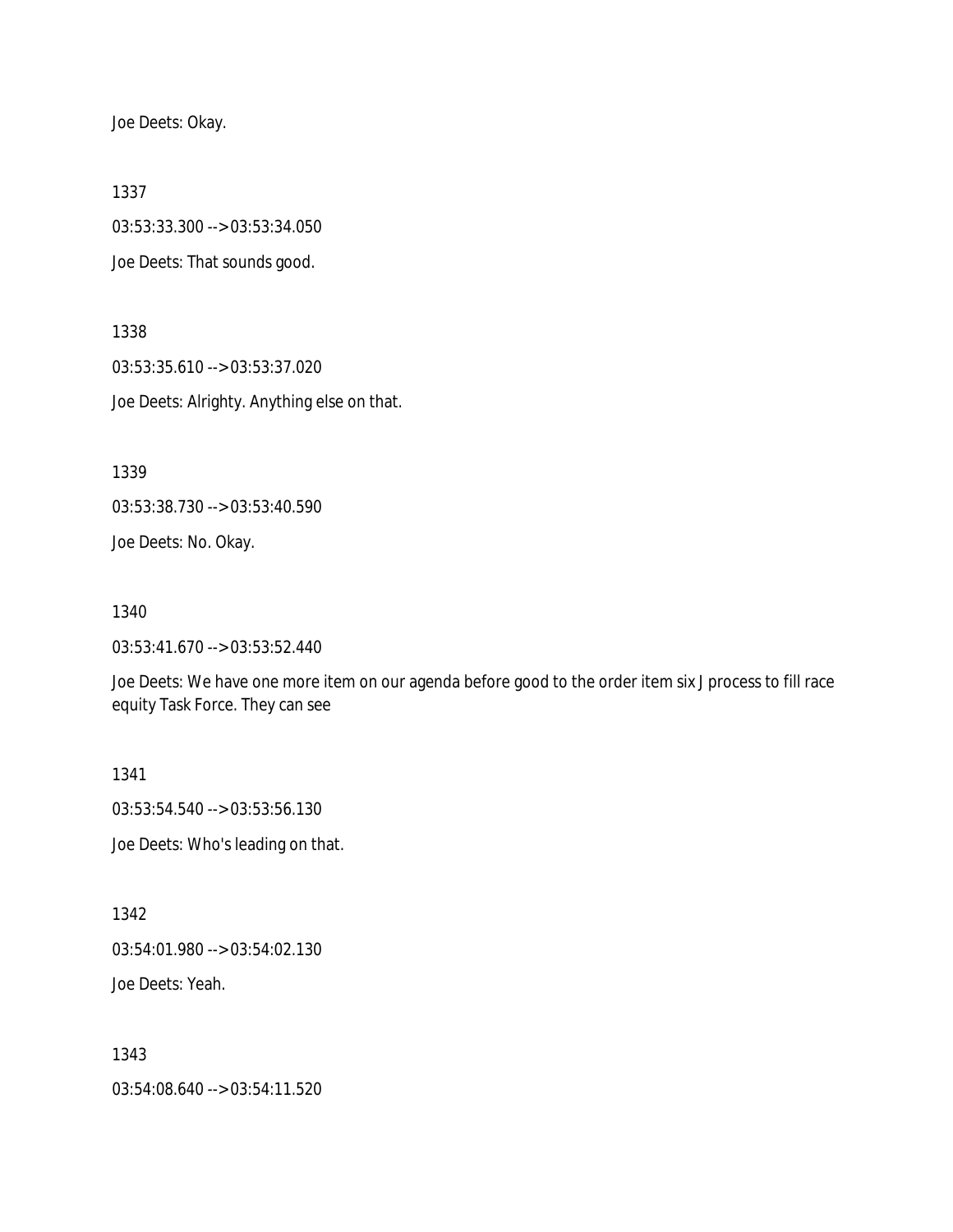Joe Deets: Okay.

1337

03:53:33.300 --> 03:53:34.050

Joe Deets: That sounds good.

1338

03:53:35.610 --> 03:53:37.020

Joe Deets: Alrighty. Anything else on that.

1339

03:53:38.730 --> 03:53:40.590

Joe Deets: No. Okay.

1340

03:53:41.670 --> 03:53:52.440

Joe Deets: We have one more item on our agenda before good to the order item six J process to fill race equity Task Force. They can see

1341

03:53:54.540 --> 03:53:56.130

Joe Deets: Who's leading on that.

1342

03:54:01.980 --> 03:54:02.130

Joe Deets: Yeah.

1343

03:54:08.640 --> 03:54:11.520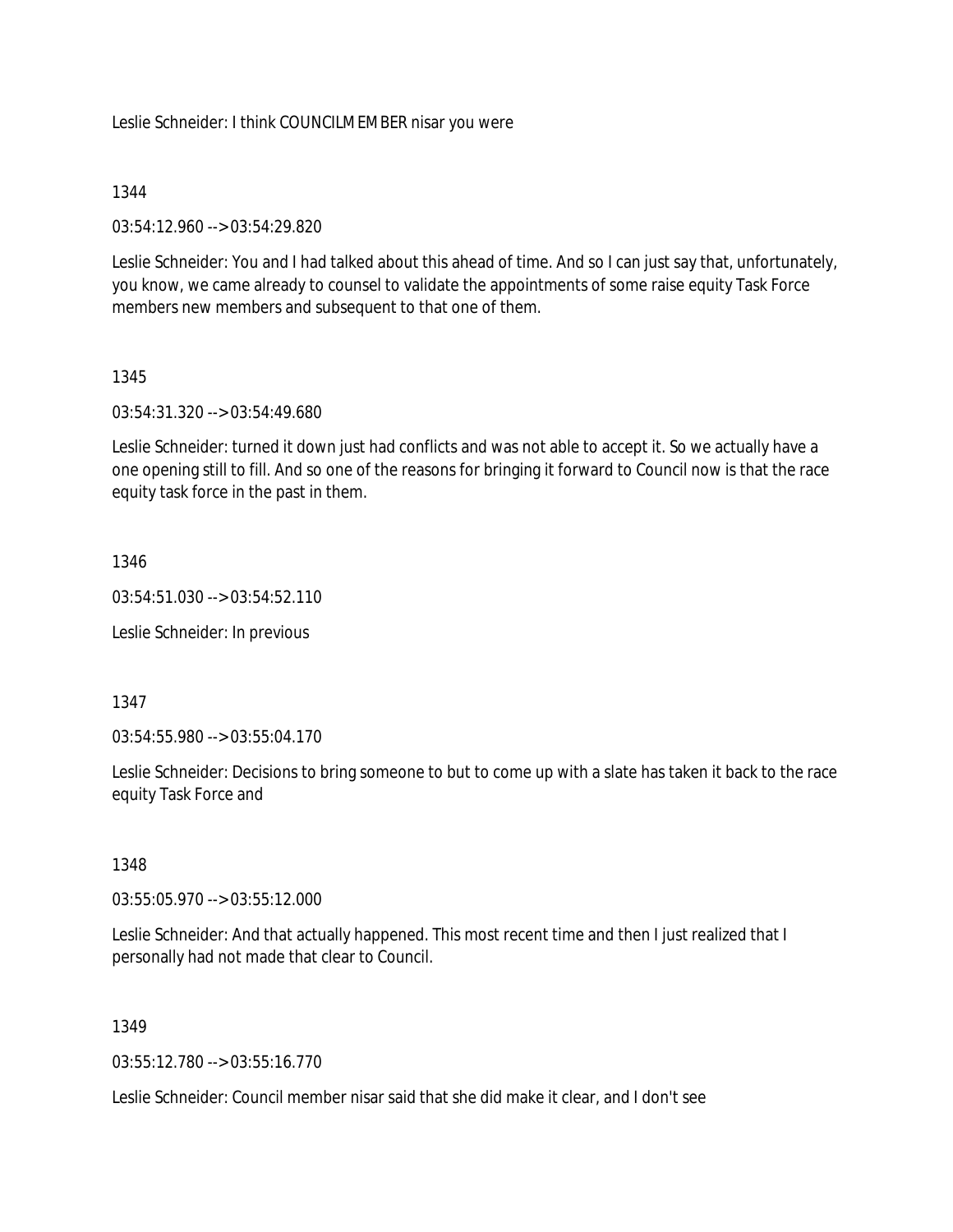Leslie Schneider: I think COUNCILMEMBER nisar you were

1344

03:54:12.960 --> 03:54:29.820

Leslie Schneider: You and I had talked about this ahead of time. And so I can just say that, unfortunately, you know, we came already to counsel to validate the appointments of some raise equity Task Force members new members and subsequent to that one of them.

1345

03:54:31.320 --> 03:54:49.680

Leslie Schneider: turned it down just had conflicts and was not able to accept it. So we actually have a one opening still to fill. And so one of the reasons for bringing it forward to Council now is that the race equity task force in the past in them.

1346

03:54:51.030 --> 03:54:52.110

Leslie Schneider: In previous

1347

03:54:55.980 --> 03:55:04.170

Leslie Schneider: Decisions to bring someone to but to come up with a slate has taken it back to the race equity Task Force and

1348

03:55:05.970 --> 03:55:12.000

Leslie Schneider: And that actually happened. This most recent time and then I just realized that I personally had not made that clear to Council.

1349

03:55:12.780 --> 03:55:16.770

Leslie Schneider: Council member nisar said that she did make it clear, and I don't see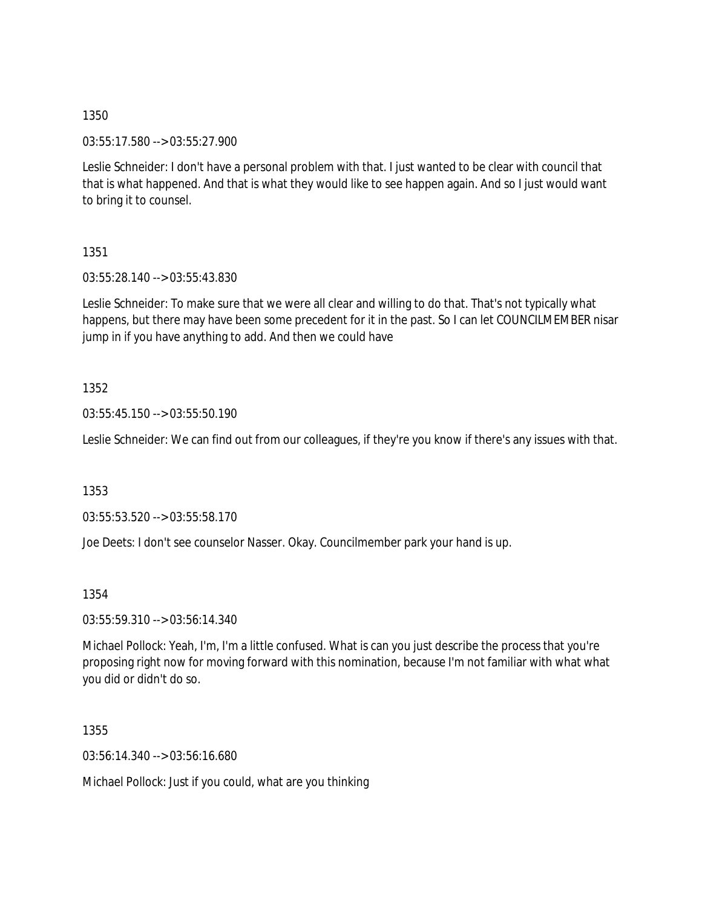1350

03:55:17.580 --> 03:55:27.900

Leslie Schneider: I don't have a personal problem with that. I just wanted to be clear with council that that is what happened. And that is what they would like to see happen again. And so I just would want to bring it to counsel.

1351

03:55:28.140 --> 03:55:43.830

Leslie Schneider: To make sure that we were all clear and willing to do that. That's not typically what happens, but there may have been some precedent for it in the past. So I can let COUNCILMEMBER nisar jump in if you have anything to add. And then we could have

1352

03:55:45.150 --> 03:55:50.190

Leslie Schneider: We can find out from our colleagues, if they're you know if there's any issues with that.

1353

03:55:53.520 --> 03:55:58.170

Joe Deets: I don't see counselor Nasser. Okay. Councilmember park your hand is up.

1354

03:55:59.310 --> 03:56:14.340

Michael Pollock: Yeah, I'm, I'm a little confused. What is can you just describe the process that you're proposing right now for moving forward with this nomination, because I'm not familiar with what what you did or didn't do so.

1355

03:56:14.340 --> 03:56:16.680

Michael Pollock: Just if you could, what are you thinking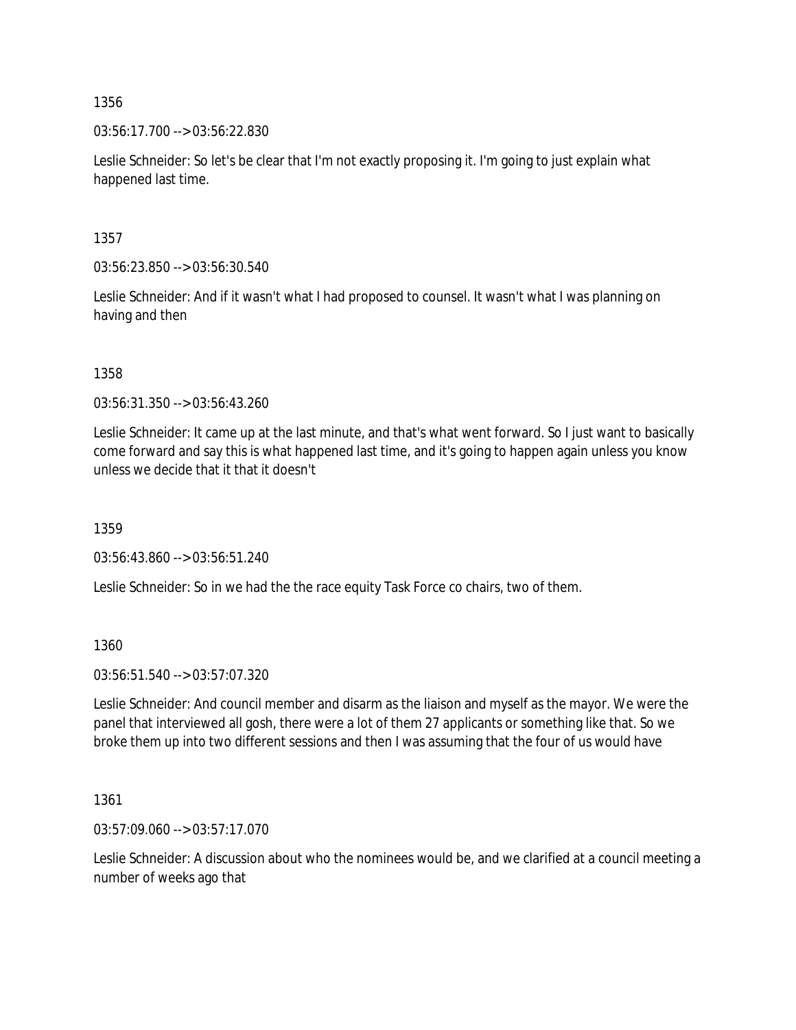1356

03:56:17.700 --> 03:56:22.830

Leslie Schneider: So let's be clear that I'm not exactly proposing it. I'm going to just explain what happened last time.

1357

03:56:23.850 --> 03:56:30.540

Leslie Schneider: And if it wasn't what I had proposed to counsel. It wasn't what I was planning on having and then

1358

03:56:31.350 --> 03:56:43.260

Leslie Schneider: It came up at the last minute, and that's what went forward. So I just want to basically come forward and say this is what happened last time, and it's going to happen again unless you know unless we decide that it that it doesn't

1359

03:56:43.860 --> 03:56:51.240

Leslie Schneider: So in we had the the race equity Task Force co chairs, two of them.

1360

03:56:51.540 --> 03:57:07.320

Leslie Schneider: And council member and disarm as the liaison and myself as the mayor. We were the panel that interviewed all gosh, there were a lot of them 27 applicants or something like that. So we broke them up into two different sessions and then I was assuming that the four of us would have

1361

03:57:09.060 --> 03:57:17.070

Leslie Schneider: A discussion about who the nominees would be, and we clarified at a council meeting a number of weeks ago that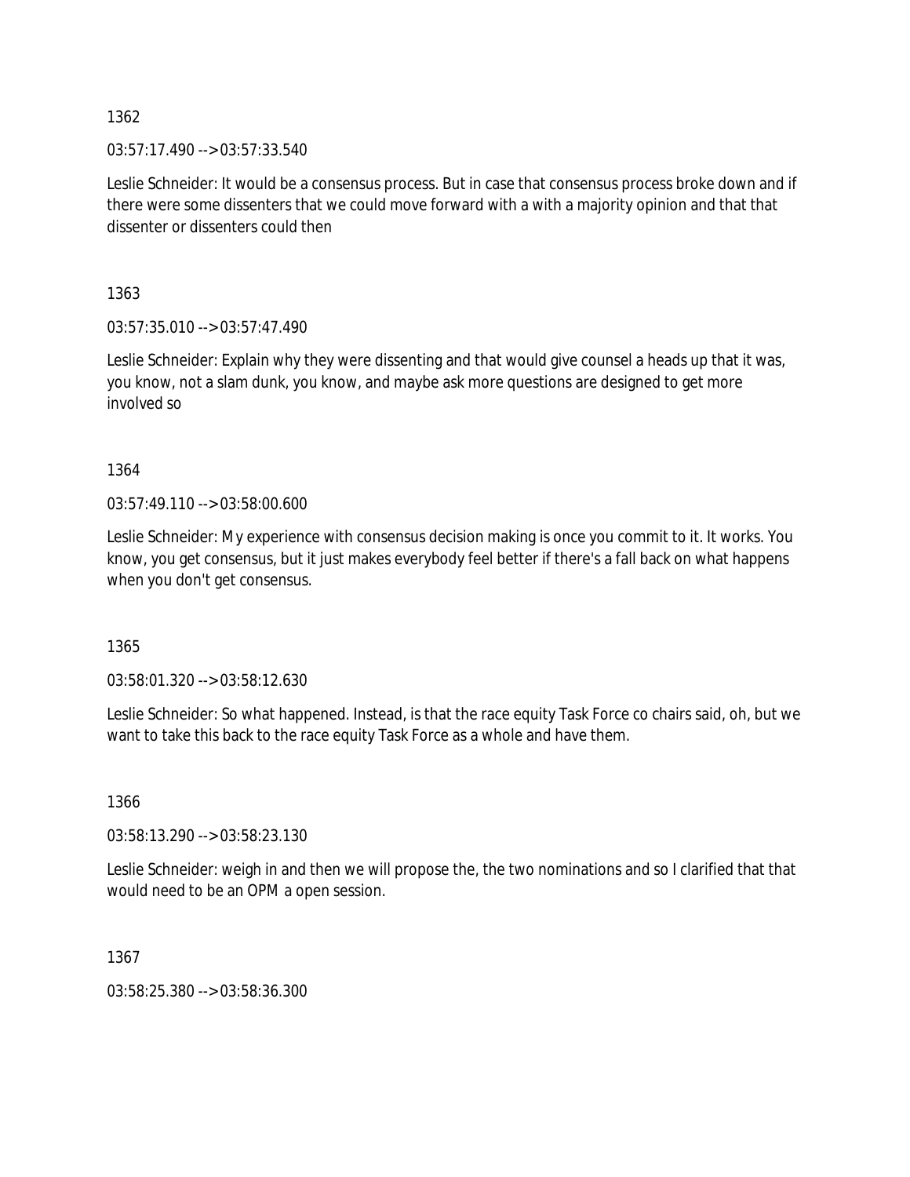1362

03:57:17.490 --> 03:57:33.540

Leslie Schneider: It would be a consensus process. But in case that consensus process broke down and if there were some dissenters that we could move forward with a with a majority opinion and that that dissenter or dissenters could then

1363

03:57:35.010 --> 03:57:47.490

Leslie Schneider: Explain why they were dissenting and that would give counsel a heads up that it was, you know, not a slam dunk, you know, and maybe ask more questions are designed to get more involved so

1364

03:57:49.110 --> 03:58:00.600

Leslie Schneider: My experience with consensus decision making is once you commit to it. It works. You know, you get consensus, but it just makes everybody feel better if there's a fall back on what happens when you don't get consensus.

1365

03:58:01.320 --> 03:58:12.630

Leslie Schneider: So what happened. Instead, is that the race equity Task Force co chairs said, oh, but we want to take this back to the race equity Task Force as a whole and have them.

1366

03:58:13.290 --> 03:58:23.130

Leslie Schneider: weigh in and then we will propose the, the two nominations and so I clarified that that would need to be an OPM a open session.

1367

03:58:25.380 --> 03:58:36.300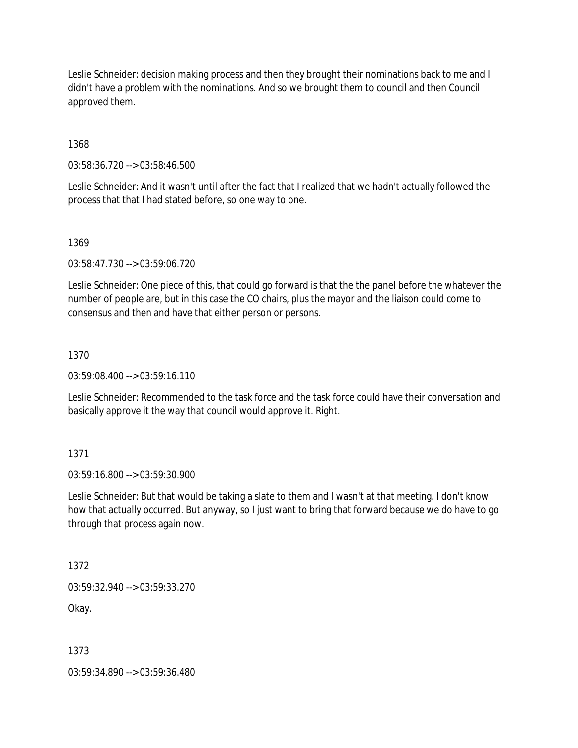Leslie Schneider: decision making process and then they brought their nominations back to me and I didn't have a problem with the nominations. And so we brought them to council and then Council approved them.

1368

03:58:36.720 --> 03:58:46.500

Leslie Schneider: And it wasn't until after the fact that I realized that we hadn't actually followed the process that that I had stated before, so one way to one.

1369

03:58:47.730 --> 03:59:06.720

Leslie Schneider: One piece of this, that could go forward is that the the panel before the whatever the number of people are, but in this case the CO chairs, plus the mayor and the liaison could come to consensus and then and have that either person or persons.

1370

03:59:08.400 --> 03:59:16.110

Leslie Schneider: Recommended to the task force and the task force could have their conversation and basically approve it the way that council would approve it. Right.

1371

03:59:16.800 --> 03:59:30.900

Leslie Schneider: But that would be taking a slate to them and I wasn't at that meeting. I don't know how that actually occurred. But anyway, so I just want to bring that forward because we do have to go through that process again now.

1372

03:59:32.940 --> 03:59:33.270

Okay.

1373

03:59:34.890 --> 03:59:36.480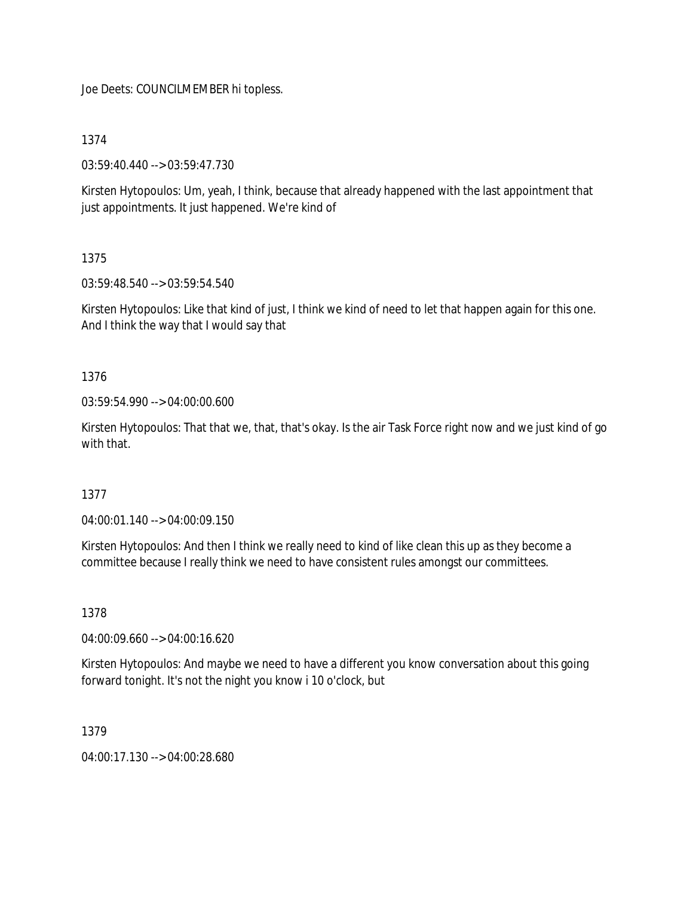Joe Deets: COUNCILMEMBER hi topless.

1374

03:59:40.440 --> 03:59:47.730

Kirsten Hytopoulos: Um, yeah, I think, because that already happened with the last appointment that just appointments. It just happened. We're kind of

1375

03:59:48.540 --> 03:59:54.540

Kirsten Hytopoulos: Like that kind of just, I think we kind of need to let that happen again for this one. And I think the way that I would say that

1376

03:59:54.990 --> 04:00:00.600

Kirsten Hytopoulos: That that we, that, that's okay. Is the air Task Force right now and we just kind of go with that.

1377

04:00:01.140 --> 04:00:09.150

Kirsten Hytopoulos: And then I think we really need to kind of like clean this up as they become a committee because I really think we need to have consistent rules amongst our committees.

1378

04:00:09.660 --> 04:00:16.620

Kirsten Hytopoulos: And maybe we need to have a different you know conversation about this going forward tonight. It's not the night you know i 10 o'clock, but

1379

04:00:17.130 --> 04:00:28.680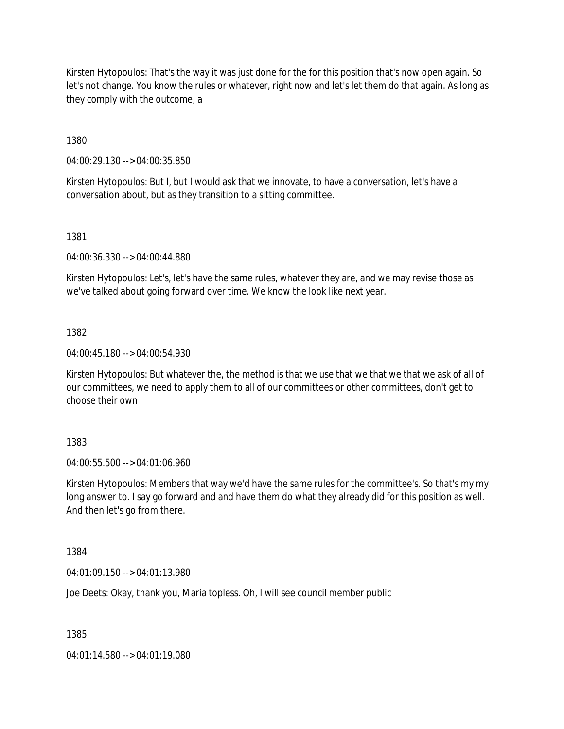Kirsten Hytopoulos: That's the way it was just done for the for this position that's now open again. So let's not change. You know the rules or whatever, right now and let's let them do that again. As long as they comply with the outcome, a

1380

04:00:29.130 --> 04:00:35.850

Kirsten Hytopoulos: But I, but I would ask that we innovate, to have a conversation, let's have a conversation about, but as they transition to a sitting committee.

1381

04:00:36.330 --> 04:00:44.880

Kirsten Hytopoulos: Let's, let's have the same rules, whatever they are, and we may revise those as we've talked about going forward over time. We know the look like next year.

1382

04:00:45.180 --> 04:00:54.930

Kirsten Hytopoulos: But whatever the, the method is that we use that we that we that we ask of all of our committees, we need to apply them to all of our committees or other committees, don't get to choose their own

1383

04:00:55.500 --> 04:01:06.960

Kirsten Hytopoulos: Members that way we'd have the same rules for the committee's. So that's my my long answer to. I say go forward and and have them do what they already did for this position as well. And then let's go from there.

1384

04:01:09.150 --> 04:01:13.980

Joe Deets: Okay, thank you, Maria topless. Oh, I will see council member public

1385

04:01:14.580 --> 04:01:19.080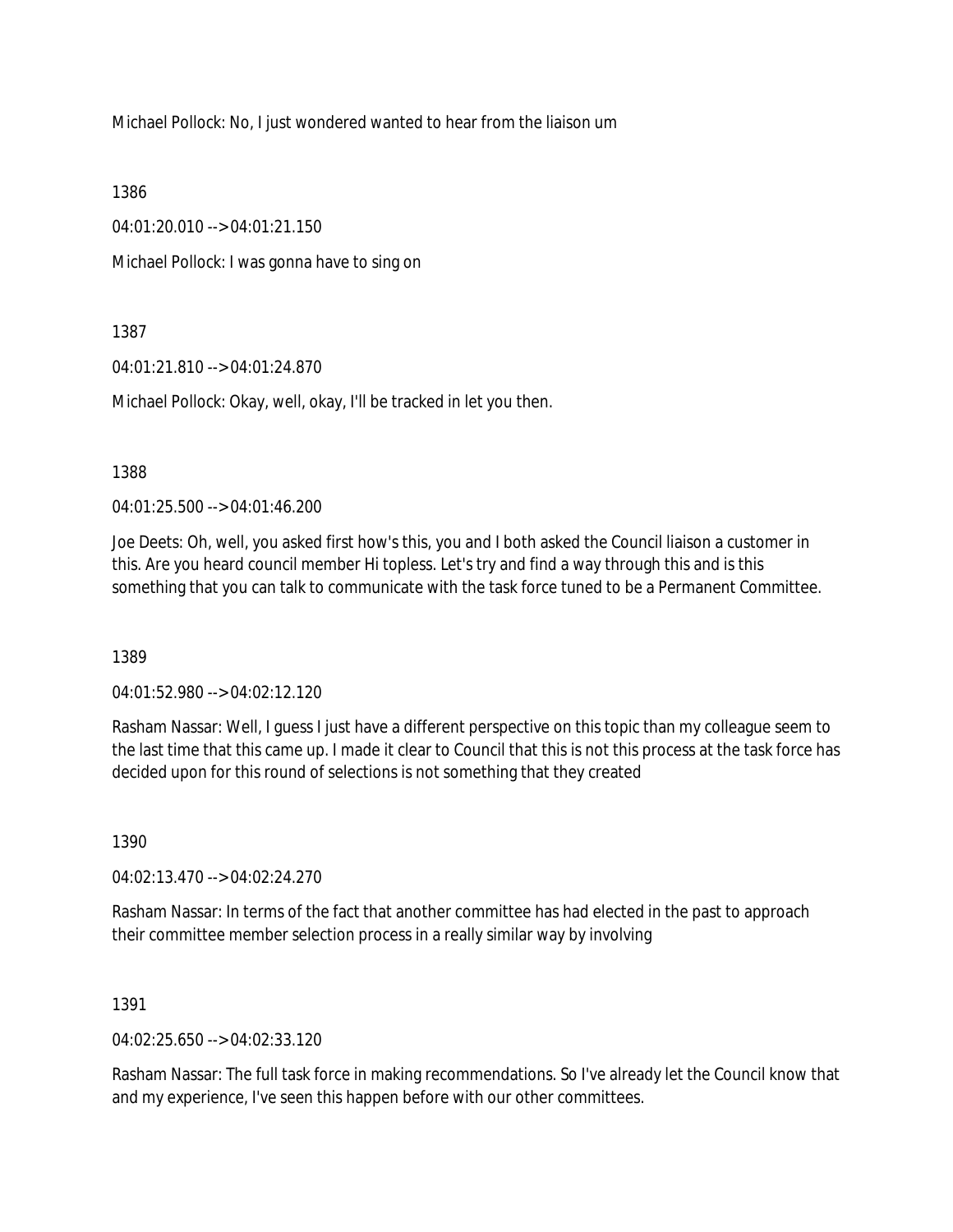Michael Pollock: No, I just wondered wanted to hear from the liaison um

1386

04:01:20.010 --> 04:01:21.150

Michael Pollock: I was gonna have to sing on

1387

04:01:21.810 --> 04:01:24.870

Michael Pollock: Okay, well, okay, I'll be tracked in let you then.

1388

04:01:25.500 --> 04:01:46.200

Joe Deets: Oh, well, you asked first how's this, you and I both asked the Council liaison a customer in this. Are you heard council member Hi topless. Let's try and find a way through this and is this something that you can talk to communicate with the task force tuned to be a Permanent Committee.

1389

04:01:52.980 --> 04:02:12.120

Rasham Nassar: Well, I guess I just have a different perspective on this topic than my colleague seem to the last time that this came up. I made it clear to Council that this is not this process at the task force has decided upon for this round of selections is not something that they created

1390

04:02:13.470 --> 04:02:24.270

Rasham Nassar: In terms of the fact that another committee has had elected in the past to approach their committee member selection process in a really similar way by involving

1391

04:02:25.650 --> 04:02:33.120

Rasham Nassar: The full task force in making recommendations. So I've already let the Council know that and my experience, I've seen this happen before with our other committees.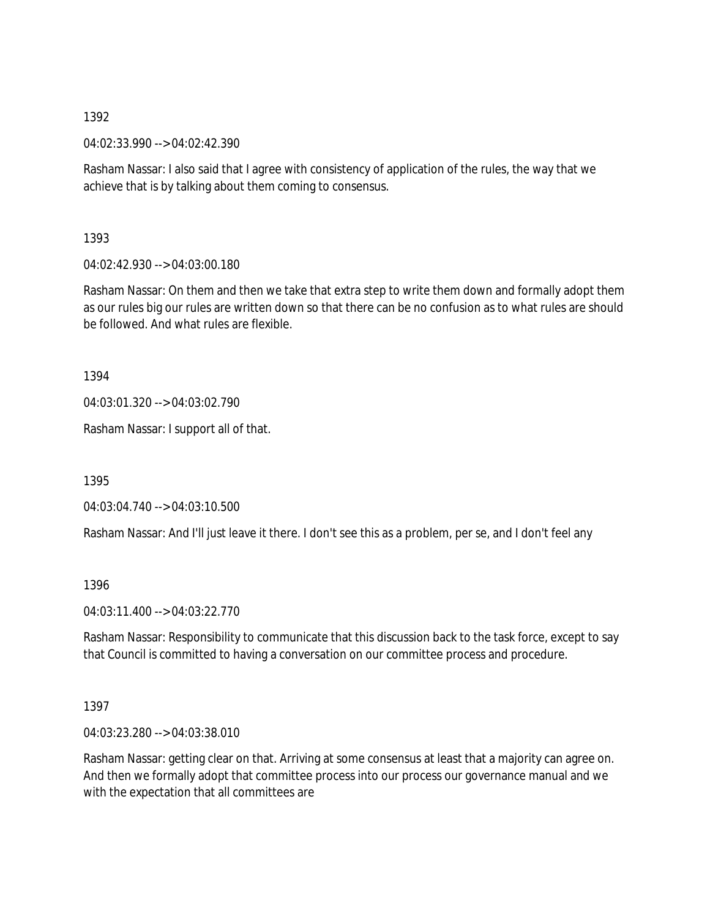1392

04:02:33.990 --> 04:02:42.390

Rasham Nassar: I also said that I agree with consistency of application of the rules, the way that we achieve that is by talking about them coming to consensus.

1393

04:02:42.930 --> 04:03:00.180

Rasham Nassar: On them and then we take that extra step to write them down and formally adopt them as our rules big our rules are written down so that there can be no confusion as to what rules are should be followed. And what rules are flexible.

1394

04:03:01.320 --> 04:03:02.790

Rasham Nassar: I support all of that.

1395

04:03:04.740 --> 04:03:10.500

Rasham Nassar: And I'll just leave it there. I don't see this as a problem, per se, and I don't feel any

1396

04:03:11.400 --> 04:03:22.770

Rasham Nassar: Responsibility to communicate that this discussion back to the task force, except to say that Council is committed to having a conversation on our committee process and procedure.

1397

04:03:23.280 --> 04:03:38.010

Rasham Nassar: getting clear on that. Arriving at some consensus at least that a majority can agree on. And then we formally adopt that committee process into our process our governance manual and we with the expectation that all committees are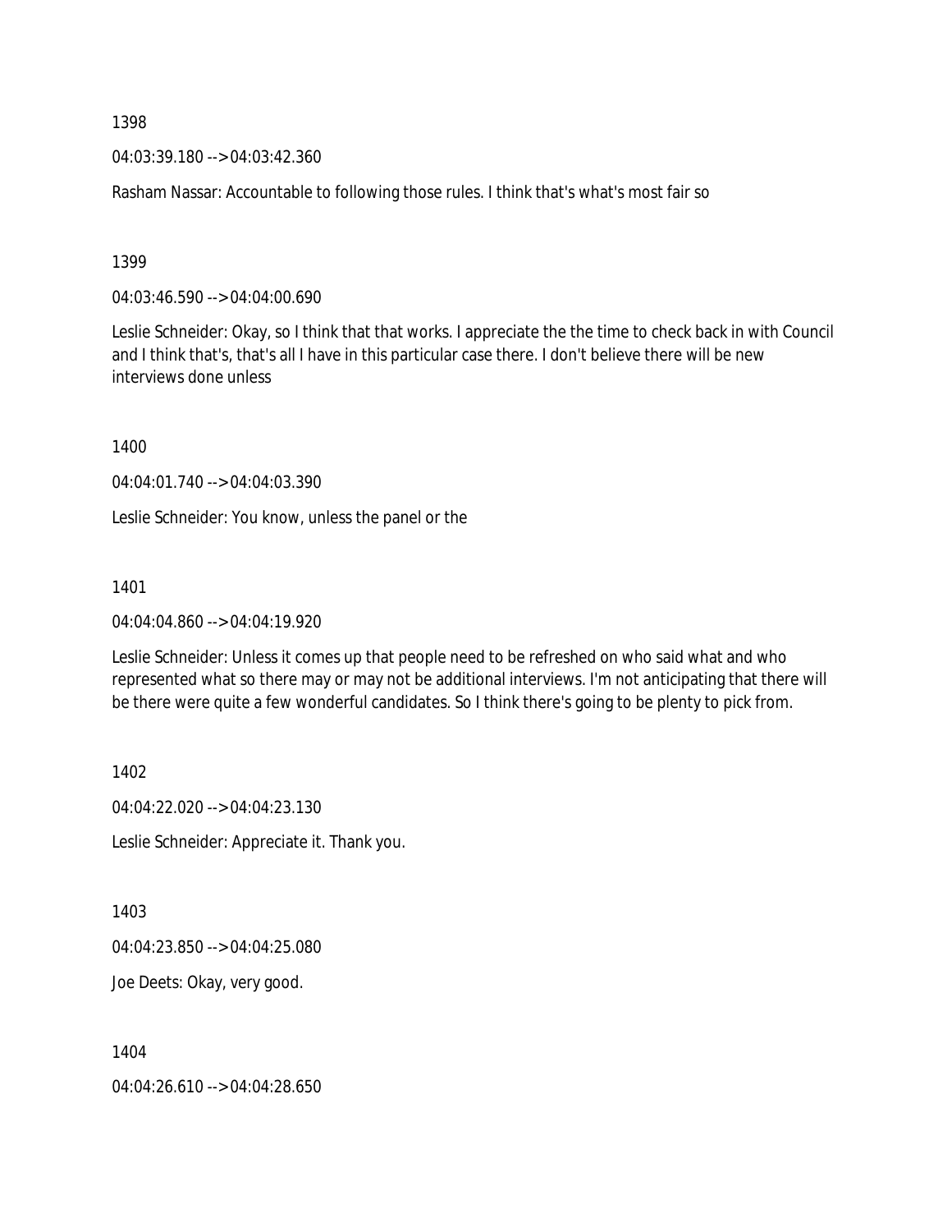1398

04:03:39.180 --> 04:03:42.360

Rasham Nassar: Accountable to following those rules. I think that's what's most fair so

1399

04:03:46.590 --> 04:04:00.690

Leslie Schneider: Okay, so I think that that works. I appreciate the the time to check back in with Council and I think that's, that's all I have in this particular case there. I don't believe there will be new interviews done unless

1400

04:04:01.740 --> 04:04:03.390

Leslie Schneider: You know, unless the panel or the

1401

04:04:04.860 --> 04:04:19.920

Leslie Schneider: Unless it comes up that people need to be refreshed on who said what and who represented what so there may or may not be additional interviews. I'm not anticipating that there will be there were quite a few wonderful candidates. So I think there's going to be plenty to pick from.

1402

04:04:22.020 --> 04:04:23.130

Leslie Schneider: Appreciate it. Thank you.

1403

04:04:23.850 --> 04:04:25.080

Joe Deets: Okay, very good.

1404

04:04:26.610 --> 04:04:28.650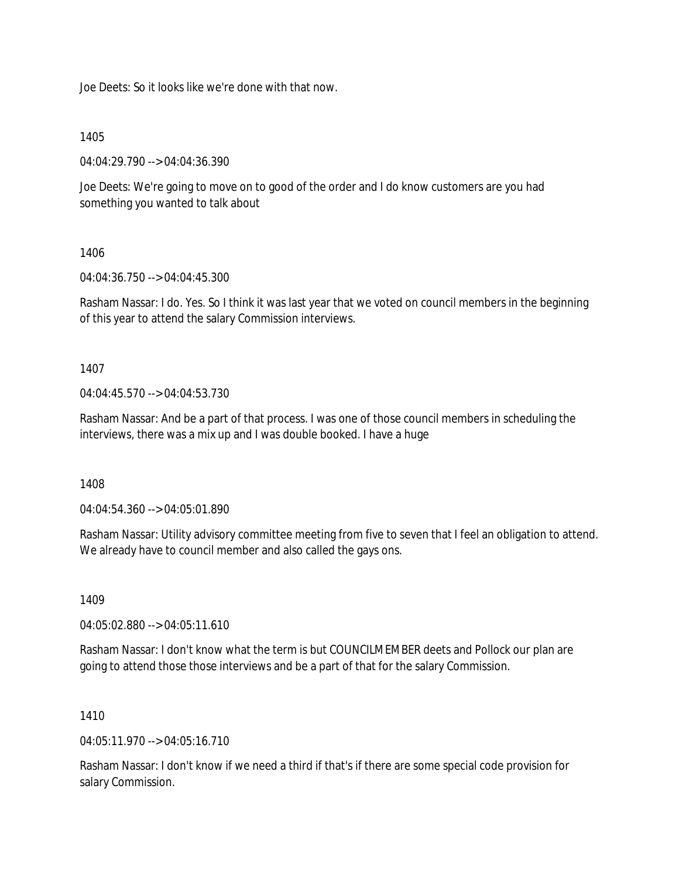Joe Deets: So it looks like we're done with that now.

1405

04:04:29.790 --> 04:04:36.390

Joe Deets: We're going to move on to good of the order and I do know customers are you had something you wanted to talk about

1406

04:04:36.750 --> 04:04:45.300

Rasham Nassar: I do. Yes. So I think it was last year that we voted on council members in the beginning of this year to attend the salary Commission interviews.

1407

04:04:45.570 --> 04:04:53.730

Rasham Nassar: And be a part of that process. I was one of those council members in scheduling the interviews, there was a mix up and I was double booked. I have a huge

1408

04:04:54.360 --> 04:05:01.890

Rasham Nassar: Utility advisory committee meeting from five to seven that I feel an obligation to attend. We already have to council member and also called the gays ons.

1409

04:05:02.880 --> 04:05:11.610

Rasham Nassar: I don't know what the term is but COUNCILMEMBER deets and Pollock our plan are going to attend those those interviews and be a part of that for the salary Commission.

1410

04:05:11.970 --> 04:05:16.710

Rasham Nassar: I don't know if we need a third if that's if there are some special code provision for salary Commission.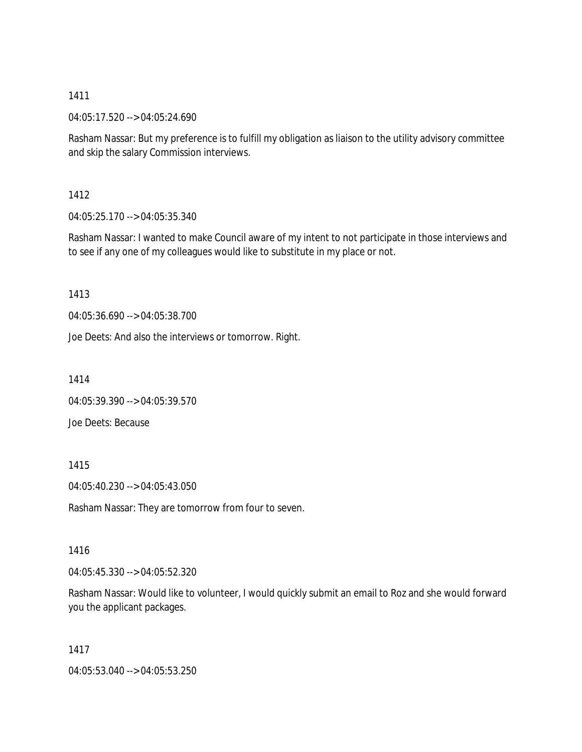1411

04:05:17.520 --> 04:05:24.690

Rasham Nassar: But my preference is to fulfill my obligation as liaison to the utility advisory committee and skip the salary Commission interviews.

1412

04:05:25.170 --> 04:05:35.340

Rasham Nassar: I wanted to make Council aware of my intent to not participate in those interviews and to see if any one of my colleagues would like to substitute in my place or not.

1413

04:05:36.690 --> 04:05:38.700

Joe Deets: And also the interviews or tomorrow. Right.

1414

04:05:39.390 --> 04:05:39.570

Joe Deets: Because

1415

04:05:40.230 --> 04:05:43.050

Rasham Nassar: They are tomorrow from four to seven.

1416

04:05:45.330 --> 04:05:52.320

Rasham Nassar: Would like to volunteer, I would quickly submit an email to Roz and she would forward you the applicant packages.

1417

04:05:53.040 --> 04:05:53.250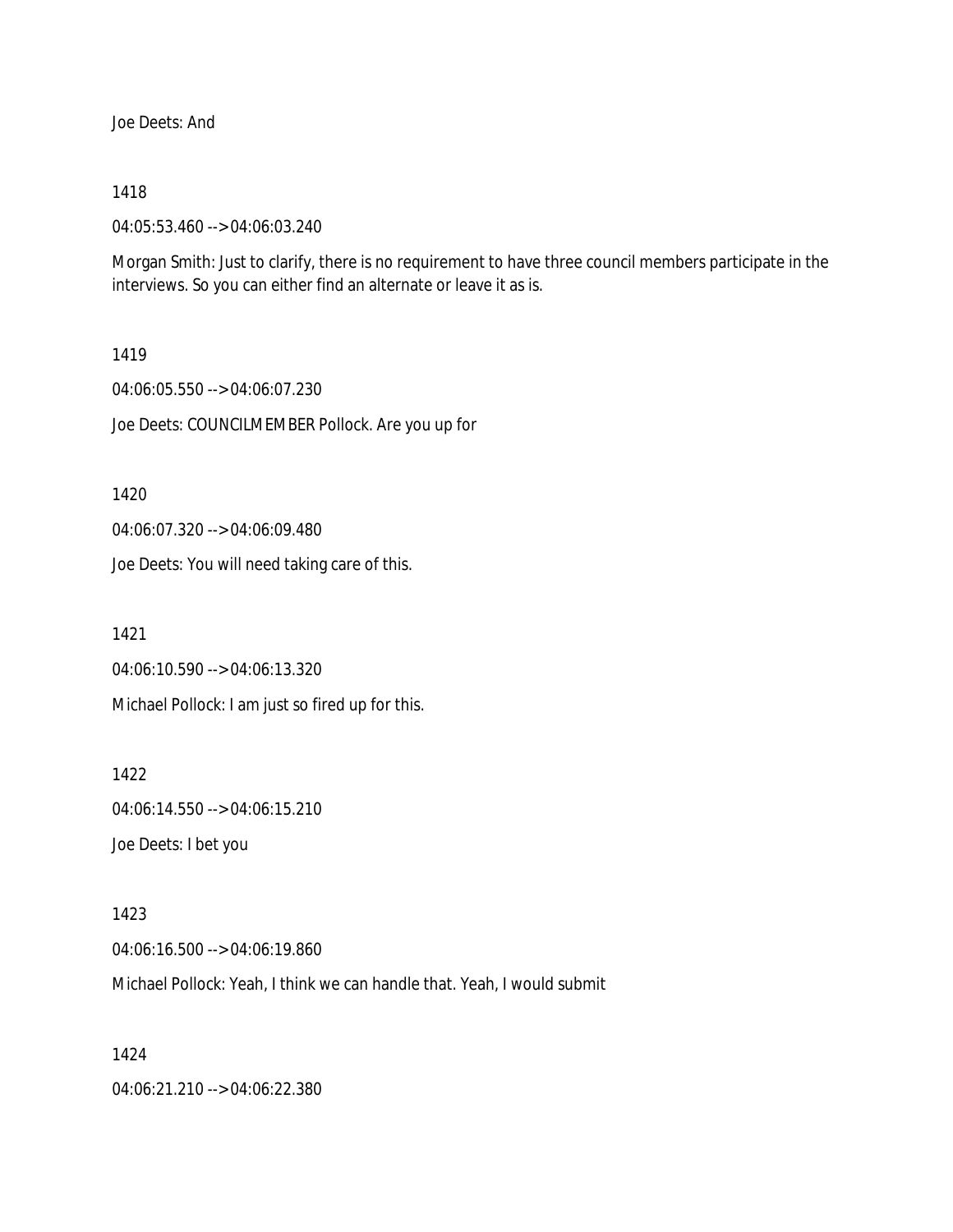Joe Deets: And

1418

04:05:53.460 --> 04:06:03.240

Morgan Smith: Just to clarify, there is no requirement to have three council members participate in the interviews. So you can either find an alternate or leave it as is.

1419

04:06:05.550 --> 04:06:07.230

Joe Deets: COUNCILMEMBER Pollock. Are you up for

1420

04:06:07.320 --> 04:06:09.480

Joe Deets: You will need taking care of this.

1421

04:06:10.590 --> 04:06:13.320

Michael Pollock: I am just so fired up for this.

1422

04:06:14.550 --> 04:06:15.210

Joe Deets: I bet you

1423

04:06:16.500 --> 04:06:19.860

Michael Pollock: Yeah, I think we can handle that. Yeah, I would submit

1424

04:06:21.210 --> 04:06:22.380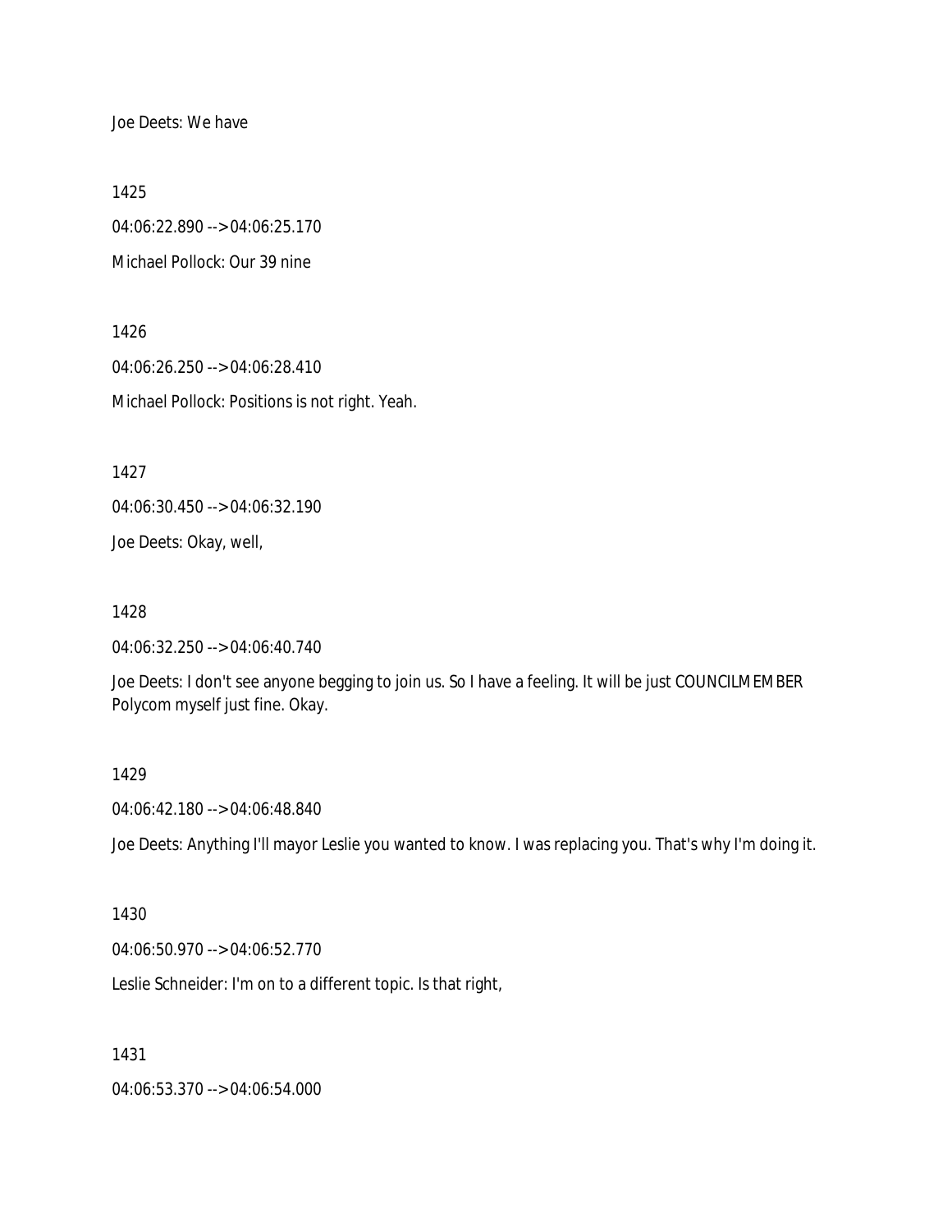Joe Deets: We have

1425

04:06:22.890 --> 04:06:25.170

Michael Pollock: Our 39 nine

1426

04:06:26.250 --> 04:06:28.410

Michael Pollock: Positions is not right. Yeah.

1427

04:06:30.450 --> 04:06:32.190

Joe Deets: Okay, well,

1428

04:06:32.250 --> 04:06:40.740

Joe Deets: I don't see anyone begging to join us. So I have a feeling. It will be just COUNCILMEMBER Polycom myself just fine. Okay.

1429

04:06:42.180 --> 04:06:48.840

Joe Deets: Anything I'll mayor Leslie you wanted to know. I was replacing you. That's why I'm doing it.

1430

04:06:50.970 --> 04:06:52.770

Leslie Schneider: I'm on to a different topic. Is that right,

1431

04:06:53.370 --> 04:06:54.000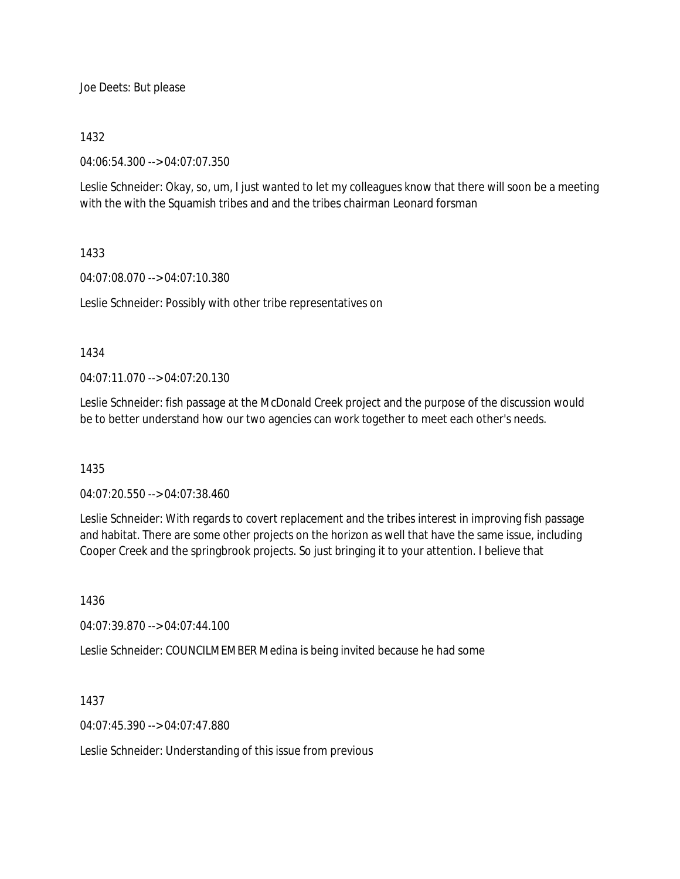Joe Deets: But please

1432

04:06:54.300 --> 04:07:07.350

Leslie Schneider: Okay, so, um, I just wanted to let my colleagues know that there will soon be a meeting with the with the Squamish tribes and and the tribes chairman Leonard forsman

1433

04:07:08.070 --> 04:07:10.380

Leslie Schneider: Possibly with other tribe representatives on

1434

04:07:11.070 --> 04:07:20.130

Leslie Schneider: fish passage at the McDonald Creek project and the purpose of the discussion would be to better understand how our two agencies can work together to meet each other's needs.

1435

04:07:20.550 --> 04:07:38.460

Leslie Schneider: With regards to covert replacement and the tribes interest in improving fish passage and habitat. There are some other projects on the horizon as well that have the same issue, including Cooper Creek and the springbrook projects. So just bringing it to your attention. I believe that

1436

04:07:39.870 --> 04:07:44.100

Leslie Schneider: COUNCILMEMBER Medina is being invited because he had some

1437

04:07:45.390 --> 04:07:47.880

Leslie Schneider: Understanding of this issue from previous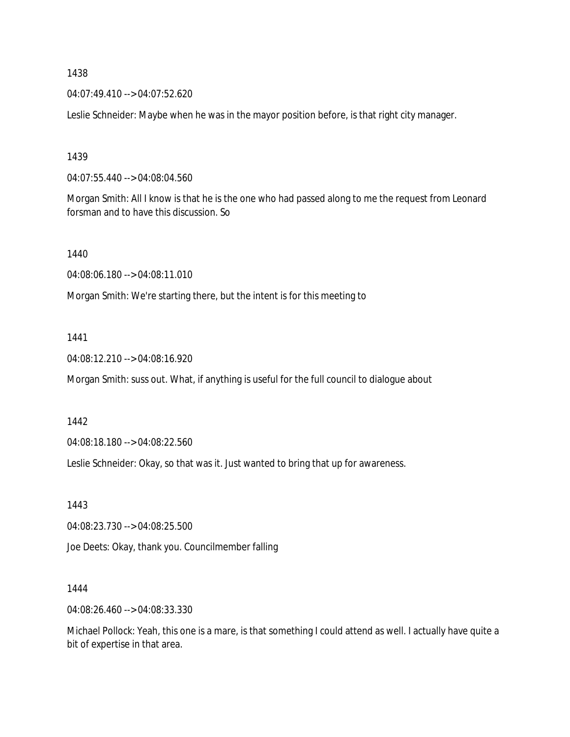1438

04:07:49.410 --> 04:07:52.620

Leslie Schneider: Maybe when he was in the mayor position before, is that right city manager.

1439

04:07:55.440 --> 04:08:04.560

Morgan Smith: All I know is that he is the one who had passed along to me the request from Leonard forsman and to have this discussion. So

1440

04:08:06.180 --> 04:08:11.010

Morgan Smith: We're starting there, but the intent is for this meeting to

1441

04:08:12.210 --> 04:08:16.920

Morgan Smith: suss out. What, if anything is useful for the full council to dialogue about

1442

04:08:18.180 --> 04:08:22.560

Leslie Schneider: Okay, so that was it. Just wanted to bring that up for awareness.

1443

04:08:23.730 --> 04:08:25.500

Joe Deets: Okay, thank you. Councilmember falling

1444

04:08:26.460 --> 04:08:33.330

Michael Pollock: Yeah, this one is a mare, is that something I could attend as well. I actually have quite a bit of expertise in that area.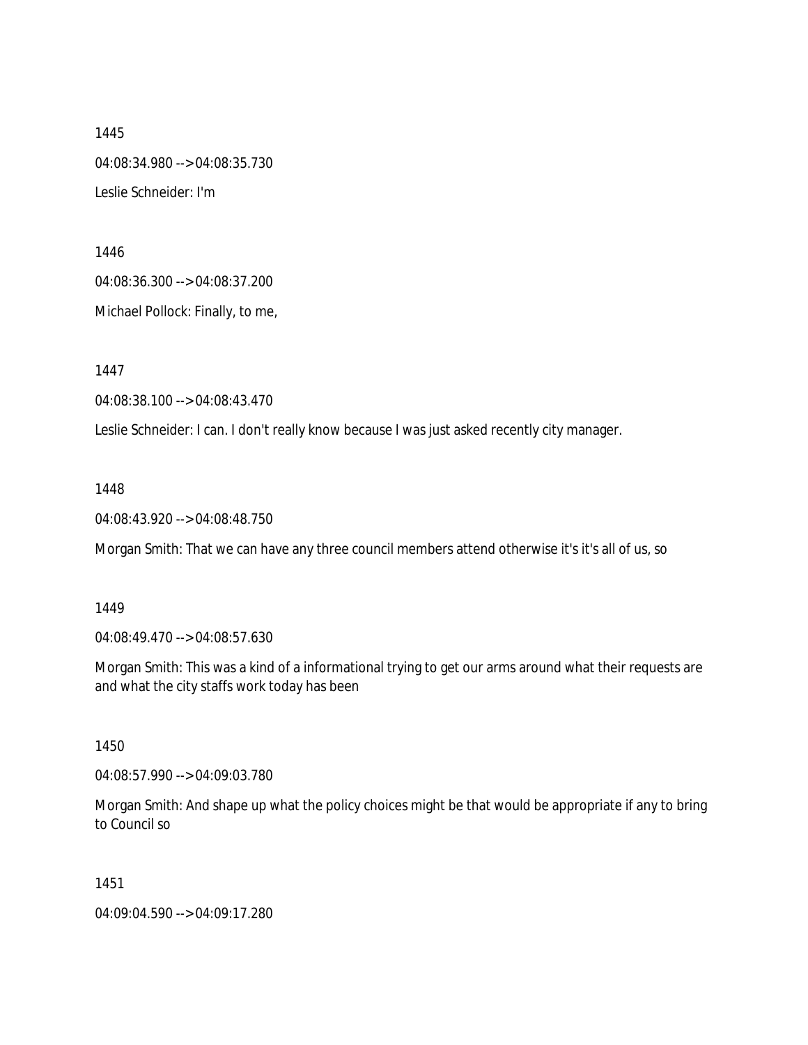1445

04:08:34.980 --> 04:08:35.730

Leslie Schneider: I'm

1446

04:08:36.300 --> 04:08:37.200

Michael Pollock: Finally, to me,

1447

04:08:38.100 --> 04:08:43.470

Leslie Schneider: I can. I don't really know because I was just asked recently city manager.

1448

04:08:43.920 --> 04:08:48.750

Morgan Smith: That we can have any three council members attend otherwise it's it's all of us, so

1449

04:08:49.470 --> 04:08:57.630

Morgan Smith: This was a kind of a informational trying to get our arms around what their requests are and what the city staffs work today has been

1450

04:08:57.990 --> 04:09:03.780

Morgan Smith: And shape up what the policy choices might be that would be appropriate if any to bring to Council so

1451

04:09:04.590 --> 04:09:17.280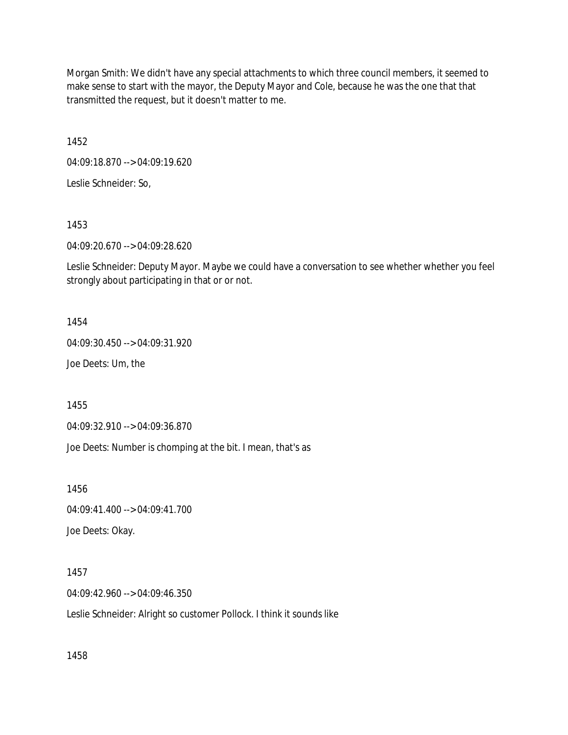Morgan Smith: We didn't have any special attachments to which three council members, it seemed to make sense to start with the mayor, the Deputy Mayor and Cole, because he was the one that that transmitted the request, but it doesn't matter to me.

1452

04:09:18.870 --> 04:09:19.620

Leslie Schneider: So,

1453

04:09:20.670 --> 04:09:28.620

Leslie Schneider: Deputy Mayor. Maybe we could have a conversation to see whether whether you feel strongly about participating in that or or not.

1454

04:09:30.450 --> 04:09:31.920

Joe Deets: Um, the

1455

04:09:32.910 --> 04:09:36.870

Joe Deets: Number is chomping at the bit. I mean, that's as

1456

04:09:41.400 --> 04:09:41.700

Joe Deets: Okay.

1457

04:09:42.960 --> 04:09:46.350

Leslie Schneider: Alright so customer Pollock. I think it sounds like

1458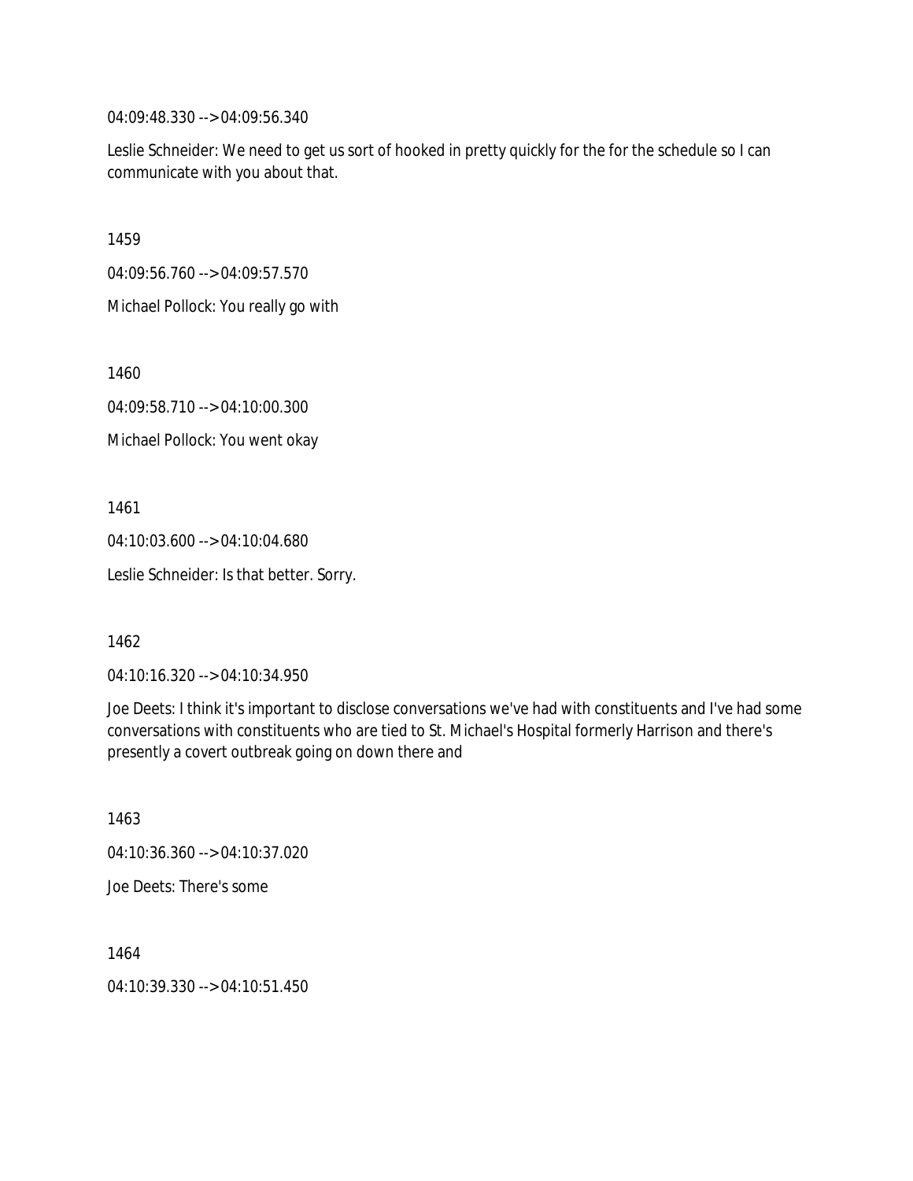04:09:48.330 --> 04:09:56.340

Leslie Schneider: We need to get us sort of hooked in pretty quickly for the for the schedule so I can communicate with you about that.

1459

04:09:56.760 --> 04:09:57.570

Michael Pollock: You really go with

1460

04:09:58.710 --> 04:10:00.300

Michael Pollock: You went okay

1461

04:10:03.600 --> 04:10:04.680

Leslie Schneider: Is that better. Sorry.

1462

04:10:16.320 --> 04:10:34.950

Joe Deets: I think it's important to disclose conversations we've had with constituents and I've had some conversations with constituents who are tied to St. Michael's Hospital formerly Harrison and there's presently a covert outbreak going on down there and

1463

04:10:36.360 --> 04:10:37.020

Joe Deets: There's some

1464

04:10:39.330 --> 04:10:51.450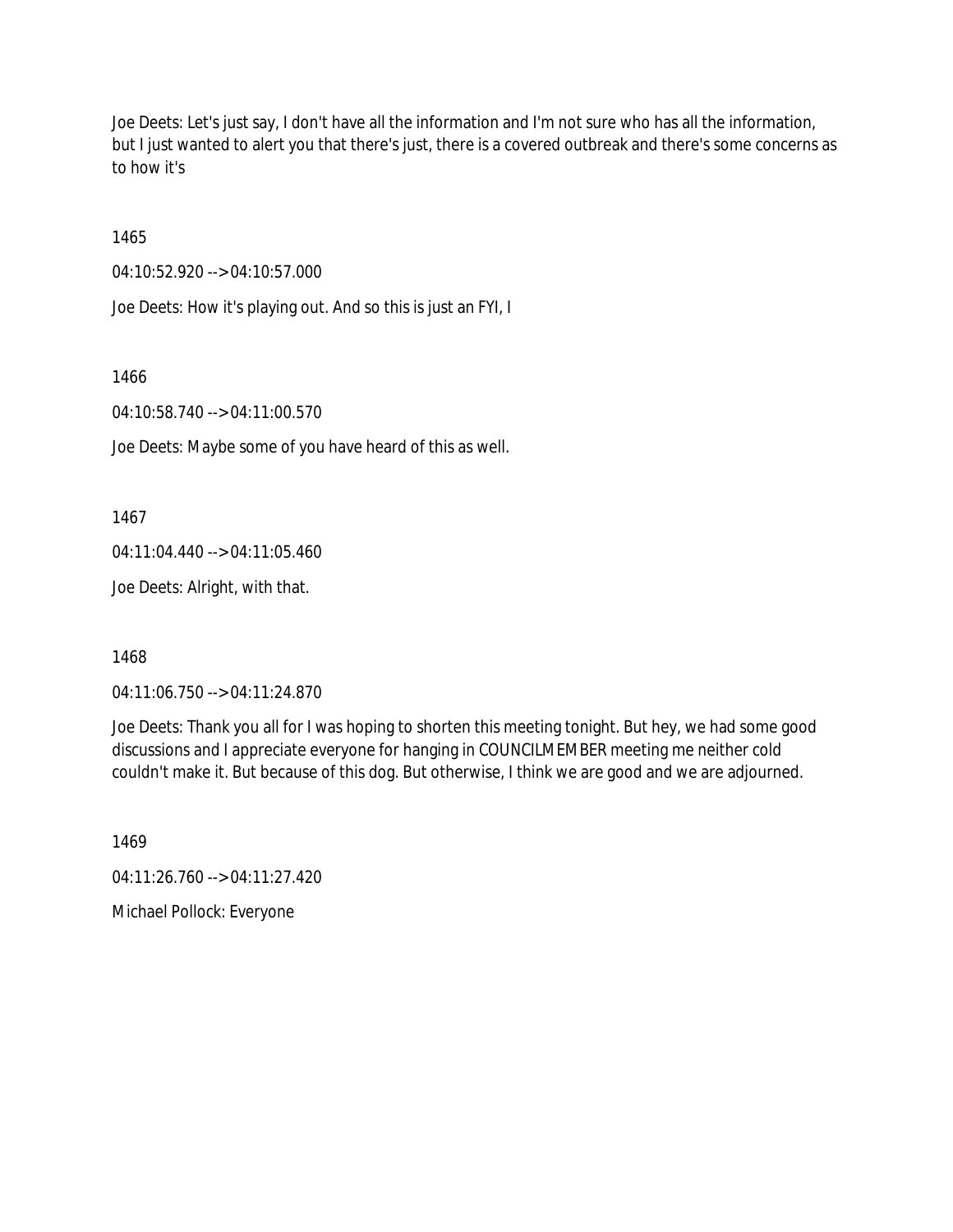Joe Deets: Let's just say, I don't have all the information and I'm not sure who has all the information, but I just wanted to alert you that there's just, there is a covered outbreak and there's some concerns as to how it's

1465

04:10:52.920 --> 04:10:57.000

Joe Deets: How it's playing out. And so this is just an FYI, I

1466

04:10:58.740 --> 04:11:00.570

Joe Deets: Maybe some of you have heard of this as well.

1467

04:11:04.440 --> 04:11:05.460

Joe Deets: Alright, with that.

1468

04:11:06.750 --> 04:11:24.870

Joe Deets: Thank you all for I was hoping to shorten this meeting tonight. But hey, we had some good discussions and I appreciate everyone for hanging in COUNCILMEMBER meeting me neither cold couldn't make it. But because of this dog. But otherwise, I think we are good and we are adjourned.

1469

04:11:26.760 --> 04:11:27.420

Michael Pollock: Everyone